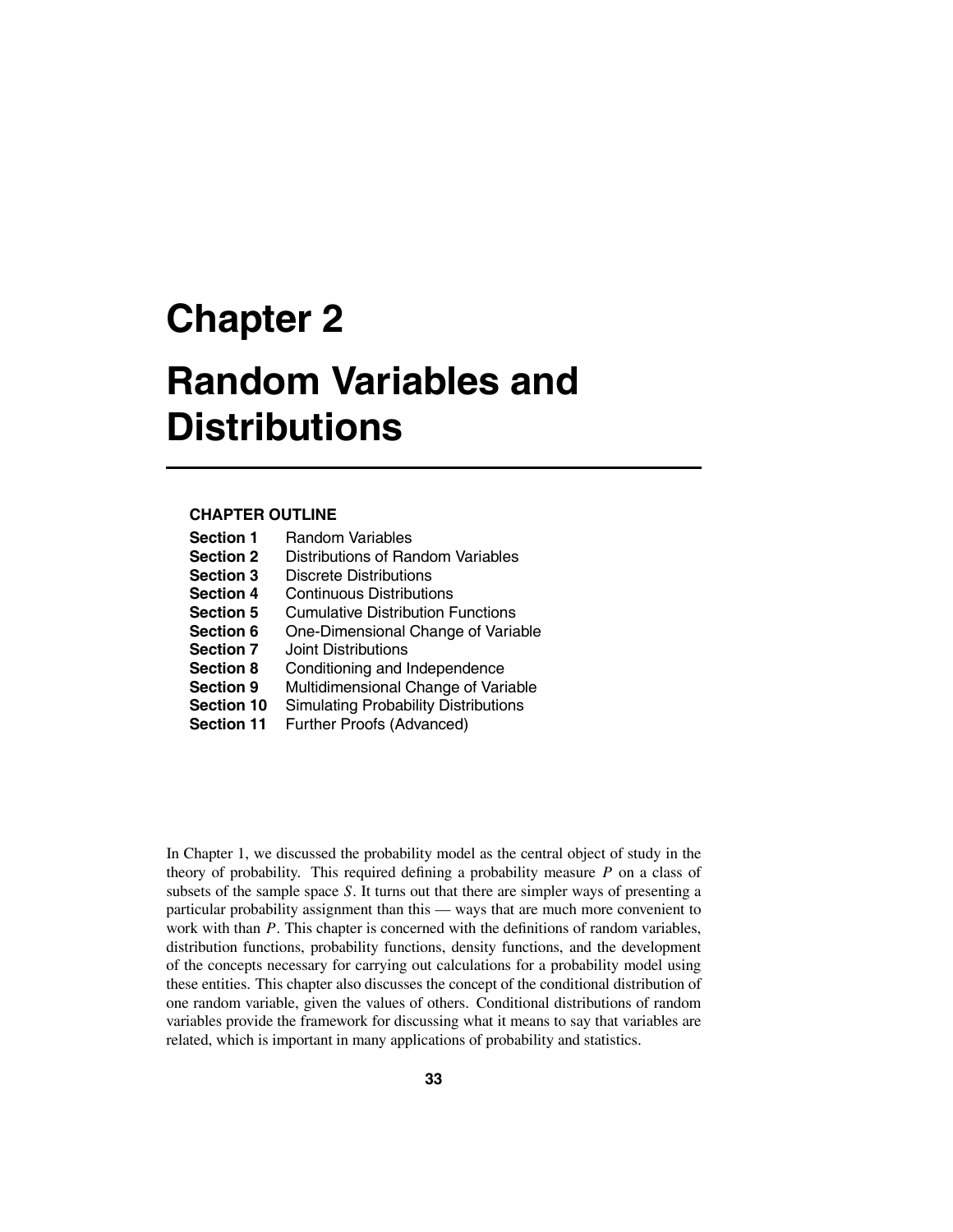# Chapter 2

# Random Variables and Distributions

**CHAPTER OUTLINE**

| | |
|---|---|
| **Section 1** | Random Variables |
| **Section 2** | Distributions of Random Variables |
| **Section 3** | Discrete Distributions |
| **Section 4** | Continuous Distributions |
| **Section 5** | Cumulative Distribution Functions |
| **Section 6** | One-Dimensional Change of Variable |
| **Section 7** | Joint Distributions |
| **Section 8** | Conditioning and Independence |
| **Section 9** | Multidimensional Change of Variable |
| **Section 10** | Simulating Probability Distributions |
| **Section 11** | Further Proofs (Advanced) |

In Chapter 1, we discussed the probability model as the central object of study in the theory of probability. This required defining a probability measure $P$ on a class of subsets of the sample space $S$. It turns out that there are simpler ways of presenting a particular probability assignment than this — ways that are much more convenient to work with than $P$. This chapter is concerned with the definitions of random variables, distribution functions, probability functions, density functions, and the development of the concepts necessary for carrying out calculations for a probability model using these entities. This chapter also discusses the concept of the conditional distribution of one random variable, given the values of others. Conditional distributions of random variables provide the framework for discussing what it means to say that variables are related, which is important in many applications of probability and statistics.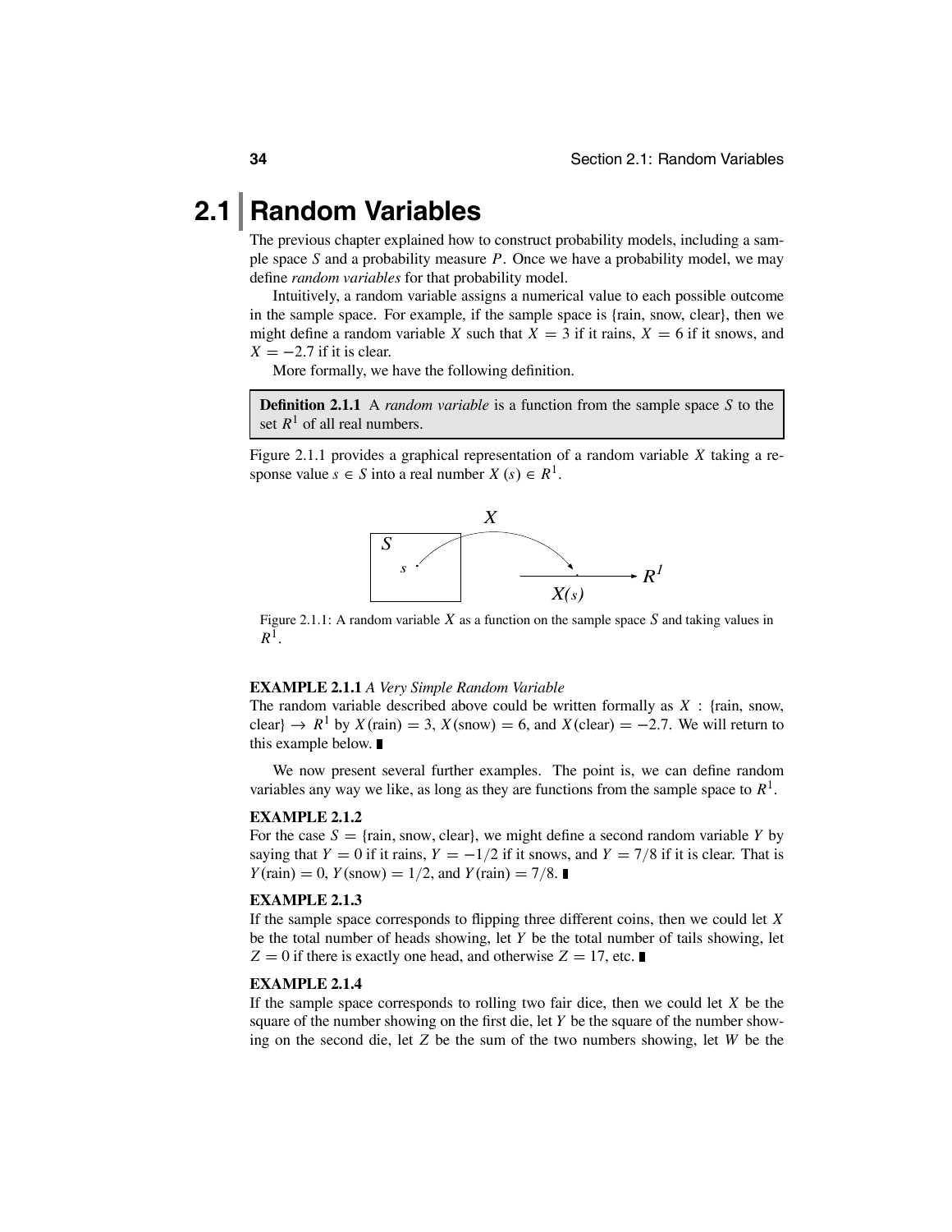# 2.1 Random Variables

The previous chapter explained how to construct probability models, including a sample space $S$ and a probability measure $P$. Once we have a probability model, we may define *random variables* for that probability model.

Intuitively, a random variable assigns a numerical value to each possible outcome in the sample space. For example, if the sample space is {rain, snow, clear}, then we might define a random variable $X$ such that $X = 3$ if it rains, $X = 6$ if it snows, and $X = -2.7$ if it is clear.

More formally, we have the following definition.

**Definition 2.1.1** A *random variable* is a function from the sample space $S$ to the set $R^1$ of all real numbers.

Figure 2.1.1 provides a graphical representation of a random variable $X$ taking a response value $s \in S$ into a real number $X(s) \in R^1$.

$X$

$S$

$s$

$R^1$

$X(s)$

Figure 2.1.1: A random variable $X$ as a function on the sample space $S$ and taking values in $R^1$.

**EXAMPLE 2.1.1** *A Very Simple Random Variable*
The random variable described above could be written formally as $X$ : {rain, snow, clear} $\to R^1$ by $X(\text{rain}) = 3$, $X(\text{snow}) = 6$, and $X(\text{clear}) = -2.7$. We will return to this example below. ∎

We now present several further examples. The point is, we can define random variables any way we like, as long as they are functions from the sample space to $R^1$.

**EXAMPLE 2.1.2**
For the case $S =$ {rain, snow, clear}, we might define a second random variable $Y$ by saying that $Y = 0$ if it rains, $Y = -1/2$ if it snows, and $Y = 7/8$ if it is clear. That is $Y(\text{rain}) = 0$, $Y(\text{snow}) = 1/2$, and $Y(\text{rain}) = 7/8$. ∎

**EXAMPLE 2.1.3**
If the sample space corresponds to flipping three different coins, then we could let $X$ be the total number of heads showing, let $Y$ be the total number of tails showing, let $Z = 0$ if there is exactly one head, and otherwise $Z = 17$, etc. ∎

**EXAMPLE 2.1.4**
If the sample space corresponds to rolling two fair dice, then we could let $X$ be the square of the number showing on the first die, let $Y$ be the square of the number showing on the second die, let $Z$ be the sum of the two numbers showing, let $W$ be the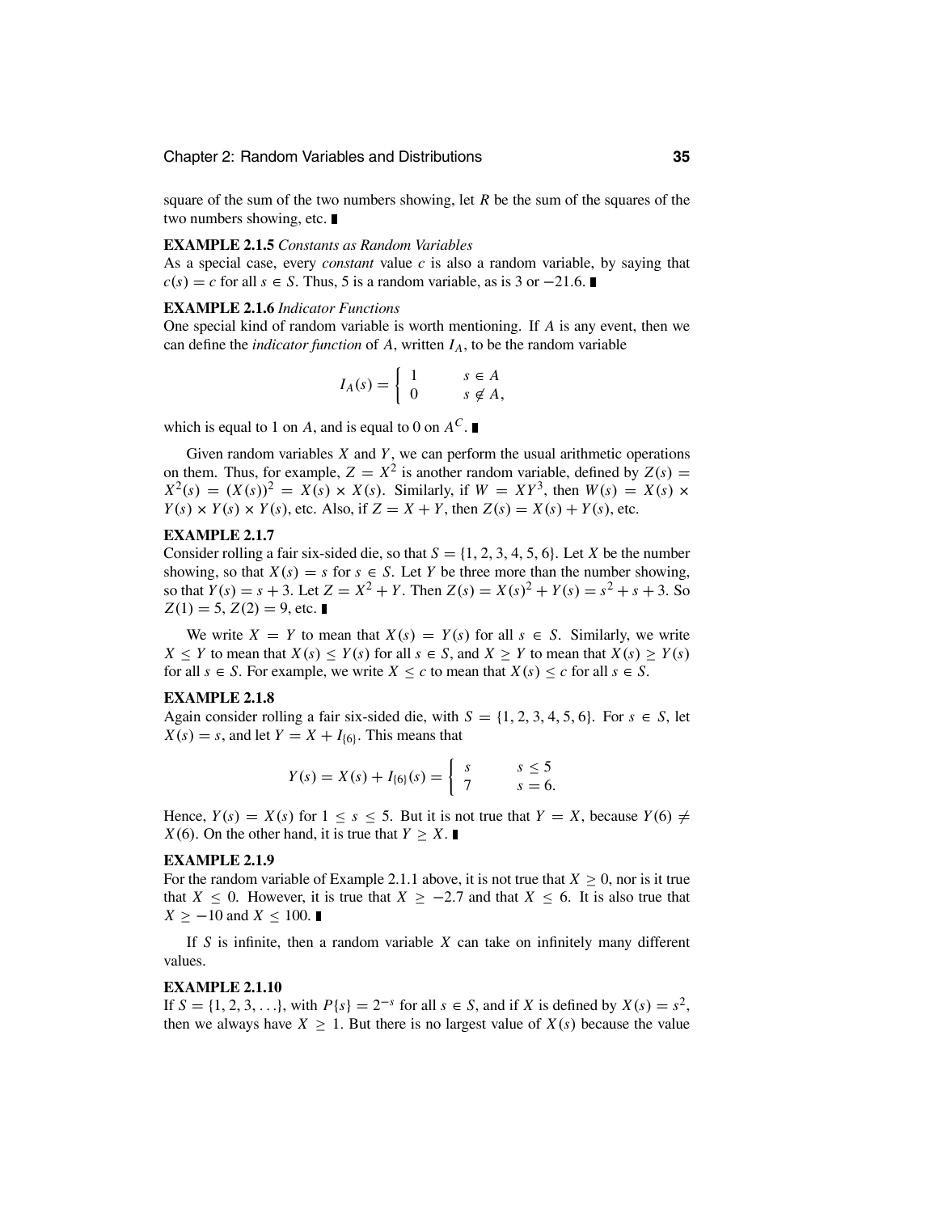square of the sum of the two numbers showing, let $R$ be the sum of the squares of the two numbers showing, etc. ∎

**EXAMPLE 2.1.5** *Constants as Random Variables*
As a special case, every *constant* value $c$ is also a random variable, by saying that $c(s) = c$ for all $s \in S$. Thus, 5 is a random variable, as is 3 or $-21.6$. ∎

**EXAMPLE 2.1.6** *Indicator Functions*
One special kind of random variable is worth mentioning. If $A$ is any event, then we can define the *indicator function* of $A$, written $I_A$, to be the random variable

$$I_A(s) = \begin{cases} 1 & s \in A \\ 0 & s \notin A, \end{cases}$$

which is equal to 1 on $A$, and is equal to 0 on $A^C$. ∎

Given random variables $X$ and $Y$, we can perform the usual arithmetic operations on them. Thus, for example, $Z = X^2$ is another random variable, defined by $Z(s) = X^2(s) = (X(s))^2 = X(s) \times X(s)$. Similarly, if $W = XY^3$, then $W(s) = X(s) \times Y(s) \times Y(s) \times Y(s)$, etc. Also, if $Z = X + Y$, then $Z(s) = X(s) + Y(s)$, etc.

**EXAMPLE 2.1.7**
Consider rolling a fair six-sided die, so that $S = \{1, 2, 3, 4, 5, 6\}$. Let $X$ be the number showing, so that $X(s) = s$ for $s \in S$. Let $Y$ be three more than the number showing, so that $Y(s) = s + 3$. Let $Z = X^2 + Y$. Then $Z(s) = X(s)^2 + Y(s) = s^2 + s + 3$. So $Z(1) = 5$, $Z(2) = 9$, etc. ∎

We write $X = Y$ to mean that $X(s) = Y(s)$ for all $s \in S$. Similarly, we write $X \le Y$ to mean that $X(s) \le Y(s)$ for all $s \in S$, and $X \ge Y$ to mean that $X(s) \ge Y(s)$ for all $s \in S$. For example, we write $X \le c$ to mean that $X(s) \le c$ for all $s \in S$.

**EXAMPLE 2.1.8**
Again consider rolling a fair six-sided die, with $S = \{1, 2, 3, 4, 5, 6\}$. For $s \in S$, let $X(s) = s$, and let $Y = X + I_{\{6\}}$. This means that

$$Y(s) = X(s) + I_{\{6\}}(s) = \begin{cases} s & s \le 5 \\ 7 & s = 6. \end{cases}$$

Hence, $Y(s) = X(s)$ for $1 \le s \le 5$. But it is not true that $Y = X$, because $Y(6) \ne X(6)$. On the other hand, it is true that $Y \ge X$. ∎

**EXAMPLE 2.1.9**
For the random variable of Example 2.1.1 above, it is not true that $X \ge 0$, nor is it true that $X \le 0$. However, it is true that $X \ge -2.7$ and that $X \le 6$. It is also true that $X \ge -10$ and $X \le 100$. ∎

If $S$ is infinite, then a random variable $X$ can take on infinitely many different values.

**EXAMPLE 2.1.10**
If $S = \{1, 2, 3, \ldots\}$, with $P\{s\} = 2^{-s}$ for all $s \in S$, and if $X$ is defined by $X(s) = s^2$, then we always have $X \ge 1$. But there is no largest value of $X(s)$ because the value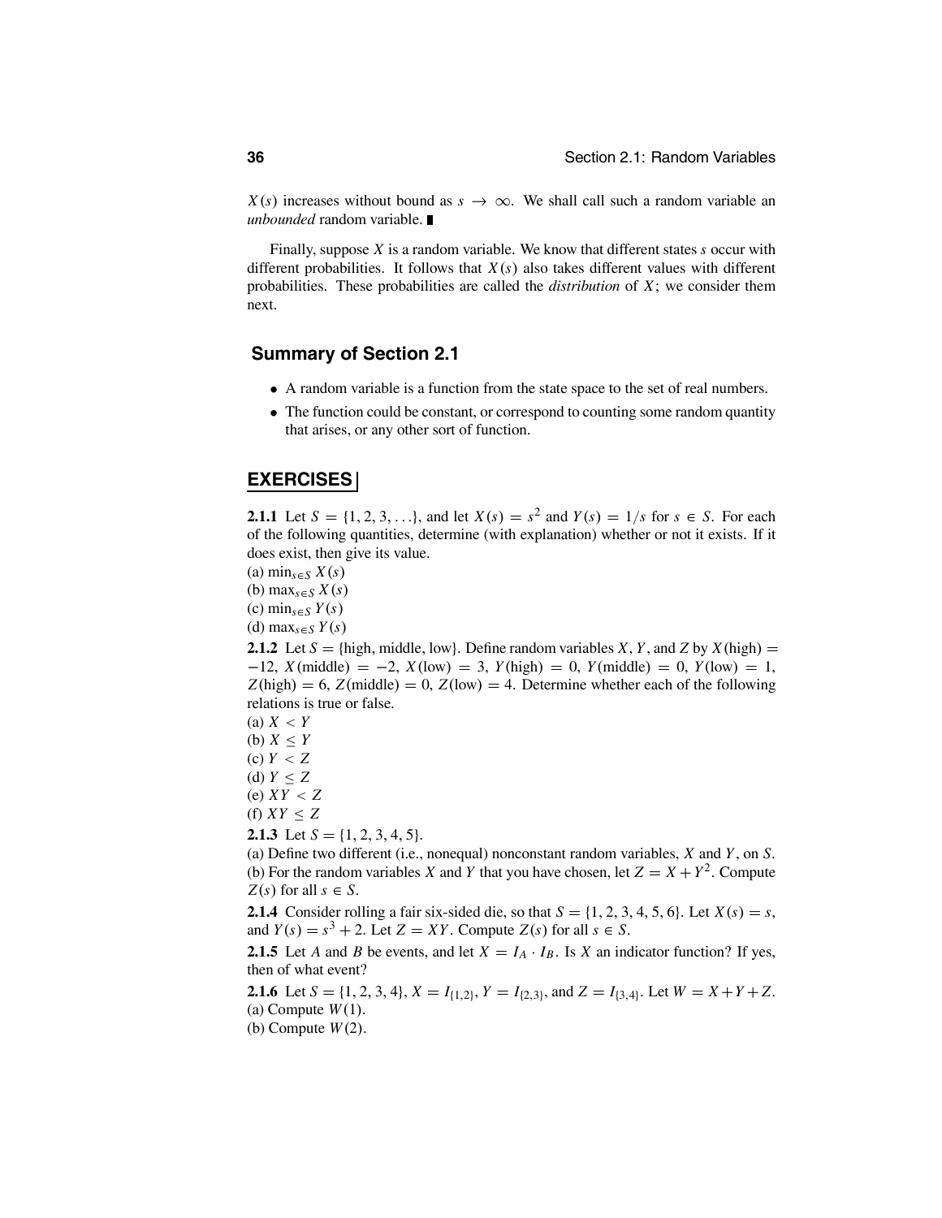$X(s)$ increases without bound as $s \to \infty$. We shall call such a random variable an *unbounded* random variable. ∎

Finally, suppose $X$ is a random variable. We know that different states $s$ occur with different probabilities. It follows that $X(s)$ also takes different values with different probabilities. These probabilities are called the *distribution* of $X$; we consider them next.

## Summary of Section 2.1

- A random variable is a function from the state space to the set of real numbers.
- The function could be constant, or correspond to counting some random quantity that arises, or any other sort of function.

## EXERCISES

**2.1.1** Let $S = \{1, 2, 3, \ldots\}$, and let $X(s) = s^2$ and $Y(s) = 1/s$ for $s \in S$. For each of the following quantities, determine (with explanation) whether or not it exists. If it does exist, then give its value.
(a) $\min_{s \in S} X(s)$
(b) $\max_{s \in S} X(s)$
(c) $\min_{s \in S} Y(s)$
(d) $\max_{s \in S} Y(s)$

**2.1.2** Let $S = \{\text{high, middle, low}\}$. Define random variables $X$, $Y$, and $Z$ by $X(\text{high}) = -12$, $X(\text{middle}) = -2$, $X(\text{low}) = 3$, $Y(\text{high}) = 0$, $Y(\text{middle}) = 0$, $Y(\text{low}) = 1$, $Z(\text{high}) = 6$, $Z(\text{middle}) = 0$, $Z(\text{low}) = 4$. Determine whether each of the following relations is true or false.
(a) $X < Y$
(b) $X \le Y$
(c) $Y < Z$
(d) $Y \le Z$
(e) $XY < Z$
(f) $XY \le Z$

**2.1.3** Let $S = \{1, 2, 3, 4, 5\}$.
(a) Define two different (i.e., nonequal) nonconstant random variables, $X$ and $Y$, on $S$.
(b) For the random variables $X$ and $Y$ that you have chosen, let $Z = X + Y^2$. Compute $Z(s)$ for all $s \in S$.

**2.1.4** Consider rolling a fair six-sided die, so that $S = \{1, 2, 3, 4, 5, 6\}$. Let $X(s) = s$, and $Y(s) = s^3 + 2$. Let $Z = XY$. Compute $Z(s)$ for all $s \in S$.

**2.1.5** Let $A$ and $B$ be events, and let $X = I_A \cdot I_B$. Is $X$ an indicator function? If yes, then of what event?

**2.1.6** Let $S = \{1, 2, 3, 4\}$, $X = I_{\{1,2\}}$, $Y = I_{\{2,3\}}$, and $Z = I_{\{3,4\}}$. Let $W = X + Y + Z$.
(a) Compute $W(1)$.
(b) Compute $W(2)$.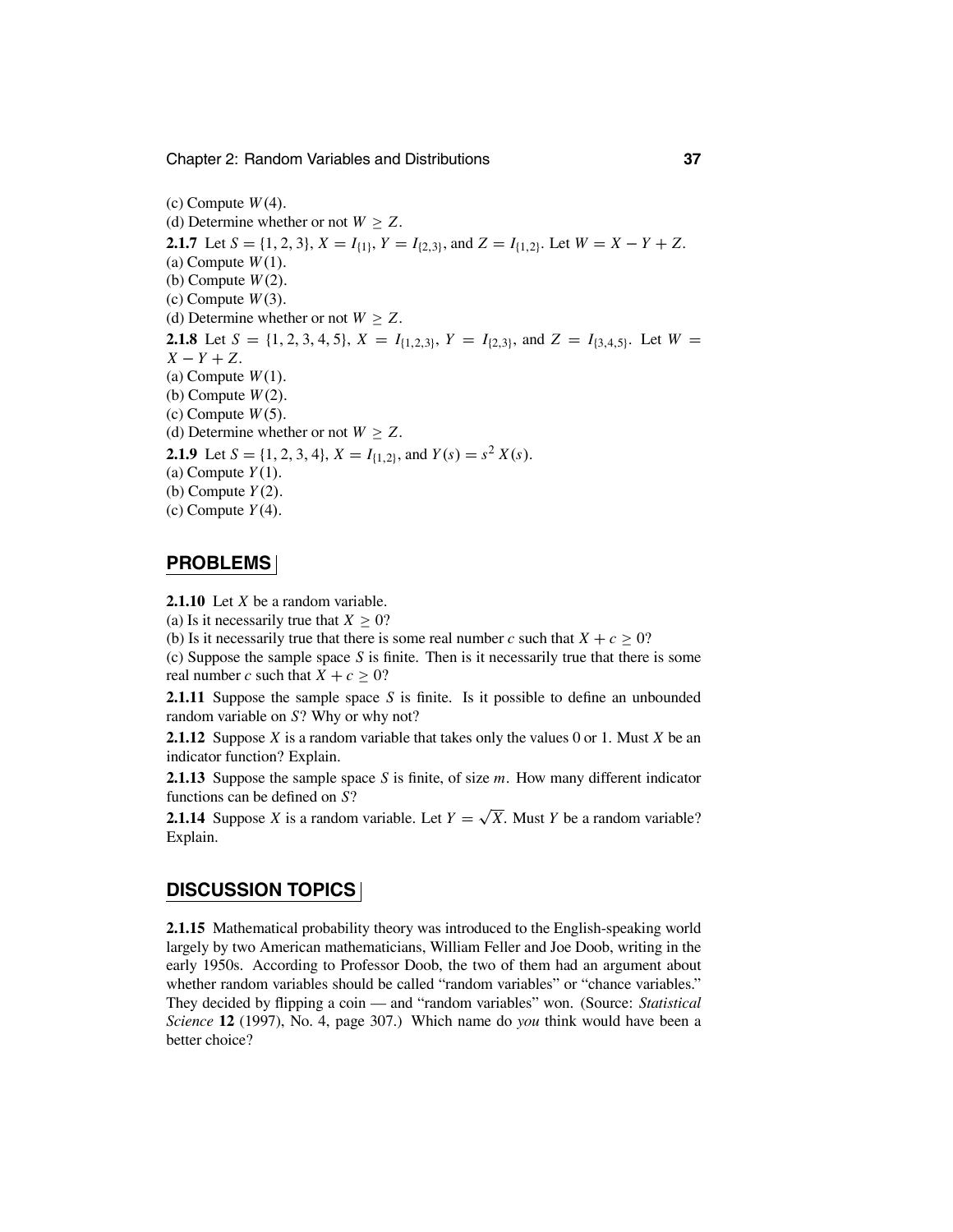(c) Compute $W(4)$.
(d) Determine whether or not $W \geq Z$.

**2.1.7** Let $S = \{1, 2, 3\}$, $X = I_{\{1\}}$, $Y = I_{\{2,3\}}$, and $Z = I_{\{1,2\}}$. Let $W = X - Y + Z$.
(a) Compute $W(1)$.
(b) Compute $W(2)$.
(c) Compute $W(3)$.
(d) Determine whether or not $W \geq Z$.

**2.1.8** Let $S = \{1, 2, 3, 4, 5\}$, $X = I_{\{1,2,3\}}$, $Y = I_{\{2,3\}}$, and $Z = I_{\{3,4,5\}}$. Let $W = X - Y + Z$.
(a) Compute $W(1)$.
(b) Compute $W(2)$.
(c) Compute $W(5)$.
(d) Determine whether or not $W \geq Z$.

**2.1.9** Let $S = \{1, 2, 3, 4\}$, $X = I_{\{1,2\}}$, and $Y(s) = s^2 X(s)$.
(a) Compute $Y(1)$.
(b) Compute $Y(2)$.
(c) Compute $Y(4)$.

## PROBLEMS

**2.1.10** Let $X$ be a random variable.
(a) Is it necessarily true that $X \geq 0$?
(b) Is it necessarily true that there is some real number $c$ such that $X + c \geq 0$?
(c) Suppose the sample space $S$ is finite. Then is it necessarily true that there is some real number $c$ such that $X + c \geq 0$?

**2.1.11** Suppose the sample space $S$ is finite. Is it possible to define an unbounded random variable on $S$? Why or why not?

**2.1.12** Suppose $X$ is a random variable that takes only the values 0 or 1. Must $X$ be an indicator function? Explain.

**2.1.13** Suppose the sample space $S$ is finite, of size $m$. How many different indicator functions can be defined on $S$?

**2.1.14** Suppose $X$ is a random variable. Let $Y = \sqrt{X}$. Must $Y$ be a random variable? Explain.

## DISCUSSION TOPICS

**2.1.15** Mathematical probability theory was introduced to the English-speaking world largely by two American mathematicians, William Feller and Joe Doob, writing in the early 1950s. According to Professor Doob, the two of them had an argument about whether random variables should be called "random variables" or "chance variables." They decided by flipping a coin — and "random variables" won. (Source: *Statistical Science* **12** (1997), No. 4, page 307.) Which name do *you* think would have been a better choice?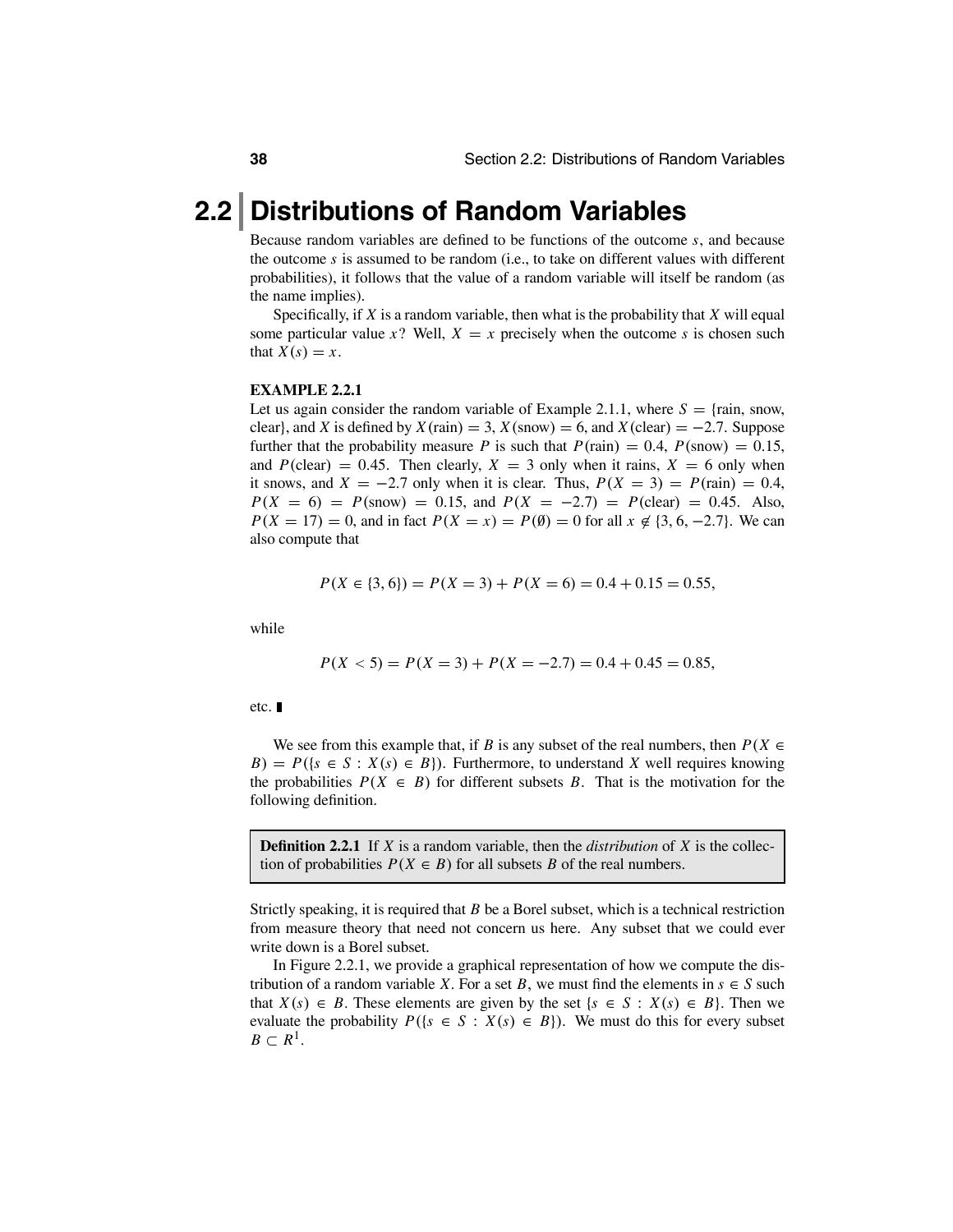## 2.2 Distributions of Random Variables

Because random variables are defined to be functions of the outcome $s$, and because the outcome $s$ is assumed to be random (i.e., to take on different values with different probabilities), it follows that the value of a random variable will itself be random (as the name implies).

Specifically, if $X$ is a random variable, then what is the probability that $X$ will equal some particular value $x$? Well, $X = x$ precisely when the outcome $s$ is chosen such that $X(s) = x$.

**EXAMPLE 2.2.1**

Let us again consider the random variable of Example 2.1.1, where $S = \{\text{rain, snow, clear}\}$, and $X$ is defined by $X(\text{rain}) = 3$, $X(\text{snow}) = 6$, and $X(\text{clear}) = -2.7$. Suppose further that the probability measure $P$ is such that $P(\text{rain}) = 0.4$, $P(\text{snow}) = 0.15$, and $P(\text{clear}) = 0.45$. Then clearly, $X = 3$ only when it rains, $X = 6$ only when it snows, and $X = -2.7$ only when it is clear. Thus, $P(X = 3) = P(\text{rain}) = 0.4$, $P(X = 6) = P(\text{snow}) = 0.15$, and $P(X = -2.7) = P(\text{clear}) = 0.45$. Also, $P(X = 17) = 0$, and in fact $P(X = x) = P(\emptyset) = 0$ for all $x \notin \{3, 6, -2.7\}$. We can also compute that

$$P(X \in \{3, 6\}) = P(X = 3) + P(X = 6) = 0.4 + 0.15 = 0.55,$$

while

$$P(X < 5) = P(X = 3) + P(X = -2.7) = 0.4 + 0.45 = 0.85,$$

etc. ∎

We see from this example that, if $B$ is any subset of the real numbers, then $P(X \in B) = P(\{s \in S : X(s) \in B\})$. Furthermore, to understand $X$ well requires knowing the probabilities $P(X \in B)$ for different subsets $B$. That is the motivation for the following definition.

> **Definition 2.2.1** If $X$ is a random variable, then the *distribution* of $X$ is the collection of probabilities $P(X \in B)$ for all subsets $B$ of the real numbers.

Strictly speaking, it is required that $B$ be a Borel subset, which is a technical restriction from measure theory that need not concern us here. Any subset that we could ever write down is a Borel subset.

In Figure 2.2.1, we provide a graphical representation of how we compute the distribution of a random variable $X$. For a set $B$, we must find the elements in $s \in S$ such that $X(s) \in B$. These elements are given by the set $\{s \in S : X(s) \in B\}$. Then we evaluate the probability $P(\{s \in S : X(s) \in B\})$. We must do this for every subset $B \subset R^1$.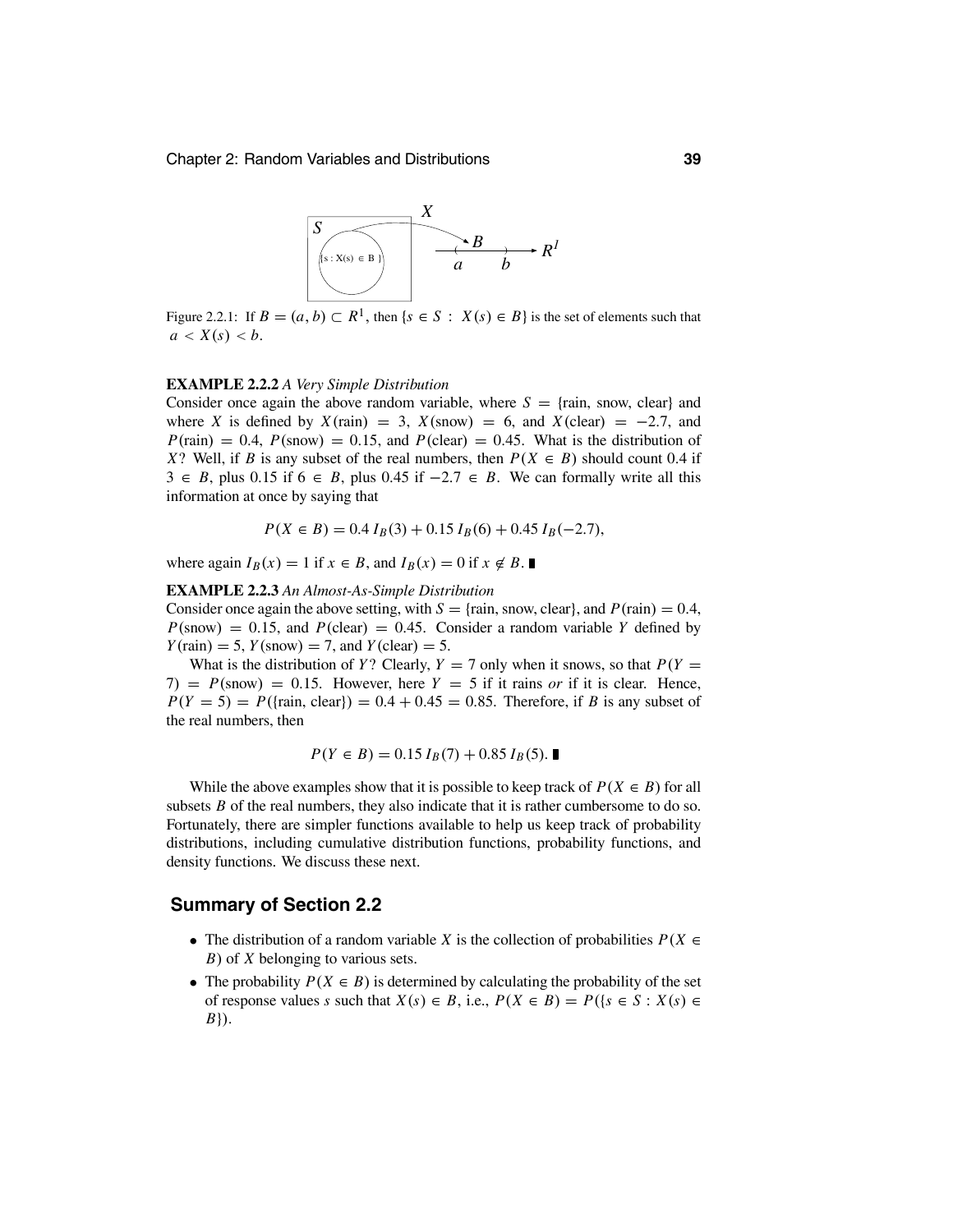S

X

$\{s : X(s) \in B\}$

B

a b $R^1$

Figure 2.2.1: If $B = (a, b) \subset R^1$, then $\{s \in S : X(s) \in B\}$ is the set of elements such that $a < X(s) < b$.

**EXAMPLE 2.2.2** *A Very Simple Distribution*
Consider once again the above random variable, where $S = \{\text{rain, snow, clear}\}$ and where $X$ is defined by $X(\text{rain}) = 3$, $X(\text{snow}) = 6$, and $X(\text{clear}) = -2.7$, and $P(\text{rain}) = 0.4$, $P(\text{snow}) = 0.15$, and $P(\text{clear}) = 0.45$. What is the distribution of $X$? Well, if $B$ is any subset of the real numbers, then $P(X \in B)$ should count 0.4 if $3 \in B$, plus 0.15 if $6 \in B$, plus 0.45 if $-2.7 \in B$. We can formally write all this information at once by saying that

$$P(X \in B) = 0.4\, I_B(3) + 0.15\, I_B(6) + 0.45\, I_B(-2.7),$$

where again $I_B(x) = 1$ if $x \in B$, and $I_B(x) = 0$ if $x \notin B$. ∎

**EXAMPLE 2.2.3** *An Almost-As-Simple Distribution*
Consider once again the above setting, with $S = \{\text{rain, snow, clear}\}$, and $P(\text{rain}) = 0.4$, $P(\text{snow}) = 0.15$, and $P(\text{clear}) = 0.45$. Consider a random variable $Y$ defined by $Y(\text{rain}) = 5$, $Y(\text{snow}) = 7$, and $Y(\text{clear}) = 5$.

What is the distribution of $Y$? Clearly, $Y = 7$ only when it snows, so that $P(Y = 7) = P(\text{snow}) = 0.15$. However, here $Y = 5$ if it rains *or* if it is clear. Hence, $P(Y = 5) = P(\{\text{rain, clear}\}) = 0.4 + 0.45 = 0.85$. Therefore, if $B$ is any subset of the real numbers, then

$$P(Y \in B) = 0.15\, I_B(7) + 0.85\, I_B(5).$$ ∎

While the above examples show that it is possible to keep track of $P(X \in B)$ for all subsets $B$ of the real numbers, they also indicate that it is rather cumbersome to do so. Fortunately, there are simpler functions available to help us keep track of probability distributions, including cumulative distribution functions, probability functions, and density functions. We discuss these next.

## Summary of Section 2.2

- The distribution of a random variable $X$ is the collection of probabilities $P(X \in B)$ of $X$ belonging to various sets.
- The probability $P(X \in B)$ is determined by calculating the probability of the set of response values $s$ such that $X(s) \in B$, i.e., $P(X \in B) = P(\{s \in S : X(s) \in B\})$.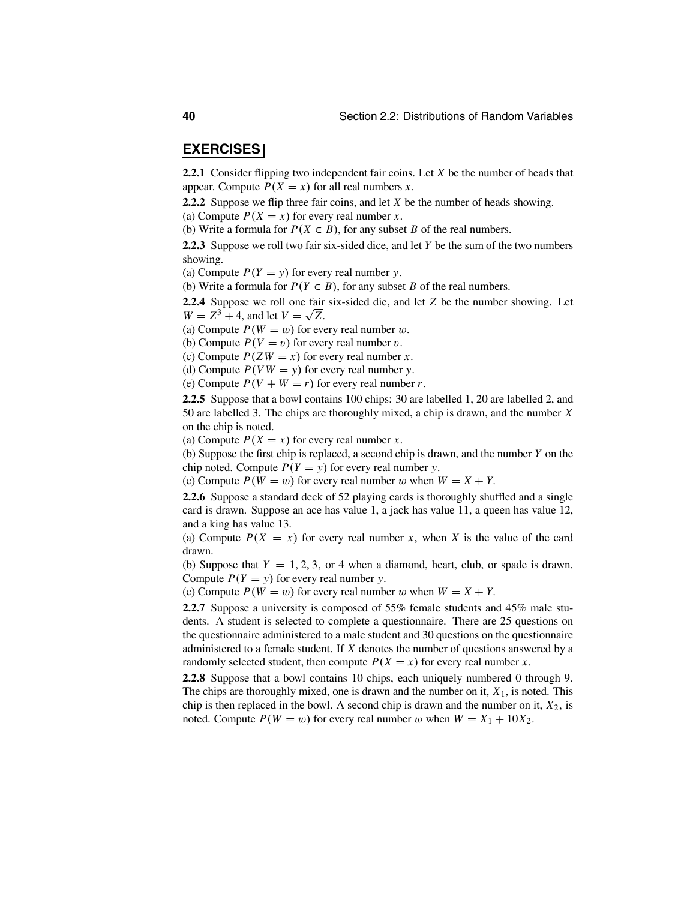## EXERCISES

**2.2.1** Consider flipping two independent fair coins. Let $X$ be the number of heads that appear. Compute $P(X = x)$ for all real numbers $x$.

**2.2.2** Suppose we flip three fair coins, and let $X$ be the number of heads showing.
(a) Compute $P(X = x)$ for every real number $x$.
(b) Write a formula for $P(X \in B)$, for any subset $B$ of the real numbers.

**2.2.3** Suppose we roll two fair six-sided dice, and let $Y$ be the sum of the two numbers showing.
(a) Compute $P(Y = y)$ for every real number $y$.
(b) Write a formula for $P(Y \in B)$, for any subset $B$ of the real numbers.

**2.2.4** Suppose we roll one fair six-sided die, and let $Z$ be the number showing. Let $W = Z^3 + 4$, and let $V = \sqrt{Z}$.
(a) Compute $P(W = w)$ for every real number $w$.
(b) Compute $P(V = v)$ for every real number $v$.
(c) Compute $P(ZW = x)$ for every real number $x$.
(d) Compute $P(VW = y)$ for every real number $y$.
(e) Compute $P(V + W = r)$ for every real number $r$.

**2.2.5** Suppose that a bowl contains 100 chips: 30 are labelled 1, 20 are labelled 2, and 50 are labelled 3. The chips are thoroughly mixed, a chip is drawn, and the number $X$ on the chip is noted.
(a) Compute $P(X = x)$ for every real number $x$.
(b) Suppose the first chip is replaced, a second chip is drawn, and the number $Y$ on the chip noted. Compute $P(Y = y)$ for every real number $y$.
(c) Compute $P(W = w)$ for every real number $w$ when $W = X + Y$.

**2.2.6** Suppose a standard deck of 52 playing cards is thoroughly shuffled and a single card is drawn. Suppose an ace has value 1, a jack has value 11, a queen has value 12, and a king has value 13.
(a) Compute $P(X = x)$ for every real number $x$, when $X$ is the value of the card drawn.
(b) Suppose that $Y = 1, 2, 3$, or 4 when a diamond, heart, club, or spade is drawn. Compute $P(Y = y)$ for every real number $y$.
(c) Compute $P(W = w)$ for every real number $w$ when $W = X + Y$.

**2.2.7** Suppose a university is composed of 55% female students and 45% male students. A student is selected to complete a questionnaire. There are 25 questions on the questionnaire administered to a male student and 30 questions on the questionnaire administered to a female student. If $X$ denotes the number of questions answered by a randomly selected student, then compute $P(X = x)$ for every real number $x$.

**2.2.8** Suppose that a bowl contains 10 chips, each uniquely numbered 0 through 9. The chips are thoroughly mixed, one is drawn and the number on it, $X_1$, is noted. This chip is then replaced in the bowl. A second chip is drawn and the number on it, $X_2$, is noted. Compute $P(W = w)$ for every real number $w$ when $W = X_1 + 10X_2$.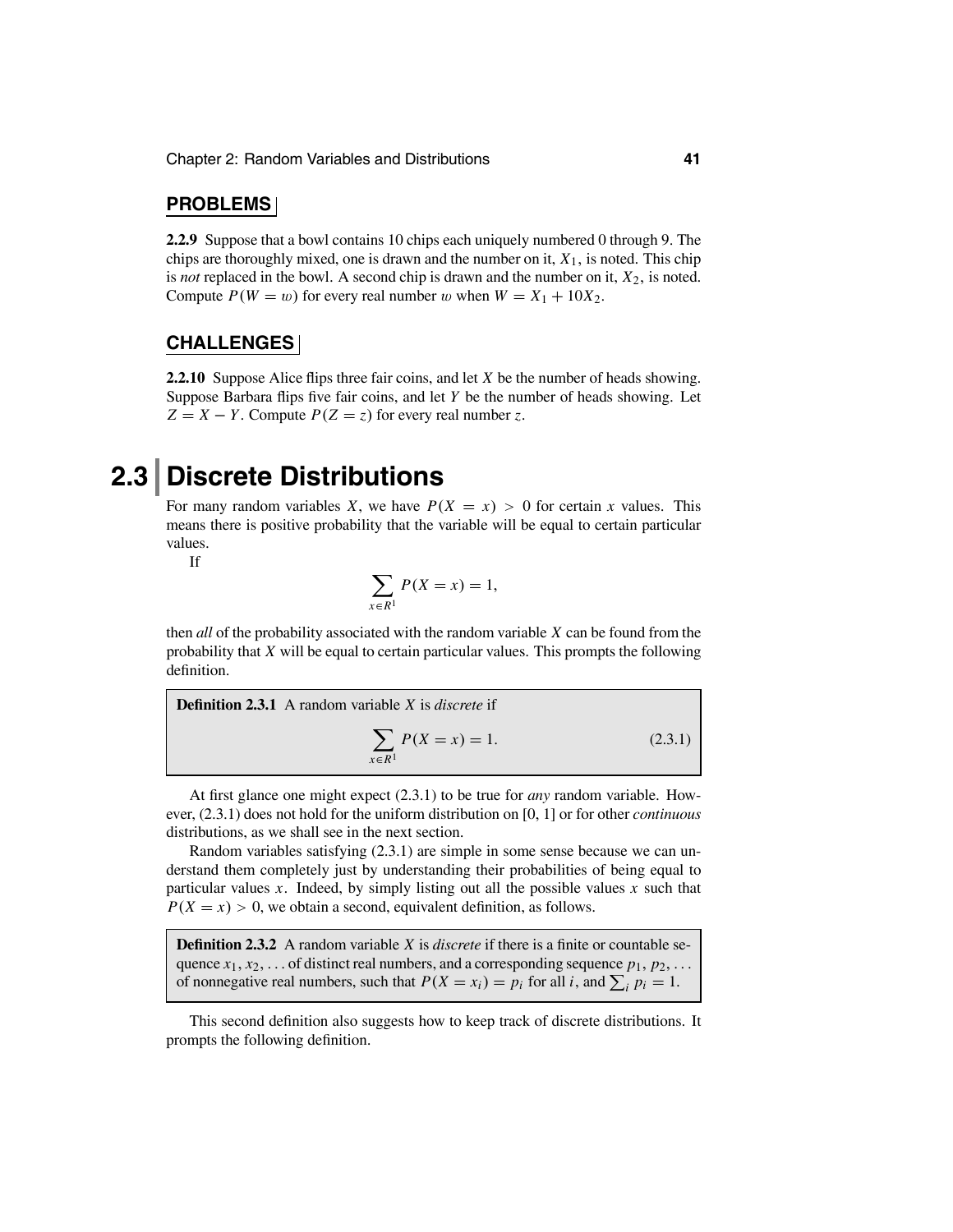## PROBLEMS

**2.2.9** Suppose that a bowl contains 10 chips each uniquely numbered 0 through 9. The chips are thoroughly mixed, one is drawn and the number on it, $X_1$, is noted. This chip is *not* replaced in the bowl. A second chip is drawn and the number on it, $X_2$, is noted. Compute $P(W = w)$ for every real number $w$ when $W = X_1 + 10X_2$.

## CHALLENGES

**2.2.10** Suppose Alice flips three fair coins, and let $X$ be the number of heads showing. Suppose Barbara flips five fair coins, and let $Y$ be the number of heads showing. Let $Z = X - Y$. Compute $P(Z = z)$ for every real number $z$.

# 2.3 Discrete Distributions

For many random variables $X$, we have $P(X = x) > 0$ for certain $x$ values. This means there is positive probability that the variable will be equal to certain particular values.

If

$$\sum_{x \in R^1} P(X = x) = 1,$$

then *all* of the probability associated with the random variable $X$ can be found from the probability that $X$ will be equal to certain particular values. This prompts the following definition.

**Definition 2.3.1** A random variable $X$ is *discrete* if

$$\sum_{x \in R^1} P(X = x) = 1. \tag{2.3.1}$$

At first glance one might expect (2.3.1) to be true for *any* random variable. However, (2.3.1) does not hold for the uniform distribution on [0, 1] or for other *continuous* distributions, as we shall see in the next section.

Random variables satisfying (2.3.1) are simple in some sense because we can understand them completely just by understanding their probabilities of being equal to particular values $x$. Indeed, by simply listing out all the possible values $x$ such that $P(X = x) > 0$, we obtain a second, equivalent definition, as follows.

**Definition 2.3.2** A random variable $X$ is *discrete* if there is a finite or countable sequence $x_1, x_2, \ldots$ of distinct real numbers, and a corresponding sequence $p_1, p_2, \ldots$ of nonnegative real numbers, such that $P(X = x_i) = p_i$ for all $i$, and $\sum_i p_i = 1$.

This second definition also suggests how to keep track of discrete distributions. It prompts the following definition.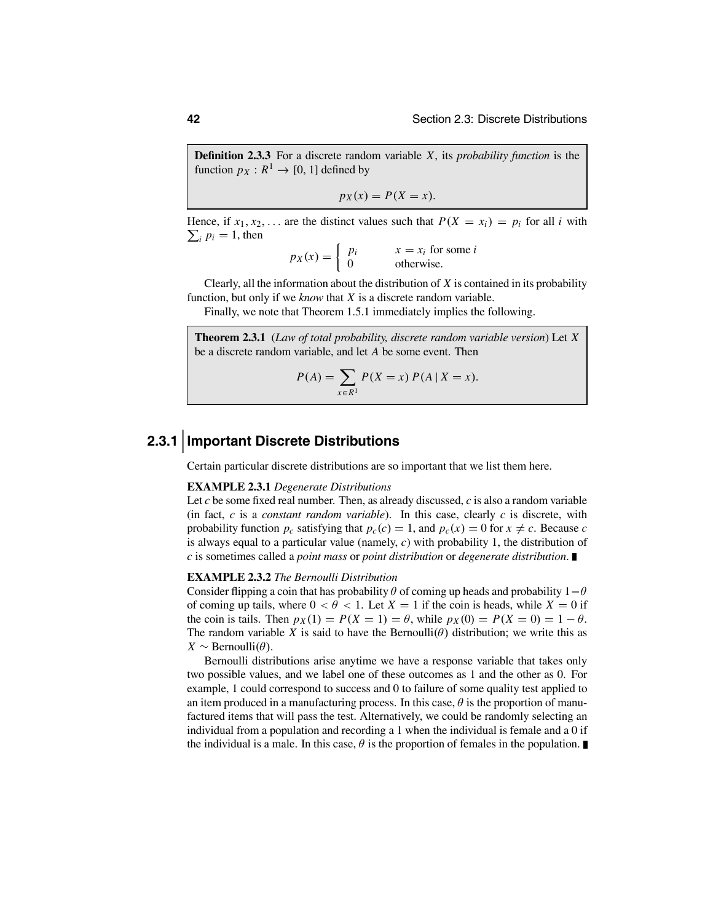**Definition 2.3.3** For a discrete random variable $X$, its *probability function* is the function $p_X : R^1 \to [0, 1]$ defined by

$$p_X(x) = P(X = x).$$

Hence, if $x_1, x_2, \ldots$ are the distinct values such that $P(X = x_i) = p_i$ for all $i$ with $\sum_i p_i = 1$, then

$$p_X(x) = \begin{cases} p_i & x = x_i \text{ for some } i \\ 0 & \text{otherwise.} \end{cases}$$

Clearly, all the information about the distribution of $X$ is contained in its probability function, but only if we *know* that $X$ is a discrete random variable.

Finally, we note that Theorem 1.5.1 immediately implies the following.

**Theorem 2.3.1** (*Law of total probability, discrete random variable version*) Let $X$ be a discrete random variable, and let $A$ be some event. Then

$$P(A) = \sum_{x \in R^1} P(X = x)\, P(A \,|\, X = x).$$

## 2.3.1 Important Discrete Distributions

Certain particular discrete distributions are so important that we list them here.

**EXAMPLE 2.3.1** *Degenerate Distributions*
Let $c$ be some fixed real number. Then, as already discussed, $c$ is also a random variable (in fact, $c$ is a *constant random variable*). In this case, clearly $c$ is discrete, with probability function $p_c$ satisfying that $p_c(c) = 1$, and $p_c(x) = 0$ for $x \neq c$. Because $c$ is always equal to a particular value (namely, $c$) with probability 1, the distribution of $c$ is sometimes called a *point mass* or *point distribution* or *degenerate distribution*. ∎

**EXAMPLE 2.3.2** *The Bernoulli Distribution*
Consider flipping a coin that has probability $\theta$ of coming up heads and probability $1-\theta$ of coming up tails, where $0 < \theta < 1$. Let $X = 1$ if the coin is heads, while $X = 0$ if the coin is tails. Then $p_X(1) = P(X = 1) = \theta$, while $p_X(0) = P(X = 0) = 1 - \theta$. The random variable $X$ is said to have the Bernoulli($\theta$) distribution; we write this as $X \sim \text{Bernoulli}(\theta)$.

Bernoulli distributions arise anytime we have a response variable that takes only two possible values, and we label one of these outcomes as 1 and the other as 0. For example, 1 could correspond to success and 0 to failure of some quality test applied to an item produced in a manufacturing process. In this case, $\theta$ is the proportion of manufactured items that will pass the test. Alternatively, we could be randomly selecting an individual from a population and recording a 1 when the individual is female and a 0 if the individual is a male. In this case, $\theta$ is the proportion of females in the population. ∎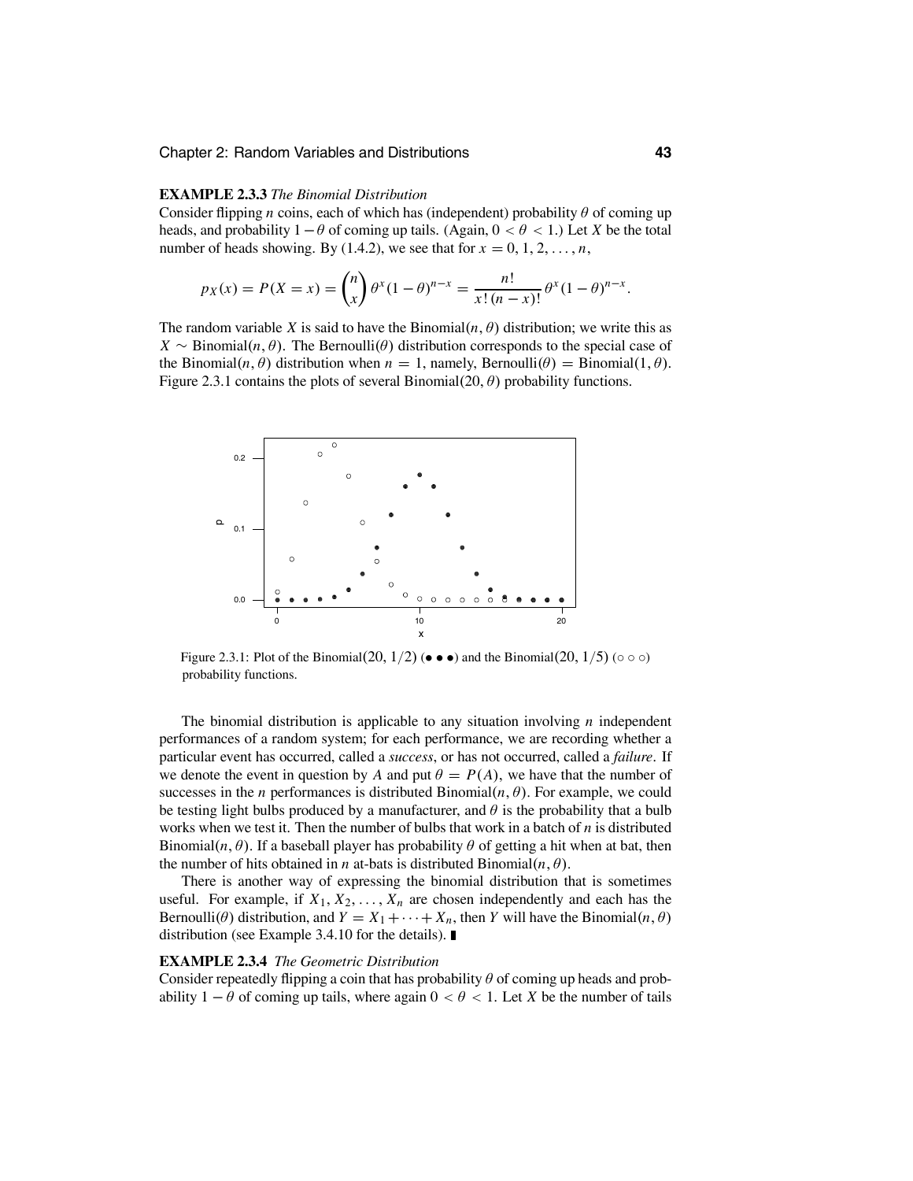**EXAMPLE 2.3.3** *The Binomial Distribution*

Consider flipping $n$ coins, each of which has (independent) probability $\theta$ of coming up heads, and probability $1 - \theta$ of coming up tails. (Again, $0 < \theta < 1$.) Let $X$ be the total number of heads showing. By (1.4.2), we see that for $x = 0, 1, 2, \ldots, n$,

$$p_X(x) = P(X = x) = \binom{n}{x} \theta^x (1 - \theta)^{n-x} = \frac{n!}{x!\,(n-x)!} \theta^x (1 - \theta)^{n-x}.$$

The random variable $X$ is said to have the Binomial$(n, \theta)$ distribution; we write this as $X \sim$ Binomial$(n, \theta)$. The Bernoulli$(\theta)$ distribution corresponds to the special case of the Binomial$(n, \theta)$ distribution when $n = 1$, namely, Bernoulli$(\theta) =$ Binomial$(1, \theta)$. Figure 2.3.1 contains the plots of several Binomial$(20, \theta)$ probability functions.

0.2
0.1
0.0
p
0
10
20
x

Figure 2.3.1: Plot of the Binomial$(20, 1/2)$ ($\bullet \bullet \bullet$) and the Binomial$(20, 1/5)$ ($\circ \circ \circ$) probability functions.

The binomial distribution is applicable to any situation involving $n$ independent performances of a random system; for each performance, we are recording whether a particular event has occurred, called a *success*, or has not occurred, called a *failure*. If we denote the event in question by $A$ and put $\theta = P(A)$, we have that the number of successes in the $n$ performances is distributed Binomial$(n, \theta)$. For example, we could be testing light bulbs produced by a manufacturer, and $\theta$ is the probability that a bulb works when we test it. Then the number of bulbs that work in a batch of $n$ is distributed Binomial$(n, \theta)$. If a baseball player has probability $\theta$ of getting a hit when at bat, then the number of hits obtained in $n$ at-bats is distributed Binomial$(n, \theta)$.

There is another way of expressing the binomial distribution that is sometimes useful. For example, if $X_1, X_2, \ldots, X_n$ are chosen independently and each has the Bernoulli$(\theta)$ distribution, and $Y = X_1 + \cdots + X_n$, then $Y$ will have the Binomial$(n, \theta)$ distribution (see Example 3.4.10 for the details). ∎

**EXAMPLE 2.3.4** *The Geometric Distribution*

Consider repeatedly flipping a coin that has probability $\theta$ of coming up heads and probability $1 - \theta$ of coming up tails, where again $0 < \theta < 1$. Let $X$ be the number of tails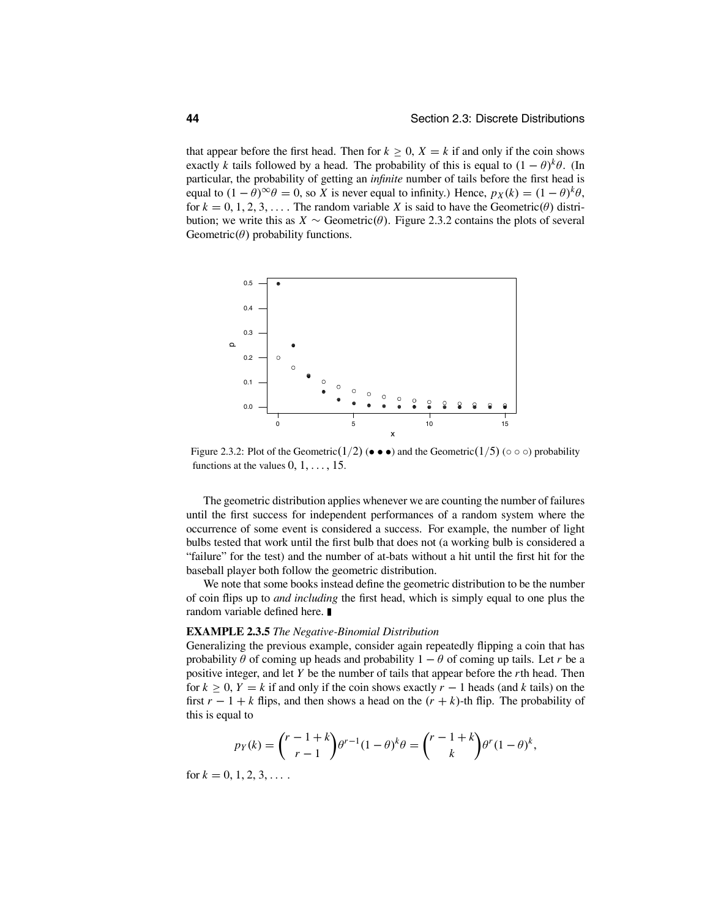that appear before the first head. Then for $k \geq 0$, $X = k$ if and only if the coin shows exactly $k$ tails followed by a head. The probability of this is equal to $(1-\theta)^k \theta$. (In particular, the probability of getting an *infinite* number of tails before the first head is equal to $(1-\theta)^\infty \theta = 0$, so $X$ is never equal to infinity.) Hence, $p_X(k) = (1-\theta)^k \theta$, for $k = 0, 1, 2, 3, \ldots$. The random variable $X$ is said to have the Geometric($\theta$) distribution; we write this as $X \sim$ Geometric($\theta$). Figure 2.3.2 contains the plots of several Geometric($\theta$) probability functions.

p
0.5
0.4
0.3
0.2
0.1
0.0
0
5
10
15
x

Figure 2.3.2: Plot of the Geometric$(1/2)$ ($\bullet \bullet \bullet$) and the Geometric$(1/5)$ ($\circ \circ \circ$) probability functions at the values $0, 1, \ldots, 15$.

The geometric distribution applies whenever we are counting the number of failures until the first success for independent performances of a random system where the occurrence of some event is considered a success. For example, the number of light bulbs tested that work until the first bulb that does not (a working bulb is considered a "failure" for the test) and the number of at-bats without a hit until the first hit for the baseball player both follow the geometric distribution.

We note that some books instead define the geometric distribution to be the number of coin flips up to *and including* the first head, which is simply equal to one plus the random variable defined here. ∎

**EXAMPLE 2.3.5** *The Negative-Binomial Distribution*

Generalizing the previous example, consider again repeatedly flipping a coin that has probability $\theta$ of coming up heads and probability $1-\theta$ of coming up tails. Let $r$ be a positive integer, and let $Y$ be the number of tails that appear before the $r$th head. Then for $k \geq 0$, $Y = k$ if and only if the coin shows exactly $r-1$ heads (and $k$ tails) on the first $r - 1 + k$ flips, and then shows a head on the $(r+k)$-th flip. The probability of this is equal to

$$p_Y(k) = \binom{r-1+k}{r-1} \theta^{r-1} (1-\theta)^k \theta = \binom{r-1+k}{k} \theta^r (1-\theta)^k,$$

for $k = 0, 1, 2, 3, \ldots$.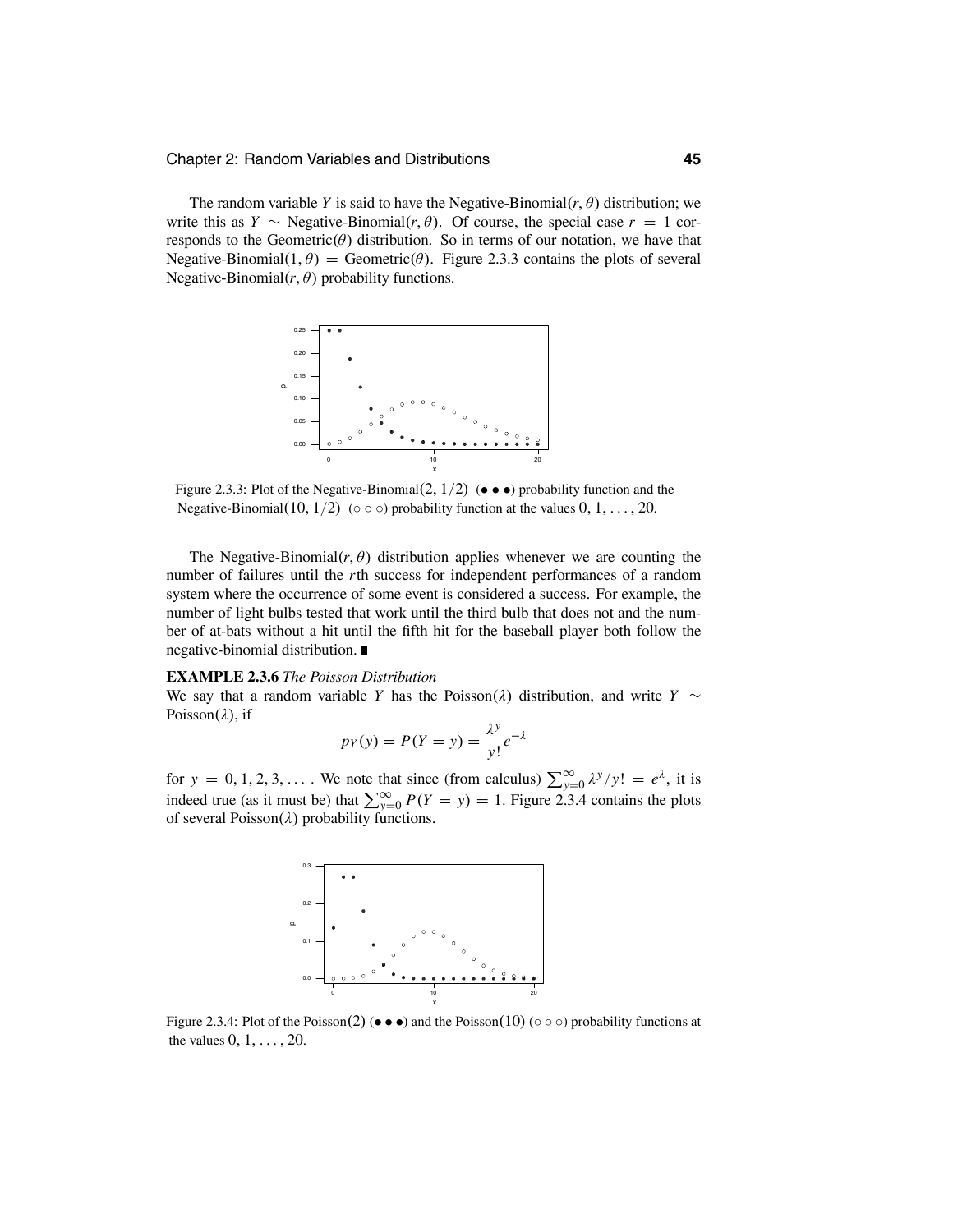The random variable $Y$ is said to have the Negative-Binomial$(r, \theta)$ distribution; we write this as $Y \sim$ Negative-Binomial$(r, \theta)$. Of course, the special case $r = 1$ corresponds to the Geometric$(\theta)$ distribution. So in terms of our notation, we have that Negative-Binomial$(1, \theta) =$ Geometric$(\theta)$. Figure 2.3.3 contains the plots of several Negative-Binomial$(r, \theta)$ probability functions.

0.25
0.20
0.15
0.10
0.05
0.00
p
0
10
20
x

Figure 2.3.3: Plot of the Negative-Binomial$(2, 1/2)$ ($\bullet \bullet \bullet$) probability function and the Negative-Binomial$(10, 1/2)$ ($\circ \circ \circ$) probability function at the values $0, 1, \ldots, 20$.

The Negative-Binomial$(r, \theta)$ distribution applies whenever we are counting the number of failures until the $r$th success for independent performances of a random system where the occurrence of some event is considered a success. For example, the number of light bulbs tested that work until the third bulb that does not and the number of at-bats without a hit until the fifth hit for the baseball player both follow the negative-binomial distribution. ∎

**EXAMPLE 2.3.6** *The Poisson Distribution*

We say that a random variable $Y$ has the Poisson$(\lambda)$ distribution, and write $Y \sim$ Poisson$(\lambda)$, if

$$p_Y(y) = P(Y = y) = \frac{\lambda^y}{y!}e^{-\lambda}$$

for $y = 0, 1, 2, 3, \ldots$ . We note that since (from calculus) $\sum_{y=0}^{\infty} \lambda^y / y! = e^{\lambda}$, it is indeed true (as it must be) that $\sum_{y=0}^{\infty} P(Y = y) = 1$. Figure 2.3.4 contains the plots of several Poisson$(\lambda)$ probability functions.

0.3
0.2
0.1
0.0
p
0
10
20
x

Figure 2.3.4: Plot of the Poisson$(2)$ ($\bullet \bullet \bullet$) and the Poisson$(10)$ ($\circ \circ \circ$) probability functions at the values $0, 1, \ldots, 20$.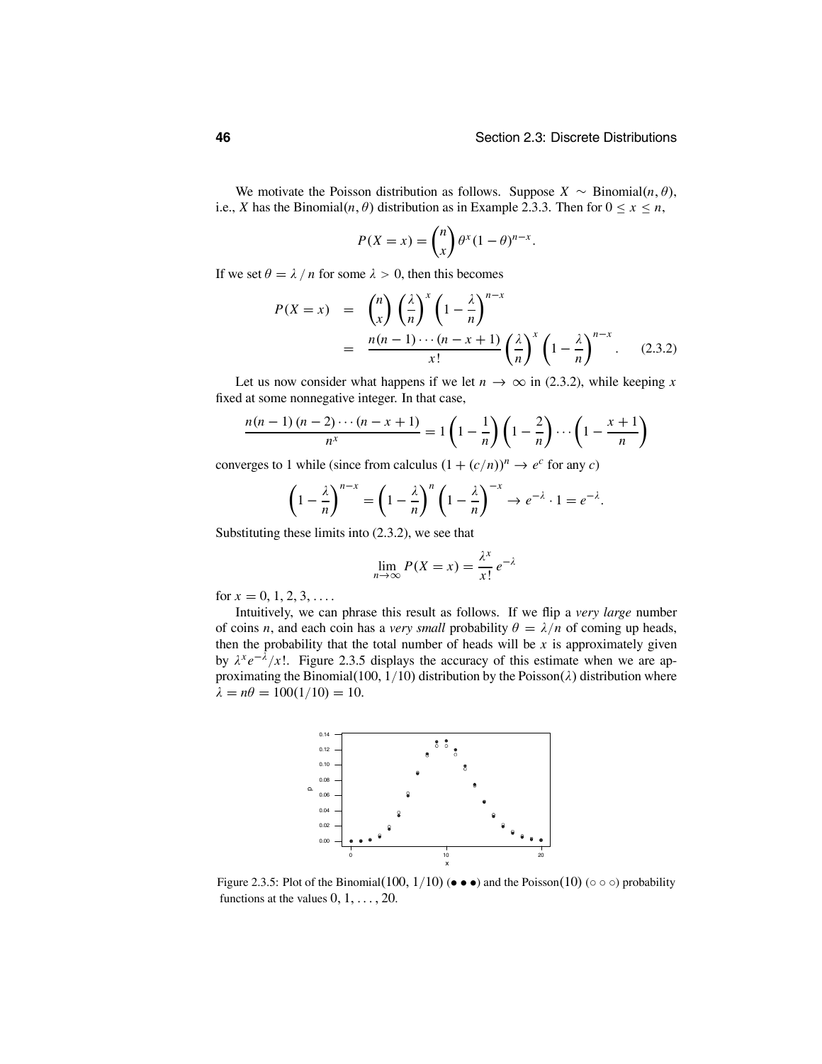We motivate the Poisson distribution as follows. Suppose $X \sim \text{Binomial}(n, \theta)$, i.e., $X$ has the Binomial$(n, \theta)$ distribution as in Example 2.3.3. Then for $0 \le x \le n$,

$$P(X = x) = \binom{n}{x} \theta^x (1-\theta)^{n-x}.$$

If we set $\theta = \lambda / n$ for some $\lambda > 0$, then this becomes

$$\begin{aligned} P(X = x) &= \binom{n}{x} \left(\frac{\lambda}{n}\right)^x \left(1 - \frac{\lambda}{n}\right)^{n-x} \\ &= \frac{n(n-1)\cdots(n-x+1)}{x!} \left(\frac{\lambda}{n}\right)^x \left(1 - \frac{\lambda}{n}\right)^{n-x}. \qquad (2.3.2) \end{aligned}$$

Let us now consider what happens if we let $n \to \infty$ in (2.3.2), while keeping $x$ fixed at some nonnegative integer. In that case,

$$\frac{n(n-1)(n-2)\cdots(n-x+1)}{n^x} = 1\left(1 - \frac{1}{n}\right)\left(1 - \frac{2}{n}\right)\cdots\left(1 - \frac{x+1}{n}\right)$$

converges to 1 while (since from calculus $(1 + (c/n))^n \to e^c$ for any $c$)

$$\left(1 - \frac{\lambda}{n}\right)^{n-x} = \left(1 - \frac{\lambda}{n}\right)^n \left(1 - \frac{\lambda}{n}\right)^{-x} \to e^{-\lambda} \cdot 1 = e^{-\lambda}.$$

Substituting these limits into (2.3.2), we see that

$$\lim_{n \to \infty} P(X = x) = \frac{\lambda^x}{x!} e^{-\lambda}$$

for $x = 0, 1, 2, 3, \ldots$.

Intuitively, we can phrase this result as follows. If we flip a *very large* number of coins $n$, and each coin has a *very small* probability $\theta = \lambda/n$ of coming up heads, then the probability that the total number of heads will be $x$ is approximately given by $\lambda^x e^{-\lambda}/x!$. Figure 2.3.5 displays the accuracy of this estimate when we are approximating the Binomial$(100, 1/10)$ distribution by the Poisson$(\lambda)$ distribution where $\lambda = n\theta = 100(1/10) = 10$.

0.14
0.12
0.10
0.08
0.06
0.04
0.02
0.00
p
0
10
20
x

Figure 2.3.5: Plot of the Binomial$(100, 1/10)$ ($\bullet \bullet \bullet$) and the Poisson$(10)$ ($\circ \circ \circ$) probability functions at the values $0, 1, \ldots, 20$.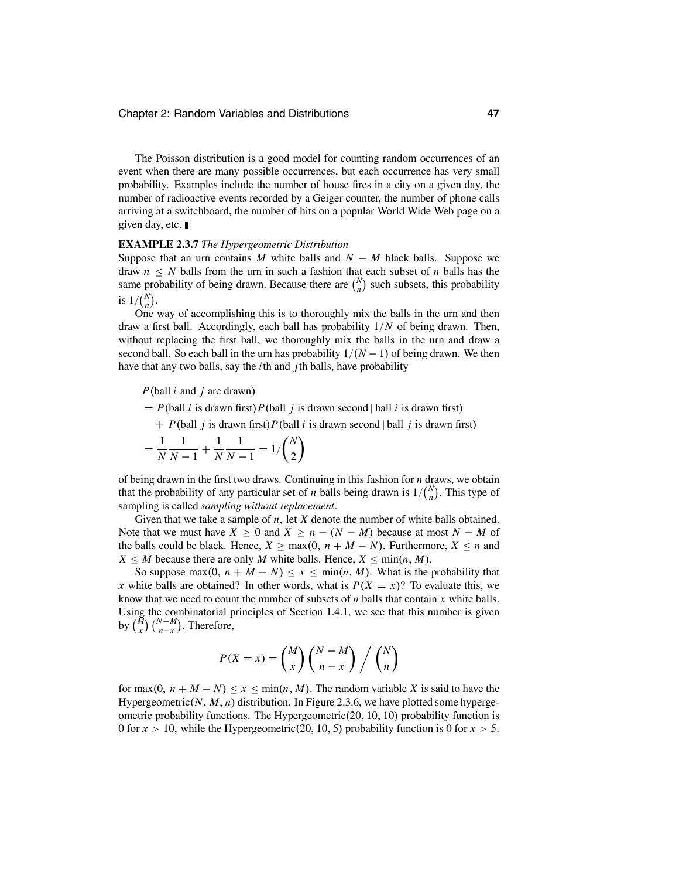The Poisson distribution is a good model for counting random occurrences of an event when there are many possible occurrences, but each occurrence has very small probability. Examples include the number of house fires in a city on a given day, the number of radioactive events recorded by a Geiger counter, the number of phone calls arriving at a switchboard, the number of hits on a popular World Wide Web page on a given day, etc. ∎

**EXAMPLE 2.3.7** *The Hypergeometric Distribution*

Suppose that an urn contains $M$ white balls and $N - M$ black balls. Suppose we draw $n \leq N$ balls from the urn in such a fashion that each subset of $n$ balls has the same probability of being drawn. Because there are $\binom{N}{n}$ such subsets, this probability is $1/\binom{N}{n}$.

One way of accomplishing this is to thoroughly mix the balls in the urn and then draw a first ball. Accordingly, each ball has probability $1/N$ of being drawn. Then, without replacing the first ball, we thoroughly mix the balls in the urn and draw a second ball. So each ball in the urn has probability $1/(N-1)$ of being drawn. We then have that any two balls, say the $i$th and $j$th balls, have probability

$$
\begin{aligned}
&P(\text{ball } i \text{ and } j \text{ are drawn}) \\
&= P(\text{ball } i \text{ is drawn first})P(\text{ball } j \text{ is drawn second} \mid \text{ball } i \text{ is drawn first}) \\
&\quad + P(\text{ball } j \text{ is drawn first})P(\text{ball } i \text{ is drawn second} \mid \text{ball } j \text{ is drawn first}) \\
&= \frac{1}{N}\frac{1}{N-1} + \frac{1}{N}\frac{1}{N-1} = 1/\binom{N}{2}
\end{aligned}
$$

of being drawn in the first two draws. Continuing in this fashion for $n$ draws, we obtain that the probability of any particular set of $n$ balls being drawn is $1/\binom{N}{n}$. This type of sampling is called *sampling without replacement*.

Given that we take a sample of $n$, let $X$ denote the number of white balls obtained. Note that we must have $X \geq 0$ and $X \geq n - (N - M)$ because at most $N - M$ of the balls could be black. Hence, $X \geq \max(0, n + M - N)$. Furthermore, $X \leq n$ and $X \leq M$ because there are only $M$ white balls. Hence, $X \leq \min(n, M)$.

So suppose $\max(0, n + M - N) \leq x \leq \min(n, M)$. What is the probability that $x$ white balls are obtained? In other words, what is $P(X = x)$? To evaluate this, we know that we need to count the number of subsets of $n$ balls that contain $x$ white balls. Using the combinatorial principles of Section 1.4.1, we see that this number is given by $\binom{M}{x}\binom{N-M}{n-x}$. Therefore,

$$
P(X = x) = \binom{M}{x}\binom{N-M}{n-x} \Big/ \binom{N}{n}
$$

for $\max(0, n + M - N) \leq x \leq \min(n, M)$. The random variable $X$ is said to have the Hypergeometric$(N, M, n)$ distribution. In Figure 2.3.6, we have plotted some hypergeometric probability functions. The Hypergeometric(20, 10, 10) probability function is 0 for $x > 10$, while the Hypergeometric(20, 10, 5) probability function is 0 for $x > 5$.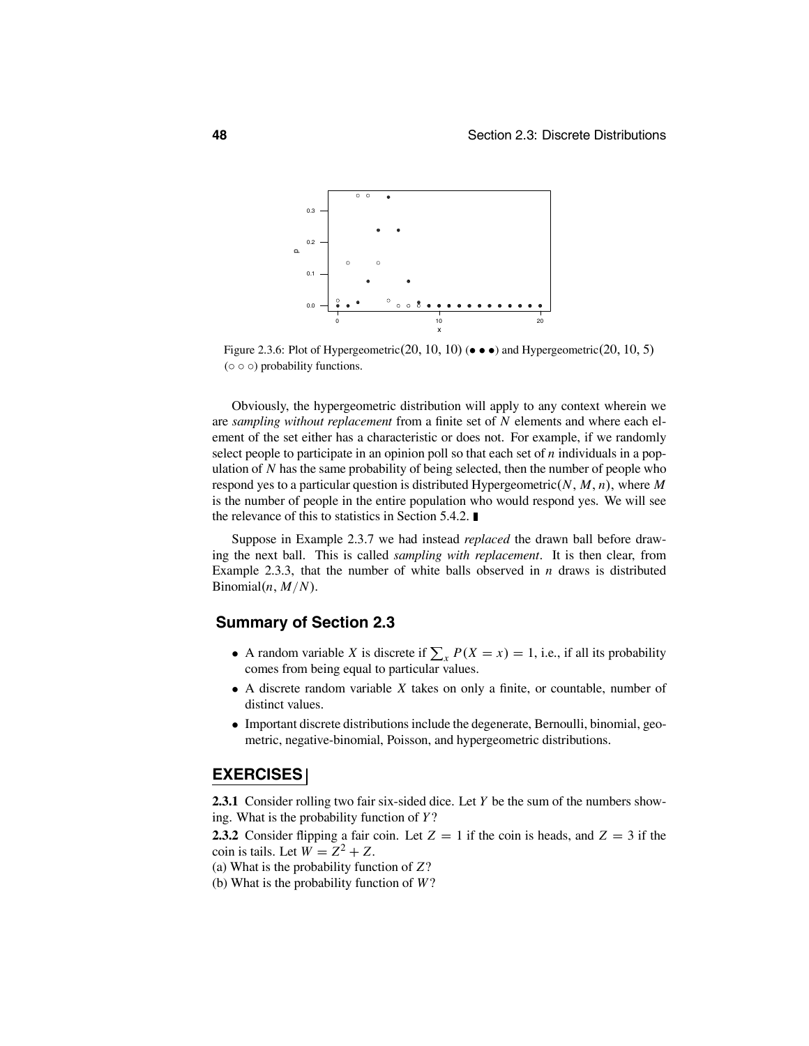0.3
0.2
0.1
0.0
p
0
10
20
x

Figure 2.3.6: Plot of Hypergeometric(20, 10, 10) (• • •) and Hypergeometric(20, 10, 5) (○ ○ ○) probability functions.

Obviously, the hypergeometric distribution will apply to any context wherein we are *sampling without replacement* from a finite set of $N$ elements and where each element of the set either has a characteristic or does not. For example, if we randomly select people to participate in an opinion poll so that each set of $n$ individuals in a population of $N$ has the same probability of being selected, then the number of people who respond yes to a particular question is distributed Hypergeometric$(N, M, n)$, where $M$ is the number of people in the entire population who would respond yes. We will see the relevance of this to statistics in Section 5.4.2. ∎

Suppose in Example 2.3.7 we had instead *replaced* the drawn ball before drawing the next ball. This is called *sampling with replacement*. It is then clear, from Example 2.3.3, that the number of white balls observed in $n$ draws is distributed Binomial$(n, M/N)$.

## Summary of Section 2.3

- A random variable $X$ is discrete if $\sum_x P(X = x) = 1$, i.e., if all its probability comes from being equal to particular values.
- A discrete random variable $X$ takes on only a finite, or countable, number of distinct values.
- Important discrete distributions include the degenerate, Bernoulli, binomial, geometric, negative-binomial, Poisson, and hypergeometric distributions.

## EXERCISES

**2.3.1** Consider rolling two fair six-sided dice. Let $Y$ be the sum of the numbers showing. What is the probability function of $Y$?

**2.3.2** Consider flipping a fair coin. Let $Z = 1$ if the coin is heads, and $Z = 3$ if the coin is tails. Let $W = Z^2 + Z$.

(a) What is the probability function of $Z$?

(b) What is the probability function of $W$?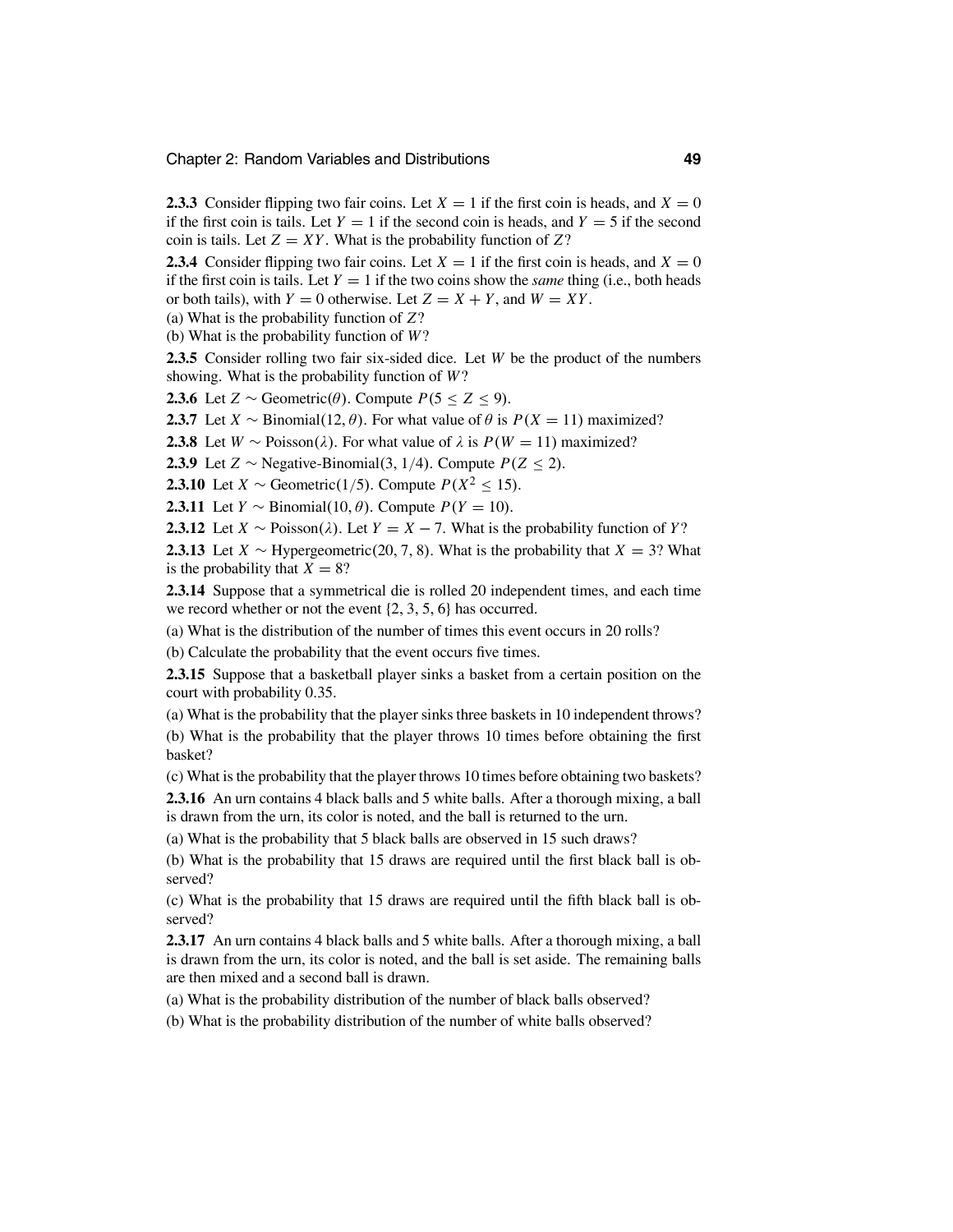**2.3.3** Consider flipping two fair coins. Let $X = 1$ if the first coin is heads, and $X = 0$ if the first coin is tails. Let $Y = 1$ if the second coin is heads, and $Y = 5$ if the second coin is tails. Let $Z = XY$. What is the probability function of $Z$?

**2.3.4** Consider flipping two fair coins. Let $X = 1$ if the first coin is heads, and $X = 0$ if the first coin is tails. Let $Y = 1$ if the two coins show the *same* thing (i.e., both heads or both tails), with $Y = 0$ otherwise. Let $Z = X + Y$, and $W = XY$.

(a) What is the probability function of $Z$?

(b) What is the probability function of $W$?

**2.3.5** Consider rolling two fair six-sided dice. Let $W$ be the product of the numbers showing. What is the probability function of $W$?

**2.3.6** Let $Z \sim \text{Geometric}(\theta)$. Compute $P(5 \le Z \le 9)$.

**2.3.7** Let $X \sim \text{Binomial}(12, \theta)$. For what value of $\theta$ is $P(X = 11)$ maximized?

**2.3.8** Let $W \sim \text{Poisson}(\lambda)$. For what value of $\lambda$ is $P(W = 11)$ maximized?

**2.3.9** Let $Z \sim \text{Negative-Binomial}(3, 1/4)$. Compute $P(Z \le 2)$.

**2.3.10** Let $X \sim \text{Geometric}(1/5)$. Compute $P(X^2 \le 15)$.

**2.3.11** Let $Y \sim \text{Binomial}(10, \theta)$. Compute $P(Y = 10)$.

**2.3.12** Let $X \sim \text{Poisson}(\lambda)$. Let $Y = X - 7$. What is the probability function of $Y$?

**2.3.13** Let $X \sim \text{Hypergeometric}(20, 7, 8)$. What is the probability that $X = 3$? What is the probability that $X = 8$?

**2.3.14** Suppose that a symmetrical die is rolled 20 independent times, and each time we record whether or not the event $\{2, 3, 5, 6\}$ has occurred.

(a) What is the distribution of the number of times this event occurs in 20 rolls?

(b) Calculate the probability that the event occurs five times.

**2.3.15** Suppose that a basketball player sinks a basket from a certain position on the court with probability 0.35.

(a) What is the probability that the player sinks three baskets in 10 independent throws?

(b) What is the probability that the player throws 10 times before obtaining the first basket?

(c) What is the probability that the player throws 10 times before obtaining two baskets?

**2.3.16** An urn contains 4 black balls and 5 white balls. After a thorough mixing, a ball is drawn from the urn, its color is noted, and the ball is returned to the urn.

(a) What is the probability that 5 black balls are observed in 15 such draws?

(b) What is the probability that 15 draws are required until the first black ball is observed?

(c) What is the probability that 15 draws are required until the fifth black ball is observed?

**2.3.17** An urn contains 4 black balls and 5 white balls. After a thorough mixing, a ball is drawn from the urn, its color is noted, and the ball is set aside. The remaining balls are then mixed and a second ball is drawn.

(a) What is the probability distribution of the number of black balls observed?

(b) What is the probability distribution of the number of white balls observed?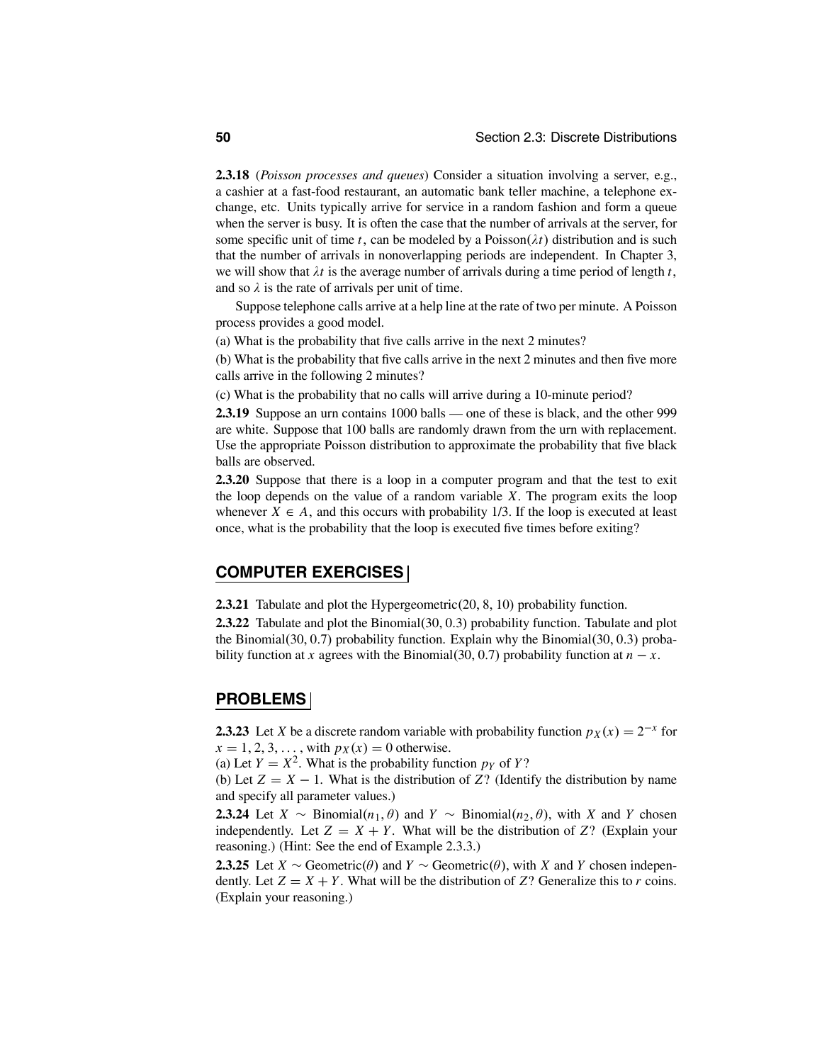**2.3.18** (*Poisson processes and queues*) Consider a situation involving a server, e.g., a cashier at a fast-food restaurant, an automatic bank teller machine, a telephone exchange, etc. Units typically arrive for service in a random fashion and form a queue when the server is busy. It is often the case that the number of arrivals at the server, for some specific unit of time $t$, can be modeled by a Poisson($\lambda t$) distribution and is such that the number of arrivals in nonoverlapping periods are independent. In Chapter 3, we will show that $\lambda t$ is the average number of arrivals during a time period of length $t$, and so $\lambda$ is the rate of arrivals per unit of time.

Suppose telephone calls arrive at a help line at the rate of two per minute. A Poisson process provides a good model.

(a) What is the probability that five calls arrive in the next 2 minutes?

(b) What is the probability that five calls arrive in the next 2 minutes and then five more calls arrive in the following 2 minutes?

(c) What is the probability that no calls will arrive during a 10-minute period?

**2.3.19** Suppose an urn contains 1000 balls — one of these is black, and the other 999 are white. Suppose that 100 balls are randomly drawn from the urn with replacement. Use the appropriate Poisson distribution to approximate the probability that five black balls are observed.

**2.3.20** Suppose that there is a loop in a computer program and that the test to exit the loop depends on the value of a random variable $X$. The program exits the loop whenever $X \in A$, and this occurs with probability 1/3. If the loop is executed at least once, what is the probability that the loop is executed five times before exiting?

## COMPUTER EXERCISES

**2.3.21** Tabulate and plot the Hypergeometric(20, 8, 10) probability function.

**2.3.22** Tabulate and plot the Binomial(30, 0.3) probability function. Tabulate and plot the Binomial(30, 0.7) probability function. Explain why the Binomial(30, 0.3) probability function at $x$ agrees with the Binomial(30, 0.7) probability function at $n - x$.

## PROBLEMS

**2.3.23** Let $X$ be a discrete random variable with probability function $p_X(x) = 2^{-x}$ for $x = 1, 2, 3, \ldots$, with $p_X(x) = 0$ otherwise.

(a) Let $Y = X^2$. What is the probability function $p_Y$ of $Y$?

(b) Let $Z = X - 1$. What is the distribution of $Z$? (Identify the distribution by name and specify all parameter values.)

**2.3.24** Let $X \sim$ Binomial$(n_1, \theta)$ and $Y \sim$ Binomial$(n_2, \theta)$, with $X$ and $Y$ chosen independently. Let $Z = X + Y$. What will be the distribution of $Z$? (Explain your reasoning.) (Hint: See the end of Example 2.3.3.)

**2.3.25** Let $X \sim$ Geometric($\theta$) and $Y \sim$ Geometric($\theta$), with $X$ and $Y$ chosen independently. Let $Z = X + Y$. What will be the distribution of $Z$? Generalize this to $r$ coins. (Explain your reasoning.)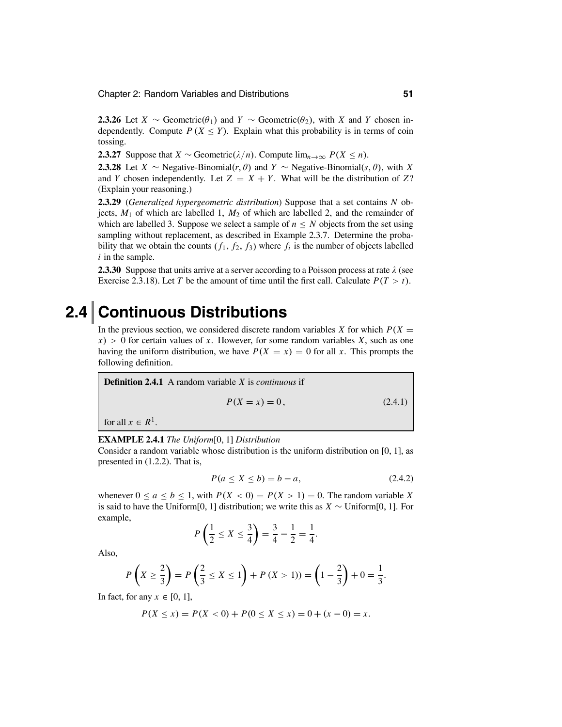**2.3.26** Let $X \sim \text{Geometric}(\theta_1)$ and $Y \sim \text{Geometric}(\theta_2)$, with $X$ and $Y$ chosen independently. Compute $P(X \leq Y)$. Explain what this probability is in terms of coin tossing.

**2.3.27** Suppose that $X \sim \text{Geometric}(\lambda/n)$. Compute $\lim_{n\to\infty} P(X \leq n)$.

**2.3.28** Let $X \sim \text{Negative-Binomial}(r, \theta)$ and $Y \sim \text{Negative-Binomial}(s, \theta)$, with $X$ and $Y$ chosen independently. Let $Z = X + Y$. What will be the distribution of $Z$? (Explain your reasoning.)

**2.3.29** (*Generalized hypergeometric distribution*) Suppose that a set contains $N$ objects, $M_1$ of which are labelled 1, $M_2$ of which are labelled 2, and the remainder of which are labelled 3. Suppose we select a sample of $n \leq N$ objects from the set using sampling without replacement, as described in Example 2.3.7. Determine the probability that we obtain the counts $(f_1, f_2, f_3)$ where $f_i$ is the number of objects labelled $i$ in the sample.

**2.3.30** Suppose that units arrive at a server according to a Poisson process at rate $\lambda$ (see Exercise 2.3.18). Let $T$ be the amount of time until the first call. Calculate $P(T > t)$.

# 2.4 Continuous Distributions

In the previous section, we considered discrete random variables $X$ for which $P(X = x) > 0$ for certain values of $x$. However, for some random variables $X$, such as one having the uniform distribution, we have $P(X = x) = 0$ for all $x$. This prompts the following definition.

**Definition 2.4.1** A random variable $X$ is *continuous* if

$$P(X = x) = 0, \tag{2.4.1}$$

for all $x \in R^1$.

**EXAMPLE 2.4.1** *The Uniform*[0, 1] *Distribution*

Consider a random variable whose distribution is the uniform distribution on [0, 1], as presented in (1.2.2). That is,

$$P(a \leq X \leq b) = b - a, \tag{2.4.2}$$

whenever $0 \leq a \leq b \leq 1$, with $P(X < 0) = P(X > 1) = 0$. The random variable $X$ is said to have the Uniform[0, 1] distribution; we write this as $X \sim \text{Uniform}[0, 1]$. For example,

$$P\left(\frac{1}{2} \leq X \leq \frac{3}{4}\right) = \frac{3}{4} - \frac{1}{2} = \frac{1}{4}.$$

Also,

$$P\left(X \geq \frac{2}{3}\right) = P\left(\frac{2}{3} \leq X \leq 1\right) + P\left(X > 1)\right) = \left(1 - \frac{2}{3}\right) + 0 = \frac{1}{3}.$$

In fact, for any $x \in [0, 1]$,

$$P(X \leq x) = P(X < 0) + P(0 \leq X \leq x) = 0 + (x - 0) = x.$$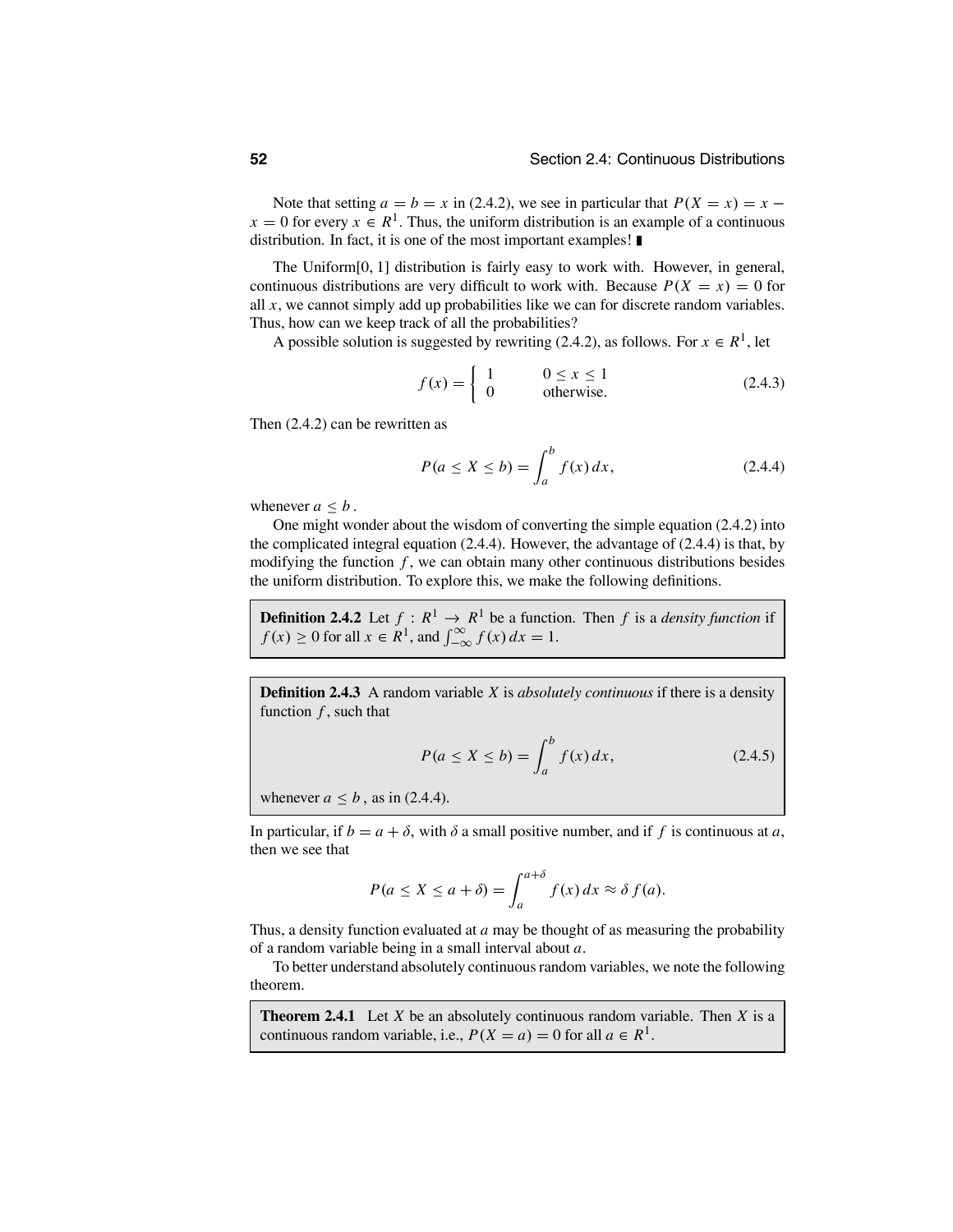Note that setting $a = b = x$ in (2.4.2), we see in particular that $P(X = x) = x - x = 0$ for every $x \in R^1$. Thus, the uniform distribution is an example of a continuous distribution. In fact, it is one of the most important examples! ∎

The Uniform[0, 1] distribution is fairly easy to work with. However, in general, continuous distributions are very difficult to work with. Because $P(X = x) = 0$ for all $x$, we cannot simply add up probabilities like we can for discrete random variables. Thus, how can we keep track of all the probabilities?

A possible solution is suggested by rewriting (2.4.2), as follows. For $x \in R^1$, let

$$f(x) = \begin{cases} 1 & 0 \le x \le 1 \\ 0 & \text{otherwise.} \end{cases} \tag{2.4.3}$$

Then (2.4.2) can be rewritten as

$$P(a \le X \le b) = \int_a^b f(x)\,dx, \tag{2.4.4}$$

whenever $a \le b$.

One might wonder about the wisdom of converting the simple equation (2.4.2) into the complicated integral equation (2.4.4). However, the advantage of (2.4.4) is that, by modifying the function $f$, we can obtain many other continuous distributions besides the uniform distribution. To explore this, we make the following definitions.

**Definition 2.4.2** Let $f : R^1 \to R^1$ be a function. Then $f$ is a *density function* if $f(x) \ge 0$ for all $x \in R^1$, and $\int_{-\infty}^{\infty} f(x)\,dx = 1$.

**Definition 2.4.3** A random variable $X$ is *absolutely continuous* if there is a density function $f$, such that

$$P(a \le X \le b) = \int_a^b f(x)\,dx, \tag{2.4.5}$$

whenever $a \le b$, as in (2.4.4).

In particular, if $b = a + \delta$, with $\delta$ a small positive number, and if $f$ is continuous at $a$, then we see that

$$P(a \le X \le a + \delta) = \int_a^{a+\delta} f(x)\,dx \approx \delta\, f(a).$$

Thus, a density function evaluated at $a$ may be thought of as measuring the probability of a random variable being in a small interval about $a$.

To better understand absolutely continuous random variables, we note the following theorem.

**Theorem 2.4.1** Let $X$ be an absolutely continuous random variable. Then $X$ is a continuous random variable, i.e., $P(X = a) = 0$ for all $a \in R^1$.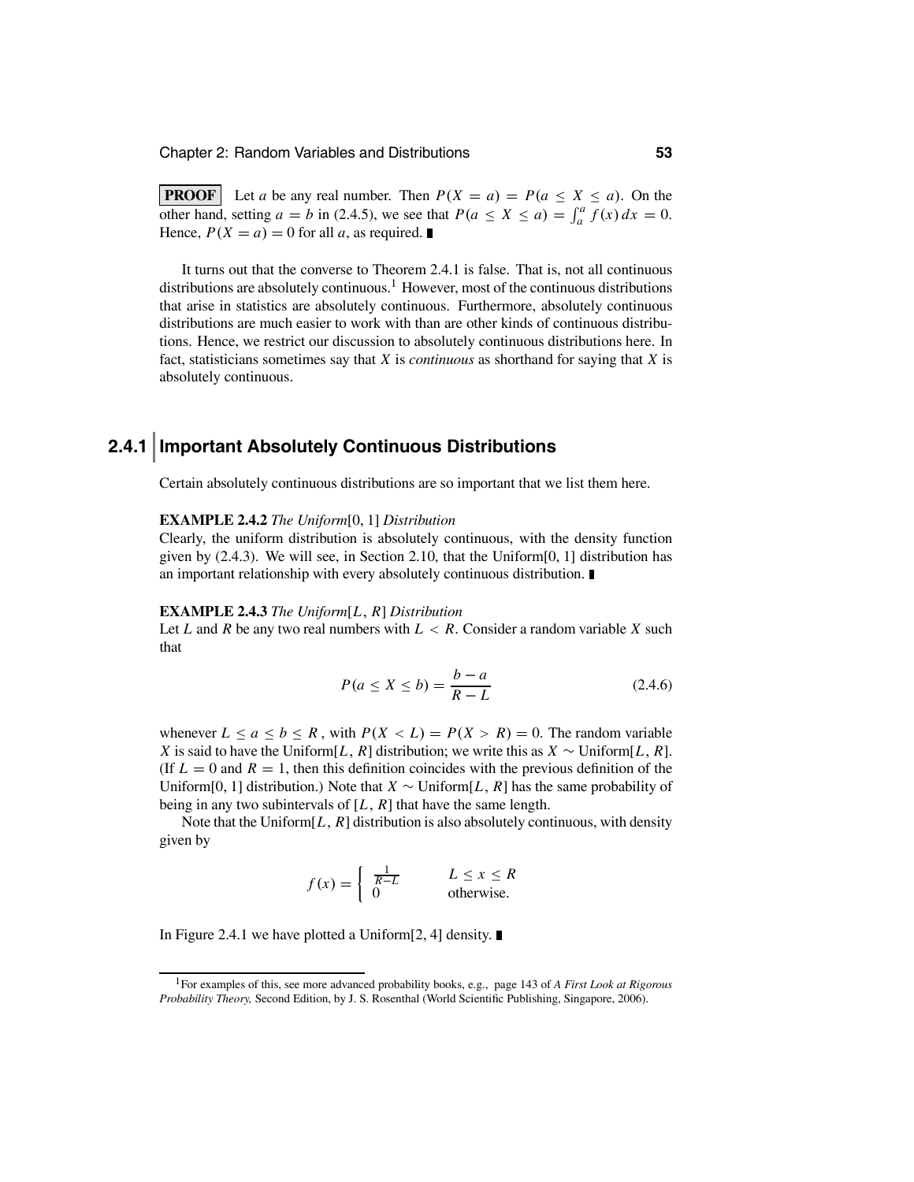**PROOF** Let $a$ be any real number. Then $P(X = a) = P(a \leq X \leq a)$. On the other hand, setting $a = b$ in (2.4.5), we see that $P(a \leq X \leq a) = \int_a^a f(x)\,dx = 0$. Hence, $P(X = a) = 0$ for all $a$, as required. ∎

It turns out that the converse to Theorem 2.4.1 is false. That is, not all continuous distributions are absolutely continuous.[1] However, most of the continuous distributions that arise in statistics are absolutely continuous. Furthermore, absolutely continuous distributions are much easier to work with than are other kinds of continuous distributions. Hence, we restrict our discussion to absolutely continuous distributions here. In fact, statisticians sometimes say that $X$ is *continuous* as shorthand for saying that $X$ is absolutely continuous.

## 2.4.1 Important Absolutely Continuous Distributions

Certain absolutely continuous distributions are so important that we list them here.

**EXAMPLE 2.4.2** *The Uniform*[0, 1] *Distribution*
Clearly, the uniform distribution is absolutely continuous, with the density function given by (2.4.3). We will see, in Section 2.10, that the Uniform[0, 1] distribution has an important relationship with every absolutely continuous distribution. ∎

**EXAMPLE 2.4.3** *The Uniform*[$L$, $R$] *Distribution*
Let $L$ and $R$ be any two real numbers with $L < R$. Consider a random variable $X$ such that

$$P(a \leq X \leq b) = \frac{b - a}{R - L} \tag{2.4.6}$$

whenever $L \leq a \leq b \leq R$, with $P(X < L) = P(X > R) = 0$. The random variable $X$ is said to have the Uniform[$L$, $R$] distribution; we write this as $X \sim$ Uniform[$L$, $R$]. (If $L = 0$ and $R = 1$, then this definition coincides with the previous definition of the Uniform[0, 1] distribution.) Note that $X \sim$ Uniform[$L$, $R$] has the same probability of being in any two subintervals of [$L$, $R$] that have the same length.

Note that the Uniform[$L$, $R$] distribution is also absolutely continuous, with density given by

$$f(x) = \begin{cases} \frac{1}{R-L} & L \leq x \leq R \\ 0 & \text{otherwise.} \end{cases}$$

In Figure 2.4.1 we have plotted a Uniform[2, 4] density. ∎

[1] For examples of this, see more advanced probability books, e.g., page 143 of *A First Look at Rigorous Probability Theory,* Second Edition, by J. S. Rosenthal (World Scientific Publishing, Singapore, 2006).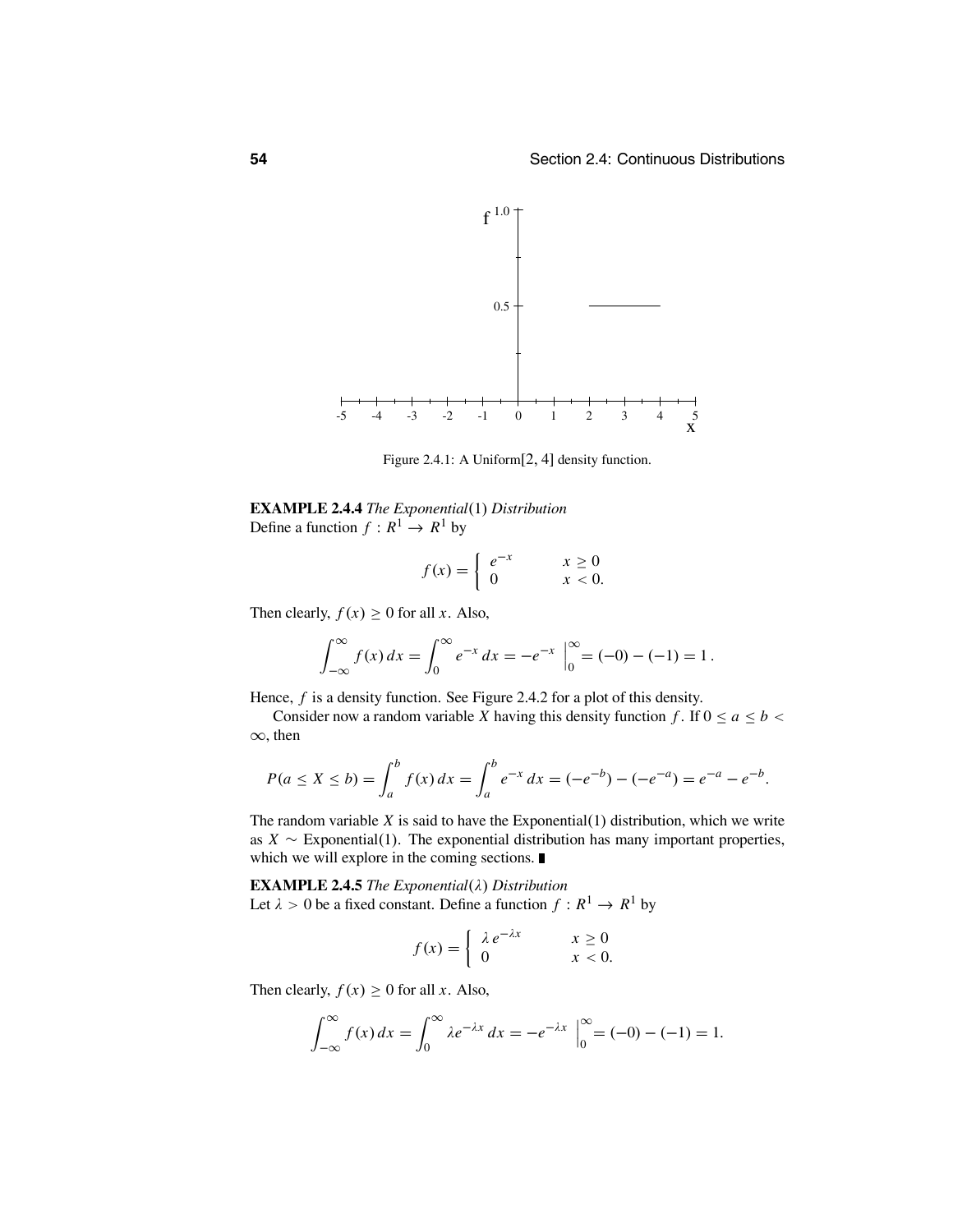f 1.0

0.5

-5 -4 -3 -2 -1 0 1 2 3 4 5

X

Figure 2.4.1: A Uniform[2, 4] density function.

**EXAMPLE 2.4.4** *The Exponential*(1) *Distribution*
Define a function $f : R^1 \to R^1$ by

$$f(x) = \begin{cases} e^{-x} & x \geq 0 \\ 0 & x < 0. \end{cases}$$

Then clearly, $f(x) \geq 0$ for all $x$. Also,

$$\int_{-\infty}^{\infty} f(x)\, dx = \int_0^{\infty} e^{-x}\, dx = -e^{-x} \Big|_0^{\infty} = (-0) - (-1) = 1\,.$$

Hence, $f$ is a density function. See Figure 2.4.2 for a plot of this density.

Consider now a random variable $X$ having this density function $f$. If $0 \leq a \leq b < \infty$, then

$$P(a \leq X \leq b) = \int_a^b f(x)\, dx = \int_a^b e^{-x}\, dx = (-e^{-b}) - (-e^{-a}) = e^{-a} - e^{-b}.$$

The random variable $X$ is said to have the Exponential(1) distribution, which we write as $X \sim$ Exponential(1). The exponential distribution has many important properties, which we will explore in the coming sections. ∎

**EXAMPLE 2.4.5** *The Exponential*($\lambda$) *Distribution*
Let $\lambda > 0$ be a fixed constant. Define a function $f : R^1 \to R^1$ by

$$f(x) = \begin{cases} \lambda\, e^{-\lambda x} & x \geq 0 \\ 0 & x < 0. \end{cases}$$

Then clearly, $f(x) \geq 0$ for all $x$. Also,

$$\int_{-\infty}^{\infty} f(x)\, dx = \int_0^{\infty} \lambda e^{-\lambda x}\, dx = -e^{-\lambda x} \Big|_0^{\infty} = (-0) - (-1) = 1.$$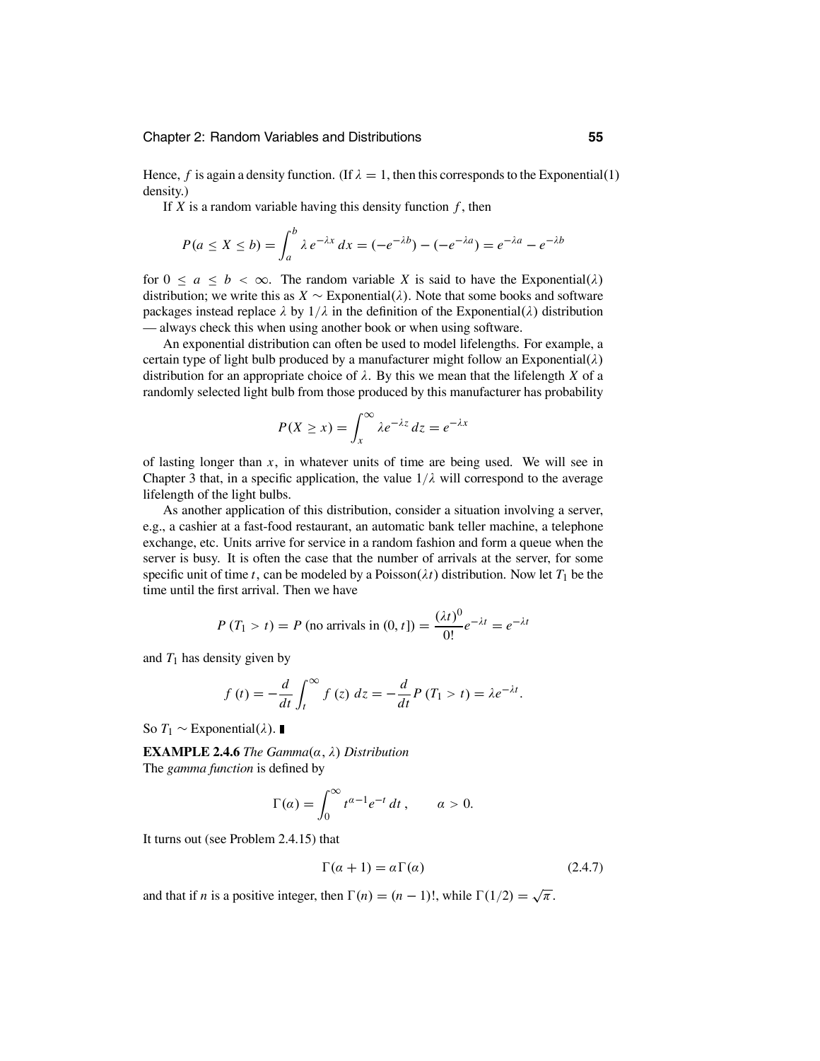Hence, $f$ is again a density function. (If $\lambda = 1$, then this corresponds to the Exponential(1) density.)

If $X$ is a random variable having this density function $f$, then

$$P(a \le X \le b) = \int_a^b \lambda\, e^{-\lambda x}\, dx = (-e^{-\lambda b}) - (-e^{-\lambda a}) = e^{-\lambda a} - e^{-\lambda b}$$

for $0 \le a \le b < \infty$. The random variable $X$ is said to have the Exponential($\lambda$) distribution; we write this as $X \sim$ Exponential($\lambda$). Note that some books and software packages instead replace $\lambda$ by $1/\lambda$ in the definition of the Exponential($\lambda$) distribution — always check this when using another book or when using software.

An exponential distribution can often be used to model lifelengths. For example, a certain type of light bulb produced by a manufacturer might follow an Exponential($\lambda$) distribution for an appropriate choice of $\lambda$. By this we mean that the lifelength $X$ of a randomly selected light bulb from those produced by this manufacturer has probability

$$P(X \ge x) = \int_x^\infty \lambda e^{-\lambda z}\, dz = e^{-\lambda x}$$

of lasting longer than $x$, in whatever units of time are being used. We will see in Chapter 3 that, in a specific application, the value $1/\lambda$ will correspond to the average lifelength of the light bulbs.

As another application of this distribution, consider a situation involving a server, e.g., a cashier at a fast-food restaurant, an automatic bank teller machine, a telephone exchange, etc. Units arrive for service in a random fashion and form a queue when the server is busy. It is often the case that the number of arrivals at the server, for some specific unit of time $t$, can be modeled by a Poisson($\lambda t$) distribution. Now let $T_1$ be the time until the first arrival. Then we have

$$P\,(T_1 > t) = P\,(\text{no arrivals in } (0, t]) = \frac{(\lambda t)^0}{0!} e^{-\lambda t} = e^{-\lambda t}$$

and $T_1$ has density given by

$$f\,(t) = -\frac{d}{dt} \int_t^\infty f\,(z)\; dz = -\frac{d}{dt} P\,(T_1 > t) = \lambda e^{-\lambda t}.$$

So $T_1 \sim$ Exponential($\lambda$). ∎

**EXAMPLE 2.4.6** *The Gamma($\alpha$, $\lambda$) Distribution*
The *gamma function* is defined by

$$\Gamma(\alpha) = \int_0^\infty t^{\alpha - 1} e^{-t}\, dt\,, \qquad \alpha > 0.$$

It turns out (see Problem 2.4.15) that

$$\Gamma(\alpha + 1) = \alpha\,\Gamma(\alpha) \tag{2.4.7}$$

and that if $n$ is a positive integer, then $\Gamma(n) = (n-1)!$, while $\Gamma(1/2) = \sqrt{\pi}$.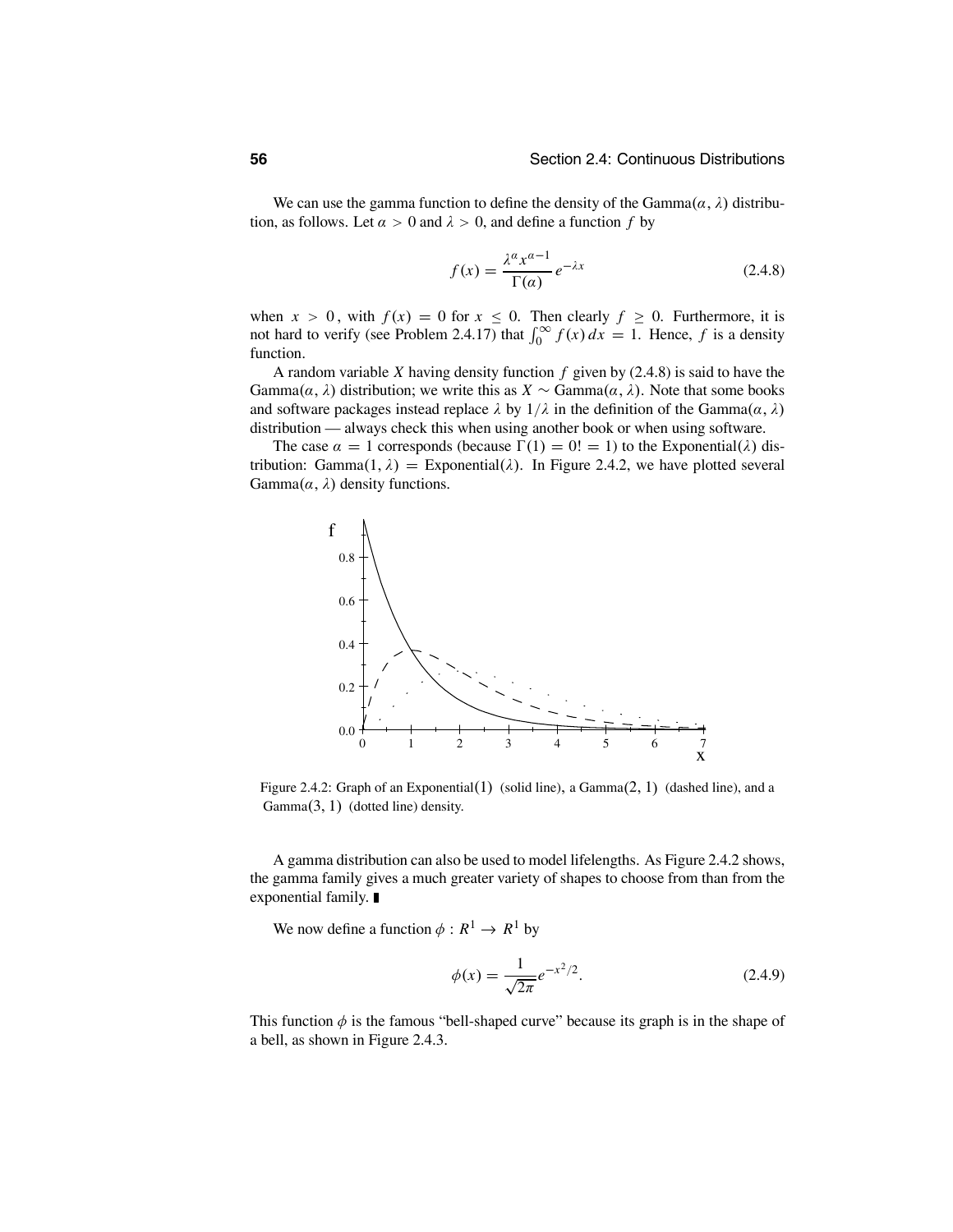We can use the gamma function to define the density of the Gamma($\alpha$, $\lambda$) distribution, as follows. Let $\alpha > 0$ and $\lambda > 0$, and define a function $f$ by

$$f(x) = \frac{\lambda^\alpha x^{\alpha-1}}{\Gamma(\alpha)} e^{-\lambda x} \tag{2.4.8}$$

when $x > 0$, with $f(x) = 0$ for $x \le 0$. Then clearly $f \ge 0$. Furthermore, it is not hard to verify (see Problem 2.4.17) that $\int_0^\infty f(x)\,dx = 1$. Hence, $f$ is a density function.

A random variable $X$ having density function $f$ given by (2.4.8) is said to have the Gamma($\alpha$, $\lambda$) distribution; we write this as $X \sim$ Gamma($\alpha$, $\lambda$). Note that some books and software packages instead replace $\lambda$ by $1/\lambda$ in the definition of the Gamma($\alpha$, $\lambda$) distribution — always check this when using another book or when using software.

The case $\alpha = 1$ corresponds (because $\Gamma(1) = 0! = 1$) to the Exponential($\lambda$) distribution: Gamma($1, \lambda$) = Exponential($\lambda$). In Figure 2.4.2, we have plotted several Gamma($\alpha$, $\lambda$) density functions.

f

0.8
0.6
0.4
0.2
0.0

0 1 2 3 4 5 6 7

x

Figure 2.4.2: Graph of an Exponential(1) (solid line), a Gamma(2, 1) (dashed line), and a Gamma(3, 1) (dotted line) density.

A gamma distribution can also be used to model lifelengths. As Figure 2.4.2 shows, the gamma family gives a much greater variety of shapes to choose from than from the exponential family. ∎

We now define a function $\phi : R^1 \to R^1$ by

$$\phi(x) = \frac{1}{\sqrt{2\pi}} e^{-x^2/2}. \tag{2.4.9}$$

This function $\phi$ is the famous "bell-shaped curve" because its graph is in the shape of a bell, as shown in Figure 2.4.3.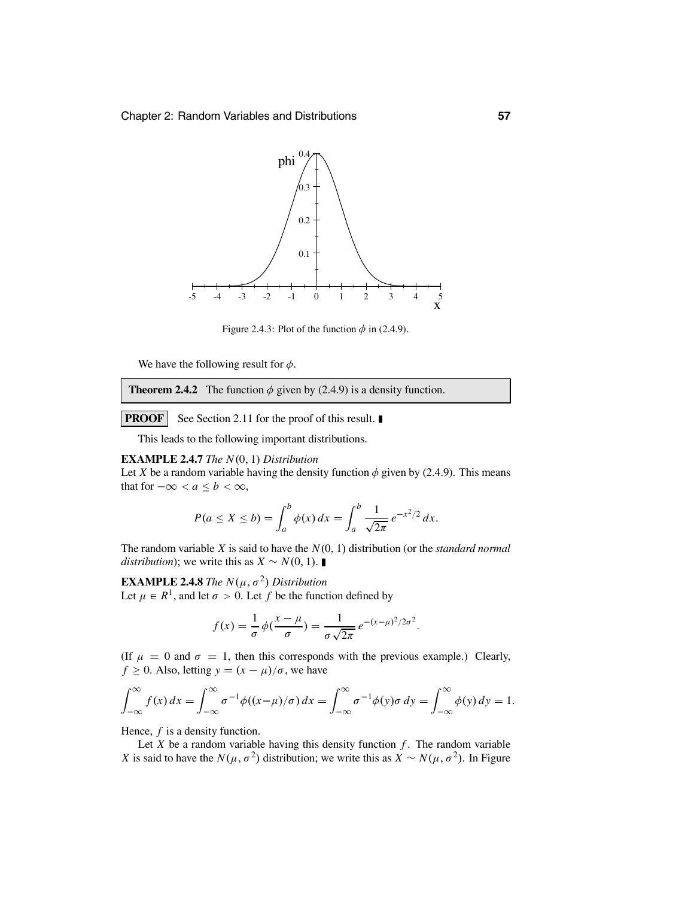phi 0.4
0.3
0.2
0.1
-5 -4 -3 -2 -1 0 1 2 3 4 5
x

Figure 2.4.3: Plot of the function $\phi$ in (2.4.9).

We have the following result for $\phi$.

**Theorem 2.4.2** The function $\phi$ given by (2.4.9) is a density function.

**PROOF** See Section 2.11 for the proof of this result. ▮

This leads to the following important distributions.

**EXAMPLE 2.4.7** *The* $N(0, 1)$ *Distribution*
Let $X$ be a random variable having the density function $\phi$ given by (2.4.9). This means that for $-\infty < a \le b < \infty$,

$$P(a \le X \le b) = \int_a^b \phi(x)\,dx = \int_a^b \frac{1}{\sqrt{2\pi}}\,e^{-x^2/2}\,dx.$$

The random variable $X$ is said to have the $N(0, 1)$ distribution (or the *standard normal distribution*); we write this as $X \sim N(0, 1)$. ▮

**EXAMPLE 2.4.8** *The* $N(\mu, \sigma^2)$ *Distribution*
Let $\mu \in R^1$, and let $\sigma > 0$. Let $f$ be the function defined by

$$f(x) = \frac{1}{\sigma}\,\phi\left(\frac{x-\mu}{\sigma}\right) = \frac{1}{\sigma\sqrt{2\pi}}\,e^{-(x-\mu)^2/2\sigma^2}.$$

(If $\mu = 0$ and $\sigma = 1$, then this corresponds with the previous example.) Clearly, $f \ge 0$. Also, letting $y = (x - \mu)/\sigma$, we have

$$\int_{-\infty}^{\infty} f(x)\,dx = \int_{-\infty}^{\infty} \sigma^{-1}\phi((x-\mu)/\sigma)\,dx = \int_{-\infty}^{\infty} \sigma^{-1}\phi(y)\sigma\,dy = \int_{-\infty}^{\infty} \phi(y)\,dy = 1.$$

Hence, $f$ is a density function.

Let $X$ be a random variable having this density function $f$. The random variable $X$ is said to have the $N(\mu, \sigma^2)$ distribution; we write this as $X \sim N(\mu, \sigma^2)$. In Figure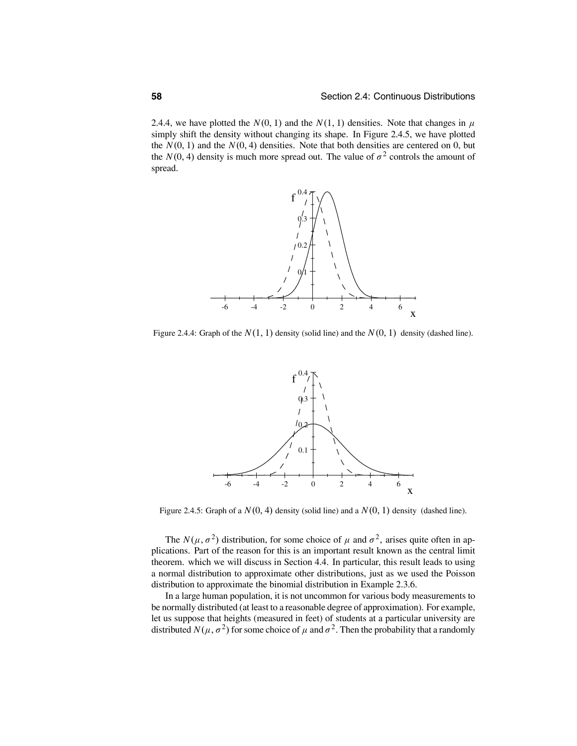2.4.4, we have plotted the $N(0, 1)$ and the $N(1, 1)$ densities. Note that changes in $\mu$ simply shift the density without changing its shape. In Figure 2.4.5, we have plotted the $N(0, 1)$ and the $N(0, 4)$ densities. Note that both densities are centered on 0, but the $N(0, 4)$ density is much more spread out. The value of $\sigma^2$ controls the amount of spread.

f
0.4
0.3
0.2
0.1
-6 -4 -2 0 2 4 6
x

Figure 2.4.4: Graph of the $N(1, 1)$ density (solid line) and the $N(0, 1)$ density (dashed line).

f
0.4
0.3
0.2
0.1
-6 -4 -2 0 2 4 6
x

Figure 2.4.5: Graph of a $N(0, 4)$ density (solid line) and a $N(0, 1)$ density (dashed line).

The $N(\mu, \sigma^2)$ distribution, for some choice of $\mu$ and $\sigma^2$, arises quite often in applications. Part of the reason for this is an important result known as the central limit theorem. which we will discuss in Section 4.4. In particular, this result leads to using a normal distribution to approximate other distributions, just as we used the Poisson distribution to approximate the binomial distribution in Example 2.3.6.

In a large human population, it is not uncommon for various body measurements to be normally distributed (at least to a reasonable degree of approximation). For example, let us suppose that heights (measured in feet) of students at a particular university are distributed $N(\mu, \sigma^2)$ for some choice of $\mu$ and $\sigma^2$. Then the probability that a randomly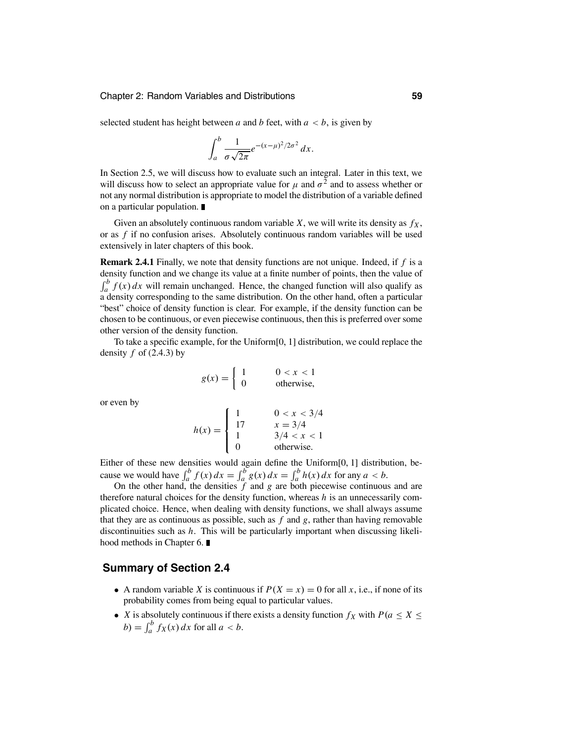selected student has height between $a$ and $b$ feet, with $a < b$, is given by

$$\int_a^b \frac{1}{\sigma\sqrt{2\pi}} e^{-(x-\mu)^2/2\sigma^2}\, dx.$$

In Section 2.5, we will discuss how to evaluate such an integral. Later in this text, we will discuss how to select an appropriate value for $\mu$ and $\sigma^2$ and to assess whether or not any normal distribution is appropriate to model the distribution of a variable defined on a particular population. ∎

Given an absolutely continuous random variable $X$, we will write its density as $f_X$, or as $f$ if no confusion arises. Absolutely continuous random variables will be used extensively in later chapters of this book.

**Remark 2.4.1** Finally, we note that density functions are not unique. Indeed, if $f$ is a density function and we change its value at a finite number of points, then the value of $\int_a^b f(x)\, dx$ will remain unchanged. Hence, the changed function will also qualify as a density corresponding to the same distribution. On the other hand, often a particular "best" choice of density function is clear. For example, if the density function can be chosen to be continuous, or even piecewise continuous, then this is preferred over some other version of the density function.

To take a specific example, for the Uniform[0, 1] distribution, we could replace the density $f$ of (2.4.3) by

$$g(x) = \begin{cases} 1 & 0 < x < 1 \\ 0 & \text{otherwise,} \end{cases}$$

or even by

$$h(x) = \begin{cases} 1 & 0 < x < 3/4 \\ 17 & x = 3/4 \\ 1 & 3/4 < x < 1 \\ 0 & \text{otherwise.} \end{cases}$$

Either of these new densities would again define the Uniform[0, 1] distribution, because we would have $\int_a^b f(x)\, dx = \int_a^b g(x)\, dx = \int_a^b h(x)\, dx$ for any $a < b$.

On the other hand, the densities $f$ and $g$ are both piecewise continuous and are therefore natural choices for the density function, whereas $h$ is an unnecessarily complicated choice. Hence, when dealing with density functions, we shall always assume that they are as continuous as possible, such as $f$ and $g$, rather than having removable discontinuities such as $h$. This will be particularly important when discussing likelihood methods in Chapter 6. ∎

## Summary of Section 2.4

- A random variable $X$ is continuous if $P(X = x) = 0$ for all $x$, i.e., if none of its probability comes from being equal to particular values.
- $X$ is absolutely continuous if there exists a density function $f_X$ with $P(a \le X \le b) = \int_a^b f_X(x)\, dx$ for all $a < b$.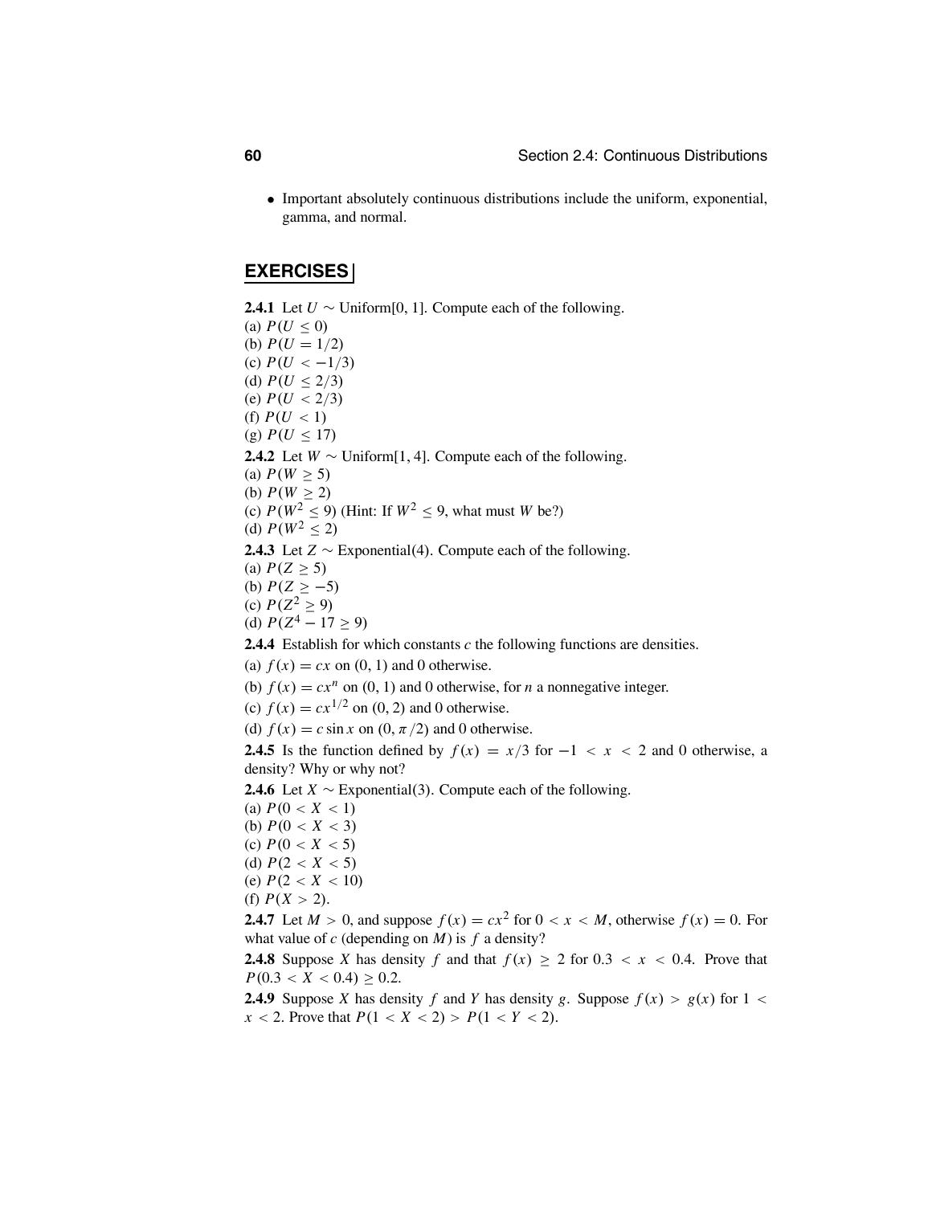- Important absolutely continuous distributions include the uniform, exponential, gamma, and normal.

## EXERCISES

**2.4.1** Let $U \sim$ Uniform[0, 1]. Compute each of the following.
(a) $P(U \leq 0)$
(b) $P(U = 1/2)$
(c) $P(U < -1/3)$
(d) $P(U \leq 2/3)$
(e) $P(U < 2/3)$
(f) $P(U < 1)$
(g) $P(U \leq 17)$

**2.4.2** Let $W \sim$ Uniform[1, 4]. Compute each of the following.
(a) $P(W \geq 5)$
(b) $P(W \geq 2)$
(c) $P(W^2 \leq 9)$ (Hint: If $W^2 \leq 9$, what must $W$ be?)
(d) $P(W^2 \leq 2)$

**2.4.3** Let $Z \sim$ Exponential(4). Compute each of the following.
(a) $P(Z \geq 5)$
(b) $P(Z \geq -5)$
(c) $P(Z^2 \geq 9)$
(d) $P(Z^4 - 17 \geq 9)$

**2.4.4** Establish for which constants $c$ the following functions are densities.
(a) $f(x) = cx$ on $(0, 1)$ and 0 otherwise.
(b) $f(x) = cx^n$ on $(0, 1)$ and 0 otherwise, for $n$ a nonnegative integer.
(c) $f(x) = cx^{1/2}$ on $(0, 2)$ and 0 otherwise.
(d) $f(x) = c \sin x$ on $(0, \pi/2)$ and 0 otherwise.

**2.4.5** Is the function defined by $f(x) = x/3$ for $-1 < x < 2$ and 0 otherwise, a density? Why or why not?

**2.4.6** Let $X \sim$ Exponential(3). Compute each of the following.
(a) $P(0 < X < 1)$
(b) $P(0 < X < 3)$
(c) $P(0 < X < 5)$
(d) $P(2 < X < 5)$
(e) $P(2 < X < 10)$
(f) $P(X > 2)$.

**2.4.7** Let $M > 0$, and suppose $f(x) = cx^2$ for $0 < x < M$, otherwise $f(x) = 0$. For what value of $c$ (depending on $M$) is $f$ a density?

**2.4.8** Suppose $X$ has density $f$ and that $f(x) \geq 2$ for $0.3 < x < 0.4$. Prove that $P(0.3 < X < 0.4) \geq 0.2$.

**2.4.9** Suppose $X$ has density $f$ and $Y$ has density $g$. Suppose $f(x) > g(x)$ for $1 < x < 2$. Prove that $P(1 < X < 2) > P(1 < Y < 2)$.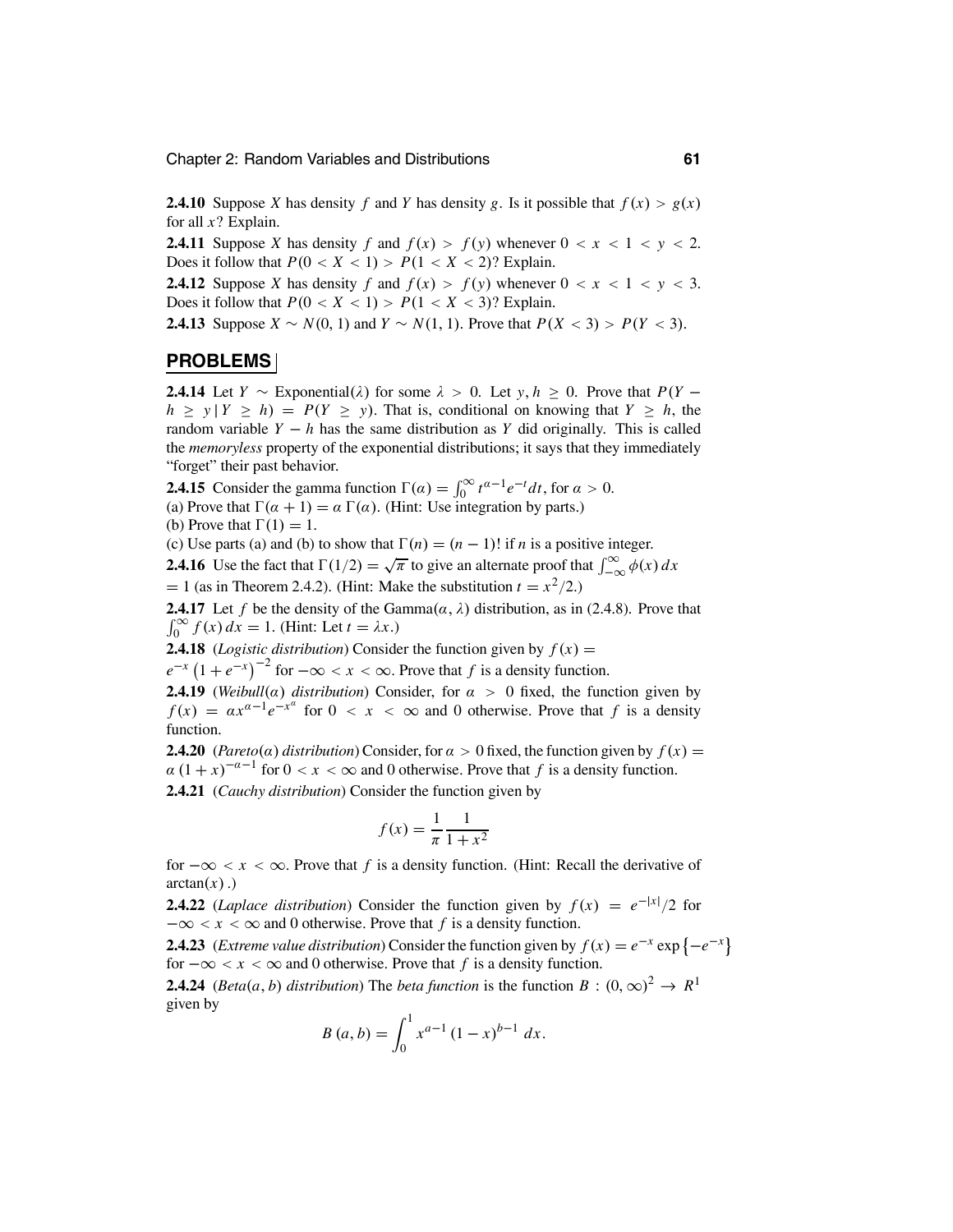**2.4.10** Suppose $X$ has density $f$ and $Y$ has density $g$. Is it possible that $f(x) > g(x)$ for all $x$? Explain.

**2.4.11** Suppose $X$ has density $f$ and $f(x) > f(y)$ whenever $0 < x < 1 < y < 2$. Does it follow that $P(0 < X < 1) > P(1 < X < 2)$? Explain.

**2.4.12** Suppose $X$ has density $f$ and $f(x) > f(y)$ whenever $0 < x < 1 < y < 3$. Does it follow that $P(0 < X < 1) > P(1 < X < 3)$? Explain.

**2.4.13** Suppose $X \sim N(0, 1)$ and $Y \sim N(1, 1)$. Prove that $P(X < 3) > P(Y < 3)$.

## PROBLEMS

**2.4.14** Let $Y \sim$ Exponential$(\lambda)$ for some $\lambda > 0$. Let $y, h \geq 0$. Prove that $P(Y - h \geq y \,|\, Y \geq h) = P(Y \geq y)$. That is, conditional on knowing that $Y \geq h$, the random variable $Y - h$ has the same distribution as $Y$ did originally. This is called the *memoryless* property of the exponential distributions; it says that they immediately "forget" their past behavior.

**2.4.15** Consider the gamma function $\Gamma(\alpha) = \int_0^\infty t^{\alpha-1} e^{-t} dt$, for $\alpha > 0$.
(a) Prove that $\Gamma(\alpha + 1) = \alpha\,\Gamma(\alpha)$. (Hint: Use integration by parts.)
(b) Prove that $\Gamma(1) = 1$.
(c) Use parts (a) and (b) to show that $\Gamma(n) = (n - 1)!$ if $n$ is a positive integer.

**2.4.16** Use the fact that $\Gamma(1/2) = \sqrt{\pi}$ to give an alternate proof that $\int_{-\infty}^{\infty} \phi(x)\,dx = 1$ (as in Theorem 2.4.2). (Hint: Make the substitution $t = x^2/2$.)

**2.4.17** Let $f$ be the density of the Gamma$(\alpha, \lambda)$ distribution, as in (2.4.8). Prove that $\int_0^\infty f(x)\,dx = 1$. (Hint: Let $t = \lambda x$.)

**2.4.18** (*Logistic distribution*) Consider the function given by $f(x) = e^{-x}\left(1 + e^{-x}\right)^{-2}$ for $-\infty < x < \infty$. Prove that $f$ is a density function.

**2.4.19** (*Weibull*$(\alpha)$ *distribution*) Consider, for $\alpha > 0$ fixed, the function given by $f(x) = \alpha x^{\alpha-1} e^{-x^\alpha}$ for $0 < x < \infty$ and 0 otherwise. Prove that $f$ is a density function.

**2.4.20** (*Pareto*$(\alpha)$ *distribution*) Consider, for $\alpha > 0$ fixed, the function given by $f(x) = \alpha\,(1 + x)^{-\alpha-1}$ for $0 < x < \infty$ and 0 otherwise. Prove that $f$ is a density function.

**2.4.21** (*Cauchy distribution*) Consider the function given by

$$f(x) = \frac{1}{\pi} \frac{1}{1 + x^2}$$

for $-\infty < x < \infty$. Prove that $f$ is a density function. (Hint: Recall the derivative of $\arctan(x)$ .)

**2.4.22** (*Laplace distribution*) Consider the function given by $f(x) = e^{-|x|}/2$ for $-\infty < x < \infty$ and 0 otherwise. Prove that $f$ is a density function.

**2.4.23** (*Extreme value distribution*) Consider the function given by $f(x) = e^{-x} \exp\left\{-e^{-x}\right\}$ for $-\infty < x < \infty$ and 0 otherwise. Prove that $f$ is a density function.

**2.4.24** (*Beta*$(a, b)$ *distribution*) The *beta function* is the function $B : (0, \infty)^2 \to R^1$ given by

$$B\,(a, b) = \int_0^1 x^{a-1}\,(1 - x)^{b-1}\,dx.$$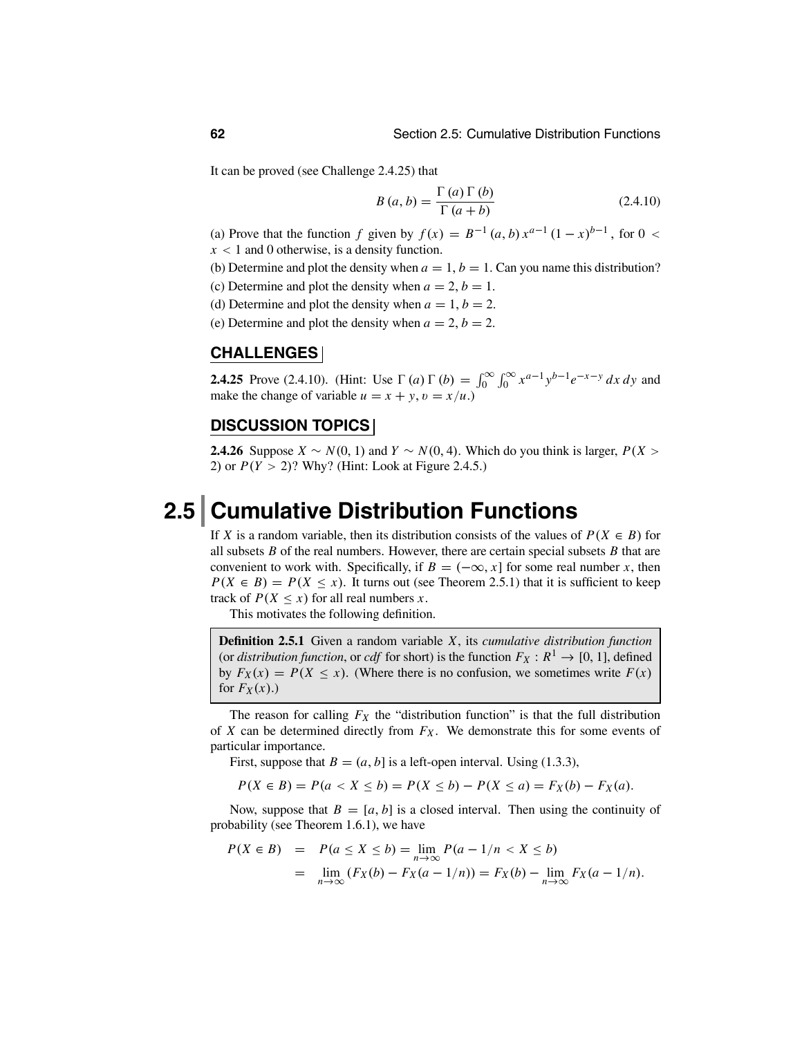It can be proved (see Challenge 2.4.25) that

$$B(a,b) = \frac{\Gamma(a)\Gamma(b)}{\Gamma(a+b)} \tag{2.4.10}$$

(a) Prove that the function $f$ given by $f(x) = B^{-1}(a,b)\,x^{a-1}(1-x)^{b-1}$, for $0 < x < 1$ and 0 otherwise, is a density function.

(b) Determine and plot the density when $a = 1, b = 1$. Can you name this distribution?

(c) Determine and plot the density when $a = 2, b = 1$.

(d) Determine and plot the density when $a = 1, b = 2$.

(e) Determine and plot the density when $a = 2, b = 2$.

### CHALLENGES

**2.4.25** Prove (2.4.10). (Hint: Use $\Gamma(a)\Gamma(b) = \int_0^\infty \int_0^\infty x^{a-1}y^{b-1}e^{-x-y}\,dx\,dy$ and make the change of variable $u = x + y$, $v = x/u$.)

### DISCUSSION TOPICS

**2.4.26** Suppose $X \sim N(0,1)$ and $Y \sim N(0,4)$. Which do you think is larger, $P(X > 2)$ or $P(Y > 2)$? Why? (Hint: Look at Figure 2.4.5.)

## 2.5 Cumulative Distribution Functions

If $X$ is a random variable, then its distribution consists of the values of $P(X \in B)$ for all subsets $B$ of the real numbers. However, there are certain special subsets $B$ that are convenient to work with. Specifically, if $B = (-\infty, x]$ for some real number $x$, then $P(X \in B) = P(X \le x)$. It turns out (see Theorem 2.5.1) that it is sufficient to keep track of $P(X \le x)$ for all real numbers $x$.

This motivates the following definition.

**Definition 2.5.1** Given a random variable $X$, its *cumulative distribution function* (or *distribution function*, or *cdf* for short) is the function $F_X : R^1 \to [0,1]$, defined by $F_X(x) = P(X \le x)$. (Where there is no confusion, we sometimes write $F(x)$ for $F_X(x)$.)

The reason for calling $F_X$ the "distribution function" is that the full distribution of $X$ can be determined directly from $F_X$. We demonstrate this for some events of particular importance.

First, suppose that $B = (a, b]$ is a left-open interval. Using (1.3.3),

$$P(X \in B) = P(a < X \le b) = P(X \le b) - P(X \le a) = F_X(b) - F_X(a).$$

Now, suppose that $B = [a, b]$ is a closed interval. Then using the continuity of probability (see Theorem 1.6.1), we have

$$\begin{aligned} P(X \in B) &= P(a \le X \le b) = \lim_{n\to\infty} P(a - 1/n < X \le b) \\ &= \lim_{n\to\infty} (F_X(b) - F_X(a - 1/n)) = F_X(b) - \lim_{n\to\infty} F_X(a - 1/n). \end{aligned}$$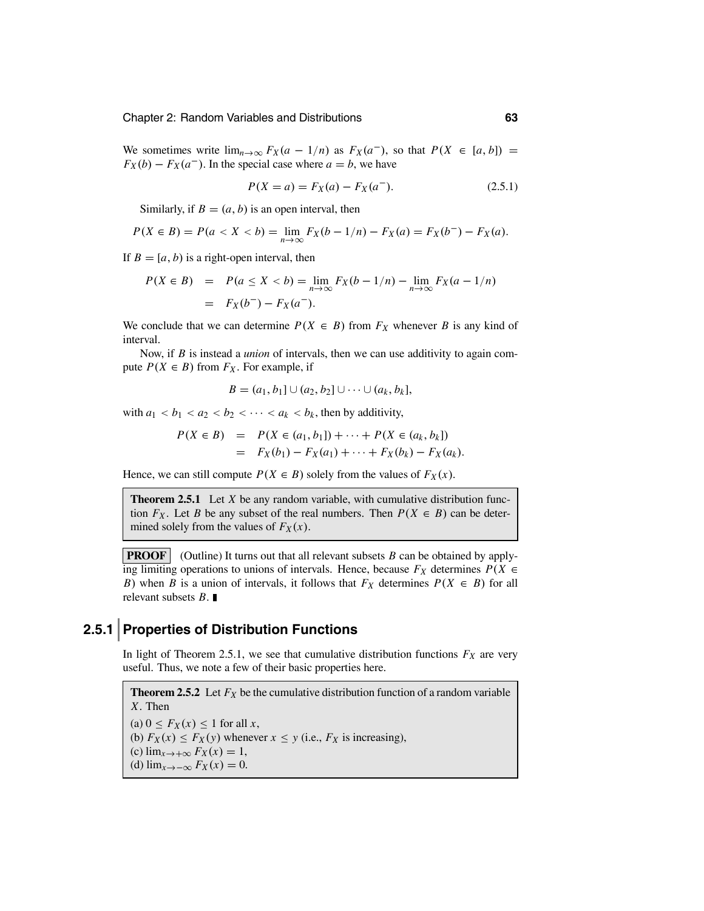We sometimes write $\lim_{n\to\infty} F_X(a - 1/n)$ as $F_X(a^-)$, so that $P(X \in [a, b]) = F_X(b) - F_X(a^-)$. In the special case where $a = b$, we have

$$P(X = a) = F_X(a) - F_X(a^-). \tag{2.5.1}$$

Similarly, if $B = (a, b)$ is an open interval, then

$$P(X \in B) = P(a < X < b) = \lim_{n\to\infty} F_X(b - 1/n) - F_X(a) = F_X(b^-) - F_X(a).$$

If $B = [a, b)$ is a right-open interval, then

$$\begin{aligned} P(X \in B) &= P(a \le X < b) = \lim_{n\to\infty} F_X(b - 1/n) - \lim_{n\to\infty} F_X(a - 1/n) \\ &= F_X(b^-) - F_X(a^-). \end{aligned}$$

We conclude that we can determine $P(X \in B)$ from $F_X$ whenever $B$ is any kind of interval.

Now, if $B$ is instead a *union* of intervals, then we can use additivity to again compute $P(X \in B)$ from $F_X$. For example, if

$$B = (a_1, b_1] \cup (a_2, b_2] \cup \cdots \cup (a_k, b_k],$$

with $a_1 < b_1 < a_2 < b_2 < \cdots < a_k < b_k$, then by additivity,

$$\begin{aligned} P(X \in B) &= P(X \in (a_1, b_1]) + \cdots + P(X \in (a_k, b_k]) \\ &= F_X(b_1) - F_X(a_1) + \cdots + F_X(b_k) - F_X(a_k). \end{aligned}$$

Hence, we can still compute $P(X \in B)$ solely from the values of $F_X(x)$.

**Theorem 2.5.1** Let $X$ be any random variable, with cumulative distribution function $F_X$. Let $B$ be any subset of the real numbers. Then $P(X \in B)$ can be determined solely from the values of $F_X(x)$.

**PROOF** (Outline) It turns out that all relevant subsets $B$ can be obtained by applying limiting operations to unions of intervals. Hence, because $F_X$ determines $P(X \in B)$ when $B$ is a union of intervals, it follows that $F_X$ determines $P(X \in B)$ for all relevant subsets $B$. ∎

## 2.5.1 Properties of Distribution Functions

In light of Theorem 2.5.1, we see that cumulative distribution functions $F_X$ are very useful. Thus, we note a few of their basic properties here.

**Theorem 2.5.2** Let $F_X$ be the cumulative distribution function of a random variable $X$. Then

(a) $0 \le F_X(x) \le 1$ for all $x$,
(b) $F_X(x) \le F_X(y)$ whenever $x \le y$ (i.e., $F_X$ is increasing),
(c) $\lim_{x\to+\infty} F_X(x) = 1$,
(d) $\lim_{x\to-\infty} F_X(x) = 0$.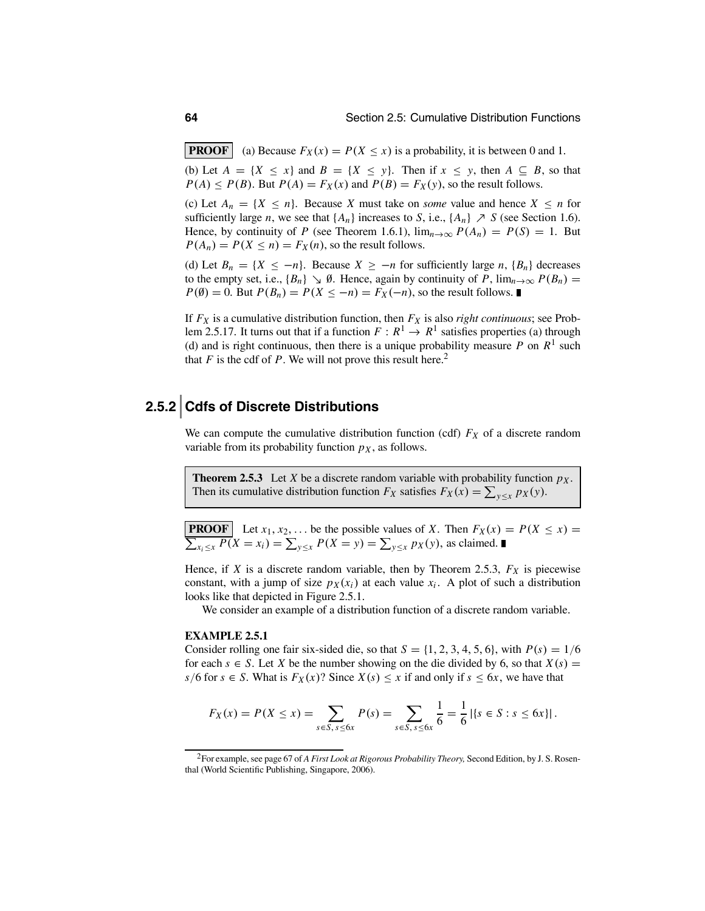**PROOF** (a) Because $F_X(x) = P(X \le x)$ is a probability, it is between 0 and 1.

(b) Let $A = \{X \le x\}$ and $B = \{X \le y\}$. Then if $x \le y$, then $A \subseteq B$, so that $P(A) \le P(B)$. But $P(A) = F_X(x)$ and $P(B) = F_X(y)$, so the result follows.

(c) Let $A_n = \{X \le n\}$. Because $X$ must take on *some* value and hence $X \le n$ for sufficiently large $n$, we see that $\{A_n\}$ increases to $S$, i.e., $\{A_n\} \nearrow S$ (see Section 1.6). Hence, by continuity of $P$ (see Theorem 1.6.1), $\lim_{n\to\infty} P(A_n) = P(S) = 1$. But $P(A_n) = P(X \le n) = F_X(n)$, so the result follows.

(d) Let $B_n = \{X \le -n\}$. Because $X \ge -n$ for sufficiently large $n$, $\{B_n\}$ decreases to the empty set, i.e., $\{B_n\} \searrow \emptyset$. Hence, again by continuity of $P$, $\lim_{n\to\infty} P(B_n) = P(\emptyset) = 0$. But $P(B_n) = P(X \le -n) = F_X(-n)$, so the result follows. ∎

If $F_X$ is a cumulative distribution function, then $F_X$ is also *right continuous*; see Problem 2.5.17. It turns out that if a function $F : R^1 \to R^1$ satisfies properties (a) through (d) and is right continuous, then there is a unique probability measure $P$ on $R^1$ such that $F$ is the cdf of $P$. We will not prove this result here.[2]

## 2.5.2 Cdfs of Discrete Distributions

We can compute the cumulative distribution function (cdf) $F_X$ of a discrete random variable from its probability function $p_X$, as follows.

**Theorem 2.5.3** Let $X$ be a discrete random variable with probability function $p_X$. Then its cumulative distribution function $F_X$ satisfies $F_X(x) = \sum_{y \le x} p_X(y)$.

**PROOF** Let $x_1, x_2, \ldots$ be the possible values of $X$. Then $F_X(x) = P(X \le x) = \sum_{x_i \le x} P(X = x_i) = \sum_{y \le x} P(X = y) = \sum_{y \le x} p_X(y)$, as claimed. ∎

Hence, if $X$ is a discrete random variable, then by Theorem 2.5.3, $F_X$ is piecewise constant, with a jump of size $p_X(x_i)$ at each value $x_i$. A plot of such a distribution looks like that depicted in Figure 2.5.1.

We consider an example of a distribution function of a discrete random variable.

**EXAMPLE 2.5.1**

Consider rolling one fair six-sided die, so that $S = \{1, 2, 3, 4, 5, 6\}$, with $P(s) = 1/6$ for each $s \in S$. Let $X$ be the number showing on the die divided by 6, so that $X(s) = s/6$ for $s \in S$. What is $F_X(x)$? Since $X(s) \le x$ if and only if $s \le 6x$, we have that

$$F_X(x) = P(X \le x) = \sum_{s \in S,\, s \le 6x} P(s) = \sum_{s \in S,\, s \le 6x} \frac{1}{6} = \frac{1}{6} \left|\{s \in S : s \le 6x\}\right|.$$

[2] For example, see page 67 of *A First Look at Rigorous Probability Theory,* Second Edition, by J. S. Rosenthal (World Scientific Publishing, Singapore, 2006).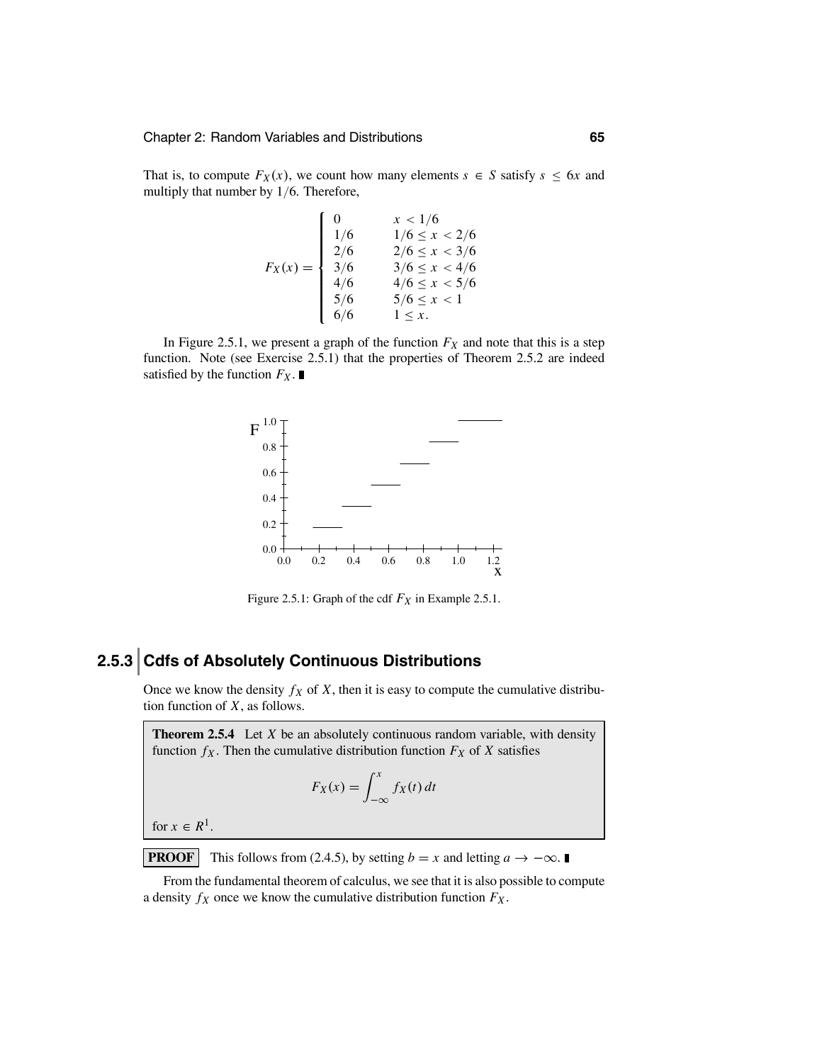That is, to compute $F_X(x)$, we count how many elements $s \in S$ satisfy $s \le 6x$ and multiply that number by $1/6$. Therefore,

$$F_X(x) = \begin{cases} 0 & x < 1/6 \\ 1/6 & 1/6 \le x < 2/6 \\ 2/6 & 2/6 \le x < 3/6 \\ 3/6 & 3/6 \le x < 4/6 \\ 4/6 & 4/6 \le x < 5/6 \\ 5/6 & 5/6 \le x < 1 \\ 6/6 & 1 \le x. \end{cases}$$

In Figure 2.5.1, we present a graph of the function $F_X$ and note that this is a step function. Note (see Exercise 2.5.1) that the properties of Theorem 2.5.2 are indeed satisfied by the function $F_X$. ∎

F
1.0
0.8
0.6
0.4
0.2
0.0
0.0 0.2 0.4 0.6 0.8 1.0 1.2
x

Figure 2.5.1: Graph of the cdf $F_X$ in Example 2.5.1.

## 2.5.3 Cdfs of Absolutely Continuous Distributions

Once we know the density $f_X$ of $X$, then it is easy to compute the cumulative distribution function of $X$, as follows.

**Theorem 2.5.4** Let $X$ be an absolutely continuous random variable, with density function $f_X$. Then the cumulative distribution function $F_X$ of $X$ satisfies

$$F_X(x) = \int_{-\infty}^{x} f_X(t)\, dt$$

for $x \in R^1$.

**PROOF** This follows from (2.4.5), by setting $b = x$ and letting $a \to -\infty$. ∎

From the fundamental theorem of calculus, we see that it is also possible to compute a density $f_X$ once we know the cumulative distribution function $F_X$.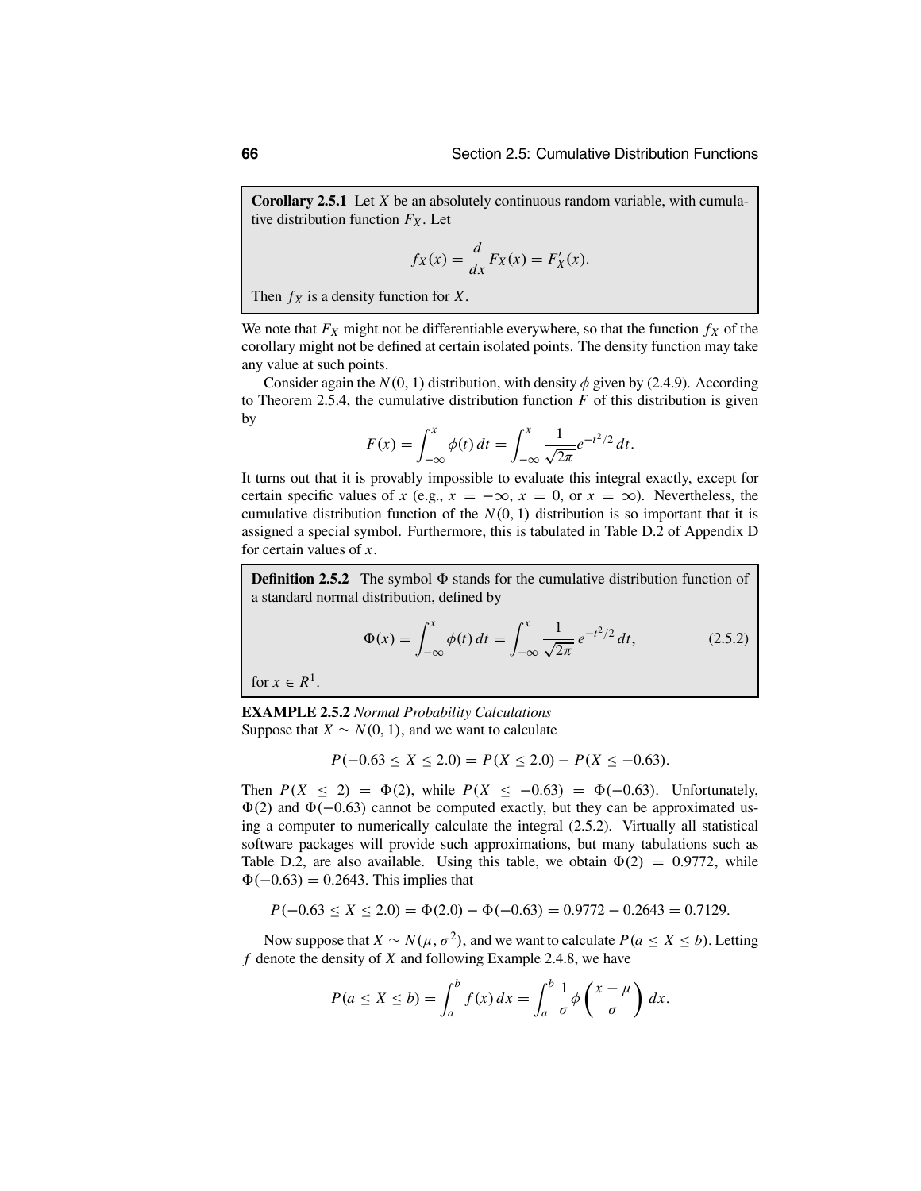**Corollary 2.5.1** Let $X$ be an absolutely continuous random variable, with cumulative distribution function $F_X$. Let

$$f_X(x) = \frac{d}{dx} F_X(x) = F_X'(x).$$

Then $f_X$ is a density function for $X$.

We note that $F_X$ might not be differentiable everywhere, so that the function $f_X$ of the corollary might not be defined at certain isolated points. The density function may take any value at such points.

Consider again the $N(0, 1)$ distribution, with density $\phi$ given by (2.4.9). According to Theorem 2.5.4, the cumulative distribution function $F$ of this distribution is given by

$$F(x) = \int_{-\infty}^{x} \phi(t)\, dt = \int_{-\infty}^{x} \frac{1}{\sqrt{2\pi}} e^{-t^2/2}\, dt.$$

It turns out that it is provably impossible to evaluate this integral exactly, except for certain specific values of $x$ (e.g., $x = -\infty$, $x = 0$, or $x = \infty$). Nevertheless, the cumulative distribution function of the $N(0, 1)$ distribution is so important that it is assigned a special symbol. Furthermore, this is tabulated in Table D.2 of Appendix D for certain values of $x$.

**Definition 2.5.2** The symbol $\Phi$ stands for the cumulative distribution function of a standard normal distribution, defined by

$$\Phi(x) = \int_{-\infty}^{x} \phi(t)\, dt = \int_{-\infty}^{x} \frac{1}{\sqrt{2\pi}} e^{-t^2/2}\, dt, \tag{2.5.2}$$

for $x \in R^1$.

**EXAMPLE 2.5.2** *Normal Probability Calculations*
Suppose that $X \sim N(0, 1)$, and we want to calculate

$$P(-0.63 \le X \le 2.0) = P(X \le 2.0) - P(X \le -0.63).$$

Then $P(X \le 2) = \Phi(2)$, while $P(X \le -0.63) = \Phi(-0.63)$. Unfortunately, $\Phi(2)$ and $\Phi(-0.63)$ cannot be computed exactly, but they can be approximated using a computer to numerically calculate the integral (2.5.2). Virtually all statistical software packages will provide such approximations, but many tabulations such as Table D.2, are also available. Using this table, we obtain $\Phi(2) = 0.9772$, while $\Phi(-0.63) = 0.2643$. This implies that

$$P(-0.63 \le X \le 2.0) = \Phi(2.0) - \Phi(-0.63) = 0.9772 - 0.2643 = 0.7129.$$

Now suppose that $X \sim N(\mu, \sigma^2)$, and we want to calculate $P(a \le X \le b)$. Letting $f$ denote the density of $X$ and following Example 2.4.8, we have

$$P(a \le X \le b) = \int_a^b f(x)\, dx = \int_a^b \frac{1}{\sigma} \phi\left(\frac{x - \mu}{\sigma}\right) dx.$$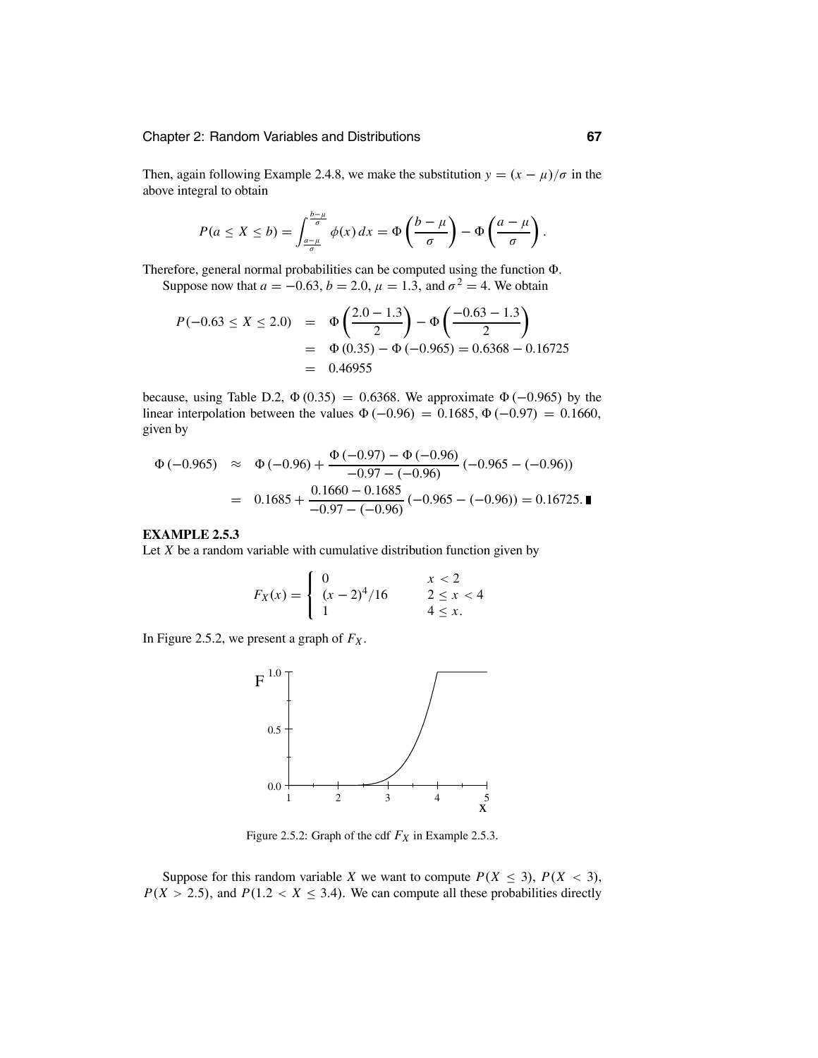Then, again following Example 2.4.8, we make the substitution $y = (x - \mu)/\sigma$ in the above integral to obtain

$$P(a \le X \le b) = \int_{\frac{a-\mu}{\sigma}}^{\frac{b-\mu}{\sigma}} \phi(x)\, dx = \Phi\left(\frac{b-\mu}{\sigma}\right) - \Phi\left(\frac{a-\mu}{\sigma}\right).$$

Therefore, general normal probabilities can be computed using the function $\Phi$.

Suppose now that $a = -0.63$, $b = 2.0$, $\mu = 1.3$, and $\sigma^2 = 4$. We obtain

$$\begin{aligned} P(-0.63 \le X \le 2.0) &= \Phi\left(\frac{2.0 - 1.3}{2}\right) - \Phi\left(\frac{-0.63 - 1.3}{2}\right) \\ &= \Phi(0.35) - \Phi(-0.965) = 0.6368 - 0.16725 \\ &= 0.46955 \end{aligned}$$

because, using Table D.2, $\Phi(0.35) = 0.6368$. We approximate $\Phi(-0.965)$ by the linear interpolation between the values $\Phi(-0.96) = 0.1685$, $\Phi(-0.97) = 0.1660$, given by

$$\begin{aligned} \Phi(-0.965) &\approx \Phi(-0.96) + \frac{\Phi(-0.97) - \Phi(-0.96)}{-0.97 - (-0.96)}(-0.965 - (-0.96)) \\ &= 0.1685 + \frac{0.1660 - 0.1685}{-0.97 - (-0.96)}(-0.965 - (-0.96)) = 0.16725. \end{aligned}$$ ∎

**EXAMPLE 2.5.3**

Let $X$ be a random variable with cumulative distribution function given by

$$F_X(x) = \begin{cases} 0 & x < 2 \\ (x-2)^4/16 & 2 \le x < 4 \\ 1 & 4 \le x. \end{cases}$$

In Figure 2.5.2, we present a graph of $F_X$.

F
1.0
0.5
0.0
1 2 3 4 5
x

Figure 2.5.2: Graph of the cdf $F_X$ in Example 2.5.3.

Suppose for this random variable $X$ we want to compute $P(X \le 3)$, $P(X < 3)$, $P(X > 2.5)$, and $P(1.2 < X \le 3.4)$. We can compute all these probabilities directly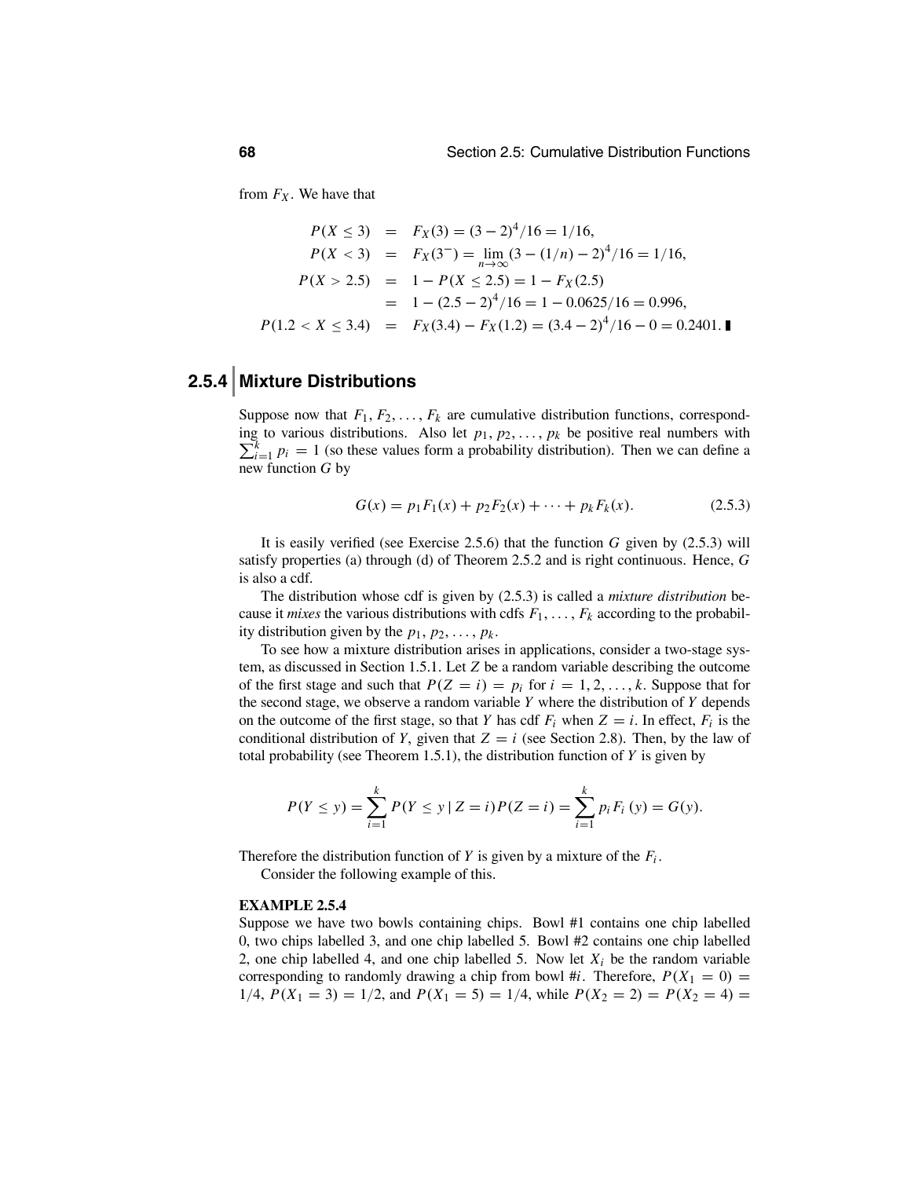from $F_X$. We have that

$$
\begin{aligned}
P(X \leq 3) &= F_X(3) = (3-2)^4/16 = 1/16, \\
P(X < 3) &= F_X(3^-) = \lim_{n \to \infty} (3 - (1/n) - 2)^4/16 = 1/16, \\
P(X > 2.5) &= 1 - P(X \leq 2.5) = 1 - F_X(2.5) \\
&= 1 - (2.5-2)^4/16 = 1 - 0.0625/16 = 0.996, \\
P(1.2 < X \leq 3.4) &= F_X(3.4) - F_X(1.2) = (3.4-2)^4/16 - 0 = 0.2401. \blacksquare
\end{aligned}
$$

## 2.5.4 Mixture Distributions

Suppose now that $F_1, F_2, \ldots, F_k$ are cumulative distribution functions, corresponding to various distributions. Also let $p_1, p_2, \ldots, p_k$ be positive real numbers with $\sum_{i=1}^{k} p_i = 1$ (so these values form a probability distribution). Then we can define a new function $G$ by

$$
G(x) = p_1 F_1(x) + p_2 F_2(x) + \cdots + p_k F_k(x). \tag{2.5.3}
$$

It is easily verified (see Exercise 2.5.6) that the function $G$ given by (2.5.3) will satisfy properties (a) through (d) of Theorem 2.5.2 and is right continuous. Hence, $G$ is also a cdf.

The distribution whose cdf is given by (2.5.3) is called a *mixture distribution* because it *mixes* the various distributions with cdfs $F_1, \ldots, F_k$ according to the probability distribution given by the $p_1, p_2, \ldots, p_k$.

To see how a mixture distribution arises in applications, consider a two-stage system, as discussed in Section 1.5.1. Let $Z$ be a random variable describing the outcome of the first stage and such that $P(Z = i) = p_i$ for $i = 1, 2, \ldots, k$. Suppose that for the second stage, we observe a random variable $Y$ where the distribution of $Y$ depends on the outcome of the first stage, so that $Y$ has cdf $F_i$ when $Z = i$. In effect, $F_i$ is the conditional distribution of $Y$, given that $Z = i$ (see Section 2.8). Then, by the law of total probability (see Theorem 1.5.1), the distribution function of $Y$ is given by

$$
P(Y \leq y) = \sum_{i=1}^{k} P(Y \leq y \mid Z = i) P(Z = i) = \sum_{i=1}^{k} p_i F_i(y) = G(y).
$$

Therefore the distribution function of $Y$ is given by a mixture of the $F_i$.

Consider the following example of this.

**EXAMPLE 2.5.4**

Suppose we have two bowls containing chips. Bowl #1 contains one chip labelled 0, two chips labelled 3, and one chip labelled 5. Bowl #2 contains one chip labelled 2, one chip labelled 4, and one chip labelled 5. Now let $X_i$ be the random variable corresponding to randomly drawing a chip from bowl #$i$. Therefore, $P(X_1 = 0) = 1/4$, $P(X_1 = 3) = 1/2$, and $P(X_1 = 5) = 1/4$, while $P(X_2 = 2) = P(X_2 = 4) =$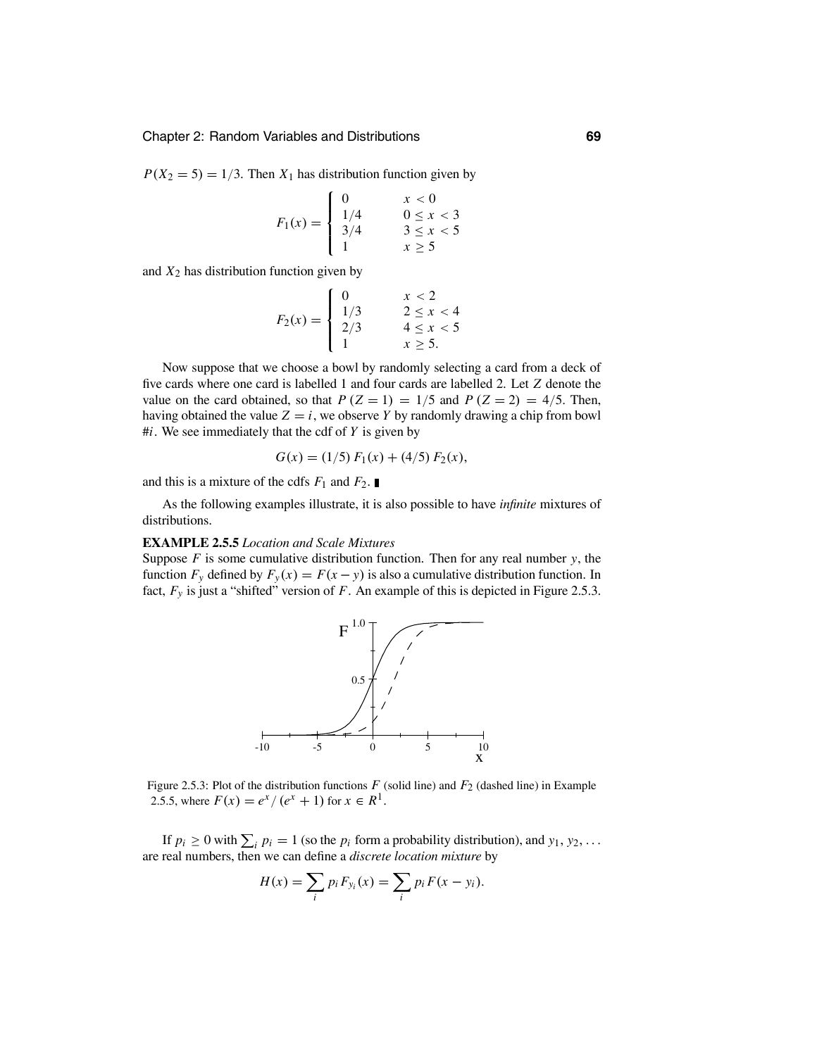$P(X_2 = 5) = 1/3$. Then $X_1$ has distribution function given by

$$F_1(x) = \begin{cases} 0 & x < 0 \\ 1/4 & 0 \le x < 3 \\ 3/4 & 3 \le x < 5 \\ 1 & x \ge 5 \end{cases}$$

and $X_2$ has distribution function given by

$$F_2(x) = \begin{cases} 0 & x < 2 \\ 1/3 & 2 \le x < 4 \\ 2/3 & 4 \le x < 5 \\ 1 & x \ge 5. \end{cases}$$

Now suppose that we choose a bowl by randomly selecting a card from a deck of five cards where one card is labelled 1 and four cards are labelled 2. Let $Z$ denote the value on the card obtained, so that $P(Z = 1) = 1/5$ and $P(Z = 2) = 4/5$. Then, having obtained the value $Z = i$, we observe $Y$ by randomly drawing a chip from bowl $\#i$. We see immediately that the cdf of $Y$ is given by

$$G(x) = (1/5)\, F_1(x) + (4/5)\, F_2(x),$$

and this is a mixture of the cdfs $F_1$ and $F_2$. ∎

As the following examples illustrate, it is also possible to have *infinite* mixtures of distributions.

**EXAMPLE 2.5.5** *Location and Scale Mixtures*
Suppose $F$ is some cumulative distribution function. Then for any real number $y$, the function $F_y$ defined by $F_y(x) = F(x - y)$ is also a cumulative distribution function. In fact, $F_y$ is just a "shifted" version of $F$. An example of this is depicted in Figure 2.5.3.

F
1.0
0.5
-10
-5
0
5
10
X

Figure 2.5.3: Plot of the distribution functions $F$ (solid line) and $F_2$ (dashed line) in Example 2.5.5, where $F(x) = e^x/(e^x + 1)$ for $x \in R^1$.

If $p_i \ge 0$ with $\sum_i p_i = 1$ (so the $p_i$ form a probability distribution), and $y_1, y_2, \ldots$ are real numbers, then we can define a *discrete location mixture* by

$$H(x) = \sum_i p_i F_{y_i}(x) = \sum_i p_i F(x - y_i).$$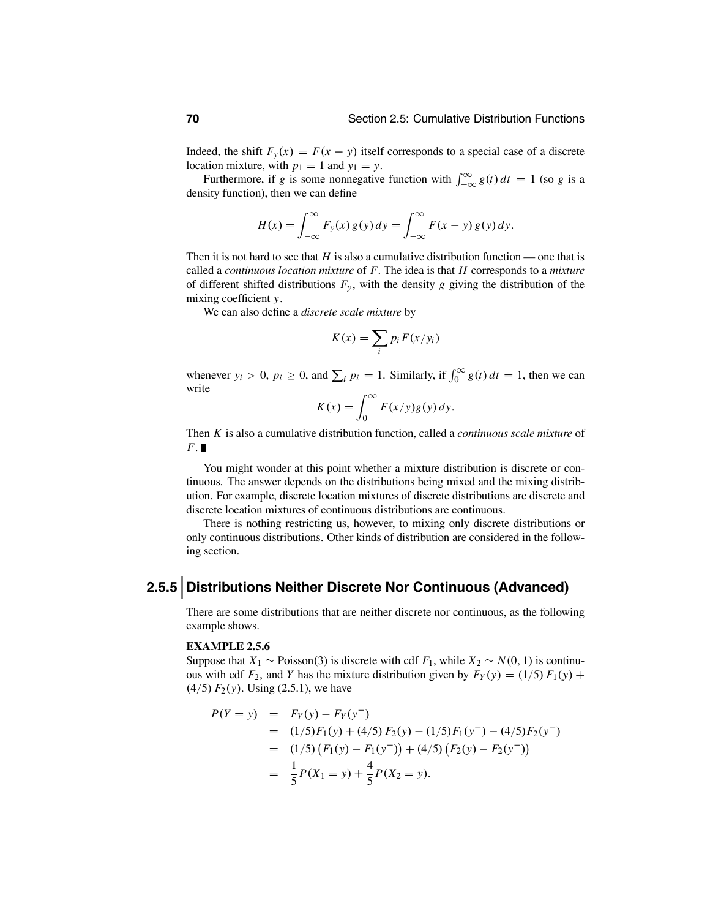Indeed, the shift $F_y(x) = F(x - y)$ itself corresponds to a special case of a discrete location mixture, with $p_1 = 1$ and $y_1 = y$.

Furthermore, if $g$ is some nonnegative function with $\int_{-\infty}^{\infty} g(t)\,dt = 1$ (so $g$ is a density function), then we can define

$$H(x) = \int_{-\infty}^{\infty} F_y(x)\, g(y)\, dy = \int_{-\infty}^{\infty} F(x - y)\, g(y)\, dy.$$

Then it is not hard to see that $H$ is also a cumulative distribution function — one that is called a *continuous location mixture* of $F$. The idea is that $H$ corresponds to a *mixture* of different shifted distributions $F_y$, with the density $g$ giving the distribution of the mixing coefficient $y$.

We can also define a *discrete scale mixture* by

$$K(x) = \sum_i p_i F(x/y_i)$$

whenever $y_i > 0$, $p_i \geq 0$, and $\sum_i p_i = 1$. Similarly, if $\int_0^{\infty} g(t)\,dt = 1$, then we can write

$$K(x) = \int_0^{\infty} F(x/y) g(y)\, dy.$$

Then $K$ is also a cumulative distribution function, called a *continuous scale mixture* of $F$. ■

You might wonder at this point whether a mixture distribution is discrete or continuous. The answer depends on the distributions being mixed and the mixing distribution. For example, discrete location mixtures of discrete distributions are discrete and discrete location mixtures of continuous distributions are continuous.

There is nothing restricting us, however, to mixing only discrete distributions or only continuous distributions. Other kinds of distribution are considered in the following section.

## 2.5.5 Distributions Neither Discrete Nor Continuous (Advanced)

There are some distributions that are neither discrete nor continuous, as the following example shows.

**EXAMPLE 2.5.6**

Suppose that $X_1 \sim \text{Poisson}(3)$ is discrete with cdf $F_1$, while $X_2 \sim N(0, 1)$ is continuous with cdf $F_2$, and $Y$ has the mixture distribution given by $F_Y(y) = (1/5)\, F_1(y) + (4/5)\, F_2(y)$. Using (2.5.1), we have

$$\begin{aligned}
P(Y = y) &= F_Y(y) - F_Y(y^-) \\
&= (1/5)F_1(y) + (4/5)\, F_2(y) - (1/5)F_1(y^-) - (4/5)F_2(y^-) \\
&= (1/5)\left(F_1(y) - F_1(y^-)\right) + (4/5)\left(F_2(y) - F_2(y^-)\right) \\
&= \frac{1}{5}P(X_1 = y) + \frac{4}{5}P(X_2 = y).
\end{aligned}$$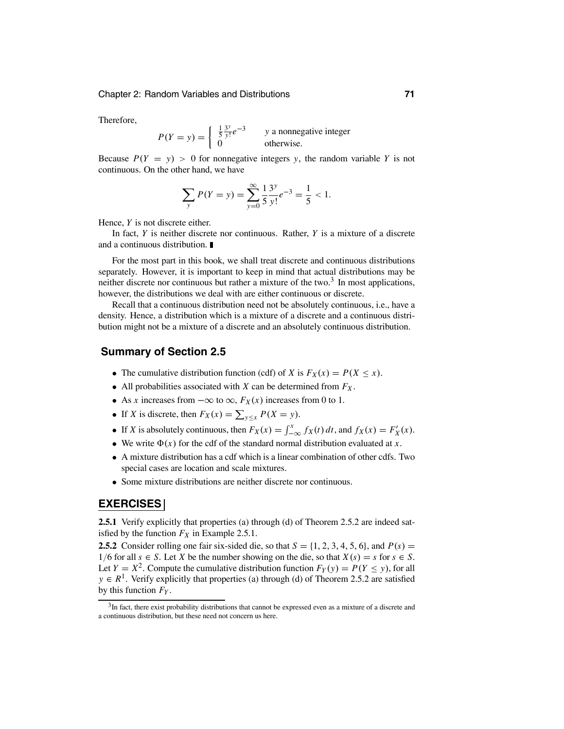Therefore,

$$P(Y = y) = \begin{cases} \frac{1}{5}\frac{3^y}{y!}e^{-3} & y \text{ a nonnegative integer} \\ 0 & \text{otherwise.} \end{cases}$$

Because $P(Y = y) > 0$ for nonnegative integers $y$, the random variable $Y$ is not continuous. On the other hand, we have

$$\sum_y P(Y = y) = \sum_{y=0}^{\infty} \frac{1}{5}\frac{3^y}{y!}e^{-3} = \frac{1}{5} < 1.$$

Hence, $Y$ is not discrete either.

In fact, $Y$ is neither discrete nor continuous. Rather, $Y$ is a mixture of a discrete and a continuous distribution. ∎

For the most part in this book, we shall treat discrete and continuous distributions separately. However, it is important to keep in mind that actual distributions may be neither discrete nor continuous but rather a mixture of the two.[3] In most applications, however, the distributions we deal with are either continuous or discrete.

Recall that a continuous distribution need not be absolutely continuous, i.e., have a density. Hence, a distribution which is a mixture of a discrete and a continuous distribution might not be a mixture of a discrete and an absolutely continuous distribution.

## Summary of Section 2.5

- The cumulative distribution function (cdf) of $X$ is $F_X(x) = P(X \le x)$.
- All probabilities associated with $X$ can be determined from $F_X$.
- As $x$ increases from $-\infty$ to $\infty$, $F_X(x)$ increases from 0 to 1.
- If $X$ is discrete, then $F_X(x) = \sum_{y \le x} P(X = y)$.
- If $X$ is absolutely continuous, then $F_X(x) = \int_{-\infty}^{x} f_X(t)\,dt$, and $f_X(x) = F_X'(x)$.
- We write $\Phi(x)$ for the cdf of the standard normal distribution evaluated at $x$.
- A mixture distribution has a cdf which is a linear combination of other cdfs. Two special cases are location and scale mixtures.
- Some mixture distributions are neither discrete nor continuous.

## EXERCISES

**2.5.1** Verify explicitly that properties (a) through (d) of Theorem 2.5.2 are indeed satisfied by the function $F_X$ in Example 2.5.1.

**2.5.2** Consider rolling one fair six-sided die, so that $S = \{1, 2, 3, 4, 5, 6\}$, and $P(s) = 1/6$ for all $s \in S$. Let $X$ be the number showing on the die, so that $X(s) = s$ for $s \in S$. Let $Y = X^2$. Compute the cumulative distribution function $F_Y(y) = P(Y \le y)$, for all $y \in R^1$. Verify explicitly that properties (a) through (d) of Theorem 2.5.2 are satisfied by this function $F_Y$.

[3] In fact, there exist probability distributions that cannot be expressed even as a mixture of a discrete and a continuous distribution, but these need not concern us here.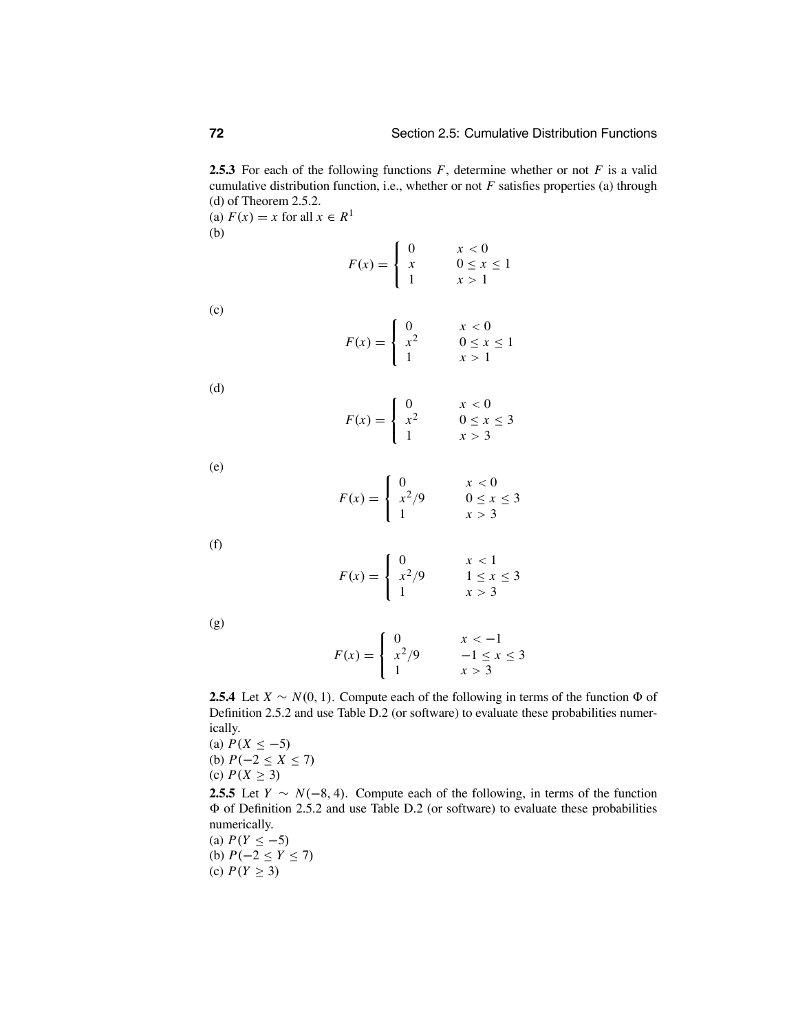**2.5.3** For each of the following functions $F$, determine whether or not $F$ is a valid cumulative distribution function, i.e., whether or not $F$ satisfies properties (a) through (d) of Theorem 2.5.2.

(a) $F(x) = x$ for all $x \in R^1$

(b)

$$F(x) = \begin{cases} 0 & x < 0 \\ x & 0 \le x \le 1 \\ 1 & x > 1 \end{cases}$$

(c)

$$F(x) = \begin{cases} 0 & x < 0 \\ x^2 & 0 \le x \le 1 \\ 1 & x > 1 \end{cases}$$

(d)

$$F(x) = \begin{cases} 0 & x < 0 \\ x^2 & 0 \le x \le 3 \\ 1 & x > 3 \end{cases}$$

(e)

$$F(x) = \begin{cases} 0 & x < 0 \\ x^2/9 & 0 \le x \le 3 \\ 1 & x > 3 \end{cases}$$

(f)

$$F(x) = \begin{cases} 0 & x < 1 \\ x^2/9 & 1 \le x \le 3 \\ 1 & x > 3 \end{cases}$$

(g)

$$F(x) = \begin{cases} 0 & x < -1 \\ x^2/9 & -1 \le x \le 3 \\ 1 & x > 3 \end{cases}$$

**2.5.4** Let $X \sim N(0, 1)$. Compute each of the following in terms of the function $\Phi$ of Definition 2.5.2 and use Table D.2 (or software) to evaluate these probabilities numerically.

(a) $P(X \le -5)$

(b) $P(-2 \le X \le 7)$

(c) $P(X \ge 3)$

**2.5.5** Let $Y \sim N(-8, 4)$. Compute each of the following, in terms of the function $\Phi$ of Definition 2.5.2 and use Table D.2 (or software) to evaluate these probabilities numerically.

(a) $P(Y \le -5)$

(b) $P(-2 \le Y \le 7)$

(c) $P(Y \ge 3)$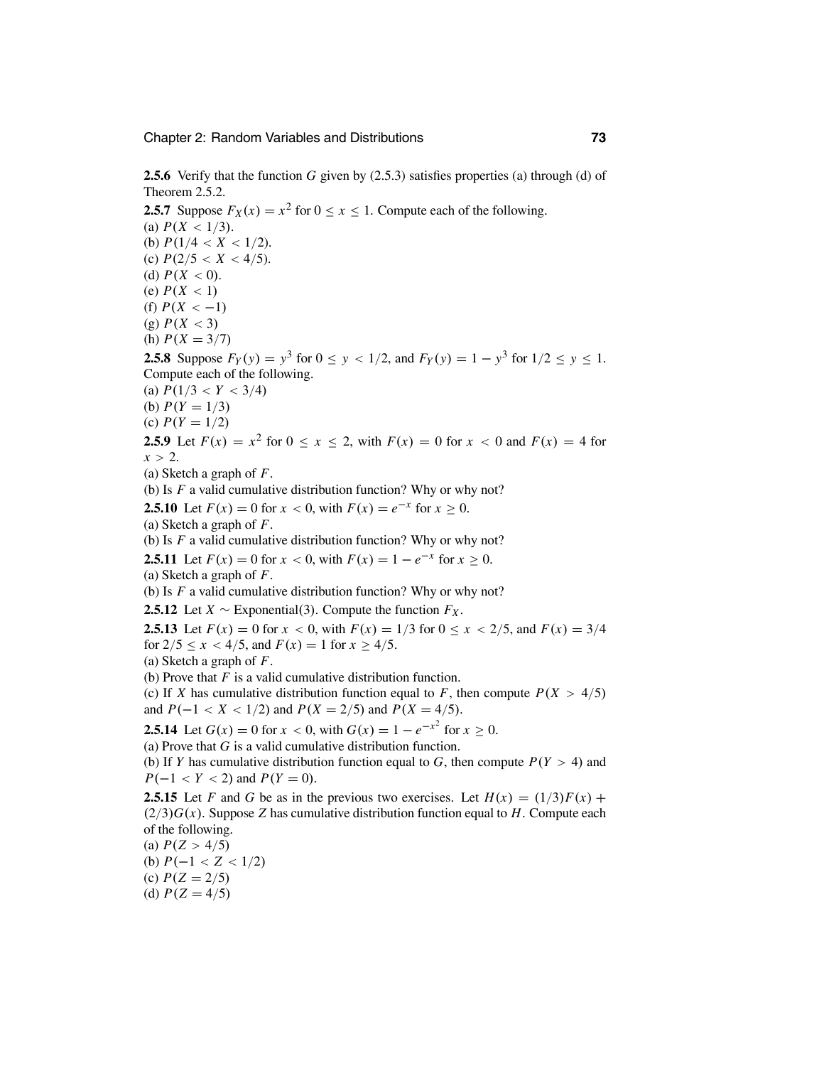**2.5.6** Verify that the function $G$ given by (2.5.3) satisfies properties (a) through (d) of Theorem 2.5.2.

**2.5.7** Suppose $F_X(x) = x^2$ for $0 \le x \le 1$. Compute each of the following.
(a) $P(X < 1/3)$.
(b) $P(1/4 < X < 1/2)$.
(c) $P(2/5 < X < 4/5)$.
(d) $P(X < 0)$.
(e) $P(X < 1)$
(f) $P(X < -1)$
(g) $P(X < 3)$
(h) $P(X = 3/7)$

**2.5.8** Suppose $F_Y(y) = y^3$ for $0 \le y < 1/2$, and $F_Y(y) = 1 - y^3$ for $1/2 \le y \le 1$. Compute each of the following.
(a) $P(1/3 < Y < 3/4)$
(b) $P(Y = 1/3)$
(c) $P(Y = 1/2)$

**2.5.9** Let $F(x) = x^2$ for $0 \le x \le 2$, with $F(x) = 0$ for $x < 0$ and $F(x) = 4$ for $x > 2$.
(a) Sketch a graph of $F$.
(b) Is $F$ a valid cumulative distribution function? Why or why not?

**2.5.10** Let $F(x) = 0$ for $x < 0$, with $F(x) = e^{-x}$ for $x \ge 0$.
(a) Sketch a graph of $F$.
(b) Is $F$ a valid cumulative distribution function? Why or why not?

**2.5.11** Let $F(x) = 0$ for $x < 0$, with $F(x) = 1 - e^{-x}$ for $x \ge 0$.
(a) Sketch a graph of $F$.
(b) Is $F$ a valid cumulative distribution function? Why or why not?

**2.5.12** Let $X \sim \text{Exponential}(3)$. Compute the function $F_X$.

**2.5.13** Let $F(x) = 0$ for $x < 0$, with $F(x) = 1/3$ for $0 \le x < 2/5$, and $F(x) = 3/4$ for $2/5 \le x < 4/5$, and $F(x) = 1$ for $x \ge 4/5$.
(a) Sketch a graph of $F$.
(b) Prove that $F$ is a valid cumulative distribution function.
(c) If $X$ has cumulative distribution function equal to $F$, then compute $P(X > 4/5)$ and $P(-1 < X < 1/2)$ and $P(X = 2/5)$ and $P(X = 4/5)$.

**2.5.14** Let $G(x) = 0$ for $x < 0$, with $G(x) = 1 - e^{-x^2}$ for $x \ge 0$.
(a) Prove that $G$ is a valid cumulative distribution function.
(b) If $Y$ has cumulative distribution function equal to $G$, then compute $P(Y > 4)$ and $P(-1 < Y < 2)$ and $P(Y = 0)$.

**2.5.15** Let $F$ and $G$ be as in the previous two exercises. Let $H(x) = (1/3)F(x) + (2/3)G(x)$. Suppose $Z$ has cumulative distribution function equal to $H$. Compute each of the following.
(a) $P(Z > 4/5)$
(b) $P(-1 < Z < 1/2)$
(c) $P(Z = 2/5)$
(d) $P(Z = 4/5)$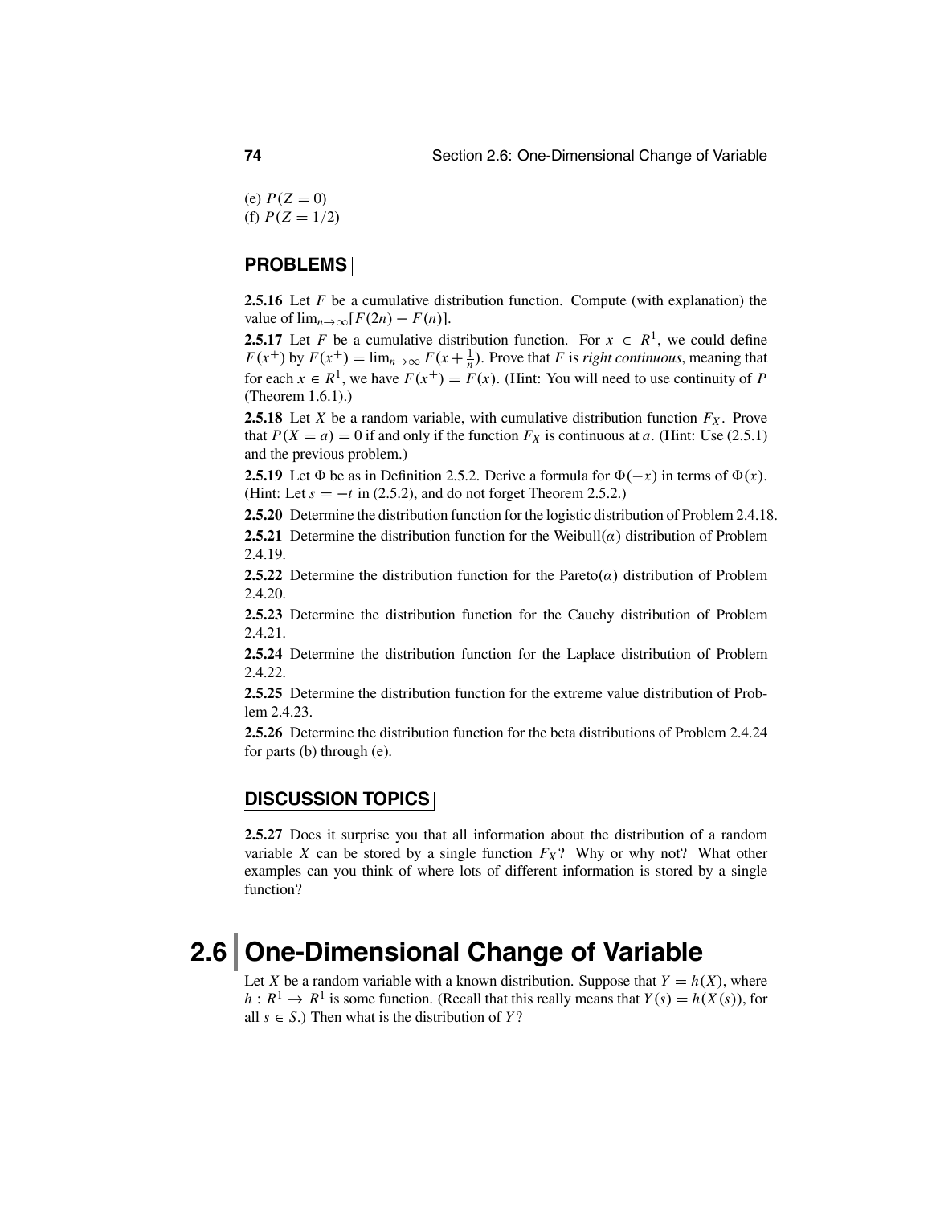(e) $P(Z = 0)$
(f) $P(Z = 1/2)$

### PROBLEMS

**2.5.16** Let $F$ be a cumulative distribution function. Compute (with explanation) the value of $\lim_{n\to\infty}[F(2n) - F(n)]$.

**2.5.17** Let $F$ be a cumulative distribution function. For $x \in R^1$, we could define $F(x^+)$ by $F(x^+) = \lim_{n\to\infty} F(x + \frac{1}{n})$. Prove that $F$ is *right continuous*, meaning that for each $x \in R^1$, we have $F(x^+) = F(x)$. (Hint: You will need to use continuity of $P$ (Theorem 1.6.1).)

**2.5.18** Let $X$ be a random variable, with cumulative distribution function $F_X$. Prove that $P(X = a) = 0$ if and only if the function $F_X$ is continuous at $a$. (Hint: Use (2.5.1) and the previous problem.)

**2.5.19** Let $\Phi$ be as in Definition 2.5.2. Derive a formula for $\Phi(-x)$ in terms of $\Phi(x)$. (Hint: Let $s = -t$ in (2.5.2), and do not forget Theorem 2.5.2.)

**2.5.20** Determine the distribution function for the logistic distribution of Problem 2.4.18.

**2.5.21** Determine the distribution function for the Weibull($\alpha$) distribution of Problem 2.4.19.

**2.5.22** Determine the distribution function for the Pareto($\alpha$) distribution of Problem 2.4.20.

**2.5.23** Determine the distribution function for the Cauchy distribution of Problem 2.4.21.

**2.5.24** Determine the distribution function for the Laplace distribution of Problem 2.4.22.

**2.5.25** Determine the distribution function for the extreme value distribution of Problem 2.4.23.

**2.5.26** Determine the distribution function for the beta distributions of Problem 2.4.24 for parts (b) through (e).

### DISCUSSION TOPICS

**2.5.27** Does it surprise you that all information about the distribution of a random variable $X$ can be stored by a single function $F_X$? Why or why not? What other examples can you think of where lots of different information is stored by a single function?

## 2.6 One-Dimensional Change of Variable

Let $X$ be a random variable with a known distribution. Suppose that $Y = h(X)$, where $h : R^1 \to R^1$ is some function. (Recall that this really means that $Y(s) = h(X(s))$, for all $s \in S$.) Then what is the distribution of $Y$?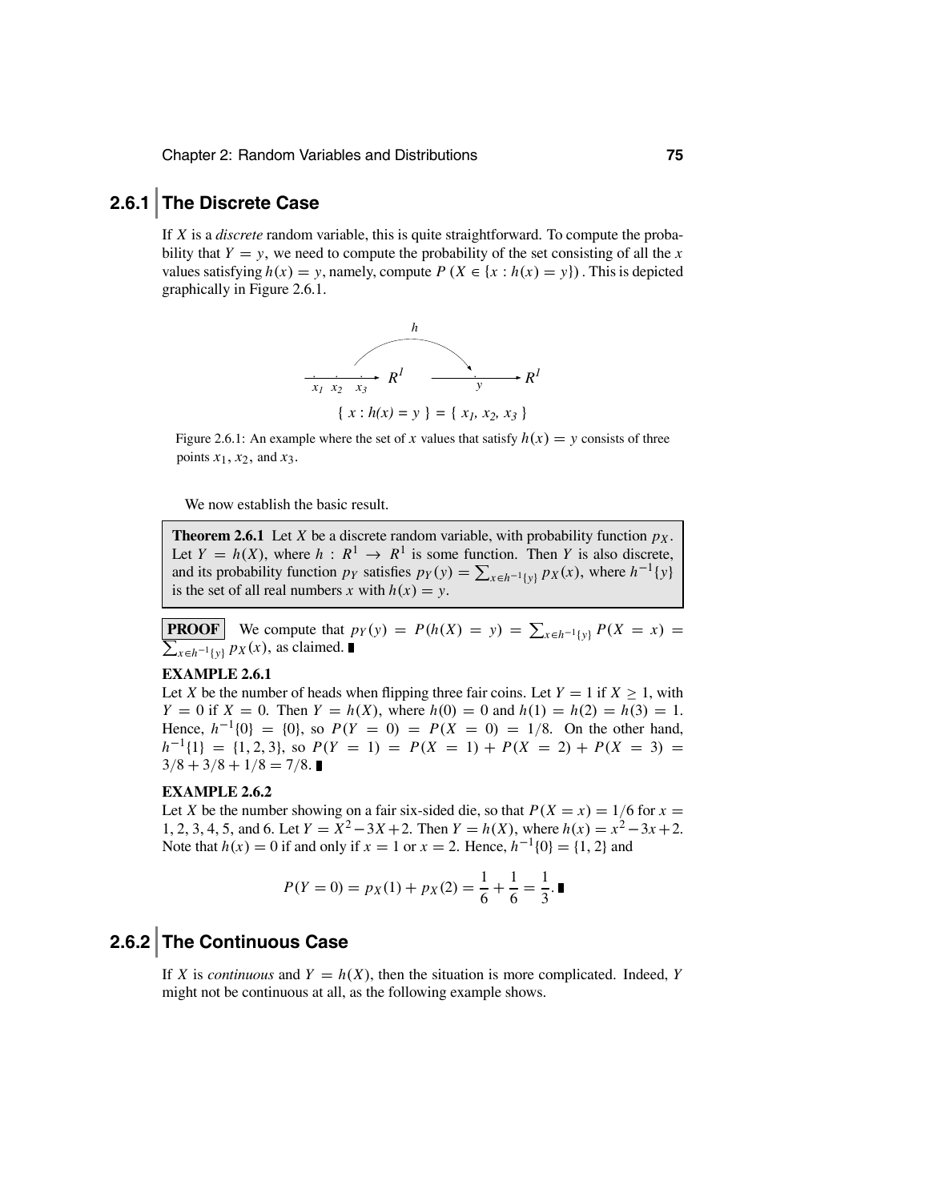## 2.6.1 The Discrete Case

If $X$ is a *discrete* random variable, this is quite straightforward. To compute the probability that $Y = y$, we need to compute the probability of the set consisting of all the $x$ values satisfying $h(x) = y$, namely, compute $P(X \in \{x : h(x) = y\})$. This is depicted graphically in Figure 2.6.1.

h

$x_1$ $x_2$ $x_3$ $R^1$ $y$ $R^1$

$\{ x : h(x) = y \} = \{ x_1, x_2, x_3 \}$

Figure 2.6.1: An example where the set of $x$ values that satisfy $h(x) = y$ consists of three points $x_1$, $x_2$, and $x_3$.

We now establish the basic result.

**Theorem 2.6.1** Let $X$ be a discrete random variable, with probability function $p_X$. Let $Y = h(X)$, where $h : R^1 \to R^1$ is some function. Then $Y$ is also discrete, and its probability function $p_Y$ satisfies $p_Y(y) = \sum_{x \in h^{-1}\{y\}} p_X(x)$, where $h^{-1}\{y\}$ is the set of all real numbers $x$ with $h(x) = y$.

**PROOF** We compute that $p_Y(y) = P(h(X) = y) = \sum_{x \in h^{-1}\{y\}} P(X = x) = \sum_{x \in h^{-1}\{y\}} p_X(x)$, as claimed. ∎

**EXAMPLE 2.6.1**
Let $X$ be the number of heads when flipping three fair coins. Let $Y = 1$ if $X \geq 1$, with $Y = 0$ if $X = 0$. Then $Y = h(X)$, where $h(0) = 0$ and $h(1) = h(2) = h(3) = 1$. Hence, $h^{-1}\{0\} = \{0\}$, so $P(Y = 0) = P(X = 0) = 1/8$. On the other hand, $h^{-1}\{1\} = \{1, 2, 3\}$, so $P(Y = 1) = P(X = 1) + P(X = 2) + P(X = 3) = 3/8 + 3/8 + 1/8 = 7/8$. ∎

**EXAMPLE 2.6.2**
Let $X$ be the number showing on a fair six-sided die, so that $P(X = x) = 1/6$ for $x = 1, 2, 3, 4, 5$, and 6. Let $Y = X^2 - 3X + 2$. Then $Y = h(X)$, where $h(x) = x^2 - 3x + 2$. Note that $h(x) = 0$ if and only if $x = 1$ or $x = 2$. Hence, $h^{-1}\{0\} = \{1, 2\}$ and

$$P(Y = 0) = p_X(1) + p_X(2) = \frac{1}{6} + \frac{1}{6} = \frac{1}{3}. ∎$$

## 2.6.2 The Continuous Case

If $X$ is *continuous* and $Y = h(X)$, then the situation is more complicated. Indeed, $Y$ might not be continuous at all, as the following example shows.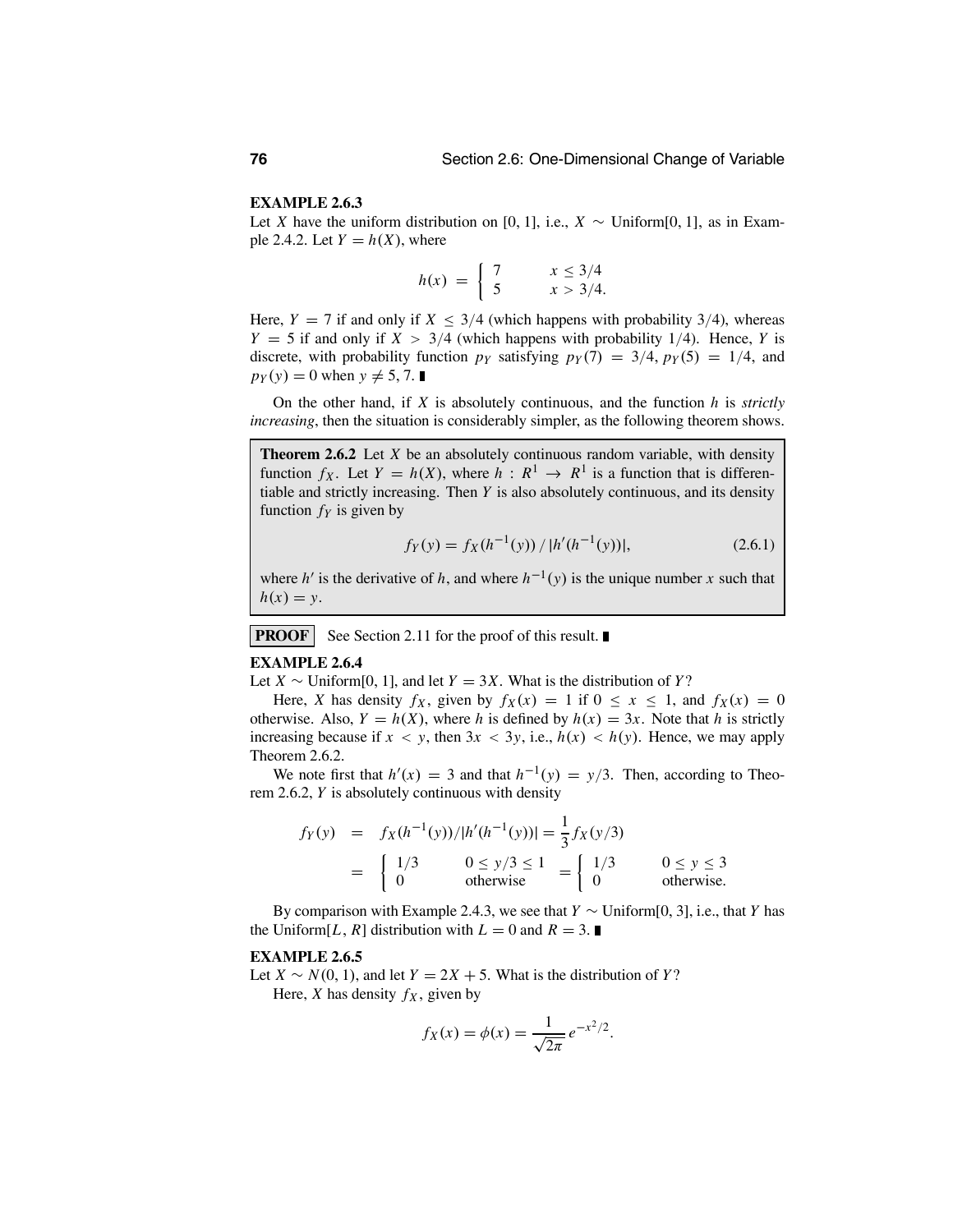**EXAMPLE 2.6.3**

Let $X$ have the uniform distribution on $[0, 1]$, i.e., $X \sim$ Uniform$[0, 1]$, as in Example 2.4.2. Let $Y = h(X)$, where

$$h(x) = \begin{cases} 7 & x \le 3/4 \\ 5 & x > 3/4. \end{cases}$$

Here, $Y = 7$ if and only if $X \le 3/4$ (which happens with probability $3/4$), whereas $Y = 5$ if and only if $X > 3/4$ (which happens with probability $1/4$). Hence, $Y$ is discrete, with probability function $p_Y$ satisfying $p_Y(7) = 3/4$, $p_Y(5) = 1/4$, and $p_Y(y) = 0$ when $y \ne 5, 7$. ∎

On the other hand, if $X$ is absolutely continuous, and the function $h$ is *strictly increasing*, then the situation is considerably simpler, as the following theorem shows.

**Theorem 2.6.2** Let $X$ be an absolutely continuous random variable, with density function $f_X$. Let $Y = h(X)$, where $h : R^1 \to R^1$ is a function that is differentiable and strictly increasing. Then $Y$ is also absolutely continuous, and its density function $f_Y$ is given by

$$f_Y(y) = f_X(h^{-1}(y)) \, / \, |h'(h^{-1}(y))|, \tag{2.6.1}$$

where $h'$ is the derivative of $h$, and where $h^{-1}(y)$ is the unique number $x$ such that $h(x) = y$.

**PROOF** See Section 2.11 for the proof of this result. ∎

**EXAMPLE 2.6.4**

Let $X \sim$ Uniform$[0, 1]$, and let $Y = 3X$. What is the distribution of $Y$?

Here, $X$ has density $f_X$, given by $f_X(x) = 1$ if $0 \le x \le 1$, and $f_X(x) = 0$ otherwise. Also, $Y = h(X)$, where $h$ is defined by $h(x) = 3x$. Note that $h$ is strictly increasing because if $x < y$, then $3x < 3y$, i.e., $h(x) < h(y)$. Hence, we may apply Theorem 2.6.2.

We note first that $h'(x) = 3$ and that $h^{-1}(y) = y/3$. Then, according to Theorem 2.6.2, $Y$ is absolutely continuous with density

$$\begin{aligned} f_Y(y) &= f_X(h^{-1}(y))/|h'(h^{-1}(y))| = \frac{1}{3} f_X(y/3) \\ &= \begin{cases} 1/3 & 0 \le y/3 \le 1 \\ 0 & \text{otherwise} \end{cases} = \begin{cases} 1/3 & 0 \le y \le 3 \\ 0 & \text{otherwise.} \end{cases} \end{aligned}$$

By comparison with Example 2.4.3, we see that $Y \sim$ Uniform$[0, 3]$, i.e., that $Y$ has the Uniform$[L, R]$ distribution with $L = 0$ and $R = 3$. ∎

**EXAMPLE 2.6.5**

Let $X \sim N(0, 1)$, and let $Y = 2X + 5$. What is the distribution of $Y$?

Here, $X$ has density $f_X$, given by

$$f_X(x) = \phi(x) = \frac{1}{\sqrt{2\pi}} e^{-x^2/2}.$$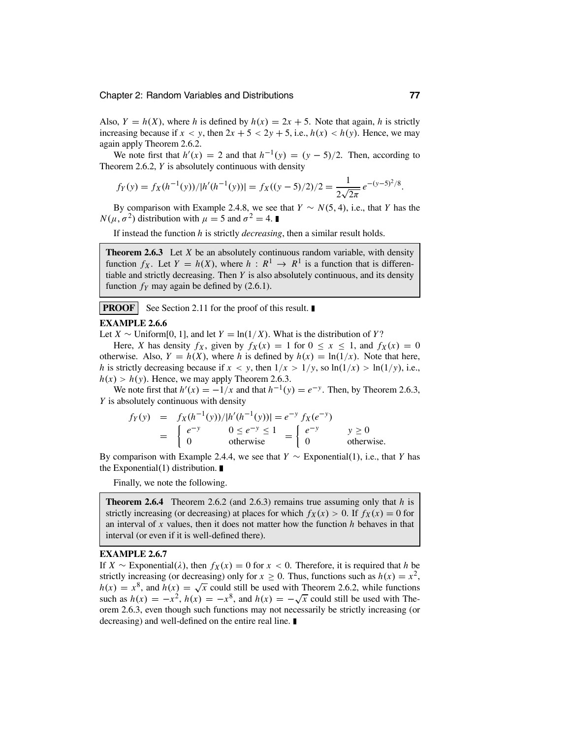Also, $Y = h(X)$, where $h$ is defined by $h(x) = 2x + 5$. Note that again, $h$ is strictly increasing because if $x < y$, then $2x + 5 < 2y + 5$, i.e., $h(x) < h(y)$. Hence, we may again apply Theorem 2.6.2.

We note first that $h'(x) = 2$ and that $h^{-1}(y) = (y - 5)/2$. Then, according to Theorem 2.6.2, $Y$ is absolutely continuous with density

$$f_Y(y) = f_X(h^{-1}(y))/|h'(h^{-1}(y))| = f_X((y-5)/2)/2 = \frac{1}{2\sqrt{2\pi}}\, e^{-(y-5)^2/8}.$$

By comparison with Example 2.4.8, we see that $Y \sim N(5, 4)$, i.e., that $Y$ has the $N(\mu, \sigma^2)$ distribution with $\mu = 5$ and $\sigma^2 = 4$. ∎

If instead the function $h$ is strictly *decreasing*, then a similar result holds.

**Theorem 2.6.3** Let $X$ be an absolutely continuous random variable, with density function $f_X$. Let $Y = h(X)$, where $h : R^1 \to R^1$ is a function that is differentiable and strictly decreasing. Then $Y$ is also absolutely continuous, and its density function $f_Y$ may again be defined by (2.6.1).

**PROOF** See Section 2.11 for the proof of this result. ∎

**EXAMPLE 2.6.6**

Let $X \sim$ Uniform[0, 1], and let $Y = \ln(1/X)$. What is the distribution of $Y$?

Here, $X$ has density $f_X$, given by $f_X(x) = 1$ for $0 \le x \le 1$, and $f_X(x) = 0$ otherwise. Also, $Y = h(X)$, where $h$ is defined by $h(x) = \ln(1/x)$. Note that here, $h$ is strictly decreasing because if $x < y$, then $1/x > 1/y$, so $\ln(1/x) > \ln(1/y)$, i.e., $h(x) > h(y)$. Hence, we may apply Theorem 2.6.3.

We note first that $h'(x) = -1/x$ and that $h^{-1}(y) = e^{-y}$. Then, by Theorem 2.6.3, $Y$ is absolutely continuous with density

$$\begin{aligned} f_Y(y) &= f_X(h^{-1}(y))/|h'(h^{-1}(y))| = e^{-y}\, f_X(e^{-y}) \\ &= \begin{cases} e^{-y} & 0 \le e^{-y} \le 1 \\ 0 & \text{otherwise} \end{cases} = \begin{cases} e^{-y} & y \ge 0 \\ 0 & \text{otherwise.} \end{cases} \end{aligned}$$

By comparison with Example 2.4.4, we see that $Y \sim$ Exponential(1), i.e., that $Y$ has the Exponential(1) distribution. ∎

Finally, we note the following.

**Theorem 2.6.4** Theorem 2.6.2 (and 2.6.3) remains true assuming only that $h$ is strictly increasing (or decreasing) at places for which $f_X(x) > 0$. If $f_X(x) = 0$ for an interval of $x$ values, then it does not matter how the function $h$ behaves in that interval (or even if it is well-defined there).

**EXAMPLE 2.6.7**

If $X \sim$ Exponential($\lambda$), then $f_X(x) = 0$ for $x < 0$. Therefore, it is required that $h$ be strictly increasing (or decreasing) only for $x \ge 0$. Thus, functions such as $h(x) = x^2$, $h(x) = x^8$, and $h(x) = \sqrt{x}$ could still be used with Theorem 2.6.2, while functions such as $h(x) = -x^2$, $h(x) = -x^8$, and $h(x) = -\sqrt{x}$ could still be used with Theorem 2.6.3, even though such functions may not necessarily be strictly increasing (or decreasing) and well-defined on the entire real line. ∎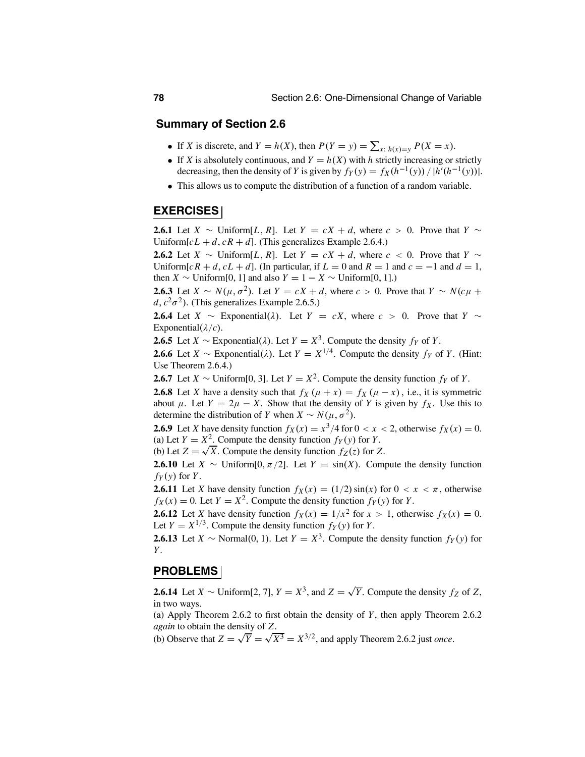## Summary of Section 2.6

- If $X$ is discrete, and $Y = h(X)$, then $P(Y = y) = \sum_{x:\, h(x)=y} P(X = x)$.
- If $X$ is absolutely continuous, and $Y = h(X)$ with $h$ strictly increasing or strictly decreasing, then the density of $Y$ is given by $f_Y(y) = f_X(h^{-1}(y)) \,/\, |h'(h^{-1}(y))|$.
- This allows us to compute the distribution of a function of a random variable.

## EXERCISES

**2.6.1** Let $X \sim$ Uniform$[L, R]$. Let $Y = cX + d$, where $c > 0$. Prove that $Y \sim$ Uniform$[cL + d, cR + d]$. (This generalizes Example 2.6.4.)

**2.6.2** Let $X \sim$ Uniform$[L, R]$. Let $Y = cX + d$, where $c < 0$. Prove that $Y \sim$ Uniform$[cR + d, cL + d]$. (In particular, if $L = 0$ and $R = 1$ and $c = -1$ and $d = 1$, then $X \sim$ Uniform$[0, 1]$ and also $Y = 1 - X \sim$ Uniform$[0, 1]$.)

**2.6.3** Let $X \sim N(\mu, \sigma^2)$. Let $Y = cX + d$, where $c > 0$. Prove that $Y \sim N(c\mu + d, c^2\sigma^2)$. (This generalizes Example 2.6.5.)

**2.6.4** Let $X \sim$ Exponential$(\lambda)$. Let $Y = cX$, where $c > 0$. Prove that $Y \sim$ Exponential$(\lambda/c)$.

**2.6.5** Let $X \sim$ Exponential$(\lambda)$. Let $Y = X^3$. Compute the density $f_Y$ of $Y$.

**2.6.6** Let $X \sim$ Exponential$(\lambda)$. Let $Y = X^{1/4}$. Compute the density $f_Y$ of $Y$. (Hint: Use Theorem 2.6.4.)

**2.6.7** Let $X \sim$ Uniform$[0, 3]$. Let $Y = X^2$. Compute the density function $f_Y$ of $Y$.

**2.6.8** Let $X$ have a density such that $f_X(\mu + x) = f_X(\mu - x)$, i.e., it is symmetric about $\mu$. Let $Y = 2\mu - X$. Show that the density of $Y$ is given by $f_X$. Use this to determine the distribution of $Y$ when $X \sim N(\mu, \sigma^2)$.

**2.6.9** Let $X$ have density function $f_X(x) = x^3/4$ for $0 < x < 2$, otherwise $f_X(x) = 0$.
(a) Let $Y = X^2$. Compute the density function $f_Y(y)$ for $Y$.
(b) Let $Z = \sqrt{X}$. Compute the density function $f_Z(z)$ for $Z$.

**2.6.10** Let $X \sim$ Uniform$[0, \pi/2]$. Let $Y = \sin(X)$. Compute the density function $f_Y(y)$ for $Y$.

**2.6.11** Let $X$ have density function $f_X(x) = (1/2)\sin(x)$ for $0 < x < \pi$, otherwise $f_X(x) = 0$. Let $Y = X^2$. Compute the density function $f_Y(y)$ for $Y$.

**2.6.12** Let $X$ have density function $f_X(x) = 1/x^2$ for $x > 1$, otherwise $f_X(x) = 0$. Let $Y = X^{1/3}$. Compute the density function $f_Y(y)$ for $Y$.

**2.6.13** Let $X \sim$ Normal$(0, 1)$. Let $Y = X^3$. Compute the density function $f_Y(y)$ for $Y$.

## PROBLEMS

**2.6.14** Let $X \sim$ Uniform$[2, 7]$, $Y = X^3$, and $Z = \sqrt{Y}$. Compute the density $f_Z$ of $Z$, in two ways.
(a) Apply Theorem 2.6.2 to first obtain the density of $Y$, then apply Theorem 2.6.2 *again* to obtain the density of $Z$.
(b) Observe that $Z = \sqrt{Y} = \sqrt{X^3} = X^{3/2}$, and apply Theorem 2.6.2 just *once*.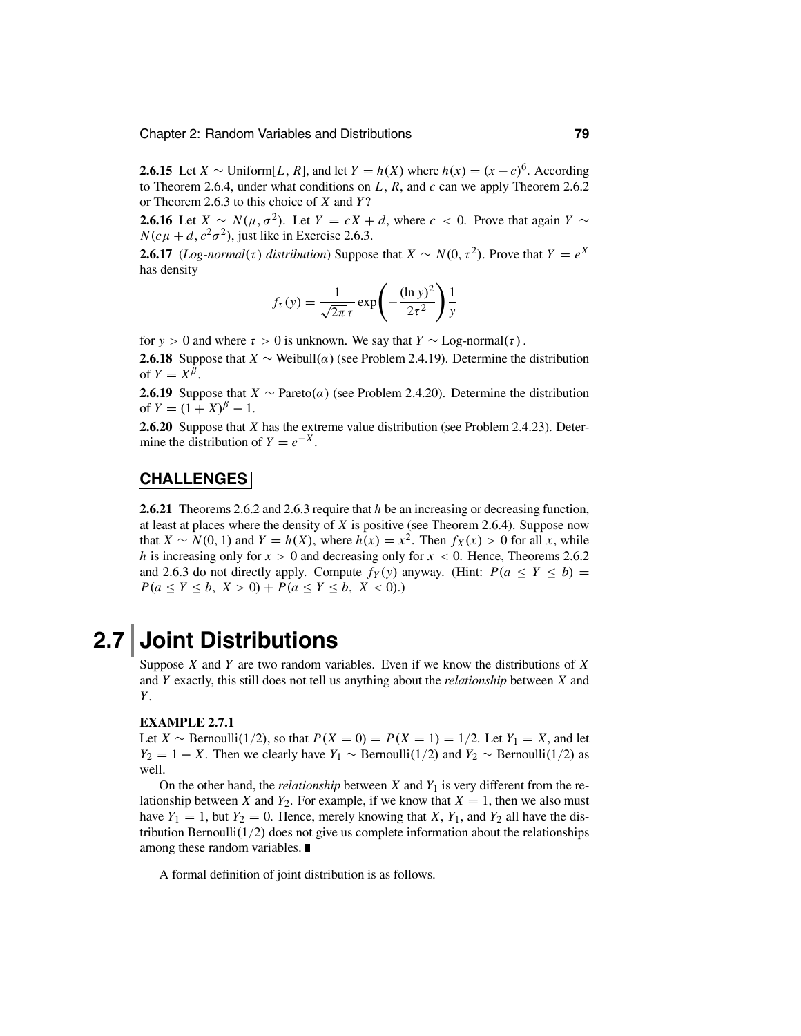**2.6.15** Let $X \sim \text{Uniform}[L, R]$, and let $Y = h(X)$ where $h(x) = (x - c)^6$. According to Theorem 2.6.4, under what conditions on $L$, $R$, and $c$ can we apply Theorem 2.6.2 or Theorem 2.6.3 to this choice of $X$ and $Y$?

**2.6.16** Let $X \sim N(\mu, \sigma^2)$. Let $Y = cX + d$, where $c < 0$. Prove that again $Y \sim N(c\mu + d, c^2\sigma^2)$, just like in Exercise 2.6.3.

**2.6.17** (*Log-normal*$(\tau)$ *distribution*) Suppose that $X \sim N(0, \tau^2)$. Prove that $Y = e^X$ has density

$$f_\tau(y) = \frac{1}{\sqrt{2\pi}\,\tau} \exp\left(-\frac{(\ln y)^2}{2\tau^2}\right)\frac{1}{y}$$

for $y > 0$ and where $\tau > 0$ is unknown. We say that $Y \sim \text{Log-normal}(\tau)$.

**2.6.18** Suppose that $X \sim \text{Weibull}(\alpha)$ (see Problem 2.4.19). Determine the distribution of $Y = X^\beta$.

**2.6.19** Suppose that $X \sim \text{Pareto}(\alpha)$ (see Problem 2.4.20). Determine the distribution of $Y = (1 + X)^\beta - 1$.

**2.6.20** Suppose that $X$ has the extreme value distribution (see Problem 2.4.23). Determine the distribution of $Y = e^{-X}$.

### CHALLENGES

**2.6.21** Theorems 2.6.2 and 2.6.3 require that $h$ be an increasing or decreasing function, at least at places where the density of $X$ is positive (see Theorem 2.6.4). Suppose now that $X \sim N(0, 1)$ and $Y = h(X)$, where $h(x) = x^2$. Then $f_X(x) > 0$ for all $x$, while $h$ is increasing only for $x > 0$ and decreasing only for $x < 0$. Hence, Theorems 2.6.2 and 2.6.3 do not directly apply. Compute $f_Y(y)$ anyway. (Hint: $P(a \le Y \le b) = P(a \le Y \le b,\ X > 0) + P(a \le Y \le b,\ X < 0)$.)

## 2.7 Joint Distributions

Suppose $X$ and $Y$ are two random variables. Even if we know the distributions of $X$ and $Y$ exactly, this still does not tell us anything about the *relationship* between $X$ and $Y$.

**EXAMPLE 2.7.1**

Let $X \sim \text{Bernoulli}(1/2)$, so that $P(X = 0) = P(X = 1) = 1/2$. Let $Y_1 = X$, and let $Y_2 = 1 - X$. Then we clearly have $Y_1 \sim \text{Bernoulli}(1/2)$ and $Y_2 \sim \text{Bernoulli}(1/2)$ as well.

On the other hand, the *relationship* between $X$ and $Y_1$ is very different from the relationship between $X$ and $Y_2$. For example, if we know that $X = 1$, then we also must have $Y_1 = 1$, but $Y_2 = 0$. Hence, merely knowing that $X$, $Y_1$, and $Y_2$ all have the distribution Bernoulli$(1/2)$ does not give us complete information about the relationships among these random variables. ∎

A formal definition of joint distribution is as follows.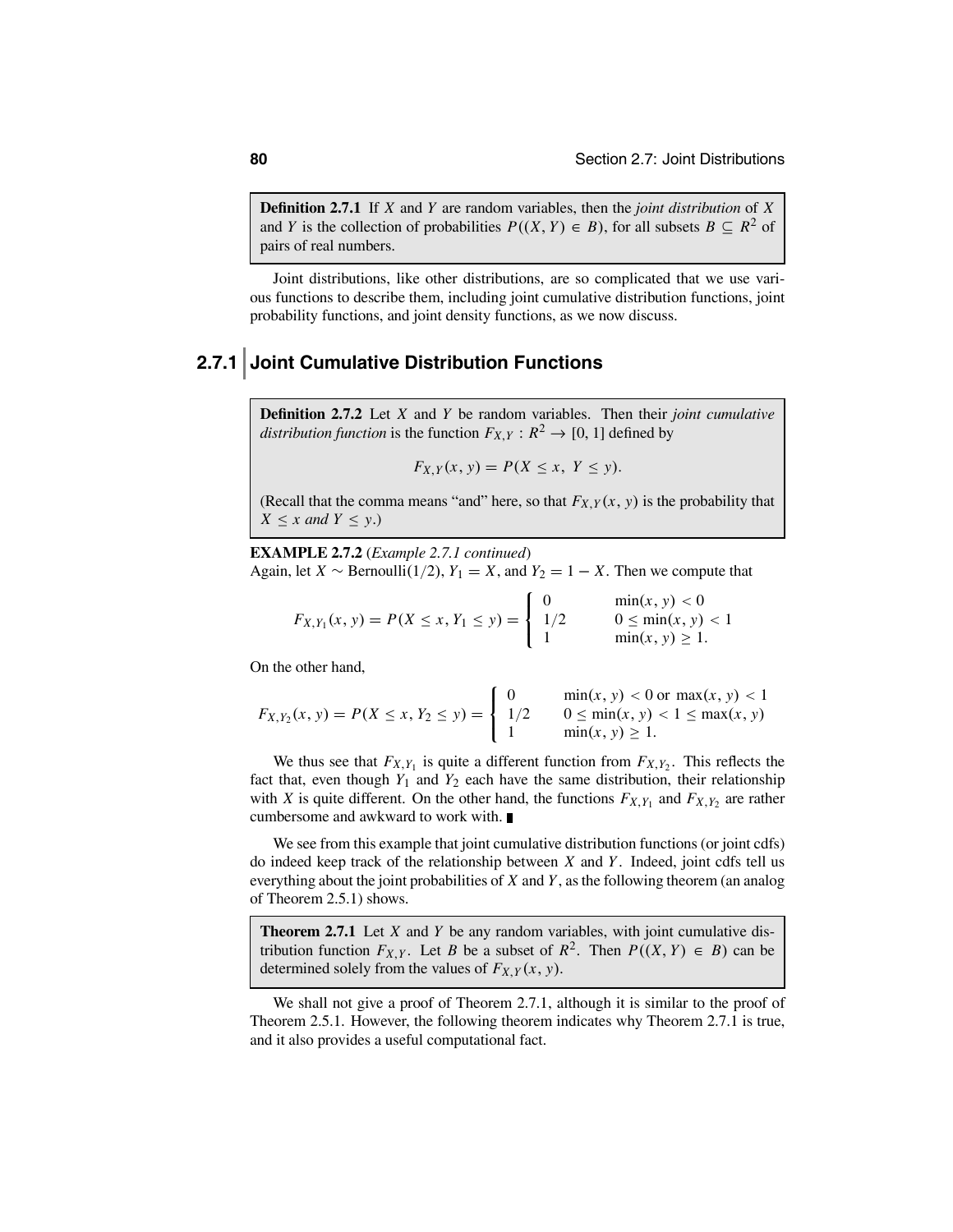**Definition 2.7.1** If $X$ and $Y$ are random variables, then the *joint distribution* of $X$ and $Y$ is the collection of probabilities $P((X, Y) \in B)$, for all subsets $B \subseteq R^2$ of pairs of real numbers.

Joint distributions, like other distributions, are so complicated that we use various functions to describe them, including joint cumulative distribution functions, joint probability functions, and joint density functions, as we now discuss.

## 2.7.1 Joint Cumulative Distribution Functions

**Definition 2.7.2** Let $X$ and $Y$ be random variables. Then their *joint cumulative distribution function* is the function $F_{X,Y} : R^2 \to [0, 1]$ defined by

$$F_{X,Y}(x, y) = P(X \le x, \ Y \le y).$$

(Recall that the comma means "and" here, so that $F_{X,Y}(x, y)$ is the probability that $X \le x$ *and* $Y \le y$.)

**EXAMPLE 2.7.2** (*Example 2.7.1 continued*)
Again, let $X \sim$ Bernoulli$(1/2)$, $Y_1 = X$, and $Y_2 = 1 - X$. Then we compute that

$$F_{X,Y_1}(x, y) = P(X \le x, Y_1 \le y) = \begin{cases} 0 & \min(x, y) < 0 \\ 1/2 & 0 \le \min(x, y) < 1 \\ 1 & \min(x, y) \ge 1. \end{cases}$$

On the other hand,

$$F_{X,Y_2}(x, y) = P(X \le x, Y_2 \le y) = \begin{cases} 0 & \min(x, y) < 0 \text{ or } \max(x, y) < 1 \\ 1/2 & 0 \le \min(x, y) < 1 \le \max(x, y) \\ 1 & \min(x, y) \ge 1. \end{cases}$$

We thus see that $F_{X,Y_1}$ is quite a different function from $F_{X,Y_2}$. This reflects the fact that, even though $Y_1$ and $Y_2$ each have the same distribution, their relationship with $X$ is quite different. On the other hand, the functions $F_{X,Y_1}$ and $F_{X,Y_2}$ are rather cumbersome and awkward to work with. ■

We see from this example that joint cumulative distribution functions (or joint cdfs) do indeed keep track of the relationship between $X$ and $Y$. Indeed, joint cdfs tell us everything about the joint probabilities of $X$ and $Y$, as the following theorem (an analog of Theorem 2.5.1) shows.

**Theorem 2.7.1** Let $X$ and $Y$ be any random variables, with joint cumulative distribution function $F_{X,Y}$. Let $B$ be a subset of $R^2$. Then $P((X, Y) \in B)$ can be determined solely from the values of $F_{X,Y}(x, y)$.

We shall not give a proof of Theorem 2.7.1, although it is similar to the proof of Theorem 2.5.1. However, the following theorem indicates why Theorem 2.7.1 is true, and it also provides a useful computational fact.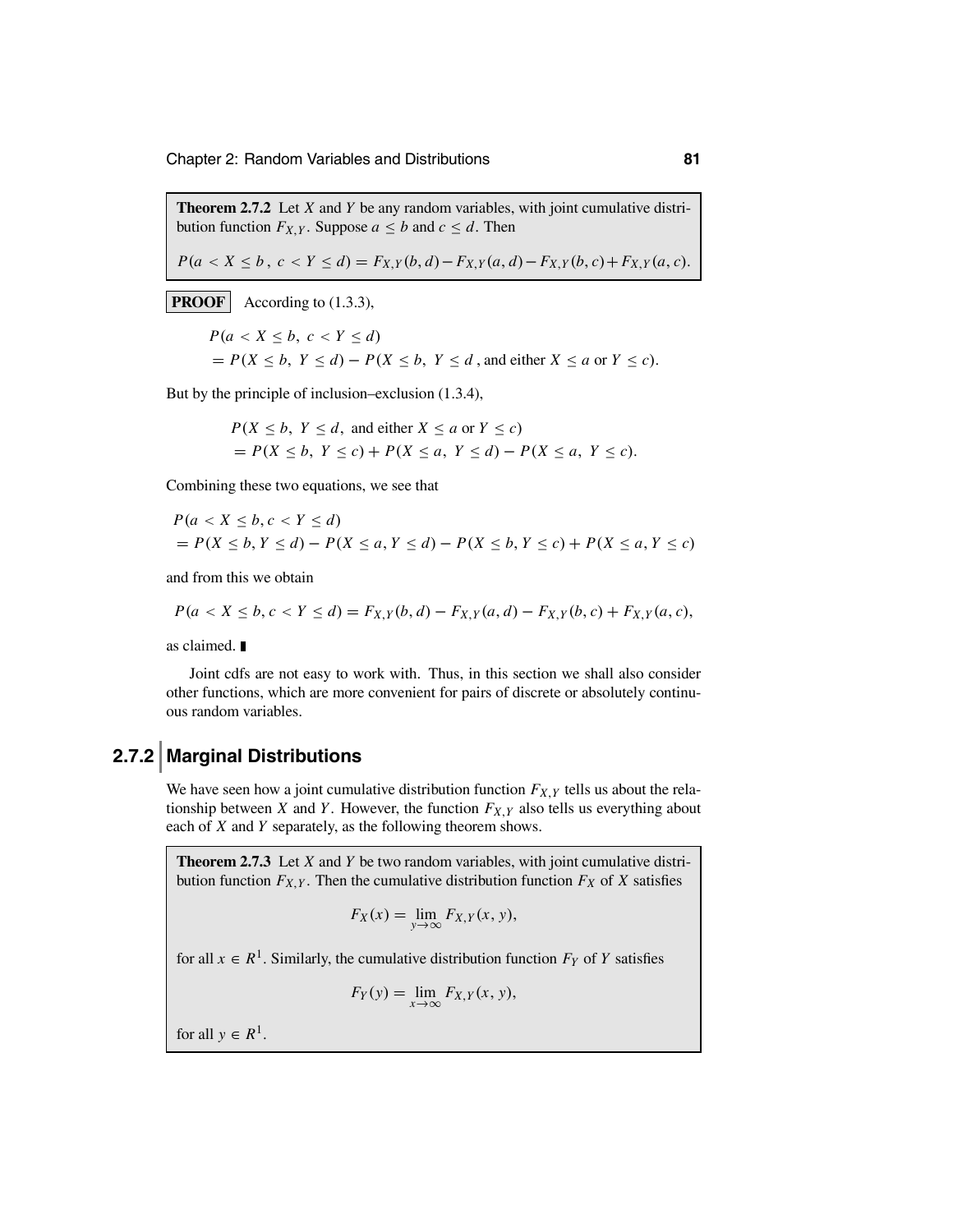**Theorem 2.7.2** Let $X$ and $Y$ be any random variables, with joint cumulative distribution function $F_{X,Y}$. Suppose $a \le b$ and $c \le d$. Then

$$P(a < X \le b\,,\ c < Y \le d) = F_{X,Y}(b,d) - F_{X,Y}(a,d) - F_{X,Y}(b,c) + F_{X,Y}(a,c).$$

**PROOF** According to (1.3.3),

$$\begin{aligned}
&P(a < X \le b,\ c < Y \le d) \\
&= P(X \le b,\ Y \le d) - P(X \le b,\ Y \le d\,, \text{and either } X \le a \text{ or } Y \le c).
\end{aligned}$$

But by the principle of inclusion–exclusion (1.3.4),

$$\begin{aligned}
&P(X \le b,\ Y \le d,\ \text{and either } X \le a \text{ or } Y \le c) \\
&= P(X \le b,\ Y \le c) + P(X \le a,\ Y \le d) - P(X \le a,\ Y \le c).
\end{aligned}$$

Combining these two equations, we see that

$$\begin{aligned}
&P(a < X \le b, c < Y \le d) \\
&= P(X \le b, Y \le d) - P(X \le a, Y \le d) - P(X \le b, Y \le c) + P(X \le a, Y \le c)
\end{aligned}$$

and from this we obtain

$$P(a < X \le b, c < Y \le d) = F_{X,Y}(b,d) - F_{X,Y}(a,d) - F_{X,Y}(b,c) + F_{X,Y}(a,c),$$

as claimed. ∎

Joint cdfs are not easy to work with. Thus, in this section we shall also consider other functions, which are more convenient for pairs of discrete or absolutely continuous random variables.

## 2.7.2 Marginal Distributions

We have seen how a joint cumulative distribution function $F_{X,Y}$ tells us about the relationship between $X$ and $Y$. However, the function $F_{X,Y}$ also tells us everything about each of $X$ and $Y$ separately, as the following theorem shows.

**Theorem 2.7.3** Let $X$ and $Y$ be two random variables, with joint cumulative distribution function $F_{X,Y}$. Then the cumulative distribution function $F_X$ of $X$ satisfies

$$F_X(x) = \lim_{y \to \infty} F_{X,Y}(x,y),$$

for all $x \in R^1$. Similarly, the cumulative distribution function $F_Y$ of $Y$ satisfies

$$F_Y(y) = \lim_{x \to \infty} F_{X,Y}(x,y),$$

for all $y \in R^1$.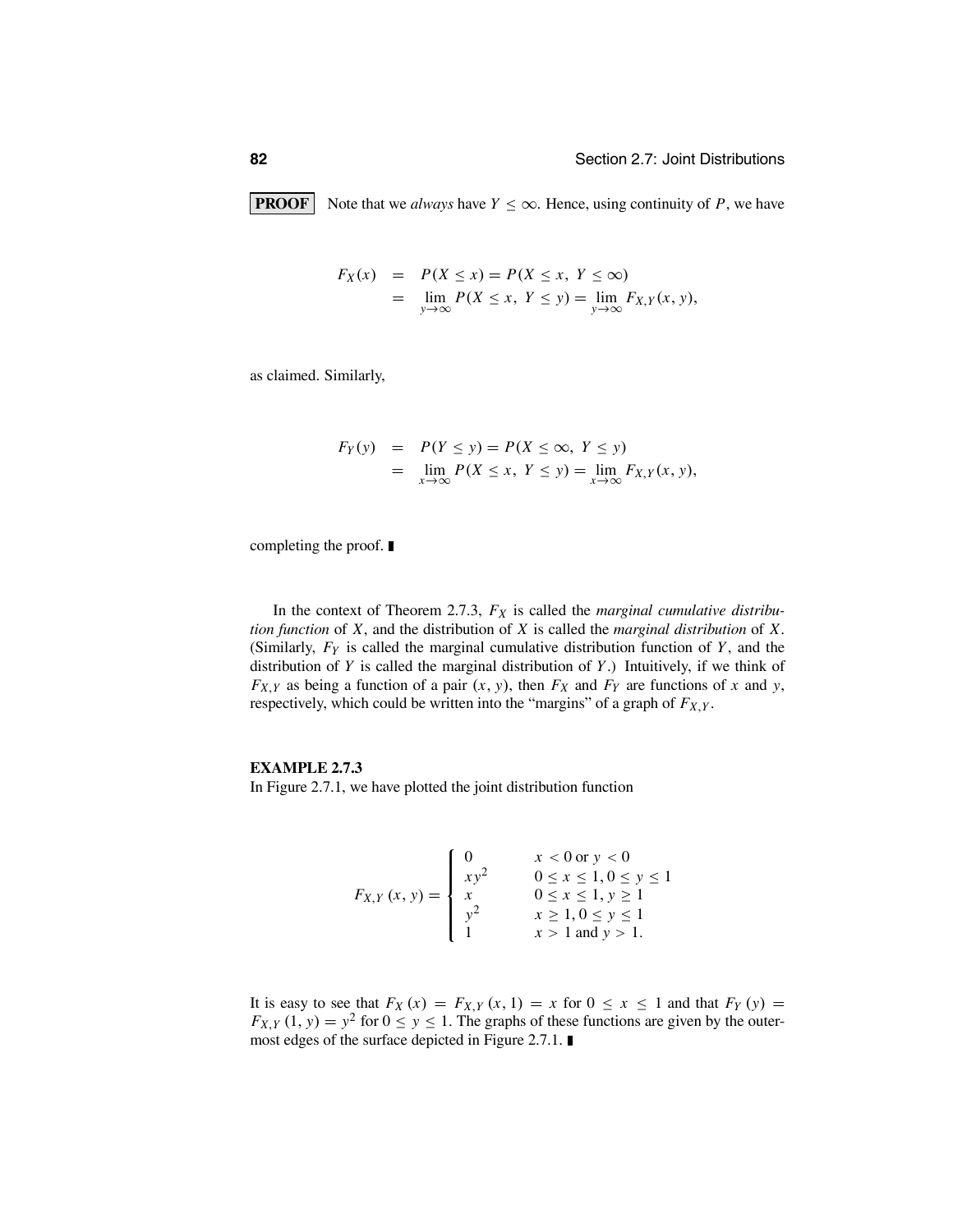**PROOF** Note that we *always* have $Y \le \infty$. Hence, using continuity of $P$, we have

$$
\begin{aligned}
F_X(x) &= P(X \le x) = P(X \le x,\ Y \le \infty) \\
&= \lim_{y \to \infty} P(X \le x,\ Y \le y) = \lim_{y \to \infty} F_{X,Y}(x, y),
\end{aligned}
$$

as claimed. Similarly,

$$
\begin{aligned}
F_Y(y) &= P(Y \le y) = P(X \le \infty,\ Y \le y) \\
&= \lim_{x \to \infty} P(X \le x,\ Y \le y) = \lim_{x \to \infty} F_{X,Y}(x, y),
\end{aligned}
$$

completing the proof. ∎

In the context of Theorem 2.7.3, $F_X$ is called the *marginal cumulative distribution function* of $X$, and the distribution of $X$ is called the *marginal distribution* of $X$. (Similarly, $F_Y$ is called the marginal cumulative distribution function of $Y$, and the distribution of $Y$ is called the marginal distribution of $Y$.) Intuitively, if we think of $F_{X,Y}$ as being a function of a pair $(x, y)$, then $F_X$ and $F_Y$ are functions of $x$ and $y$, respectively, which could be written into the "margins" of a graph of $F_{X,Y}$.

**EXAMPLE 2.7.3**

In Figure 2.7.1, we have plotted the joint distribution function

$$
F_{X,Y}(x, y) = \begin{cases} 0 & x < 0 \text{ or } y < 0 \\ xy^2 & 0 \le x \le 1, 0 \le y \le 1 \\ x & 0 \le x \le 1, y \ge 1 \\ y^2 & x \ge 1, 0 \le y \le 1 \\ 1 & x > 1 \text{ and } y > 1. \end{cases}
$$

It is easy to see that $F_X(x) = F_{X,Y}(x, 1) = x$ for $0 \le x \le 1$ and that $F_Y(y) = F_{X,Y}(1, y) = y^2$ for $0 \le y \le 1$. The graphs of these functions are given by the outermost edges of the surface depicted in Figure 2.7.1. ∎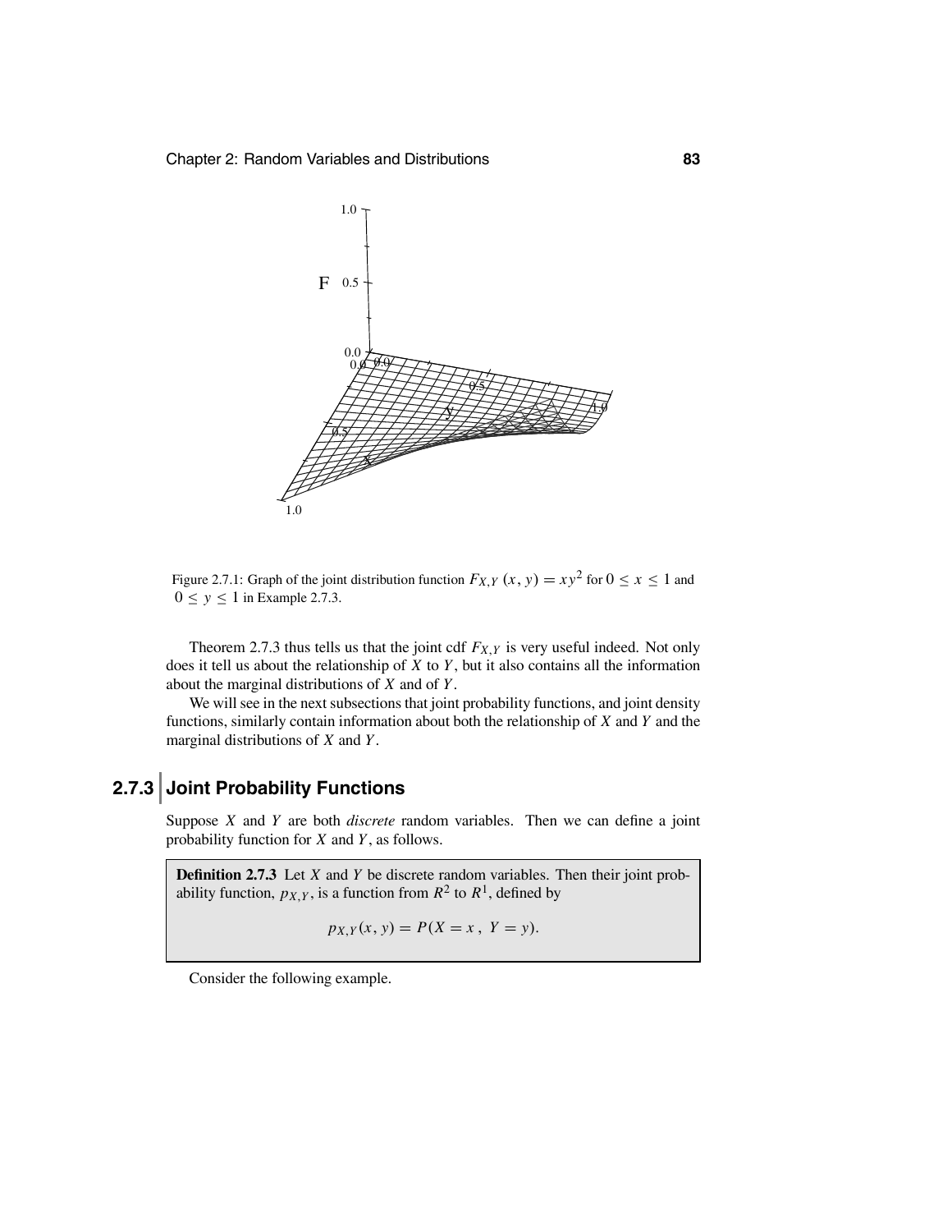1.0

F 0.5

0.0

0.0 0.0

0.5

y

1.0

0.5

x

1.0

Figure 2.7.1: Graph of the joint distribution function $F_{X,Y}(x, y) = xy^2$ for $0 \leq x \leq 1$ and $0 \leq y \leq 1$ in Example 2.7.3.

Theorem 2.7.3 thus tells us that the joint cdf $F_{X,Y}$ is very useful indeed. Not only does it tell us about the relationship of $X$ to $Y$, but it also contains all the information about the marginal distributions of $X$ and of $Y$.

We will see in the next subsections that joint probability functions, and joint density functions, similarly contain information about both the relationship of $X$ and $Y$ and the marginal distributions of $X$ and $Y$.

### 2.7.3 Joint Probability Functions

Suppose $X$ and $Y$ are both *discrete* random variables. Then we can define a joint probability function for $X$ and $Y$, as follows.

**Definition 2.7.3** Let $X$ and $Y$ be discrete random variables. Then their joint probability function, $p_{X,Y}$, is a function from $R^2$ to $R^1$, defined by

$$p_{X,Y}(x, y) = P(X = x\,,\ Y = y).$$

Consider the following example.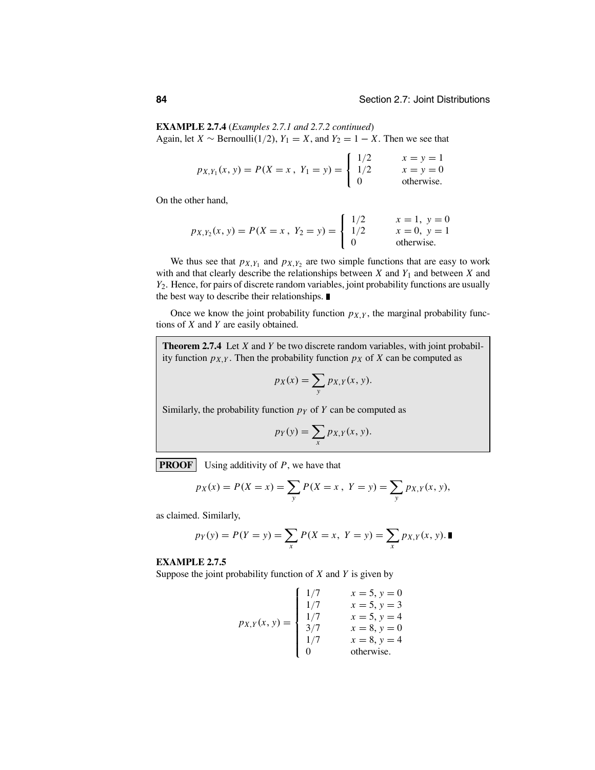**EXAMPLE 2.7.4** (*Examples 2.7.1 and 2.7.2 continued*)
Again, let $X \sim \text{Bernoulli}(1/2)$, $Y_1 = X$, and $Y_2 = 1 - X$. Then we see that

$$p_{X,Y_1}(x, y) = P(X = x\,,\ Y_1 = y) = \begin{cases} 1/2 & x = y = 1 \\ 1/2 & x = y = 0 \\ 0 & \text{otherwise.} \end{cases}$$

On the other hand,

$$p_{X,Y_2}(x, y) = P(X = x\,,\ Y_2 = y) = \begin{cases} 1/2 & x = 1,\ y = 0 \\ 1/2 & x = 0,\ y = 1 \\ 0 & \text{otherwise.} \end{cases}$$

We thus see that $p_{X,Y_1}$ and $p_{X,Y_2}$ are two simple functions that are easy to work with and that clearly describe the relationships between $X$ and $Y_1$ and between $X$ and $Y_2$. Hence, for pairs of discrete random variables, joint probability functions are usually the best way to describe their relationships. ∎

Once we know the joint probability function $p_{X,Y}$, the marginal probability functions of $X$ and $Y$ are easily obtained.

**Theorem 2.7.4** Let $X$ and $Y$ be two discrete random variables, with joint probability function $p_{X,Y}$. Then the probability function $p_X$ of $X$ can be computed as

$$p_X(x) = \sum_y p_{X,Y}(x, y).$$

Similarly, the probability function $p_Y$ of $Y$ can be computed as

$$p_Y(y) = \sum_x p_{X,Y}(x, y).$$

**PROOF** Using additivity of $P$, we have that

$$p_X(x) = P(X = x) = \sum_y P(X = x\,,\ Y = y) = \sum_y p_{X,Y}(x, y),$$

as claimed. Similarly,

$$p_Y(y) = P(Y = y) = \sum_x P(X = x,\ Y = y) = \sum_x p_{X,Y}(x, y). \blacksquare$$

**EXAMPLE 2.7.5**
Suppose the joint probability function of $X$ and $Y$ is given by

$$p_{X,Y}(x, y) = \begin{cases} 1/7 & x = 5, y = 0 \\ 1/7 & x = 5, y = 3 \\ 1/7 & x = 5, y = 4 \\ 3/7 & x = 8, y = 0 \\ 1/7 & x = 8, y = 4 \\ 0 & \text{otherwise.} \end{cases}$$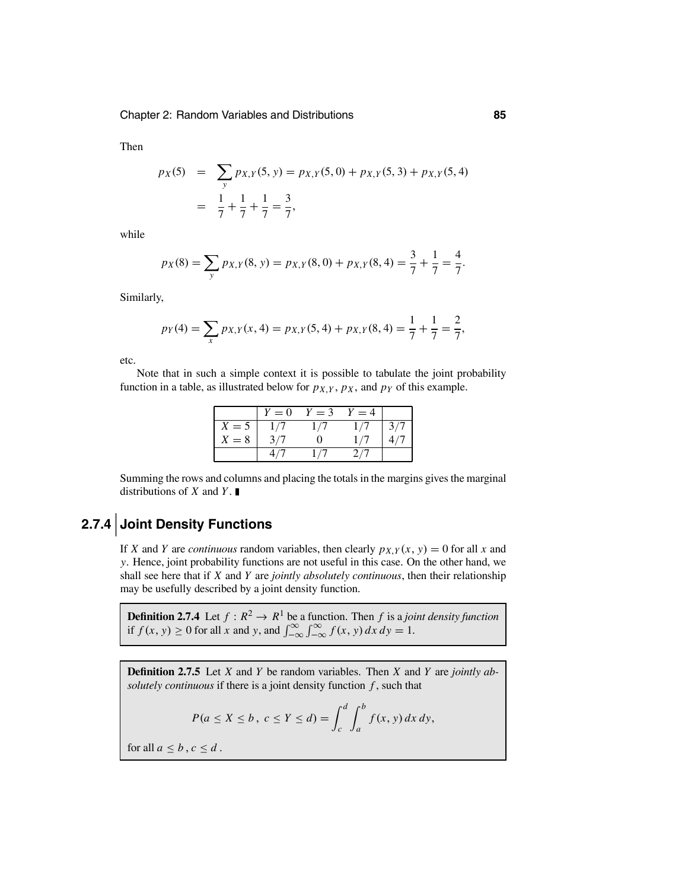Then

$$\begin{aligned} p_X(5) &= \sum_y p_{X,Y}(5, y) = p_{X,Y}(5, 0) + p_{X,Y}(5, 3) + p_{X,Y}(5, 4) \\ &= \frac{1}{7} + \frac{1}{7} + \frac{1}{7} = \frac{3}{7}, \end{aligned}$$

while

$$p_X(8) = \sum_y p_{X,Y}(8, y) = p_{X,Y}(8, 0) + p_{X,Y}(8, 4) = \frac{3}{7} + \frac{1}{7} = \frac{4}{7}.$$

Similarly,

$$p_Y(4) = \sum_x p_{X,Y}(x, 4) = p_{X,Y}(5, 4) + p_{X,Y}(8, 4) = \frac{1}{7} + \frac{1}{7} = \frac{2}{7},$$

etc.

Note that in such a simple context it is possible to tabulate the joint probability function in a table, as illustrated below for $p_{X,Y}$, $p_X$, and $p_Y$ of this example.

| | $Y = 0$ | $Y = 3$ | $Y = 4$ | |
|---|---|---|---|---|
| $X = 5$ | $1/7$ | $1/7$ | $1/7$ | $3/7$ |
| $X = 8$ | $3/7$ | $0$ | $1/7$ | $4/7$ |
| | $4/7$ | $1/7$ | $2/7$ | |

Summing the rows and columns and placing the totals in the margins gives the marginal distributions of $X$ and $Y$. ∎

## 2.7.4 Joint Density Functions

If $X$ and $Y$ are *continuous* random variables, then clearly $p_{X,Y}(x, y) = 0$ for all $x$ and $y$. Hence, joint probability functions are not useful in this case. On the other hand, we shall see here that if $X$ and $Y$ are *jointly absolutely continuous*, then their relationship may be usefully described by a joint density function.

**Definition 2.7.4** Let $f : R^2 \to R^1$ be a function. Then $f$ is a *joint density function* if $f(x, y) \geq 0$ for all $x$ and $y$, and $\int_{-\infty}^{\infty} \int_{-\infty}^{\infty} f(x, y)\, dx\, dy = 1$.

**Definition 2.7.5** Let $X$ and $Y$ be random variables. Then $X$ and $Y$ are *jointly absolutely continuous* if there is a joint density function $f$, such that

$$P(a \leq X \leq b\,,\ c \leq Y \leq d) = \int_c^d \int_a^b f(x, y)\, dx\, dy,$$

for all $a \leq b$, $c \leq d$.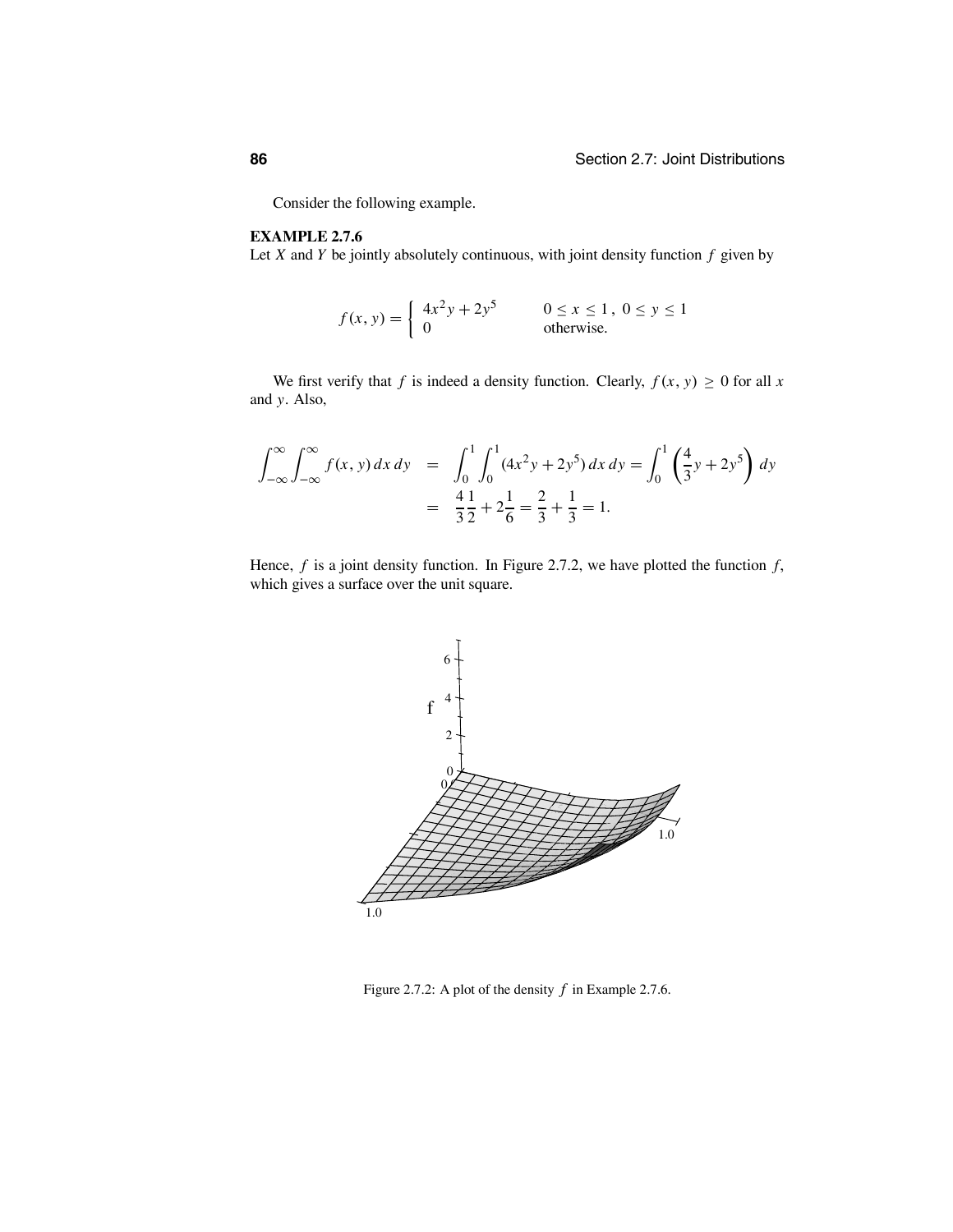Consider the following example.

**EXAMPLE 2.7.6**
Let $X$ and $Y$ be jointly absolutely continuous, with joint density function $f$ given by

$$f(x, y) = \begin{cases} 4x^2y + 2y^5 & 0 \le x \le 1\,,\ 0 \le y \le 1 \\ 0 & \text{otherwise.} \end{cases}$$

We first verify that $f$ is indeed a density function. Clearly, $f(x, y) \ge 0$ for all $x$ and $y$. Also,

$$\begin{aligned} \int_{-\infty}^{\infty}\int_{-\infty}^{\infty} f(x, y)\,dx\,dy &= \int_0^1\int_0^1 (4x^2y + 2y^5)\,dx\,dy = \int_0^1 \left(\frac{4}{3}y + 2y^5\right)\,dy \\ &= \frac{4}{3}\frac{1}{2} + 2\frac{1}{6} = \frac{2}{3} + \frac{1}{3} = 1. \end{aligned}$$

Hence, $f$ is a joint density function. In Figure 2.7.2, we have plotted the function $f$, which gives a surface over the unit square.

Figure 2.7.2: A plot of the density $f$ in Example 2.7.6.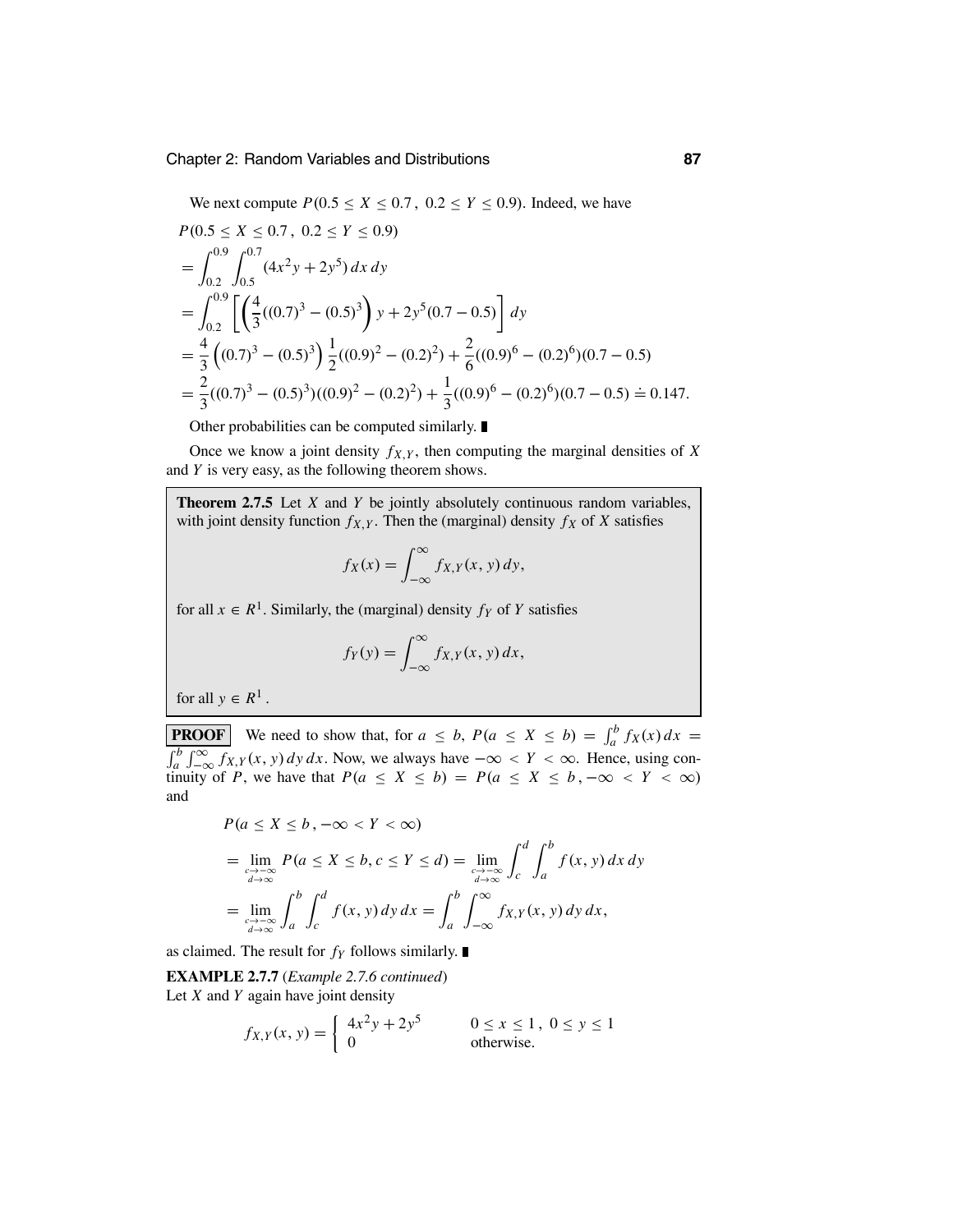We next compute $P(0.5 \leq X \leq 0.7\,,\ 0.2 \leq Y \leq 0.9)$. Indeed, we have

$$
\begin{aligned}
&P(0.5 \leq X \leq 0.7\,,\ 0.2 \leq Y \leq 0.9) \\
&= \int_{0.2}^{0.9} \int_{0.5}^{0.7} (4x^2 y + 2y^5)\, dx\, dy \\
&= \int_{0.2}^{0.9} \left[ \left( \frac{4}{3}((0.7)^3 - (0.5)^3\right) y + 2y^5 (0.7 - 0.5) \right] dy \\
&= \frac{4}{3}\left((0.7)^3 - (0.5)^3\right) \frac{1}{2}((0.9)^2 - (0.2)^2) + \frac{2}{6}((0.9)^6 - (0.2)^6)(0.7 - 0.5) \\
&= \frac{2}{3}((0.7)^3 - (0.5)^3)((0.9)^2 - (0.2)^2) + \frac{1}{3}((0.9)^6 - (0.2)^6)(0.7 - 0.5) \doteq 0.147.
\end{aligned}
$$

Other probabilities can be computed similarly. ∎

Once we know a joint density $f_{X,Y}$, then computing the marginal densities of $X$ and $Y$ is very easy, as the following theorem shows.

**Theorem 2.7.5** Let $X$ and $Y$ be jointly absolutely continuous random variables, with joint density function $f_{X,Y}$. Then the (marginal) density $f_X$ of $X$ satisfies

$$f_X(x) = \int_{-\infty}^{\infty} f_{X,Y}(x, y)\, dy,$$

for all $x \in R^1$. Similarly, the (marginal) density $f_Y$ of $Y$ satisfies

$$f_Y(y) = \int_{-\infty}^{\infty} f_{X,Y}(x, y)\, dx,$$

for all $y \in R^1$.

**PROOF** We need to show that, for $a \leq b$, $P(a \leq X \leq b) = \int_a^b f_X(x)\, dx = \int_a^b \int_{-\infty}^{\infty} f_{X,Y}(x, y)\, dy\, dx$. Now, we always have $-\infty < Y < \infty$. Hence, using continuity of $P$, we have that $P(a \leq X \leq b) = P(a \leq X \leq b\,, -\infty < Y < \infty)$ and

$$
\begin{aligned}
&P(a \leq X \leq b\,, -\infty < Y < \infty) \\
&= \lim_{\substack{c \to -\infty \\ d \to \infty}} P(a \leq X \leq b, c \leq Y \leq d) = \lim_{\substack{c \to -\infty \\ d \to \infty}} \int_c^d \int_a^b f(x, y)\, dx\, dy \\
&= \lim_{\substack{c \to -\infty \\ d \to \infty}} \int_a^b \int_c^d f(x, y)\, dy\, dx = \int_a^b \int_{-\infty}^{\infty} f_{X,Y}(x, y)\, dy\, dx,
\end{aligned}
$$

as claimed. The result for $f_Y$ follows similarly. ∎

**EXAMPLE 2.7.7** (*Example 2.7.6 continued*)
Let $X$ and $Y$ again have joint density

$$
f_{X,Y}(x, y) = \begin{cases} 4x^2 y + 2y^5 & 0 \leq x \leq 1\,,\ 0 \leq y \leq 1 \\ 0 & \text{otherwise.} \end{cases}
$$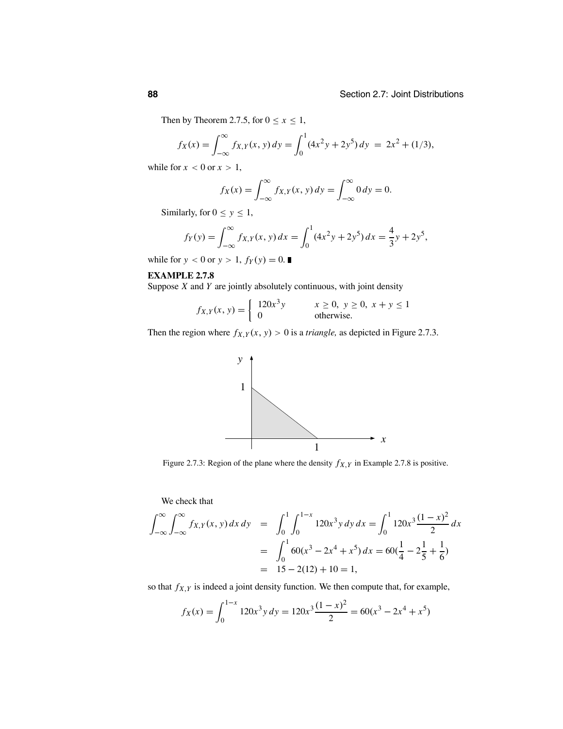Then by Theorem 2.7.5, for $0 \le x \le 1$,

$$f_X(x) = \int_{-\infty}^{\infty} f_{X,Y}(x, y)\, dy = \int_0^1 (4x^2 y + 2y^5)\, dy \;=\; 2x^2 + (1/3),$$

while for $x < 0$ or $x > 1$,

$$f_X(x) = \int_{-\infty}^{\infty} f_{X,Y}(x, y)\, dy = \int_{-\infty}^{\infty} 0\, dy = 0.$$

Similarly, for $0 \le y \le 1$,

$$f_Y(y) = \int_{-\infty}^{\infty} f_{X,Y}(x, y)\, dx = \int_0^1 (4x^2 y + 2y^5)\, dx = \frac{4}{3}y + 2y^5,$$

while for $y < 0$ or $y > 1$, $f_Y(y) = 0$. ∎

**EXAMPLE 2.7.8**
Suppose $X$ and $Y$ are jointly absolutely continuous, with joint density

$$f_{X,Y}(x, y) = \begin{cases} 120x^3 y & x \ge 0,\ y \ge 0,\ x + y \le 1 \\ 0 & \text{otherwise.} \end{cases}$$

Then the region where $f_{X,Y}(x, y) > 0$ is a *triangle,* as depicted in Figure 2.7.3.

y
1
1
x

Figure 2.7.3: Region of the plane where the density $f_{X,Y}$ in Example 2.7.8 is positive.

We check that

$$\begin{aligned}
\int_{-\infty}^{\infty}\int_{-\infty}^{\infty} f_{X,Y}(x, y)\, dx\, dy &= \int_0^1 \int_0^{1-x} 120x^3 y\, dy\, dx = \int_0^1 120x^3 \frac{(1-x)^2}{2}\, dx \\
&= \int_0^1 60(x^3 - 2x^4 + x^5)\, dx = 60(\frac{1}{4} - 2\frac{1}{5} + \frac{1}{6}) \\
&= 15 - 2(12) + 10 = 1,
\end{aligned}$$

so that $f_{X,Y}$ is indeed a joint density function. We then compute that, for example,

$$f_X(x) = \int_0^{1-x} 120x^3 y\, dy = 120x^3 \frac{(1-x)^2}{2} = 60(x^3 - 2x^4 + x^5)$$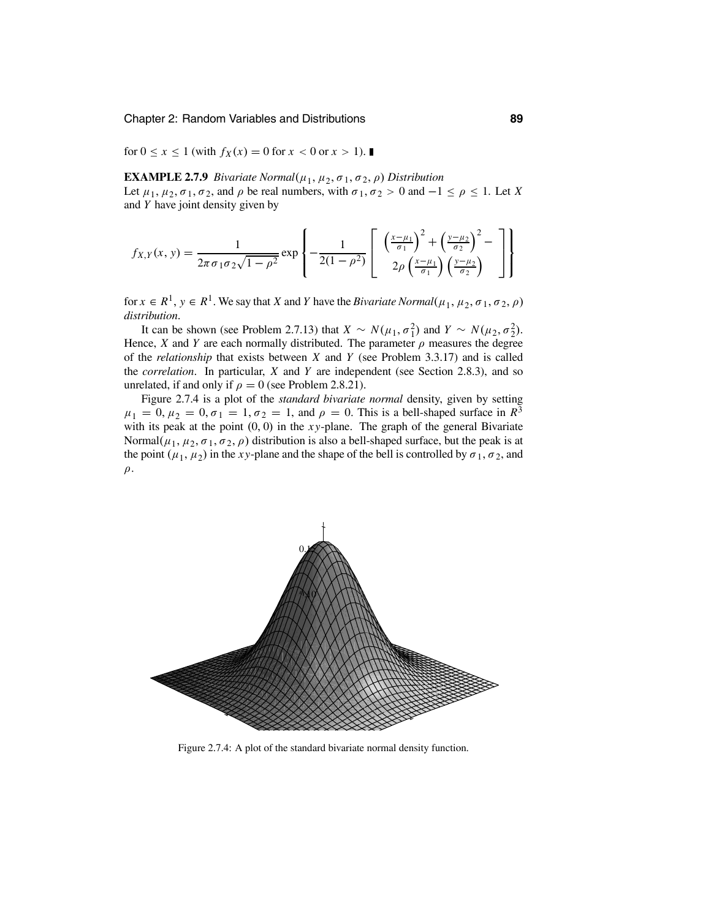for $0 \leq x \leq 1$ (with $f_X(x) = 0$ for $x < 0$ or $x > 1$). ∎

**EXAMPLE 2.7.9** *Bivariate Normal*$(\mu_1, \mu_2, \sigma_1, \sigma_2, \rho)$ *Distribution*
Let $\mu_1, \mu_2, \sigma_1, \sigma_2$, and $\rho$ be real numbers, with $\sigma_1, \sigma_2 > 0$ and $-1 \leq \rho \leq 1$. Let $X$ and $Y$ have joint density given by

$$f_{X,Y}(x, y) = \frac{1}{2\pi\sigma_1\sigma_2\sqrt{1-\rho^2}} \exp\left\{-\frac{1}{2(1-\rho^2)}\left[\begin{array}{c} \left(\frac{x-\mu_1}{\sigma_1}\right)^2 + \left(\frac{y-\mu_2}{\sigma_2}\right)^2 - \\ 2\rho\left(\frac{x-\mu_1}{\sigma_1}\right)\left(\frac{y-\mu_2}{\sigma_2}\right) \end{array}\right]\right\}$$

for $x \in R^1$, $y \in R^1$. We say that $X$ and $Y$ have the *Bivariate Normal*$(\mu_1, \mu_2, \sigma_1, \sigma_2, \rho)$ *distribution*.

It can be shown (see Problem 2.7.13) that $X \sim N(\mu_1, \sigma_1^2)$ and $Y \sim N(\mu_2, \sigma_2^2)$. Hence, $X$ and $Y$ are each normally distributed. The parameter $\rho$ measures the degree of the *relationship* that exists between $X$ and $Y$ (see Problem 3.3.17) and is called the *correlation*. In particular, $X$ and $Y$ are independent (see Section 2.8.3), and so unrelated, if and only if $\rho = 0$ (see Problem 2.8.21).

Figure 2.7.4 is a plot of the *standard bivariate normal* density, given by setting $\mu_1 = 0, \mu_2 = 0, \sigma_1 = 1, \sigma_2 = 1$, and $\rho = 0$. This is a bell-shaped surface in $R^3$ with its peak at the point $(0, 0)$ in the $xy$-plane. The graph of the general Bivariate Normal$(\mu_1, \mu_2, \sigma_1, \sigma_2, \rho)$ distribution is also a bell-shaped surface, but the peak is at the point $(\mu_1, \mu_2)$ in the $xy$-plane and the shape of the bell is controlled by $\sigma_1$, $\sigma_2$, and $\rho$.

0.15

0.10

Figure 2.7.4: A plot of the standard bivariate normal density function.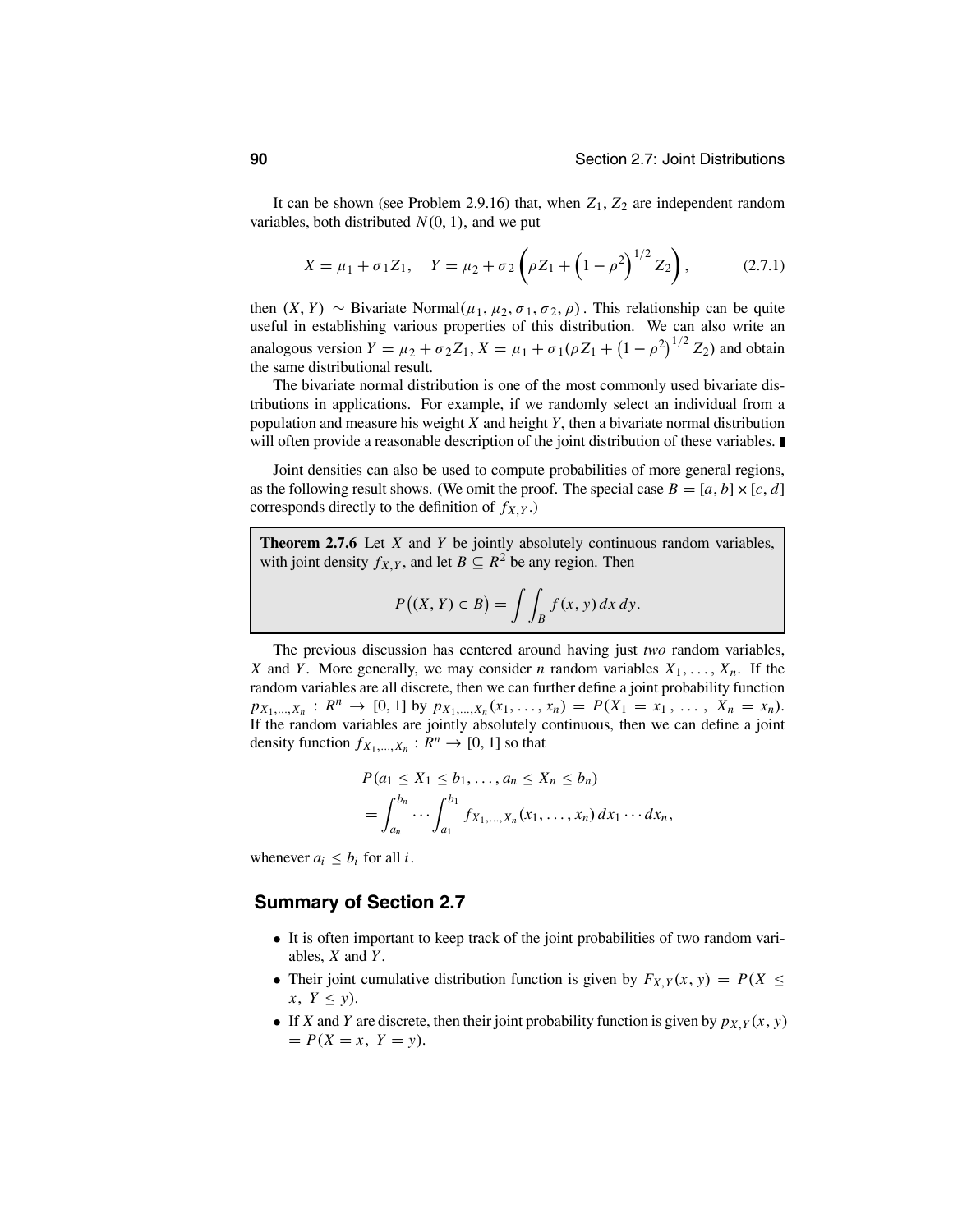It can be shown (see Problem 2.9.16) that, when $Z_1, Z_2$ are independent random variables, both distributed $N(0, 1)$, and we put

$$X = \mu_1 + \sigma_1 Z_1, \quad Y = \mu_2 + \sigma_2 \left( \rho Z_1 + \left(1 - \rho^2\right)^{1/2} Z_2 \right), \tag{2.7.1}$$

then $(X, Y) \sim$ Bivariate Normal$(\mu_1, \mu_2, \sigma_1, \sigma_2, \rho)$. This relationship can be quite useful in establishing various properties of this distribution. We can also write an analogous version $Y = \mu_2 + \sigma_2 Z_1$, $X = \mu_1 + \sigma_1(\rho Z_1 + \left(1 - \rho^2\right)^{1/2} Z_2)$ and obtain the same distributional result.

The bivariate normal distribution is one of the most commonly used bivariate distributions in applications. For example, if we randomly select an individual from a population and measure his weight $X$ and height $Y$, then a bivariate normal distribution will often provide a reasonable description of the joint distribution of these variables. ■

Joint densities can also be used to compute probabilities of more general regions, as the following result shows. (We omit the proof. The special case $B = [a, b] \times [c, d]$ corresponds directly to the definition of $f_{X,Y}$.)

**Theorem 2.7.6** Let $X$ and $Y$ be jointly absolutely continuous random variables, with joint density $f_{X,Y}$, and let $B \subseteq R^2$ be any region. Then

$$P\big((X, Y) \in B\big) = \int \int_B f(x, y)\, dx\, dy.$$

The previous discussion has centered around having just *two* random variables, $X$ and $Y$. More generally, we may consider $n$ random variables $X_1, \ldots, X_n$. If the random variables are all discrete, then we can further define a joint probability function $p_{X_1,\ldots,X_n} : R^n \to [0, 1]$ by $p_{X_1,\ldots,X_n}(x_1, \ldots, x_n) = P(X_1 = x_1, \ldots, X_n = x_n)$. If the random variables are jointly absolutely continuous, then we can define a joint density function $f_{X_1,\ldots,X_n} : R^n \to [0, 1]$ so that

$$\begin{aligned} &P(a_1 \le X_1 \le b_1, \ldots, a_n \le X_n \le b_n) \\ &= \int_{a_n}^{b_n} \cdots \int_{a_1}^{b_1} f_{X_1,\ldots,X_n}(x_1, \ldots, x_n)\, dx_1 \cdots dx_n, \end{aligned}$$

whenever $a_i \le b_i$ for all $i$.

## Summary of Section 2.7

- It is often important to keep track of the joint probabilities of two random variables, $X$ and $Y$.
- Their joint cumulative distribution function is given by $F_{X,Y}(x, y) = P(X \le x,\ Y \le y)$.
- If $X$ and $Y$ are discrete, then their joint probability function is given by $p_{X,Y}(x, y) = P(X = x,\ Y = y)$.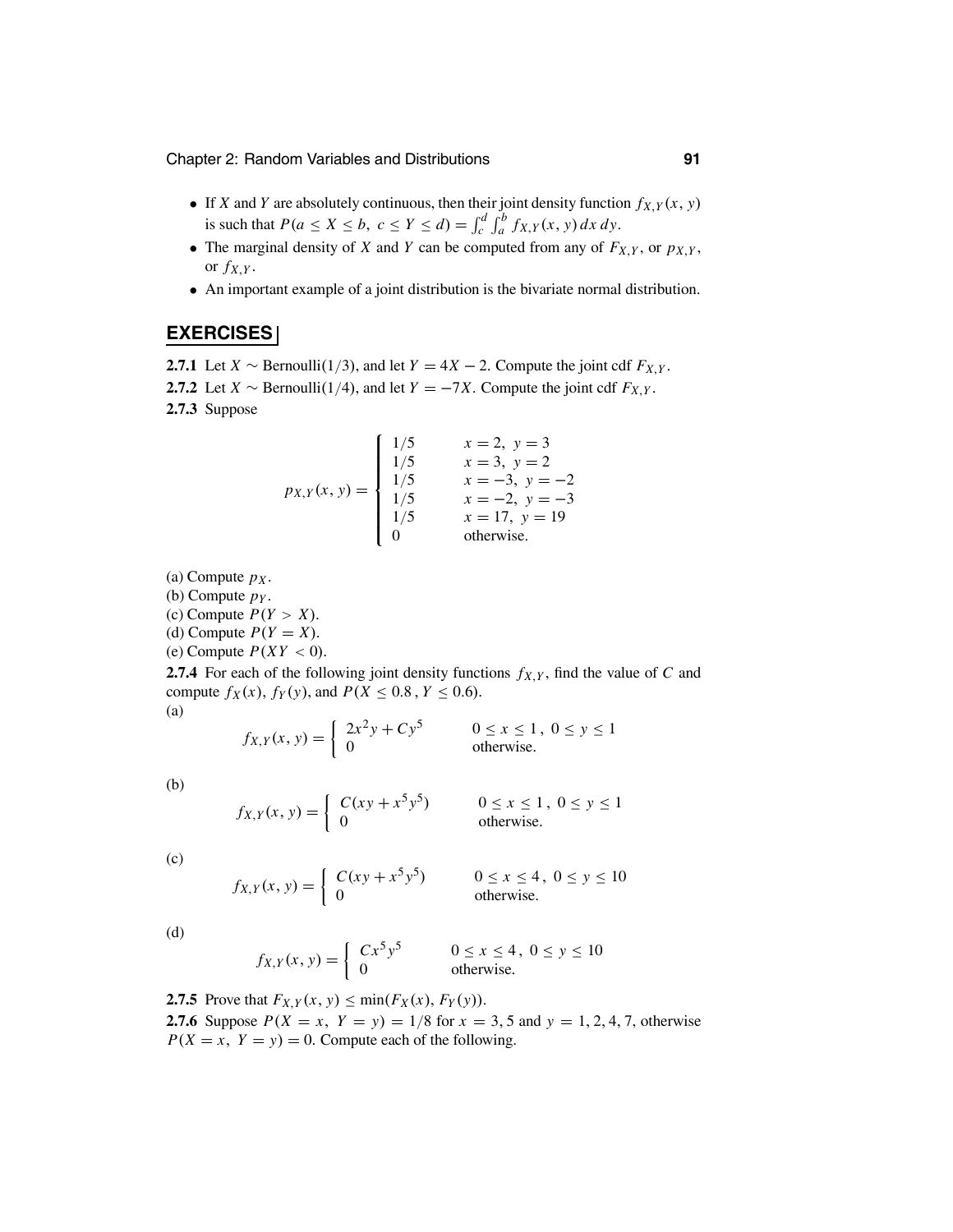- If $X$ and $Y$ are absolutely continuous, then their joint density function $f_{X,Y}(x, y)$ is such that $P(a \le X \le b,\ c \le Y \le d) = \int_c^d \int_a^b f_{X,Y}(x, y)\, dx\, dy$.
- The marginal density of $X$ and $Y$ can be computed from any of $F_{X,Y}$, or $p_{X,Y}$, or $f_{X,Y}$.
- An important example of a joint distribution is the bivariate normal distribution.

## EXERCISES

**2.7.1** Let $X \sim$ Bernoulli(1/3), and let $Y = 4X - 2$. Compute the joint cdf $F_{X,Y}$.

**2.7.2** Let $X \sim$ Bernoulli(1/4), and let $Y = -7X$. Compute the joint cdf $F_{X,Y}$.

**2.7.3** Suppose

$$
p_{X,Y}(x, y) = \begin{cases} 1/5 & x = 2,\ y = 3 \\ 1/5 & x = 3,\ y = 2 \\ 1/5 & x = -3,\ y = -2 \\ 1/5 & x = -2,\ y = -3 \\ 1/5 & x = 17,\ y = 19 \\ 0 & \text{otherwise.} \end{cases}
$$

(a) Compute $p_X$.
(b) Compute $p_Y$.
(c) Compute $P(Y > X)$.
(d) Compute $P(Y = X)$.
(e) Compute $P(XY < 0)$.

**2.7.4** For each of the following joint density functions $f_{X,Y}$, find the value of $C$ and compute $f_X(x)$, $f_Y(y)$, and $P(X \le 0.8\,,\, Y \le 0.6)$.

(a)

$$
f_{X,Y}(x, y) = \begin{cases} 2x^2 y + Cy^5 & 0 \le x \le 1\,,\ 0 \le y \le 1 \\ 0 & \text{otherwise.} \end{cases}
$$

(b)

$$
f_{X,Y}(x, y) = \begin{cases} C(xy + x^5 y^5) & 0 \le x \le 1\,,\ 0 \le y \le 1 \\ 0 & \text{otherwise.} \end{cases}
$$

(c)

$$
f_{X,Y}(x, y) = \begin{cases} C(xy + x^5 y^5) & 0 \le x \le 4\,,\ 0 \le y \le 10 \\ 0 & \text{otherwise.} \end{cases}
$$

(d)

$$
f_{X,Y}(x, y) = \begin{cases} Cx^5 y^5 & 0 \le x \le 4\,,\ 0 \le y \le 10 \\ 0 & \text{otherwise.} \end{cases}
$$

**2.7.5** Prove that $F_{X,Y}(x, y) \le \min(F_X(x), F_Y(y))$.

**2.7.6** Suppose $P(X = x,\ Y = y) = 1/8$ for $x = 3, 5$ and $y = 1, 2, 4, 7$, otherwise $P(X = x,\ Y = y) = 0$. Compute each of the following.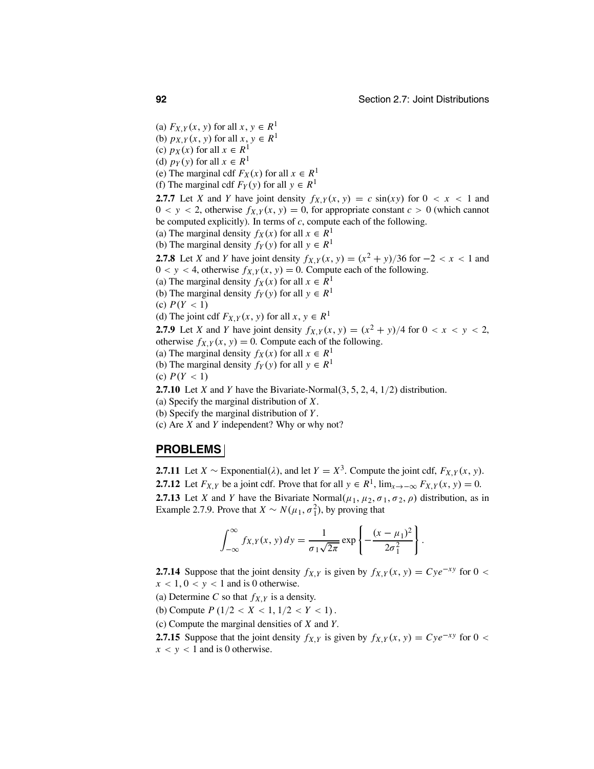(a) $F_{X,Y}(x, y)$ for all $x, y \in R^1$
(b) $p_{X,Y}(x, y)$ for all $x, y \in R^1$
(c) $p_X(x)$ for all $x \in R^1$
(d) $p_Y(y)$ for all $x \in R^1$
(e) The marginal cdf $F_X(x)$ for all $x \in R^1$
(f) The marginal cdf $F_Y(y)$ for all $y \in R^1$

**2.7.7** Let $X$ and $Y$ have joint density $f_{X,Y}(x, y) = c \sin(xy)$ for $0 < x < 1$ and $0 < y < 2$, otherwise $f_{X,Y}(x, y) = 0$, for appropriate constant $c > 0$ (which cannot be computed explicitly). In terms of $c$, compute each of the following.
(a) The marginal density $f_X(x)$ for all $x \in R^1$
(b) The marginal density $f_Y(y)$ for all $y \in R^1$

**2.7.8** Let $X$ and $Y$ have joint density $f_{X,Y}(x, y) = (x^2 + y)/36$ for $-2 < x < 1$ and $0 < y < 4$, otherwise $f_{X,Y}(x, y) = 0$. Compute each of the following.
(a) The marginal density $f_X(x)$ for all $x \in R^1$
(b) The marginal density $f_Y(y)$ for all $y \in R^1$
(c) $P(Y < 1)$
(d) The joint cdf $F_{X,Y}(x, y)$ for all $x, y \in R^1$

**2.7.9** Let $X$ and $Y$ have joint density $f_{X,Y}(x, y) = (x^2 + y)/4$ for $0 < x < y < 2$, otherwise $f_{X,Y}(x, y) = 0$. Compute each of the following.
(a) The marginal density $f_X(x)$ for all $x \in R^1$
(b) The marginal density $f_Y(y)$ for all $y \in R^1$
(c) $P(Y < 1)$

**2.7.10** Let $X$ and $Y$ have the Bivariate-Normal$(3, 5, 2, 4, 1/2)$ distribution.
(a) Specify the marginal distribution of $X$.
(b) Specify the marginal distribution of $Y$.
(c) Are $X$ and $Y$ independent? Why or why not?

## PROBLEMS

**2.7.11** Let $X \sim$ Exponential$(\lambda)$, and let $Y = X^3$. Compute the joint cdf, $F_{X,Y}(x, y)$.

**2.7.12** Let $F_{X,Y}$ be a joint cdf. Prove that for all $y \in R^1$, $\lim_{x \to -\infty} F_{X,Y}(x, y) = 0$.

**2.7.13** Let $X$ and $Y$ have the Bivariate Normal$(\mu_1, \mu_2, \sigma_1, \sigma_2, \rho)$ distribution, as in Example 2.7.9. Prove that $X \sim N(\mu_1, \sigma_1^2)$, by proving that

$$\int_{-\infty}^{\infty} f_{X,Y}(x, y)\, dy = \frac{1}{\sigma_1 \sqrt{2\pi}} \exp\left\{ -\frac{(x - \mu_1)^2}{2\sigma_1^2} \right\}.$$

**2.7.14** Suppose that the joint density $f_{X,Y}$ is given by $f_{X,Y}(x, y) = Cye^{-xy}$ for $0 < x < 1$, $0 < y < 1$ and is 0 otherwise.
(a) Determine $C$ so that $f_{X,Y}$ is a density.
(b) Compute $P(1/2 < X < 1, 1/2 < Y < 1)$.
(c) Compute the marginal densities of $X$ and $Y$.

**2.7.15** Suppose that the joint density $f_{X,Y}$ is given by $f_{X,Y}(x, y) = Cye^{-xy}$ for $0 < x < y < 1$ and is 0 otherwise.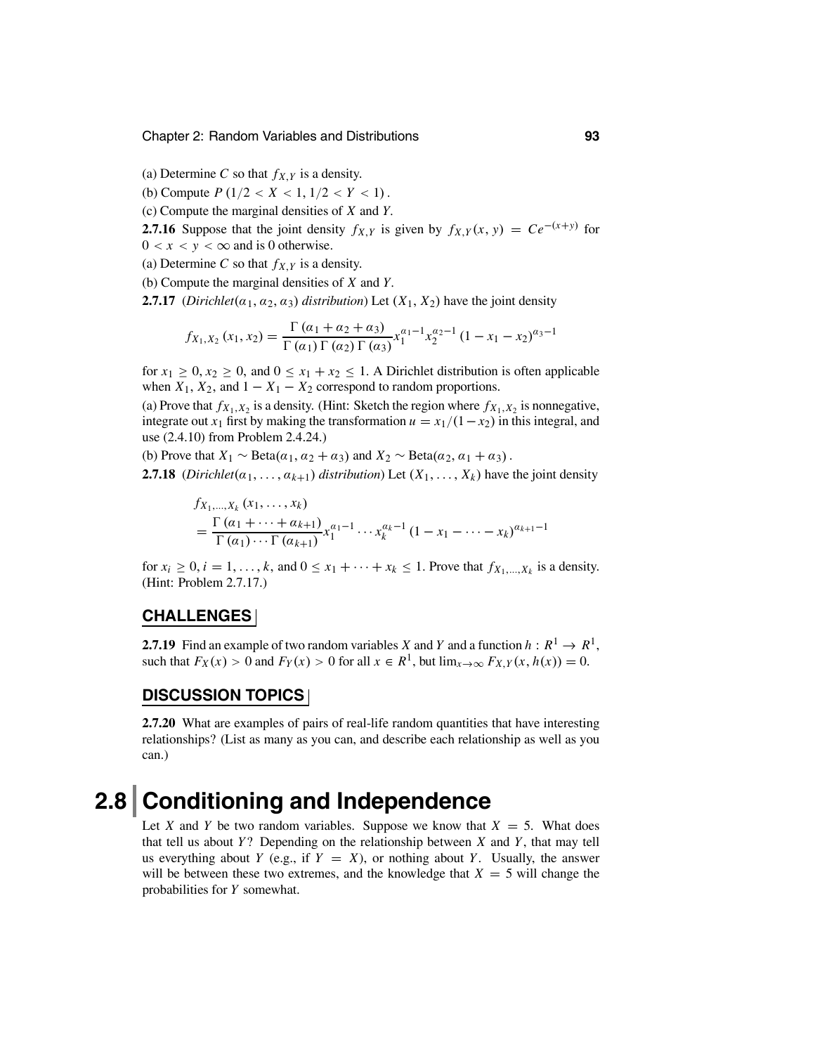(a) Determine $C$ so that $f_{X,Y}$ is a density.

(b) Compute $P(1/2 < X < 1, 1/2 < Y < 1)$.

(c) Compute the marginal densities of $X$ and $Y$.

**2.7.16** Suppose that the joint density $f_{X,Y}$ is given by $f_{X,Y}(x, y) = Ce^{-(x+y)}$ for $0 < x < y < \infty$ and is 0 otherwise.

(a) Determine $C$ so that $f_{X,Y}$ is a density.

(b) Compute the marginal densities of $X$ and $Y$.

**2.7.17** (*Dirichlet*$(\alpha_1, \alpha_2, \alpha_3)$ *distribution*) Let $(X_1, X_2)$ have the joint density

$$f_{X_1,X_2}(x_1, x_2) = \frac{\Gamma(\alpha_1 + \alpha_2 + \alpha_3)}{\Gamma(\alpha_1)\Gamma(\alpha_2)\Gamma(\alpha_3)} x_1^{\alpha_1 - 1} x_2^{\alpha_2 - 1} (1 - x_1 - x_2)^{\alpha_3 - 1}$$

for $x_1 \geq 0, x_2 \geq 0$, and $0 \leq x_1 + x_2 \leq 1$. A Dirichlet distribution is often applicable when $X_1$, $X_2$, and $1 - X_1 - X_2$ correspond to random proportions.

(a) Prove that $f_{X_1,X_2}$ is a density. (Hint: Sketch the region where $f_{X_1,X_2}$ is nonnegative, integrate out $x_1$ first by making the transformation $u = x_1/(1 - x_2)$ in this integral, and use (2.4.10) from Problem 2.4.24.)

(b) Prove that $X_1 \sim \text{Beta}(\alpha_1, \alpha_2 + \alpha_3)$ and $X_2 \sim \text{Beta}(\alpha_2, \alpha_1 + \alpha_3)$.

**2.7.18** (*Dirichlet*$(\alpha_1, \ldots, \alpha_{k+1})$ *distribution*) Let $(X_1, \ldots, X_k)$ have the joint density

$$\begin{aligned} & f_{X_1,\ldots,X_k}(x_1, \ldots, x_k) \\ &= \frac{\Gamma(\alpha_1 + \cdots + \alpha_{k+1})}{\Gamma(\alpha_1) \cdots \Gamma(\alpha_{k+1})} x_1^{\alpha_1 - 1} \cdots x_k^{\alpha_k - 1} (1 - x_1 - \cdots - x_k)^{\alpha_{k+1} - 1} \end{aligned}$$

for $x_i \geq 0, i = 1, \ldots, k$, and $0 \leq x_1 + \cdots + x_k \leq 1$. Prove that $f_{X_1,\ldots,X_k}$ is a density. (Hint: Problem 2.7.17.)

### CHALLENGES

**2.7.19** Find an example of two random variables $X$ and $Y$ and a function $h : R^1 \to R^1$, such that $F_X(x) > 0$ and $F_Y(x) > 0$ for all $x \in R^1$, but $\lim_{x \to \infty} F_{X,Y}(x, h(x)) = 0$.

### DISCUSSION TOPICS

**2.7.20** What are examples of pairs of real-life random quantities that have interesting relationships? (List as many as you can, and describe each relationship as well as you can.)

## 2.8 Conditioning and Independence

Let $X$ and $Y$ be two random variables. Suppose we know that $X = 5$. What does that tell us about $Y$? Depending on the relationship between $X$ and $Y$, that may tell us everything about $Y$ (e.g., if $Y = X$), or nothing about $Y$. Usually, the answer will be between these two extremes, and the knowledge that $X = 5$ will change the probabilities for $Y$ somewhat.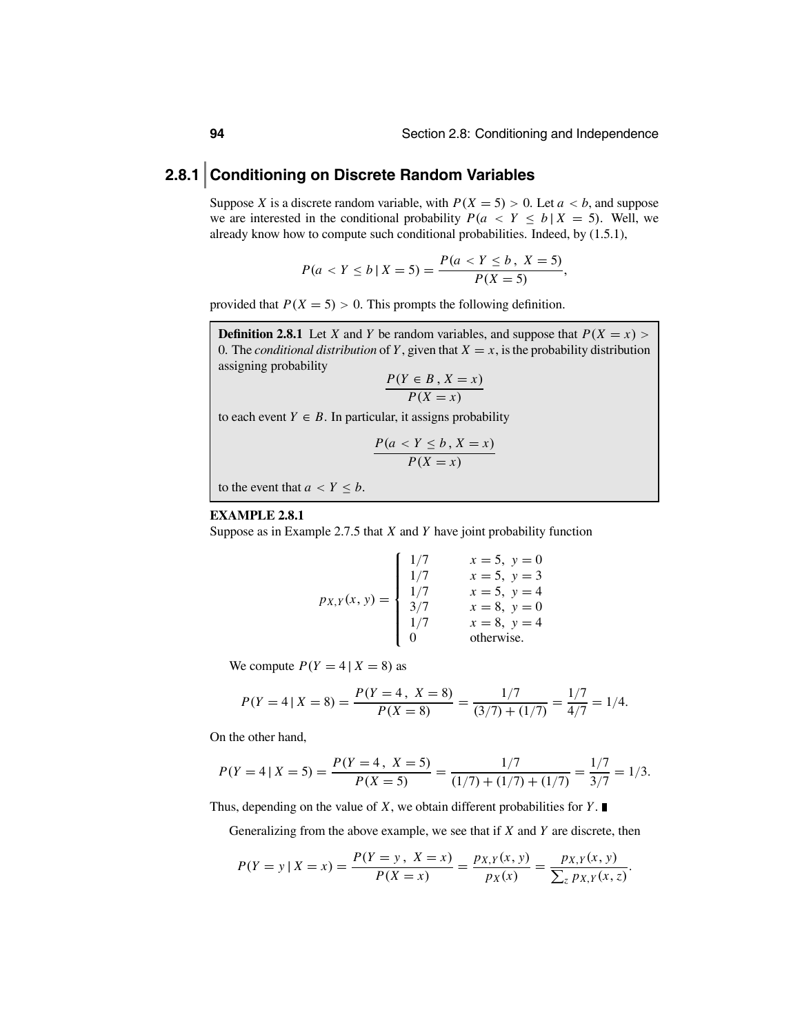## 2.8.1 Conditioning on Discrete Random Variables

Suppose $X$ is a discrete random variable, with $P(X = 5) > 0$. Let $a < b$, and suppose we are interested in the conditional probability $P(a < Y \leq b \mid X = 5)$. Well, we already know how to compute such conditional probabilities. Indeed, by (1.5.1),

$$P(a < Y \leq b \mid X = 5) = \frac{P(a < Y \leq b\,,\ X = 5)}{P(X = 5)},$$

provided that $P(X = 5) > 0$. This prompts the following definition.

**Definition 2.8.1** Let $X$ and $Y$ be random variables, and suppose that $P(X = x) > 0$. The *conditional distribution* of $Y$, given that $X = x$, is the probability distribution assigning probability

$$\frac{P(Y \in B\,,\ X = x)}{P(X = x)}$$

to each event $Y \in B$. In particular, it assigns probability

$$\frac{P(a < Y \leq b\,,\ X = x)}{P(X = x)}$$

to the event that $a < Y \leq b$.

**EXAMPLE 2.8.1**

Suppose as in Example 2.7.5 that $X$ and $Y$ have joint probability function

$$p_{X,Y}(x, y) = \begin{cases} 1/7 & x = 5,\ y = 0 \\ 1/7 & x = 5,\ y = 3 \\ 1/7 & x = 5,\ y = 4 \\ 3/7 & x = 8,\ y = 0 \\ 1/7 & x = 8,\ y = 4 \\ 0 & \text{otherwise.} \end{cases}$$

We compute $P(Y = 4 \mid X = 8)$ as

$$P(Y = 4 \mid X = 8) = \frac{P(Y = 4\,,\ X = 8)}{P(X = 8)} = \frac{1/7}{(3/7) + (1/7)} = \frac{1/7}{4/7} = 1/4.$$

On the other hand,

$$P(Y = 4 \mid X = 5) = \frac{P(Y = 4\,,\ X = 5)}{P(X = 5)} = \frac{1/7}{(1/7) + (1/7) + (1/7)} = \frac{1/7}{3/7} = 1/3.$$

Thus, depending on the value of $X$, we obtain different probabilities for $Y$. ∎

Generalizing from the above example, we see that if $X$ and $Y$ are discrete, then

$$P(Y = y \mid X = x) = \frac{P(Y = y\,,\ X = x)}{P(X = x)} = \frac{p_{X,Y}(x, y)}{p_X(x)} = \frac{p_{X,Y}(x, y)}{\sum_z p_{X,Y}(x, z)}.$$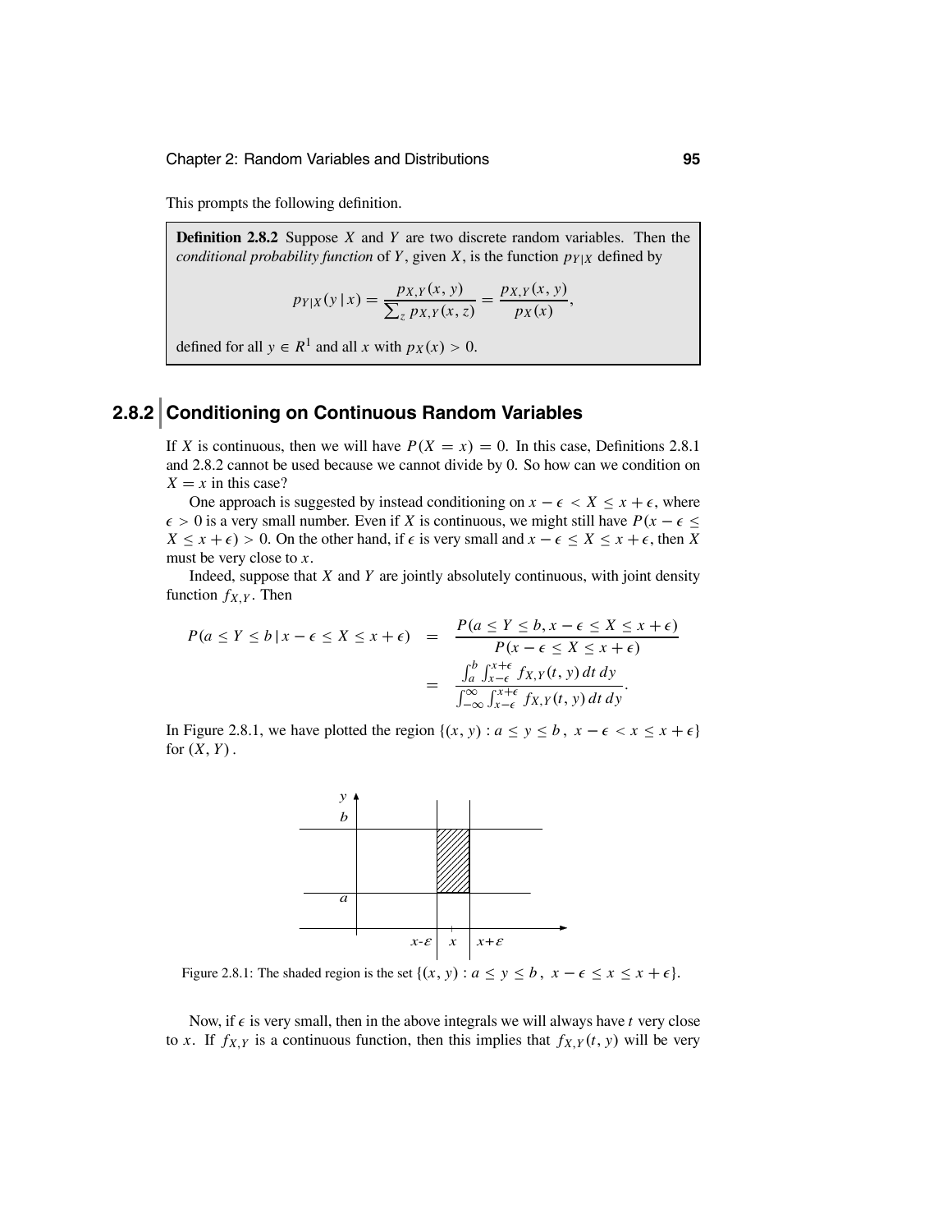This prompts the following definition.

**Definition 2.8.2** Suppose $X$ and $Y$ are two discrete random variables. Then the *conditional probability function* of $Y$, given $X$, is the function $p_{Y|X}$ defined by

$$p_{Y|X}(y\,|\,x) = \frac{p_{X,Y}(x, y)}{\sum_z p_{X,Y}(x, z)} = \frac{p_{X,Y}(x, y)}{p_X(x)},$$

defined for all $y \in R^1$ and all $x$ with $p_X(x) > 0$.

## 2.8.2 Conditioning on Continuous Random Variables

If $X$ is continuous, then we will have $P(X = x) = 0$. In this case, Definitions 2.8.1 and 2.8.2 cannot be used because we cannot divide by 0. So how can we condition on $X = x$ in this case?

One approach is suggested by instead conditioning on $x - \epsilon < X \leq x + \epsilon$, where $\epsilon > 0$ is a very small number. Even if $X$ is continuous, we might still have $P(x - \epsilon \leq X \leq x + \epsilon) > 0$. On the other hand, if $\epsilon$ is very small and $x - \epsilon \leq X \leq x + \epsilon$, then $X$ must be very close to $x$.

Indeed, suppose that $X$ and $Y$ are jointly absolutely continuous, with joint density function $f_{X,Y}$. Then

$$\begin{aligned} P(a \leq Y \leq b\,|\,x - \epsilon \leq X \leq x + \epsilon) &= \frac{P(a \leq Y \leq b, x - \epsilon \leq X \leq x + \epsilon)}{P(x - \epsilon \leq X \leq x + \epsilon)} \\ &= \frac{\int_a^b \int_{x-\epsilon}^{x+\epsilon} f_{X,Y}(t, y)\,dt\,dy}{\int_{-\infty}^{\infty} \int_{x-\epsilon}^{x+\epsilon} f_{X,Y}(t, y)\,dt\,dy}. \end{aligned}$$

In Figure 2.8.1, we have plotted the region $\{(x, y) : a \leq y \leq b\,,\ x - \epsilon < x \leq x + \epsilon\}$ for $(X, Y)$.

y
b
a
x-ε
x
x+ε

Figure 2.8.1: The shaded region is the set $\{(x, y) : a \leq y \leq b\,,\ x - \epsilon \leq x \leq x + \epsilon\}$.

Now, if $\epsilon$ is very small, then in the above integrals we will always have $t$ very close to $x$. If $f_{X,Y}$ is a continuous function, then this implies that $f_{X,Y}(t, y)$ will be very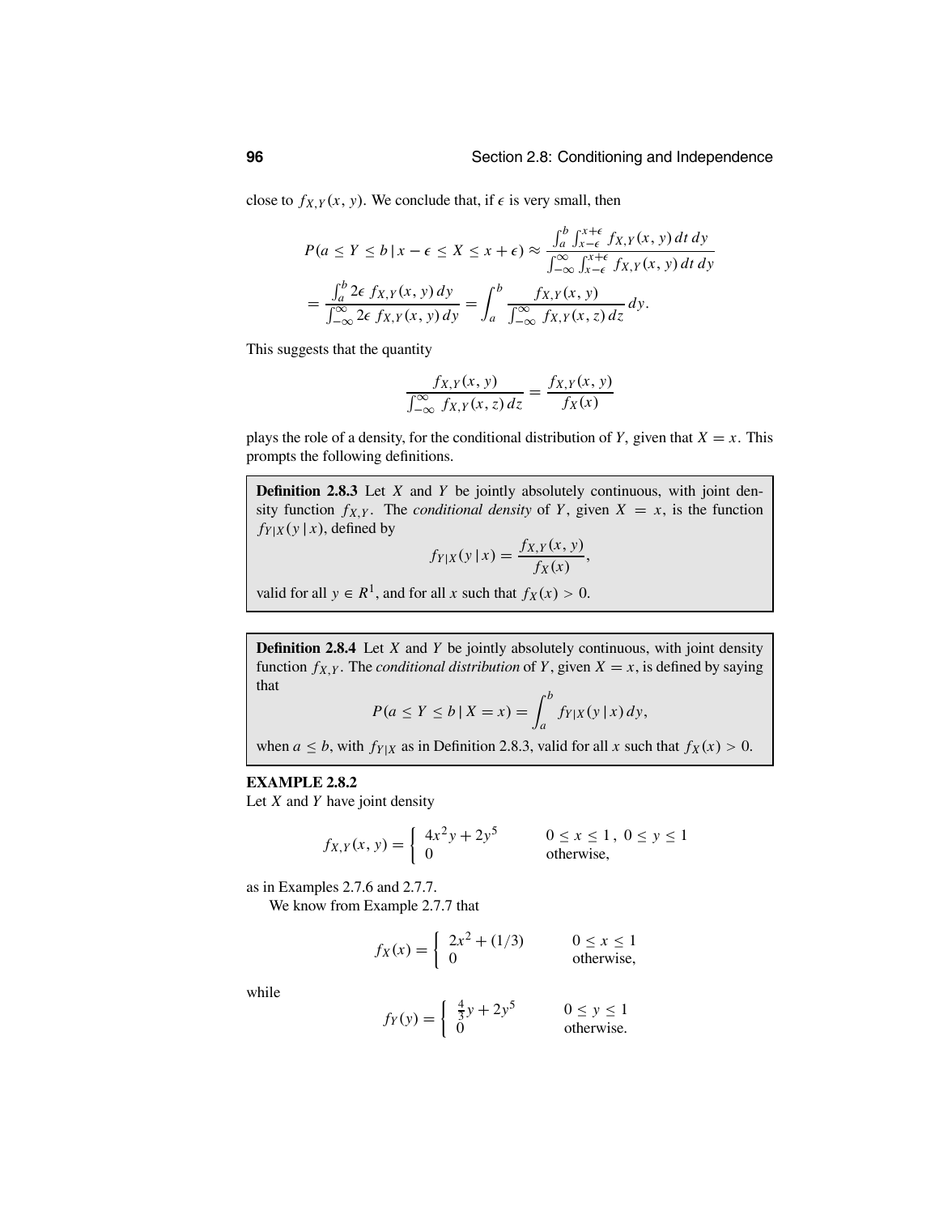close to $f_{X,Y}(x, y)$. We conclude that, if $\epsilon$ is very small, then

$$P(a \le Y \le b \mid x - \epsilon \le X \le x + \epsilon) \approx \frac{\int_a^b \int_{x-\epsilon}^{x+\epsilon} f_{X,Y}(x, y)\, dt\, dy}{\int_{-\infty}^{\infty} \int_{x-\epsilon}^{x+\epsilon} f_{X,Y}(x, y)\, dt\, dy}$$

$$= \frac{\int_a^b 2\epsilon\, f_{X,Y}(x, y)\, dy}{\int_{-\infty}^{\infty} 2\epsilon\, f_{X,Y}(x, y)\, dy} = \int_a^b \frac{f_{X,Y}(x, y)}{\int_{-\infty}^{\infty} f_{X,Y}(x, z)\, dz}\, dy.$$

This suggests that the quantity

$$\frac{f_{X,Y}(x, y)}{\int_{-\infty}^{\infty} f_{X,Y}(x, z)\, dz} = \frac{f_{X,Y}(x, y)}{f_X(x)}$$

plays the role of a density, for the conditional distribution of $Y$, given that $X = x$. This prompts the following definitions.

**Definition 2.8.3** Let $X$ and $Y$ be jointly absolutely continuous, with joint density function $f_{X,Y}$. The *conditional density* of $Y$, given $X = x$, is the function $f_{Y|X}(y \mid x)$, defined by

$$f_{Y|X}(y \mid x) = \frac{f_{X,Y}(x, y)}{f_X(x)},$$

valid for all $y \in R^1$, and for all $x$ such that $f_X(x) > 0$.

**Definition 2.8.4** Let $X$ and $Y$ be jointly absolutely continuous, with joint density function $f_{X,Y}$. The *conditional distribution* of $Y$, given $X = x$, is defined by saying that

$$P(a \le Y \le b \mid X = x) = \int_a^b f_{Y|X}(y \mid x)\, dy,$$

when $a \le b$, with $f_{Y|X}$ as in Definition 2.8.3, valid for all $x$ such that $f_X(x) > 0$.

**EXAMPLE 2.8.2**

Let $X$ and $Y$ have joint density

$$f_{X,Y}(x, y) = \begin{cases} 4x^2 y + 2y^5 & 0 \le x \le 1,\ 0 \le y \le 1 \\ 0 & \text{otherwise,} \end{cases}$$

as in Examples 2.7.6 and 2.7.7.

We know from Example 2.7.7 that

$$f_X(x) = \begin{cases} 2x^2 + (1/3) & 0 \le x \le 1 \\ 0 & \text{otherwise,} \end{cases}$$

while

$$f_Y(y) = \begin{cases} \frac{4}{3}y + 2y^5 & 0 \le y \le 1 \\ 0 & \text{otherwise.} \end{cases}$$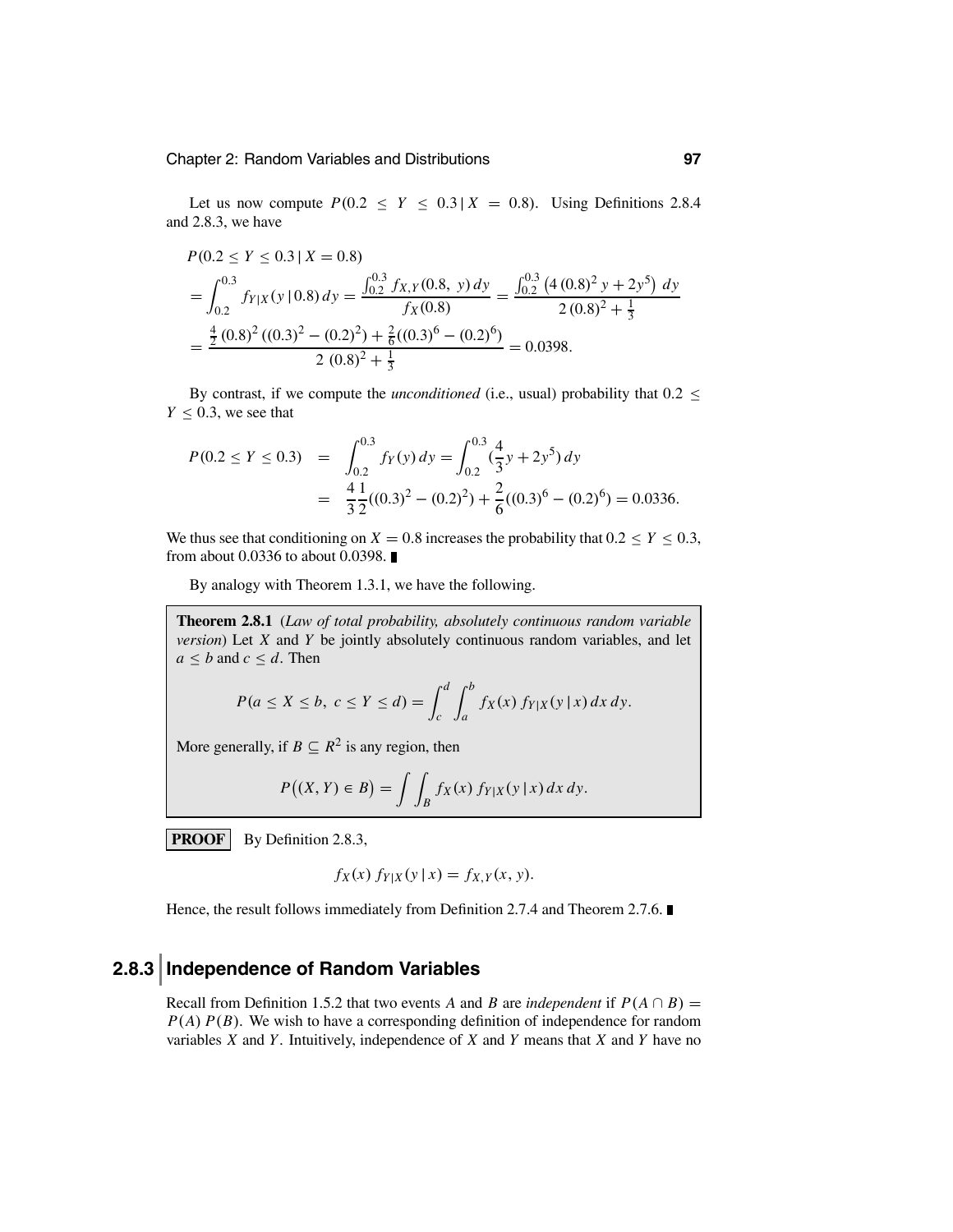Let us now compute $P(0.2 \le Y \le 0.3 \,|\, X = 0.8)$. Using Definitions 2.8.4 and 2.8.3, we have

$$
\begin{aligned}
& P(0.2 \le Y \le 0.3 \,|\, X = 0.8) \\
&= \int_{0.2}^{0.3} f_{Y|X}(y \,|\, 0.8)\, dy = \frac{\int_{0.2}^{0.3} f_{X,Y}(0.8,\ y)\, dy}{f_X(0.8)} = \frac{\int_{0.2}^{0.3} \left(4\,(0.8)^2\, y + 2y^5\right)\, dy}{2\,(0.8)^2 + \frac{1}{3}} \\
&= \frac{\frac{4}{2}\,(0.8)^2\,((0.3)^2 - (0.2)^2) + \frac{2}{6}((0.3)^6 - (0.2)^6)}{2\ (0.8)^2 + \frac{1}{3}} = 0.0398.
\end{aligned}
$$

By contrast, if we compute the *unconditioned* (i.e., usual) probability that $0.2 \le Y \le 0.3$, we see that

$$
\begin{aligned}
P(0.2 \le Y \le 0.3) &= \int_{0.2}^{0.3} f_Y(y)\, dy = \int_{0.2}^{0.3} (\frac{4}{3}y + 2y^5)\, dy \\
&= \frac{4}{3}\frac{1}{2}((0.3)^2 - (0.2)^2) + \frac{2}{6}((0.3)^6 - (0.2)^6) = 0.0336.
\end{aligned}
$$

We thus see that conditioning on $X = 0.8$ increases the probability that $0.2 \le Y \le 0.3$, from about 0.0336 to about 0.0398. ∎

By analogy with Theorem 1.3.1, we have the following.

**Theorem 2.8.1** (*Law of total probability, absolutely continuous random variable version*) Let $X$ and $Y$ be jointly absolutely continuous random variables, and let $a \le b$ and $c \le d$. Then

$$P(a \le X \le b,\ c \le Y \le d) = \int_c^d \int_a^b f_X(x)\, f_{Y|X}(y \,|\, x)\, dx\, dy.$$

More generally, if $B \subseteq R^2$ is any region, then

$$P\big((X, Y) \in B\big) = \int \int_B f_X(x)\, f_{Y|X}(y \,|\, x)\, dx\, dy.$$

**PROOF** By Definition 2.8.3,

$$f_X(x)\, f_{Y|X}(y \,|\, x) = f_{X,Y}(x, y).$$

Hence, the result follows immediately from Definition 2.7.4 and Theorem 2.7.6. ∎

### 2.8.3 Independence of Random Variables

Recall from Definition 1.5.2 that two events $A$ and $B$ are *independent* if $P(A \cap B) = P(A)\, P(B)$. We wish to have a corresponding definition of independence for random variables $X$ and $Y$. Intuitively, independence of $X$ and $Y$ means that $X$ and $Y$ have no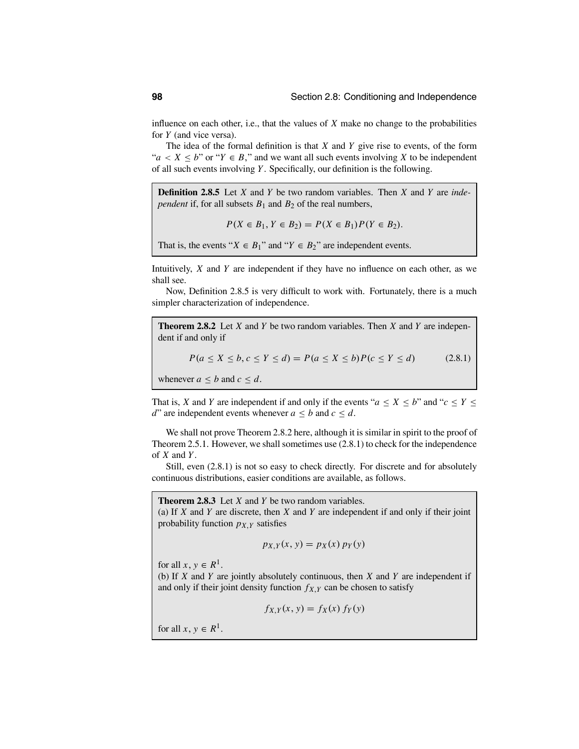influence on each other, i.e., that the values of $X$ make no change to the probabilities for $Y$ (and vice versa).

The idea of the formal definition is that $X$ and $Y$ give rise to events, of the form "$a < X \leq b$" or "$Y \in B$," and we want all such events involving $X$ to be independent of all such events involving $Y$. Specifically, our definition is the following.

**Definition 2.8.5** Let $X$ and $Y$ be two random variables. Then $X$ and $Y$ are *independent* if, for all subsets $B_1$ and $B_2$ of the real numbers,

$$P(X \in B_1, Y \in B_2) = P(X \in B_1)P(Y \in B_2).$$

That is, the events "$X \in B_1$" and "$Y \in B_2$" are independent events.

Intuitively, $X$ and $Y$ are independent if they have no influence on each other, as we shall see.

Now, Definition 2.8.5 is very difficult to work with. Fortunately, there is a much simpler characterization of independence.

**Theorem 2.8.2** Let $X$ and $Y$ be two random variables. Then $X$ and $Y$ are independent if and only if

$$P(a \leq X \leq b, c \leq Y \leq d) = P(a \leq X \leq b)P(c \leq Y \leq d) \tag{2.8.1}$$

whenever $a \leq b$ and $c \leq d$.

That is, $X$ and $Y$ are independent if and only if the events "$a \leq X \leq b$" and "$c \leq Y \leq d$" are independent events whenever $a \leq b$ and $c \leq d$.

We shall not prove Theorem 2.8.2 here, although it is similar in spirit to the proof of Theorem 2.5.1. However, we shall sometimes use (2.8.1) to check for the independence of $X$ and $Y$.

Still, even (2.8.1) is not so easy to check directly. For discrete and for absolutely continuous distributions, easier conditions are available, as follows.

**Theorem 2.8.3** Let $X$ and $Y$ be two random variables.
(a) If $X$ and $Y$ are discrete, then $X$ and $Y$ are independent if and only if their joint probability function $p_{X,Y}$ satisfies

$$p_{X,Y}(x, y) = p_X(x)\, p_Y(y)$$

for all $x, y \in R^1$.
(b) If $X$ and $Y$ are jointly absolutely continuous, then $X$ and $Y$ are independent if and only if their joint density function $f_{X,Y}$ can be chosen to satisfy

$$f_{X,Y}(x, y) = f_X(x)\, f_Y(y)$$

for all $x, y \in R^1$.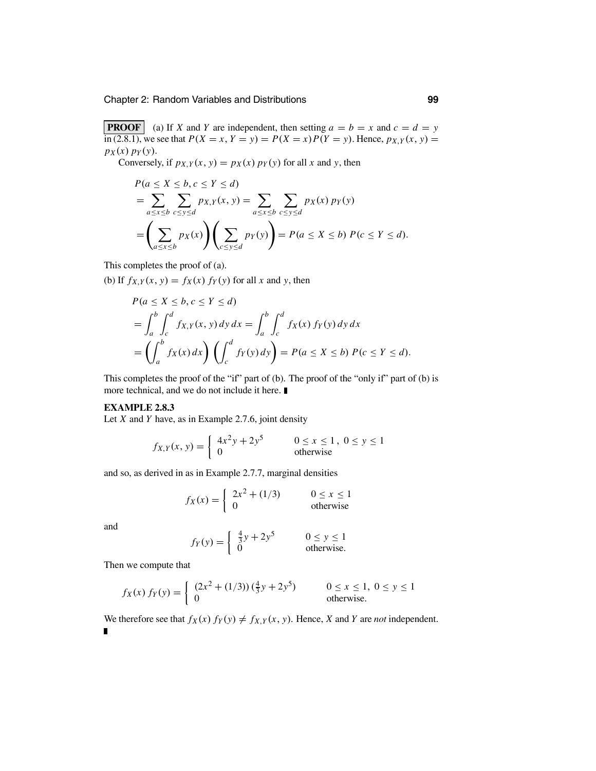**PROOF** (a) If $X$ and $Y$ are independent, then setting $a = b = x$ and $c = d = y$ in (2.8.1), we see that $P(X = x, Y = y) = P(X = x)P(Y = y)$. Hence, $p_{X,Y}(x, y) = p_X(x)\, p_Y(y)$.

Conversely, if $p_{X,Y}(x, y) = p_X(x)\, p_Y(y)$ for all $x$ and $y$, then

$$
\begin{aligned}
&P(a \le X \le b, c \le Y \le d) \\
&= \sum_{a \le x \le b} \sum_{c \le y \le d} p_{X,Y}(x, y) = \sum_{a \le x \le b} \sum_{c \le y \le d} p_X(x)\, p_Y(y) \\
&= \left( \sum_{a \le x \le b} p_X(x) \right) \left( \sum_{c \le y \le d} p_Y(y) \right) = P(a \le X \le b)\, P(c \le Y \le d).
\end{aligned}
$$

This completes the proof of (a).

(b) If $f_{X,Y}(x, y) = f_X(x)\, f_Y(y)$ for all $x$ and $y$, then

$$
\begin{aligned}
&P(a \le X \le b, c \le Y \le d) \\
&= \int_a^b \int_c^d f_{X,Y}(x, y)\, dy\, dx = \int_a^b \int_c^d f_X(x)\, f_Y(y)\, dy\, dx \\
&= \left( \int_a^b f_X(x)\, dx \right) \left( \int_c^d f_Y(y)\, dy \right) = P(a \le X \le b)\, P(c \le Y \le d).
\end{aligned}
$$

This completes the proof of the "if" part of (b). The proof of the "only if" part of (b) is more technical, and we do not include it here. ∎

**EXAMPLE 2.8.3**

Let $X$ and $Y$ have, as in Example 2.7.6, joint density

$$
f_{X,Y}(x, y) = \begin{cases} 4x^2 y + 2y^5 & 0 \le x \le 1\,,\ 0 \le y \le 1 \\ 0 & \text{otherwise} \end{cases}
$$

and so, as derived in as in Example 2.7.7, marginal densities

$$
f_X(x) = \begin{cases} 2x^2 + (1/3) & 0 \le x \le 1 \\ 0 & \text{otherwise} \end{cases}
$$

and

$$
f_Y(y) = \begin{cases} \frac{4}{3}y + 2y^5 & 0 \le y \le 1 \\ 0 & \text{otherwise.} \end{cases}
$$

Then we compute that

$$
f_X(x)\, f_Y(y) = \begin{cases} (2x^2 + (1/3))\,(\frac{4}{3}y + 2y^5) & 0 \le x \le 1,\ 0 \le y \le 1 \\ 0 & \text{otherwise.} \end{cases}
$$

We therefore see that $f_X(x)\, f_Y(y) \ne f_{X,Y}(x, y)$. Hence, $X$ and $Y$ are *not* independent. ∎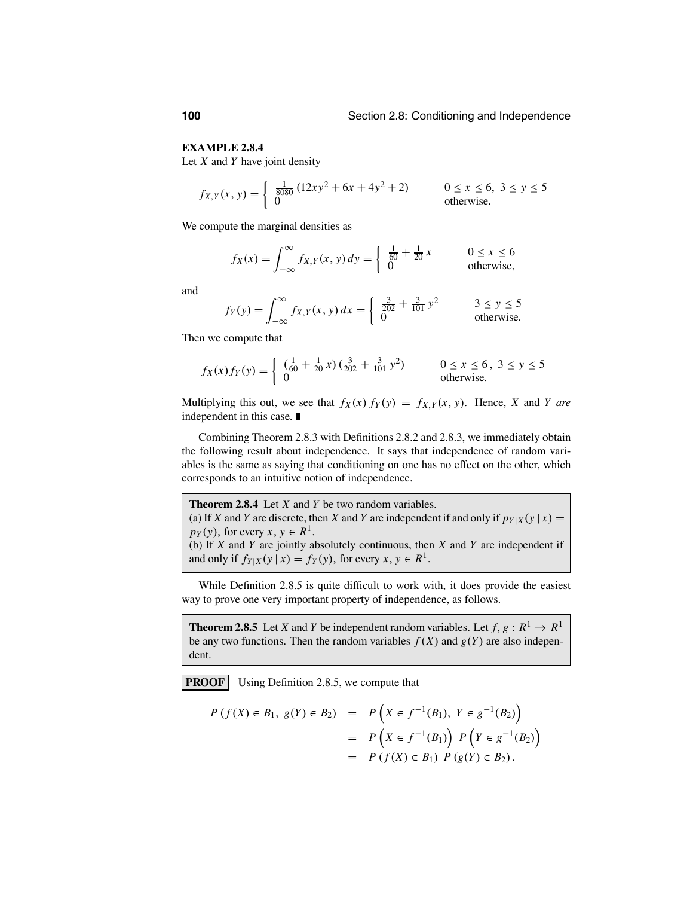**EXAMPLE 2.8.4**

Let $X$ and $Y$ have joint density

$$f_{X,Y}(x, y) = \begin{cases} \frac{1}{8080}(12xy^2 + 6x + 4y^2 + 2) & 0 \le x \le 6,\ 3 \le y \le 5 \\ 0 & \text{otherwise.} \end{cases}$$

We compute the marginal densities as

$$f_X(x) = \int_{-\infty}^{\infty} f_{X,Y}(x, y)\, dy = \begin{cases} \frac{1}{60} + \frac{1}{20}x & 0 \le x \le 6 \\ 0 & \text{otherwise,} \end{cases}$$

and

$$f_Y(y) = \int_{-\infty}^{\infty} f_{X,Y}(x, y)\, dx = \begin{cases} \frac{3}{202} + \frac{3}{101}y^2 & 3 \le y \le 5 \\ 0 & \text{otherwise.} \end{cases}$$

Then we compute that

$$f_X(x)\, f_Y(y) = \begin{cases} (\frac{1}{60} + \frac{1}{20}x)(\frac{3}{202} + \frac{3}{101}y^2) & 0 \le x \le 6,\ 3 \le y \le 5 \\ 0 & \text{otherwise.} \end{cases}$$

Multiplying this out, we see that $f_X(x)\, f_Y(y) = f_{X,Y}(x, y)$. Hence, $X$ and $Y$ *are* independent in this case. ∎

Combining Theorem 2.8.3 with Definitions 2.8.2 and 2.8.3, we immediately obtain the following result about independence. It says that independence of random variables is the same as saying that conditioning on one has no effect on the other, which corresponds to an intuitive notion of independence.

**Theorem 2.8.4** Let $X$ and $Y$ be two random variables.
(a) If $X$ and $Y$ are discrete, then $X$ and $Y$ are independent if and only if $p_{Y|X}(y\,|\,x) = p_Y(y)$, for every $x, y \in R^1$.
(b) If $X$ and $Y$ are jointly absolutely continuous, then $X$ and $Y$ are independent if and only if $f_{Y|X}(y\,|\,x) = f_Y(y)$, for every $x, y \in R^1$.

While Definition 2.8.5 is quite difficult to work with, it does provide the easiest way to prove one very important property of independence, as follows.

**Theorem 2.8.5** Let $X$ and $Y$ be independent random variables. Let $f, g : R^1 \to R^1$ be any two functions. Then the random variables $f(X)$ and $g(Y)$ are also independent.

**PROOF** Using Definition 2.8.5, we compute that

$$\begin{aligned} P(f(X) \in B_1,\ g(Y) \in B_2) &= P\left(X \in f^{-1}(B_1),\ Y \in g^{-1}(B_2)\right) \\ &= P\left(X \in f^{-1}(B_1)\right)\ P\left(Y \in g^{-1}(B_2)\right) \\ &= P(f(X) \in B_1)\ P(g(Y) \in B_2). \end{aligned}$$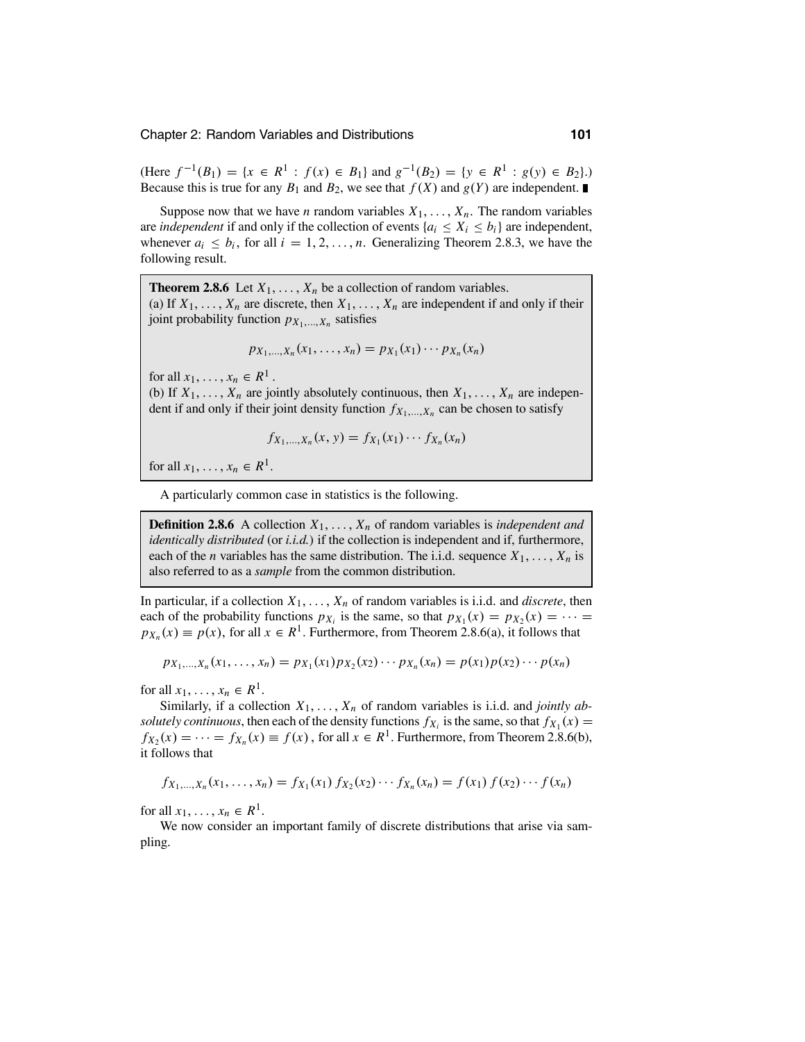(Here $f^{-1}(B_1) = \{x \in R^1 : f(x) \in B_1\}$ and $g^{-1}(B_2) = \{y \in R^1 : g(y) \in B_2\}$.) Because this is true for any $B_1$ and $B_2$, we see that $f(X)$ and $g(Y)$ are independent. ∎

Suppose now that we have $n$ random variables $X_1, \ldots, X_n$. The random variables are *independent* if and only if the collection of events $\{a_i \le X_i \le b_i\}$ are independent, whenever $a_i \le b_i$, for all $i = 1, 2, \ldots, n$. Generalizing Theorem 2.8.3, we have the following result.

**Theorem 2.8.6** Let $X_1, \ldots, X_n$ be a collection of random variables.
(a) If $X_1, \ldots, X_n$ are discrete, then $X_1, \ldots, X_n$ are independent if and only if their joint probability function $p_{X_1,\ldots,X_n}$ satisfies

$$p_{X_1,\ldots,X_n}(x_1, \ldots, x_n) = p_{X_1}(x_1) \cdots p_{X_n}(x_n)$$

for all $x_1, \ldots, x_n \in R^1$.
(b) If $X_1, \ldots, X_n$ are jointly absolutely continuous, then $X_1, \ldots, X_n$ are independent if and only if their joint density function $f_{X_1,\ldots,X_n}$ can be chosen to satisfy

$$f_{X_1,\ldots,X_n}(x, y) = f_{X_1}(x_1) \cdots f_{X_n}(x_n)$$

for all $x_1, \ldots, x_n \in R^1$.

A particularly common case in statistics is the following.

**Definition 2.8.6** A collection $X_1, \ldots, X_n$ of random variables is *independent and identically distributed* (or *i.i.d.*) if the collection is independent and if, furthermore, each of the $n$ variables has the same distribution. The i.i.d. sequence $X_1, \ldots, X_n$ is also referred to as a *sample* from the common distribution.

In particular, if a collection $X_1, \ldots, X_n$ of random variables is i.i.d. and *discrete*, then each of the probability functions $p_{X_i}$ is the same, so that $p_{X_1}(x) = p_{X_2}(x) = \cdots = p_{X_n}(x) \equiv p(x)$, for all $x \in R^1$. Furthermore, from Theorem 2.8.6(a), it follows that

$$p_{X_1,\ldots,X_n}(x_1, \ldots, x_n) = p_{X_1}(x_1)p_{X_2}(x_2) \cdots p_{X_n}(x_n) = p(x_1)p(x_2) \cdots p(x_n)$$

for all $x_1, \ldots, x_n \in R^1$.

Similarly, if a collection $X_1, \ldots, X_n$ of random variables is i.i.d. and *jointly absolutely continuous*, then each of the density functions $f_{X_i}$ is the same, so that $f_{X_1}(x) = f_{X_2}(x) = \cdots = f_{X_n}(x) \equiv f(x)$, for all $x \in R^1$. Furthermore, from Theorem 2.8.6(b), it follows that

$$f_{X_1,\ldots,X_n}(x_1, \ldots, x_n) = f_{X_1}(x_1)\, f_{X_2}(x_2) \cdots f_{X_n}(x_n) = f(x_1)\, f(x_2) \cdots f(x_n)$$

for all $x_1, \ldots, x_n \in R^1$.

We now consider an important family of discrete distributions that arise via sampling.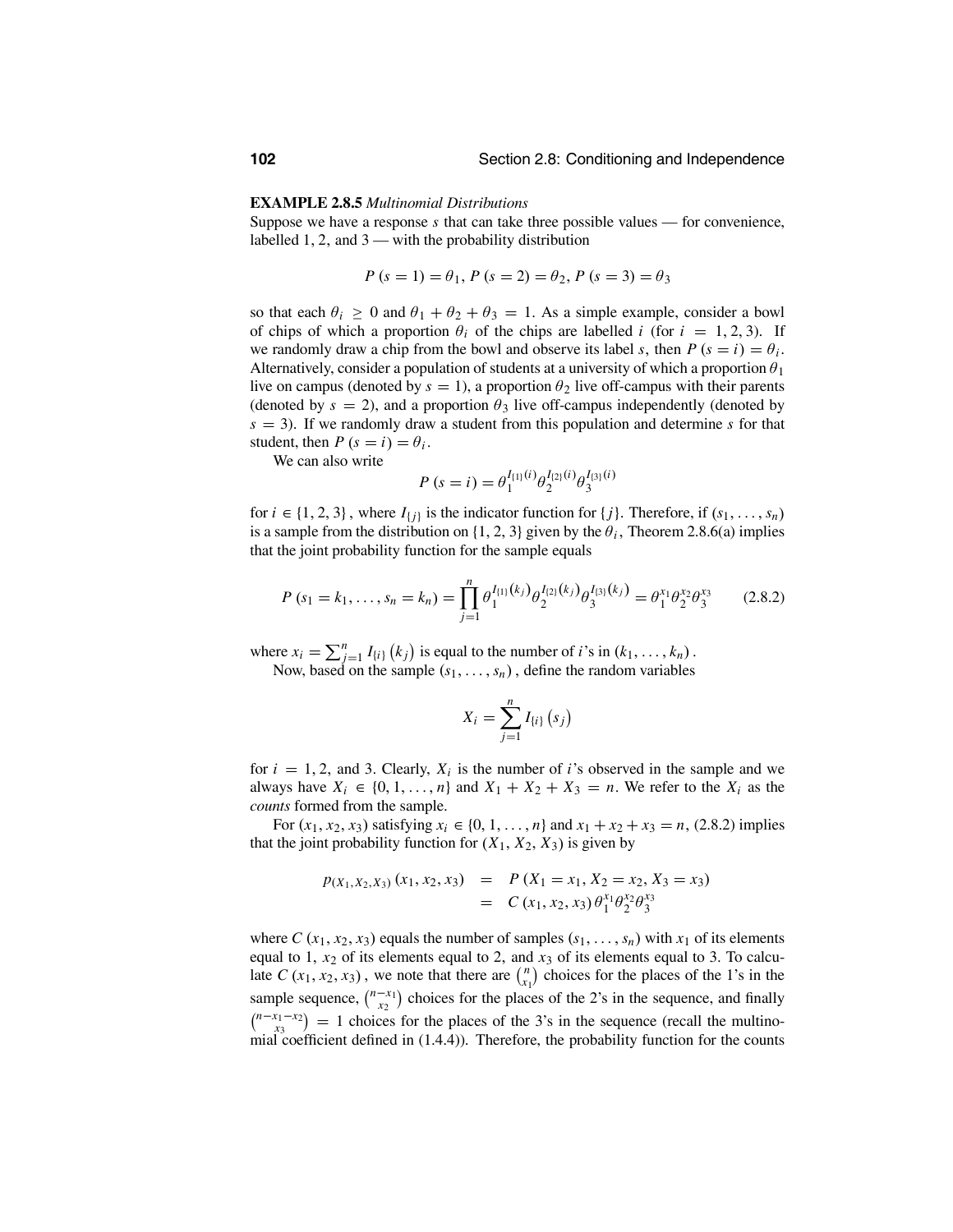**EXAMPLE 2.8.5** *Multinomial Distributions*

Suppose we have a response $s$ that can take three possible values — for convenience, labelled 1, 2, and 3 — with the probability distribution

$$P(s = 1) = \theta_1,\ P(s = 2) = \theta_2,\ P(s = 3) = \theta_3$$

so that each $\theta_i \geq 0$ and $\theta_1 + \theta_2 + \theta_3 = 1$. As a simple example, consider a bowl of chips of which a proportion $\theta_i$ of the chips are labelled $i$ (for $i = 1, 2, 3$). If we randomly draw a chip from the bowl and observe its label $s$, then $P(s = i) = \theta_i$. Alternatively, consider a population of students at a university of which a proportion $\theta_1$ live on campus (denoted by $s = 1$), a proportion $\theta_2$ live off-campus with their parents (denoted by $s = 2$), and a proportion $\theta_3$ live off-campus independently (denoted by $s = 3$). If we randomly draw a student from this population and determine $s$ for that student, then $P(s = i) = \theta_i$.

We can also write

$$P(s = i) = \theta_1^{I_{\{1\}}(i)} \theta_2^{I_{\{2\}}(i)} \theta_3^{I_{\{3\}}(i)}$$

for $i \in \{1, 2, 3\}$, where $I_{\{j\}}$ is the indicator function for $\{j\}$. Therefore, if $(s_1, \ldots, s_n)$ is a sample from the distribution on $\{1, 2, 3\}$ given by the $\theta_i$, Theorem 2.8.6(a) implies that the joint probability function for the sample equals

$$P(s_1 = k_1, \ldots, s_n = k_n) = \prod_{j=1}^{n} \theta_1^{I_{\{1\}}(k_j)} \theta_2^{I_{\{2\}}(k_j)} \theta_3^{I_{\{3\}}(k_j)} = \theta_1^{x_1} \theta_2^{x_2} \theta_3^{x_3} \qquad (2.8.2)$$

where $x_i = \sum_{j=1}^{n} I_{\{i\}}(k_j)$ is equal to the number of $i$'s in $(k_1, \ldots, k_n)$.

Now, based on the sample $(s_1, \ldots, s_n)$, define the random variables

$$X_i = \sum_{j=1}^{n} I_{\{i\}}(s_j)$$

for $i = 1, 2$, and 3. Clearly, $X_i$ is the number of $i$'s observed in the sample and we always have $X_i \in \{0, 1, \ldots, n\}$ and $X_1 + X_2 + X_3 = n$. We refer to the $X_i$ as the *counts* formed from the sample.

For $(x_1, x_2, x_3)$ satisfying $x_i \in \{0, 1, \ldots, n\}$ and $x_1 + x_2 + x_3 = n$, (2.8.2) implies that the joint probability function for $(X_1, X_2, X_3)$ is given by

$$\begin{aligned} p_{(X_1, X_2, X_3)}(x_1, x_2, x_3) &= P(X_1 = x_1, X_2 = x_2, X_3 = x_3) \\ &= C(x_1, x_2, x_3)\, \theta_1^{x_1} \theta_2^{x_2} \theta_3^{x_3} \end{aligned}$$

where $C(x_1, x_2, x_3)$ equals the number of samples $(s_1, \ldots, s_n)$ with $x_1$ of its elements equal to 1, $x_2$ of its elements equal to 2, and $x_3$ of its elements equal to 3. To calculate $C(x_1, x_2, x_3)$, we note that there are $\binom{n}{x_1}$ choices for the places of the 1's in the sample sequence, $\binom{n-x_1}{x_2}$ choices for the places of the 2's in the sequence, and finally $\binom{n-x_1-x_2}{x_3} = 1$ choices for the places of the 3's in the sequence (recall the multinomial coefficient defined in (1.4.4)). Therefore, the probability function for the counts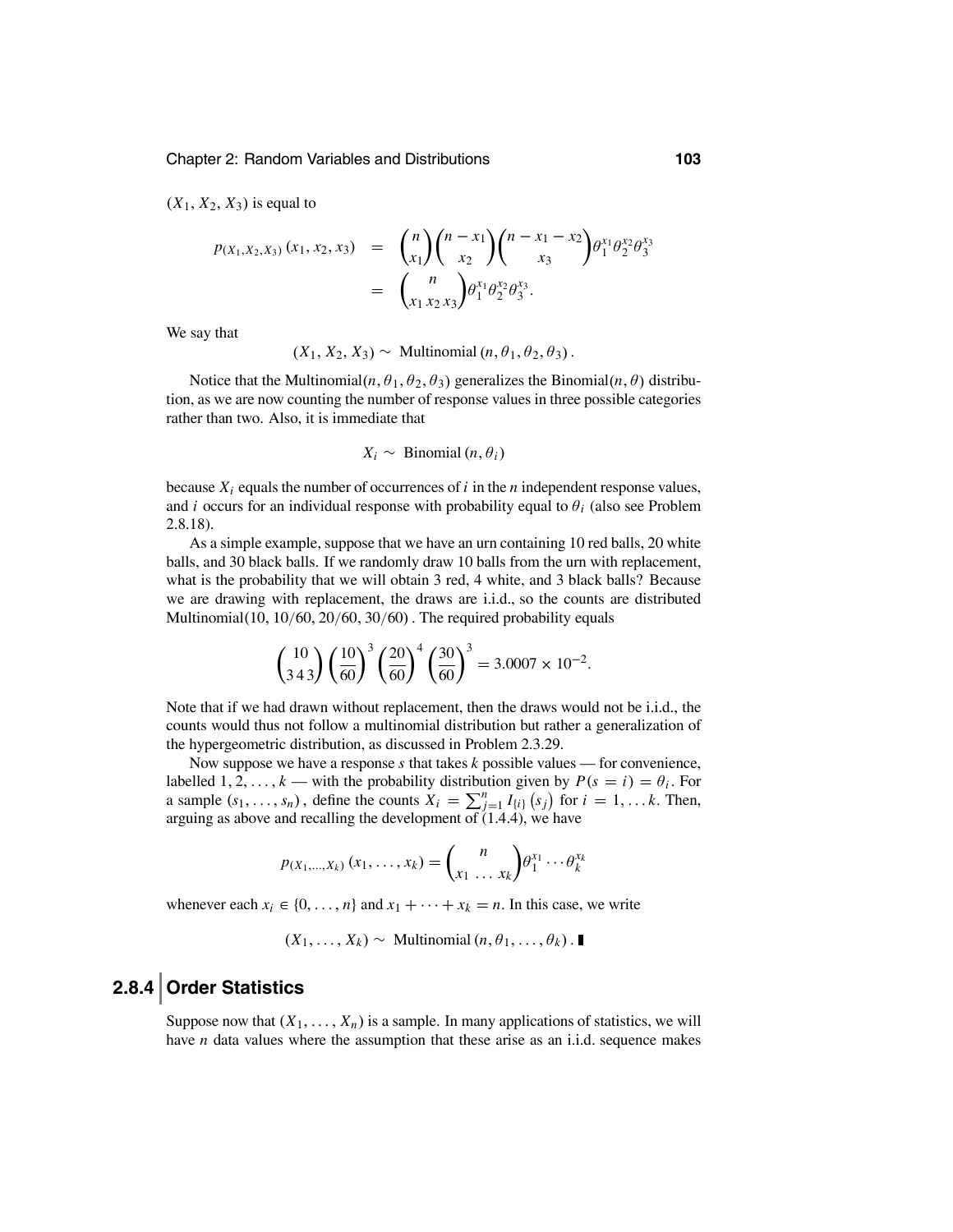$(X_1, X_2, X_3)$ is equal to

$$
\begin{aligned}
p_{(X_1,X_2,X_3)}(x_1, x_2, x_3) &= \binom{n}{x_1}\binom{n-x_1}{x_2}\binom{n-x_1-x_2}{x_3}\theta_1^{x_1}\theta_2^{x_2}\theta_3^{x_3} \\
&= \binom{n}{x_1\, x_2\, x_3}\theta_1^{x_1}\theta_2^{x_2}\theta_3^{x_3}.
\end{aligned}
$$

We say that

$$(X_1, X_2, X_3) \sim \text{ Multinomial}(n, \theta_1, \theta_2, \theta_3).$$

Notice that the Multinomial$(n, \theta_1, \theta_2, \theta_3)$ generalizes the Binomial$(n, \theta)$ distribution, as we are now counting the number of response values in three possible categories rather than two. Also, it is immediate that

$$X_i \sim \text{ Binomial}(n, \theta_i)$$

because $X_i$ equals the number of occurrences of $i$ in the $n$ independent response values, and $i$ occurs for an individual response with probability equal to $\theta_i$ (also see Problem 2.8.18).

As a simple example, suppose that we have an urn containing 10 red balls, 20 white balls, and 30 black balls. If we randomly draw 10 balls from the urn with replacement, what is the probability that we will obtain 3 red, 4 white, and 3 black balls? Because we are drawing with replacement, the draws are i.i.d., so the counts are distributed Multinomial$(10, 10/60, 20/60, 30/60)$. The required probability equals

$$\binom{10}{3\,4\,3}\left(\frac{10}{60}\right)^3\left(\frac{20}{60}\right)^4\left(\frac{30}{60}\right)^3 = 3.0007 \times 10^{-2}.$$

Note that if we had drawn without replacement, then the draws would not be i.i.d., the counts would thus not follow a multinomial distribution but rather a generalization of the hypergeometric distribution, as discussed in Problem 2.3.29.

Now suppose we have a response $s$ that takes $k$ possible values — for convenience, labelled $1, 2, \ldots, k$ — with the probability distribution given by $P(s = i) = \theta_i$. For a sample $(s_1, \ldots, s_n)$, define the counts $X_i = \sum_{j=1}^{n} I_{\{i\}}(s_j)$ for $i = 1, \ldots k$. Then, arguing as above and recalling the development of (1.4.4), we have

$$p_{(X_1,\ldots,X_k)}(x_1, \ldots, x_k) = \binom{n}{x_1\, \ldots\, x_k}\theta_1^{x_1}\cdots\theta_k^{x_k}$$

whenever each $x_i \in \{0, \ldots, n\}$ and $x_1 + \cdots + x_k = n$. In this case, we write

$$(X_1, \ldots, X_k) \sim \text{ Multinomial}(n, \theta_1, \ldots, \theta_k). \blacksquare$$

## 2.8.4 Order Statistics

Suppose now that $(X_1, \ldots, X_n)$ is a sample. In many applications of statistics, we will have $n$ data values where the assumption that these arise as an i.i.d. sequence makes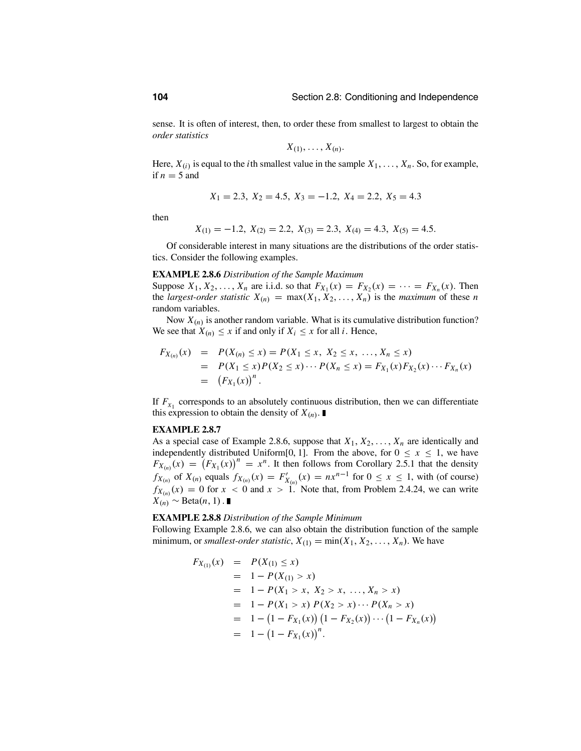sense. It is often of interest, then, to order these from smallest to largest to obtain the *order statistics*

$$X_{(1)}, \ldots, X_{(n)}.$$

Here, $X_{(i)}$ is equal to the $i$th smallest value in the sample $X_1, \ldots, X_n$. So, for example, if $n = 5$ and

$$X_1 = 2.3,\ X_2 = 4.5,\ X_3 = -1.2,\ X_4 = 2.2,\ X_5 = 4.3$$

then

$$X_{(1)} = -1.2,\ X_{(2)} = 2.2,\ X_{(3)} = 2.3,\ X_{(4)} = 4.3,\ X_{(5)} = 4.5.$$

Of considerable interest in many situations are the distributions of the order statistics. Consider the following examples.

**EXAMPLE 2.8.6** *Distribution of the Sample Maximum*
Suppose $X_1, X_2, \ldots, X_n$ are i.i.d. so that $F_{X_1}(x) = F_{X_2}(x) = \cdots = F_{X_n}(x)$. Then the *largest-order statistic* $X_{(n)} = \max(X_1, X_2, \ldots, X_n)$ is the *maximum* of these $n$ random variables.

Now $X_{(n)}$ is another random variable. What is its cumulative distribution function? We see that $X_{(n)} \le x$ if and only if $X_i \le x$ for all $i$. Hence,

$$\begin{aligned}
F_{X_{(n)}}(x) &= P(X_{(n)} \le x) = P(X_1 \le x,\ X_2 \le x,\ \ldots, X_n \le x) \\
&= P(X_1 \le x)P(X_2 \le x) \cdots P(X_n \le x) = F_{X_1}(x)F_{X_2}(x) \cdots F_{X_n}(x) \\
&= \left(F_{X_1}(x)\right)^n.
\end{aligned}$$

If $F_{X_1}$ corresponds to an absolutely continuous distribution, then we can differentiate this expression to obtain the density of $X_{(n)}$. ∎

**EXAMPLE 2.8.7**
As a special case of Example 2.8.6, suppose that $X_1, X_2, \ldots, X_n$ are identically and independently distributed Uniform[0, 1]. From the above, for $0 \le x \le 1$, we have $F_{X_{(n)}}(x) = \left(F_{X_1}(x)\right)^n = x^n$. It then follows from Corollary 2.5.1 that the density $f_{X_{(n)}}$ of $X_{(n)}$ equals $f_{X_{(n)}}(x) = F'_{X_{(n)}}(x) = nx^{n-1}$ for $0 \le x \le 1$, with (of course) $f_{X_{(n)}}(x) = 0$ for $x < 0$ and $x > 1$. Note that, from Problem 2.4.24, we can write $X_{(n)} \sim \text{Beta}(n, 1)$ . ∎

**EXAMPLE 2.8.8** *Distribution of the Sample Minimum*
Following Example 2.8.6, we can also obtain the distribution function of the sample minimum, or *smallest-order statistic*, $X_{(1)} = \min(X_1, X_2, \ldots, X_n)$. We have

$$\begin{aligned}
F_{X_{(1)}}(x) &= P(X_{(1)} \le x) \\
&= 1 - P(X_{(1)} > x) \\
&= 1 - P(X_1 > x,\ X_2 > x,\ \ldots, X_n > x) \\
&= 1 - P(X_1 > x)\ P(X_2 > x) \cdots P(X_n > x) \\
&= 1 - \left(1 - F_{X_1}(x)\right)\left(1 - F_{X_2}(x)\right) \cdots \left(1 - F_{X_n}(x)\right) \\
&= 1 - \left(1 - F_{X_1}(x)\right)^n.
\end{aligned}$$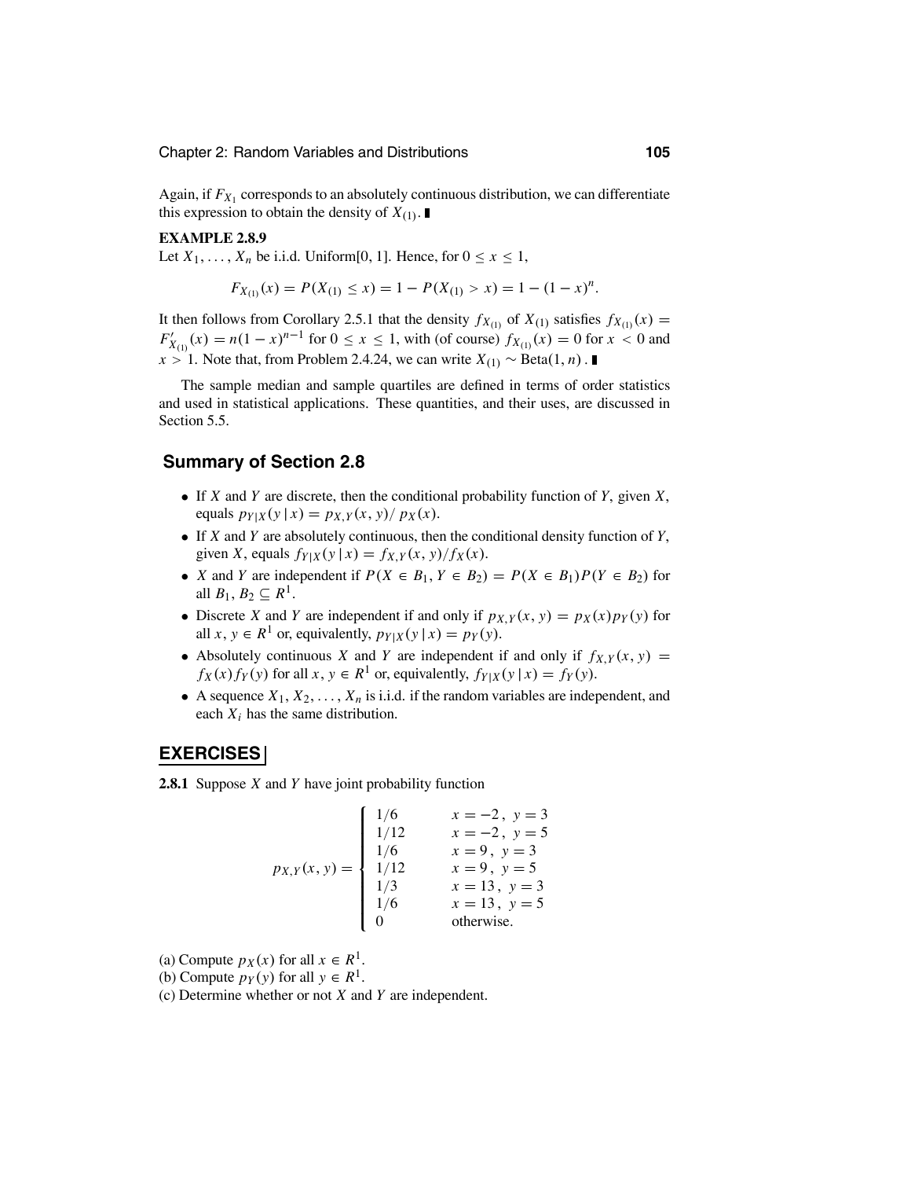Again, if $F_{X_1}$ corresponds to an absolutely continuous distribution, we can differentiate this expression to obtain the density of $X_{(1)}$. ∎

**EXAMPLE 2.8.9**

Let $X_1, \ldots, X_n$ be i.i.d. Uniform[0, 1]. Hence, for $0 \le x \le 1$,

$$F_{X_{(1)}}(x) = P(X_{(1)} \le x) = 1 - P(X_{(1)} > x) = 1 - (1-x)^n.$$

It then follows from Corollary 2.5.1 that the density $f_{X_{(1)}}$ of $X_{(1)}$ satisfies $f_{X_{(1)}}(x) = F'_{X_{(1)}}(x) = n(1-x)^{n-1}$ for $0 \le x \le 1$, with (of course) $f_{X_{(1)}}(x) = 0$ for $x < 0$ and $x > 1$. Note that, from Problem 2.4.24, we can write $X_{(1)} \sim \text{Beta}(1, n)$. ∎

The sample median and sample quartiles are defined in terms of order statistics and used in statistical applications. These quantities, and their uses, are discussed in Section 5.5.

## Summary of Section 2.8

- If $X$ and $Y$ are discrete, then the conditional probability function of $Y$, given $X$, equals $p_{Y|X}(y\,|\,x) = p_{X,Y}(x, y)/\,p_X(x)$.
- If $X$ and $Y$ are absolutely continuous, then the conditional density function of $Y$, given $X$, equals $f_{Y|X}(y\,|\,x) = f_{X,Y}(x, y)/f_X(x)$.
- $X$ and $Y$ are independent if $P(X \in B_1, Y \in B_2) = P(X \in B_1)P(Y \in B_2)$ for all $B_1, B_2 \subseteq R^1$.
- Discrete $X$ and $Y$ are independent if and only if $p_{X,Y}(x, y) = p_X(x)p_Y(y)$ for all $x, y \in R^1$ or, equivalently, $p_{Y|X}(y\,|\,x) = p_Y(y)$.
- Absolutely continuous $X$ and $Y$ are independent if and only if $f_{X,Y}(x, y) = f_X(x)f_Y(y)$ for all $x, y \in R^1$ or, equivalently, $f_{Y|X}(y\,|\,x) = f_Y(y)$.
- A sequence $X_1, X_2, \ldots, X_n$ is i.i.d. if the random variables are independent, and each $X_i$ has the same distribution.

## EXERCISES

**2.8.1** Suppose $X$ and $Y$ have joint probability function

$$p_{X,Y}(x, y) = \begin{cases} 1/6 & x = -2,\ y = 3 \\ 1/12 & x = -2,\ y = 5 \\ 1/6 & x = 9,\ y = 3 \\ 1/12 & x = 9,\ y = 5 \\ 1/3 & x = 13,\ y = 3 \\ 1/6 & x = 13,\ y = 5 \\ 0 & \text{otherwise.} \end{cases}$$

(a) Compute $p_X(x)$ for all $x \in R^1$.
(b) Compute $p_Y(y)$ for all $y \in R^1$.
(c) Determine whether or not $X$ and $Y$ are independent.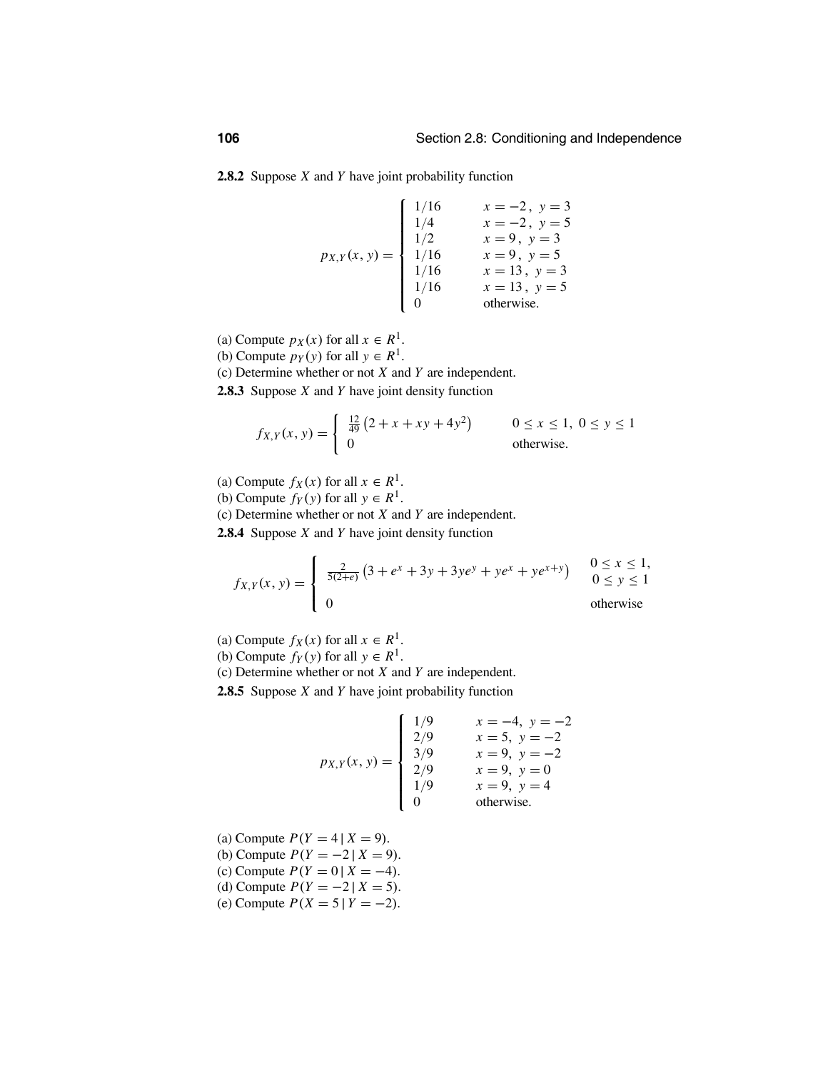**2.8.2** Suppose $X$ and $Y$ have joint probability function

$$p_{X,Y}(x, y) = \begin{cases} 1/16 & x = -2,\ y = 3 \\ 1/4 & x = -2,\ y = 5 \\ 1/2 & x = 9,\ y = 3 \\ 1/16 & x = 9,\ y = 5 \\ 1/16 & x = 13,\ y = 3 \\ 1/16 & x = 13,\ y = 5 \\ 0 & \text{otherwise.} \end{cases}$$

(a) Compute $p_X(x)$ for all $x \in R^1$.
(b) Compute $p_Y(y)$ for all $y \in R^1$.
(c) Determine whether or not $X$ and $Y$ are independent.

**2.8.3** Suppose $X$ and $Y$ have joint density function

$$f_{X,Y}(x, y) = \begin{cases} \frac{12}{49}\left(2 + x + xy + 4y^2\right) & 0 \le x \le 1,\ 0 \le y \le 1 \\ 0 & \text{otherwise.} \end{cases}$$

(a) Compute $f_X(x)$ for all $x \in R^1$.
(b) Compute $f_Y(y)$ for all $y \in R^1$.
(c) Determine whether or not $X$ and $Y$ are independent.

**2.8.4** Suppose $X$ and $Y$ have joint density function

$$f_{X,Y}(x, y) = \begin{cases} \frac{2}{5(2+e)}\left(3 + e^x + 3y + 3ye^y + ye^x + ye^{x+y}\right) & 0 \le x \le 1,\ 0 \le y \le 1 \\ 0 & \text{otherwise} \end{cases}$$

(a) Compute $f_X(x)$ for all $x \in R^1$.
(b) Compute $f_Y(y)$ for all $y \in R^1$.
(c) Determine whether or not $X$ and $Y$ are independent.

**2.8.5** Suppose $X$ and $Y$ have joint probability function

$$p_{X,Y}(x, y) = \begin{cases} 1/9 & x = -4,\ y = -2 \\ 2/9 & x = 5,\ y = -2 \\ 3/9 & x = 9,\ y = -2 \\ 2/9 & x = 9,\ y = 0 \\ 1/9 & x = 9,\ y = 4 \\ 0 & \text{otherwise.} \end{cases}$$

(a) Compute $P(Y = 4 \mid X = 9)$.
(b) Compute $P(Y = -2 \mid X = 9)$.
(c) Compute $P(Y = 0 \mid X = -4)$.
(d) Compute $P(Y = -2 \mid X = 5)$.
(e) Compute $P(X = 5 \mid Y = -2)$.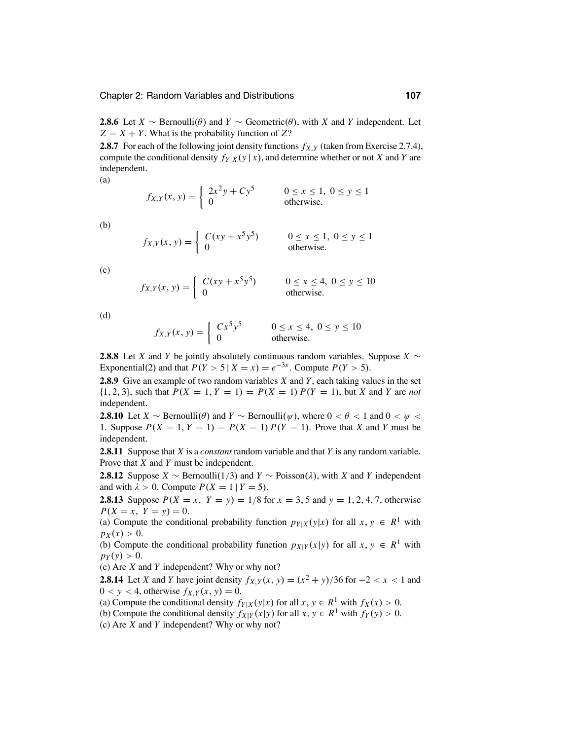**2.8.6** Let $X \sim$ Bernoulli($\theta$) and $Y \sim$ Geometric($\theta$), with $X$ and $Y$ independent. Let $Z = X + Y$. What is the probability function of $Z$?

**2.8.7** For each of the following joint density functions $f_{X,Y}$ (taken from Exercise 2.7.4), compute the conditional density $f_{Y|X}(y \mid x)$, and determine whether or not $X$ and $Y$ are independent.

(a)

$$f_{X,Y}(x, y) = \begin{cases} 2x^2 y + Cy^5 & 0 \le x \le 1,\ 0 \le y \le 1 \\ 0 & \text{otherwise.} \end{cases}$$

(b)

$$f_{X,Y}(x, y) = \begin{cases} C(xy + x^5 y^5) & 0 \le x \le 1,\ 0 \le y \le 1 \\ 0 & \text{otherwise.} \end{cases}$$

(c)

$$f_{X,Y}(x, y) = \begin{cases} C(xy + x^5 y^5) & 0 \le x \le 4,\ 0 \le y \le 10 \\ 0 & \text{otherwise.} \end{cases}$$

(d)

$$f_{X,Y}(x, y) = \begin{cases} Cx^5 y^5 & 0 \le x \le 4,\ 0 \le y \le 10 \\ 0 & \text{otherwise.} \end{cases}$$

**2.8.8** Let $X$ and $Y$ be jointly absolutely continuous random variables. Suppose $X \sim$ Exponential(2) and that $P(Y > 5 \mid X = x) = e^{-3x}$. Compute $P(Y > 5)$.

**2.8.9** Give an example of two random variables $X$ and $Y$, each taking values in the set $\{1, 2, 3\}$, such that $P(X = 1, Y = 1) = P(X = 1)\, P(Y = 1)$, but $X$ and $Y$ are *not* independent.

**2.8.10** Let $X \sim$ Bernoulli($\theta$) and $Y \sim$ Bernoulli($\psi$), where $0 < \theta < 1$ and $0 < \psi < 1$. Suppose $P(X = 1, Y = 1) = P(X = 1)\, P(Y = 1)$. Prove that $X$ and $Y$ must be independent.

**2.8.11** Suppose that $X$ is a *constant* random variable and that $Y$ is any random variable. Prove that $X$ and $Y$ must be independent.

**2.8.12** Suppose $X \sim$ Bernoulli(1/3) and $Y \sim$ Poisson($\lambda$), with $X$ and $Y$ independent and with $\lambda > 0$. Compute $P(X = 1 \mid Y = 5)$.

**2.8.13** Suppose $P(X = x,\ Y = y) = 1/8$ for $x = 3, 5$ and $y = 1, 2, 4, 7$, otherwise $P(X = x,\ Y = y) = 0$.
(a) Compute the conditional probability function $p_{Y|X}(y|x)$ for all $x, y \in R^1$ with $p_X(x) > 0$.
(b) Compute the conditional probability function $p_{X|Y}(x|y)$ for all $x, y \in R^1$ with $p_Y(y) > 0$.
(c) Are $X$ and $Y$ independent? Why or why not?

**2.8.14** Let $X$ and $Y$ have joint density $f_{X,Y}(x, y) = (x^2 + y)/36$ for $-2 < x < 1$ and $0 < y < 4$, otherwise $f_{X,Y}(x, y) = 0$.
(a) Compute the conditional density $f_{Y|X}(y|x)$ for all $x, y \in R^1$ with $f_X(x) > 0$.
(b) Compute the conditional density $f_{X|Y}(x|y)$ for all $x, y \in R^1$ with $f_Y(y) > 0$.
(c) Are $X$ and $Y$ independent? Why or why not?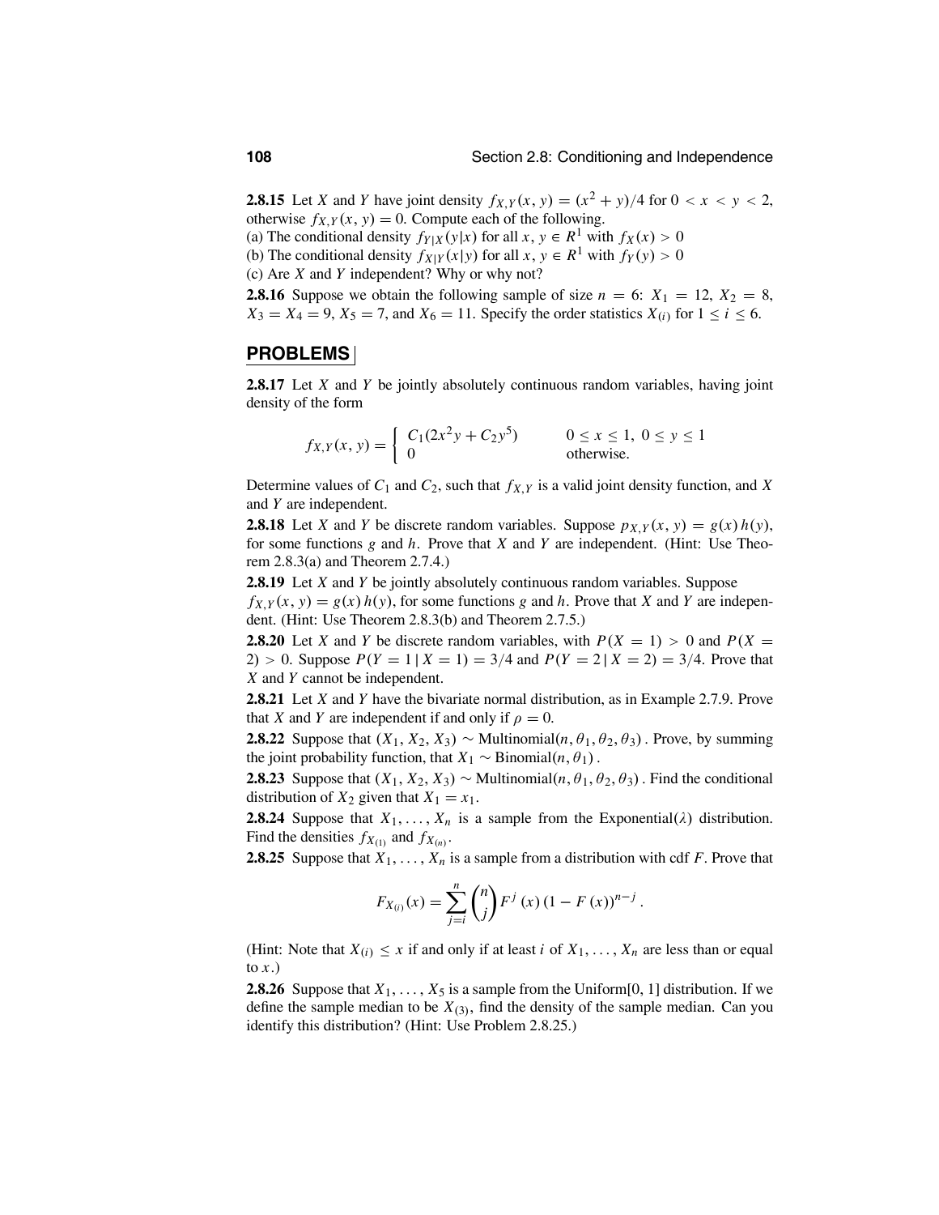**2.8.15** Let $X$ and $Y$ have joint density $f_{X,Y}(x, y) = (x^2 + y)/4$ for $0 < x < y < 2$, otherwise $f_{X,Y}(x, y) = 0$. Compute each of the following.
(a) The conditional density $f_{Y|X}(y|x)$ for all $x, y \in R^1$ with $f_X(x) > 0$
(b) The conditional density $f_{X|Y}(x|y)$ for all $x, y \in R^1$ with $f_Y(y) > 0$
(c) Are $X$ and $Y$ independent? Why or why not?

**2.8.16** Suppose we obtain the following sample of size $n = 6$: $X_1 = 12$, $X_2 = 8$, $X_3 = X_4 = 9$, $X_5 = 7$, and $X_6 = 11$. Specify the order statistics $X_{(i)}$ for $1 \le i \le 6$.

## PROBLEMS

**2.8.17** Let $X$ and $Y$ be jointly absolutely continuous random variables, having joint density of the form

$$f_{X,Y}(x, y) = \begin{cases} C_1(2x^2 y + C_2 y^5) & 0 \le x \le 1,\ 0 \le y \le 1 \\ 0 & \text{otherwise.} \end{cases}$$

Determine values of $C_1$ and $C_2$, such that $f_{X,Y}$ is a valid joint density function, and $X$ and $Y$ are independent.

**2.8.18** Let $X$ and $Y$ be discrete random variables. Suppose $p_{X,Y}(x, y) = g(x)\, h(y)$, for some functions $g$ and $h$. Prove that $X$ and $Y$ are independent. (Hint: Use Theorem 2.8.3(a) and Theorem 2.7.4.)

**2.8.19** Let $X$ and $Y$ be jointly absolutely continuous random variables. Suppose $f_{X,Y}(x, y) = g(x)\, h(y)$, for some functions $g$ and $h$. Prove that $X$ and $Y$ are independent. (Hint: Use Theorem 2.8.3(b) and Theorem 2.7.5.)

**2.8.20** Let $X$ and $Y$ be discrete random variables, with $P(X = 1) > 0$ and $P(X = 2) > 0$. Suppose $P(Y = 1 \mid X = 1) = 3/4$ and $P(Y = 2 \mid X = 2) = 3/4$. Prove that $X$ and $Y$ cannot be independent.

**2.8.21** Let $X$ and $Y$ have the bivariate normal distribution, as in Example 2.7.9. Prove that $X$ and $Y$ are independent if and only if $\rho = 0$.

**2.8.22** Suppose that $(X_1, X_2, X_3) \sim \text{Multinomial}(n, \theta_1, \theta_2, \theta_3)$. Prove, by summing the joint probability function, that $X_1 \sim \text{Binomial}(n, \theta_1)$.

**2.8.23** Suppose that $(X_1, X_2, X_3) \sim \text{Multinomial}(n, \theta_1, \theta_2, \theta_3)$. Find the conditional distribution of $X_2$ given that $X_1 = x_1$.

**2.8.24** Suppose that $X_1, \ldots, X_n$ is a sample from the Exponential($\lambda$) distribution. Find the densities $f_{X_{(1)}}$ and $f_{X_{(n)}}$.

**2.8.25** Suppose that $X_1, \ldots, X_n$ is a sample from a distribution with cdf $F$. Prove that

$$F_{X_{(i)}}(x) = \sum_{j=i}^{n} \binom{n}{j} F^j\,(x)\,(1 - F\,(x))^{n-j}\,.$$

(Hint: Note that $X_{(i)} \le x$ if and only if at least $i$ of $X_1, \ldots, X_n$ are less than or equal to $x$.)

**2.8.26** Suppose that $X_1, \ldots, X_5$ is a sample from the Uniform[0, 1] distribution. If we define the sample median to be $X_{(3)}$, find the density of the sample median. Can you identify this distribution? (Hint: Use Problem 2.8.25.)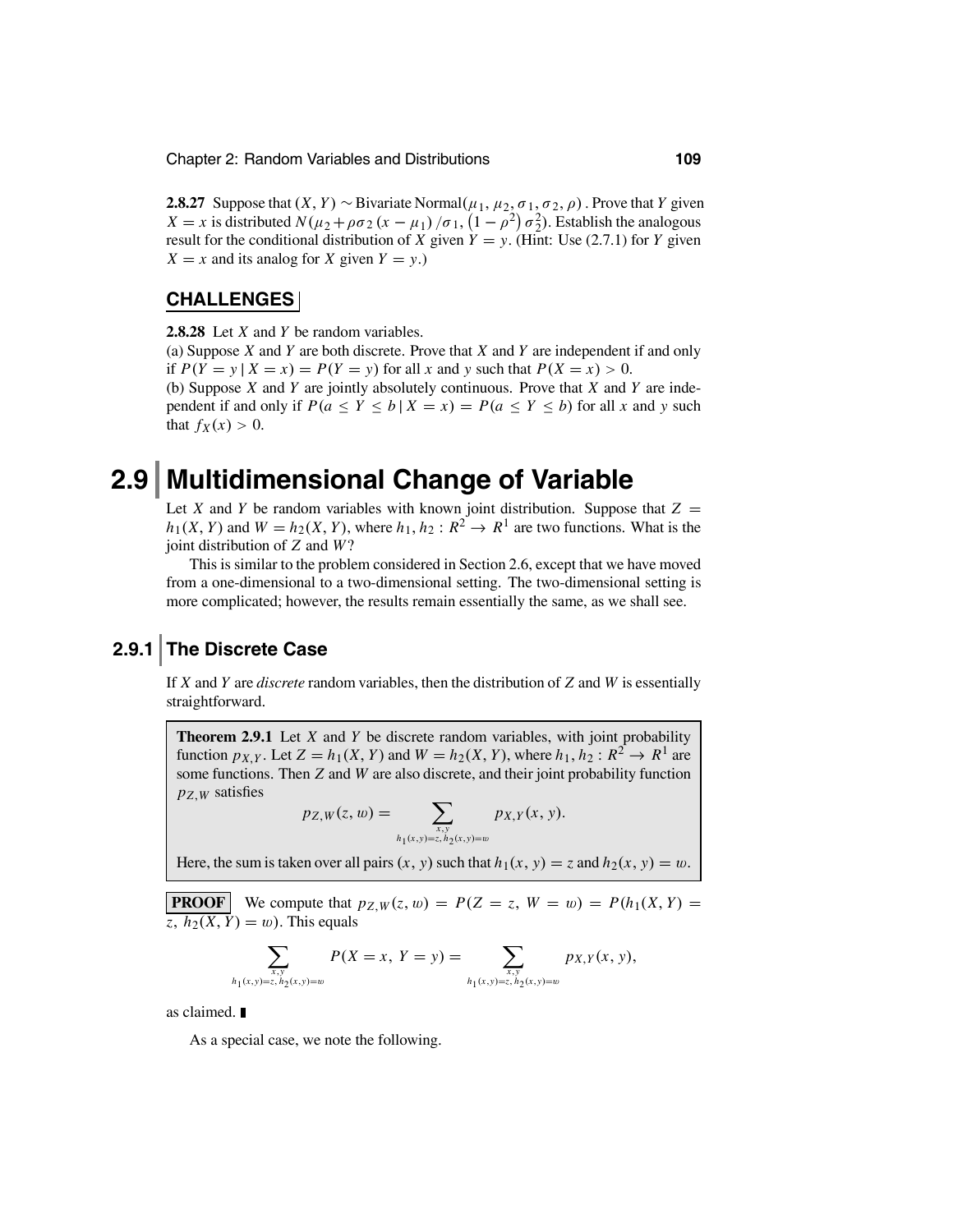**2.8.27** Suppose that $(X, Y) \sim$ Bivariate Normal$(\mu_1, \mu_2, \sigma_1, \sigma_2, \rho)$. Prove that $Y$ given $X = x$ is distributed $N(\mu_2 + \rho\sigma_2 (x - \mu_1)/\sigma_1, (1 - \rho^2)\sigma_2^2)$. Establish the analogous result for the conditional distribution of $X$ given $Y = y$. (Hint: Use (2.7.1) for $Y$ given $X = x$ and its analog for $X$ given $Y = y$.)

### CHALLENGES

**2.8.28** Let $X$ and $Y$ be random variables.
(a) Suppose $X$ and $Y$ are both discrete. Prove that $X$ and $Y$ are independent if and only if $P(Y = y \mid X = x) = P(Y = y)$ for all $x$ and $y$ such that $P(X = x) > 0$.
(b) Suppose $X$ and $Y$ are jointly absolutely continuous. Prove that $X$ and $Y$ are independent if and only if $P(a \le Y \le b \mid X = x) = P(a \le Y \le b)$ for all $x$ and $y$ such that $f_X(x) > 0$.

# 2.9 Multidimensional Change of Variable

Let $X$ and $Y$ be random variables with known joint distribution. Suppose that $Z = h_1(X, Y)$ and $W = h_2(X, Y)$, where $h_1, h_2 : R^2 \to R^1$ are two functions. What is the joint distribution of $Z$ and $W$?

This is similar to the problem considered in Section 2.6, except that we have moved from a one-dimensional to a two-dimensional setting. The two-dimensional setting is more complicated; however, the results remain essentially the same, as we shall see.

## 2.9.1 The Discrete Case

If $X$ and $Y$ are *discrete* random variables, then the distribution of $Z$ and $W$ is essentially straightforward.

**Theorem 2.9.1** Let $X$ and $Y$ be discrete random variables, with joint probability function $p_{X,Y}$. Let $Z = h_1(X, Y)$ and $W = h_2(X, Y)$, where $h_1, h_2 : R^2 \to R^1$ are some functions. Then $Z$ and $W$ are also discrete, and their joint probability function $p_{Z,W}$ satisfies

$$p_{Z,W}(z, w) = \sum_{\substack{x,y \\ h_1(x,y)=z,\, h_2(x,y)=w}} p_{X,Y}(x, y).$$

Here, the sum is taken over all pairs $(x, y)$ such that $h_1(x, y) = z$ and $h_2(x, y) = w$.

**PROOF** We compute that $p_{Z,W}(z, w) = P(Z = z, W = w) = P(h_1(X, Y) = z, h_2(X, Y) = w)$. This equals

$$\sum_{\substack{x,y \\ h_1(x,y)=z,\, h_2(x,y)=w}} P(X = x, Y = y) = \sum_{\substack{x,y \\ h_1(x,y)=z,\, h_2(x,y)=w}} p_{X,Y}(x, y),$$

as claimed. ∎

As a special case, we note the following.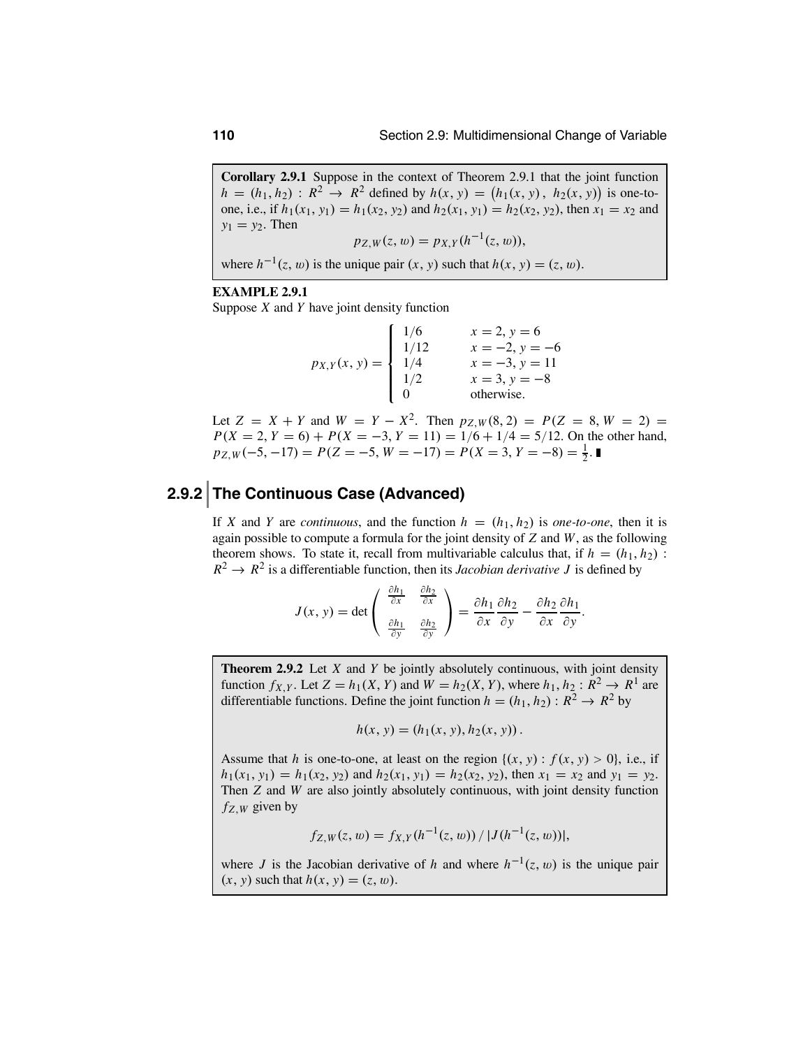**Corollary 2.9.1** Suppose in the context of Theorem 2.9.1 that the joint function $h = (h_1, h_2) : R^2 \to R^2$ defined by $h(x, y) = \big(h_1(x, y),\ h_2(x, y)\big)$ is one-to-one, i.e., if $h_1(x_1, y_1) = h_1(x_2, y_2)$ and $h_2(x_1, y_1) = h_2(x_2, y_2)$, then $x_1 = x_2$ and $y_1 = y_2$. Then

$$p_{Z,W}(z, w) = p_{X,Y}(h^{-1}(z, w)),$$

where $h^{-1}(z, w)$ is the unique pair $(x, y)$ such that $h(x, y) = (z, w)$.

**EXAMPLE 2.9.1**

Suppose $X$ and $Y$ have joint density function

$$p_{X,Y}(x, y) = \begin{cases} 1/6 & x = 2, y = 6 \\ 1/12 & x = -2, y = -6 \\ 1/4 & x = -3, y = 11 \\ 1/2 & x = 3, y = -8 \\ 0 & \text{otherwise.} \end{cases}$$

Let $Z = X + Y$ and $W = Y - X^2$. Then $p_{Z,W}(8, 2) = P(Z = 8, W = 2) = P(X = 2, Y = 6) + P(X = -3, Y = 11) = 1/6 + 1/4 = 5/12$. On the other hand, $p_{Z,W}(-5, -17) = P(Z = -5, W = -17) = P(X = 3, Y = -8) = \frac{1}{2}$. ∎

## 2.9.2 The Continuous Case (Advanced)

If $X$ and $Y$ are *continuous*, and the function $h = (h_1, h_2)$ is *one-to-one*, then it is again possible to compute a formula for the joint density of $Z$ and $W$, as the following theorem shows. To state it, recall from multivariable calculus that, if $h = (h_1, h_2) : R^2 \to R^2$ is a differentiable function, then its *Jacobian derivative* $J$ is defined by

$$J(x, y) = \det \begin{pmatrix} \frac{\partial h_1}{\partial x} & \frac{\partial h_2}{\partial x} \\ \frac{\partial h_1}{\partial y} & \frac{\partial h_2}{\partial y} \end{pmatrix} = \frac{\partial h_1}{\partial x}\frac{\partial h_2}{\partial y} - \frac{\partial h_2}{\partial x}\frac{\partial h_1}{\partial y}.$$

**Theorem 2.9.2** Let $X$ and $Y$ be jointly absolutely continuous, with joint density function $f_{X,Y}$. Let $Z = h_1(X, Y)$ and $W = h_2(X, Y)$, where $h_1, h_2 : R^2 \to R^1$ are differentiable functions. Define the joint function $h = (h_1, h_2) : R^2 \to R^2$ by

$$h(x, y) = (h_1(x, y), h_2(x, y)).$$

Assume that $h$ is one-to-one, at least on the region $\{(x, y) : f(x, y) > 0\}$, i.e., if $h_1(x_1, y_1) = h_1(x_2, y_2)$ and $h_2(x_1, y_1) = h_2(x_2, y_2)$, then $x_1 = x_2$ and $y_1 = y_2$. Then $Z$ and $W$ are also jointly absolutely continuous, with joint density function $f_{Z,W}$ given by

$$f_{Z,W}(z, w) = f_{X,Y}(h^{-1}(z, w)) \,/\, |J(h^{-1}(z, w))|,$$

where $J$ is the Jacobian derivative of $h$ and where $h^{-1}(z, w)$ is the unique pair $(x, y)$ such that $h(x, y) = (z, w)$.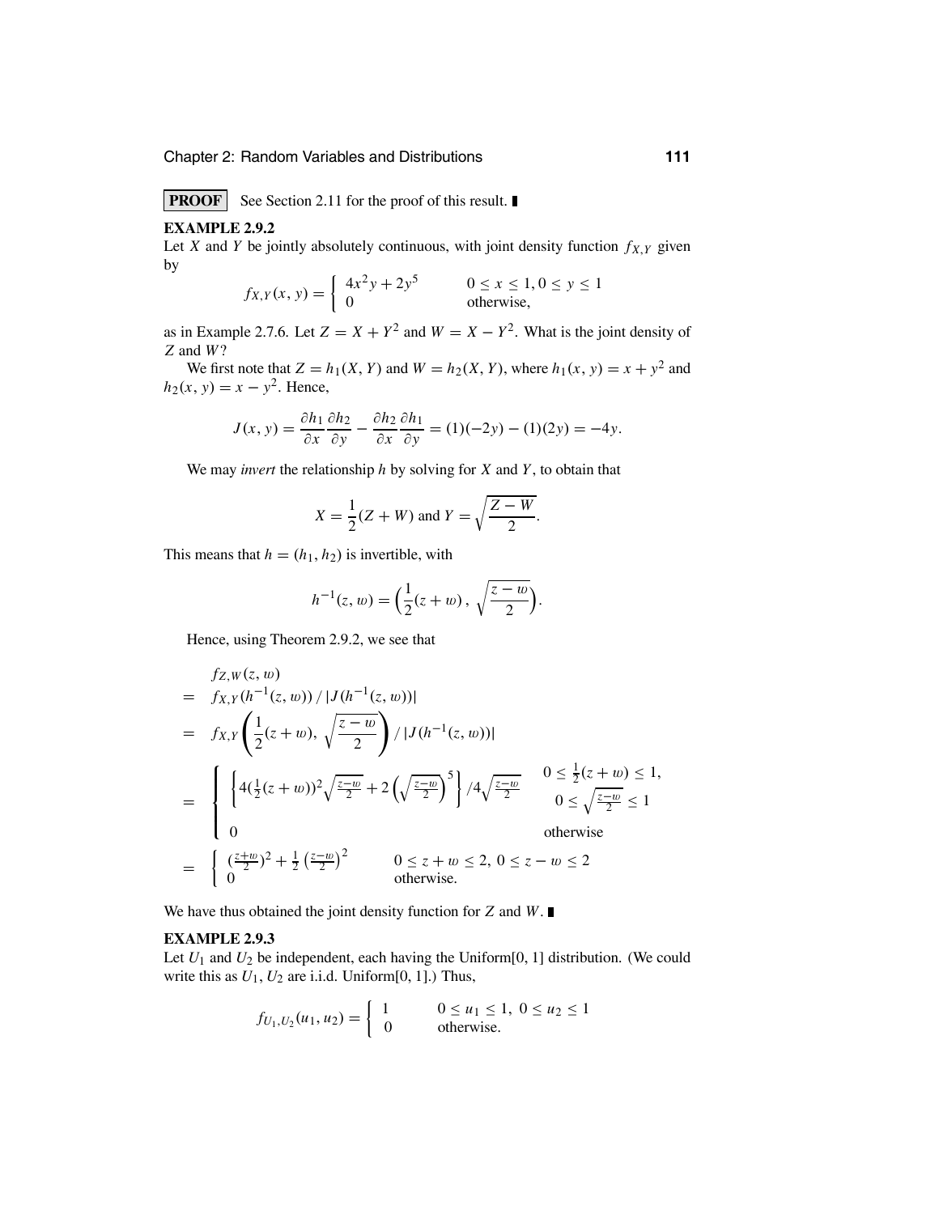**PROOF** See Section 2.11 for the proof of this result. ∎

**EXAMPLE 2.9.2**
Let $X$ and $Y$ be jointly absolutely continuous, with joint density function $f_{X,Y}$ given by

$$f_{X,Y}(x, y) = \begin{cases} 4x^2 y + 2y^5 & 0 \le x \le 1, 0 \le y \le 1 \\ 0 & \text{otherwise,} \end{cases}$$

as in Example 2.7.6. Let $Z = X + Y^2$ and $W = X - Y^2$. What is the joint density of $Z$ and $W$?

We first note that $Z = h_1(X, Y)$ and $W = h_2(X, Y)$, where $h_1(x, y) = x + y^2$ and $h_2(x, y) = x - y^2$. Hence,

$$J(x, y) = \frac{\partial h_1}{\partial x}\frac{\partial h_2}{\partial y} - \frac{\partial h_2}{\partial x}\frac{\partial h_1}{\partial y} = (1)(-2y) - (1)(2y) = -4y.$$

We may *invert* the relationship $h$ by solving for $X$ and $Y$, to obtain that

$$X = \frac{1}{2}(Z + W) \text{ and } Y = \sqrt{\frac{Z - W}{2}}.$$

This means that $h = (h_1, h_2)$ is invertible, with

$$h^{-1}(z, w) = \left(\frac{1}{2}(z + w)\,,\ \sqrt{\frac{z - w}{2}}\right).$$

Hence, using Theorem 2.9.2, we see that

$$\begin{aligned}
& f_{Z,W}(z, w) \\
= \;& f_{X,Y}(h^{-1}(z, w)) \,/\, |J(h^{-1}(z, w))| \\
= \;& f_{X,Y}\left(\frac{1}{2}(z + w),\ \sqrt{\frac{z - w}{2}}\right) \,/\, |J(h^{-1}(z, w))| \\
= \;& \begin{cases} \left\{4(\frac{1}{2}(z + w))^2\sqrt{\frac{z-w}{2}} + 2\left(\sqrt{\frac{z-w}{2}}\right)^5\right\} / 4\sqrt{\frac{z-w}{2}} & 0 \le \frac{1}{2}(z + w) \le 1, \\ & 0 \le \sqrt{\frac{z-w}{2}} \le 1 \\ 0 & \text{otherwise} \end{cases} \\
= \;& \begin{cases} (\frac{z+w}{2})^2 + \frac{1}{2}\left(\frac{z-w}{2}\right)^2 & 0 \le z + w \le 2,\ 0 \le z - w \le 2 \\ 0 & \text{otherwise.} \end{cases}
\end{aligned}$$

We have thus obtained the joint density function for $Z$ and $W$. ∎

**EXAMPLE 2.9.3**
Let $U_1$ and $U_2$ be independent, each having the Uniform[0, 1] distribution. (We could write this as $U_1, U_2$ are i.i.d. Uniform[0, 1].) Thus,

$$f_{U_1,U_2}(u_1, u_2) = \begin{cases} 1 & 0 \le u_1 \le 1,\ 0 \le u_2 \le 1 \\ 0 & \text{otherwise.} \end{cases}$$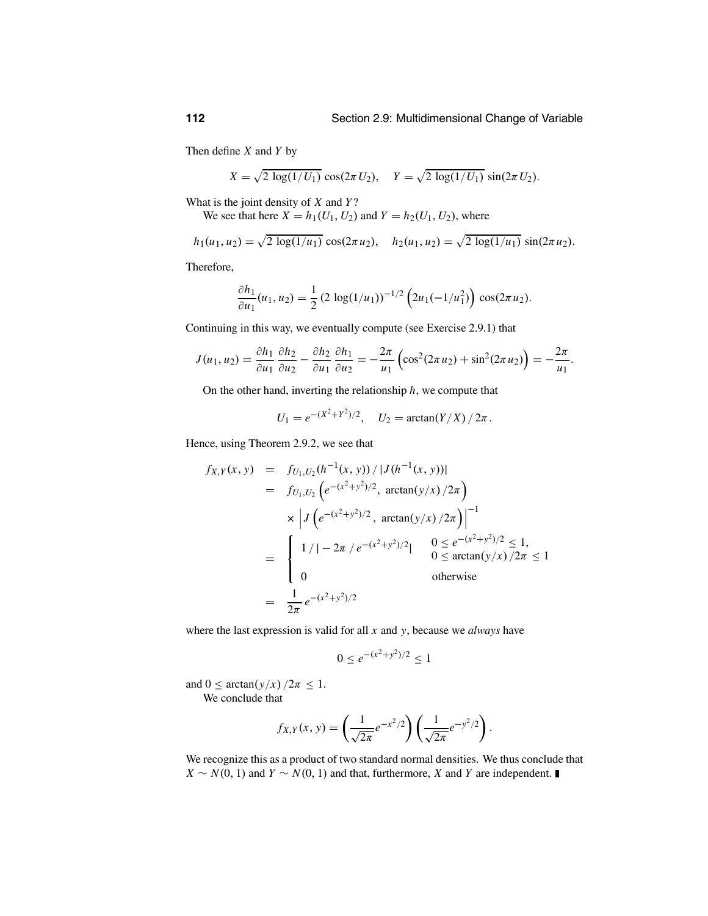Then define $X$ and $Y$ by

$$X = \sqrt{2\,\log(1/U_1)}\,\cos(2\pi U_2), \quad Y = \sqrt{2\,\log(1/U_1)}\,\sin(2\pi U_2).$$

What is the joint density of $X$ and $Y$?

We see that here $X = h_1(U_1, U_2)$ and $Y = h_2(U_1, U_2)$, where

$$h_1(u_1, u_2) = \sqrt{2\,\log(1/u_1)}\,\cos(2\pi u_2), \quad h_2(u_1, u_2) = \sqrt{2\,\log(1/u_1)}\,\sin(2\pi u_2).$$

Therefore,

$$\frac{\partial h_1}{\partial u_1}(u_1, u_2) = \frac{1}{2}\,(2\,\log(1/u_1))^{-1/2}\left(2u_1(-1/u_1^2)\right)\,\cos(2\pi u_2).$$

Continuing in this way, we eventually compute (see Exercise 2.9.1) that

$$J(u_1, u_2) = \frac{\partial h_1}{\partial u_1}\frac{\partial h_2}{\partial u_2} - \frac{\partial h_2}{\partial u_1}\frac{\partial h_1}{\partial u_2} = -\frac{2\pi}{u_1}\left(\cos^2(2\pi u_2) + \sin^2(2\pi u_2)\right) = -\frac{2\pi}{u_1}.$$

On the other hand, inverting the relationship $h$, we compute that

$$U_1 = e^{-(X^2+Y^2)/2}, \quad U_2 = \arctan(Y/X)\,/\,2\pi\,.$$

Hence, using Theorem 2.9.2, we see that

$$\begin{aligned}
f_{X,Y}(x, y) &= f_{U_1,U_2}(h^{-1}(x, y))\,/\,|J(h^{-1}(x, y))| \\
&= f_{U_1,U_2}\left(e^{-(x^2+y^2)/2},\ \arctan(y/x)\,/2\pi\right) \\
&\quad \times \left|J\left(e^{-(x^2+y^2)/2},\ \arctan(y/x)\,/2\pi\right)\right|^{-1} \\
&= \begin{cases} 1\,/\,|-2\pi\,/\,e^{-(x^2+y^2)/2}| & 0 \le e^{-(x^2+y^2)/2} \le 1, \\ & 0 \le \arctan(y/x)\,/2\pi\, \le 1 \\ 0 & \text{otherwise} \end{cases} \\
&= \frac{1}{2\pi}\,e^{-(x^2+y^2)/2}
\end{aligned}$$

where the last expression is valid for all $x$ and $y$, because we *always* have

$$0 \le e^{-(x^2+y^2)/2} \le 1$$

and $0 \le \arctan(y/x)\,/2\pi\, \le 1$.

We conclude that

$$f_{X,Y}(x, y) = \left(\frac{1}{\sqrt{2\pi}}e^{-x^2/2}\right)\left(\frac{1}{\sqrt{2\pi}}e^{-y^2/2}\right).$$

We recognize this as a product of two standard normal densities. We thus conclude that $X \sim N(0, 1)$ and $Y \sim N(0, 1)$ and that, furthermore, $X$ and $Y$ are independent. ∎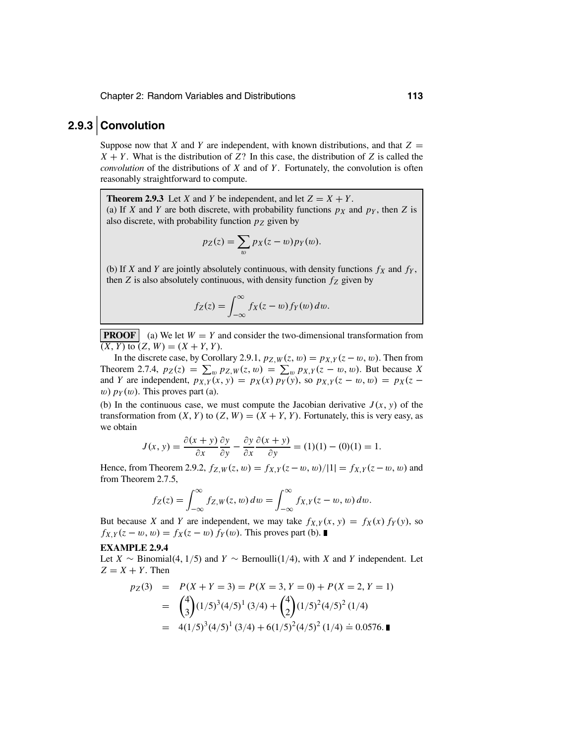## 2.9.3 Convolution

Suppose now that $X$ and $Y$ are independent, with known distributions, and that $Z = X + Y$. What is the distribution of $Z$? In this case, the distribution of $Z$ is called the *convolution* of the distributions of $X$ and of $Y$. Fortunately, the convolution is often reasonably straightforward to compute.

**Theorem 2.9.3** Let $X$ and $Y$ be independent, and let $Z = X + Y$.
(a) If $X$ and $Y$ are both discrete, with probability functions $p_X$ and $p_Y$, then $Z$ is also discrete, with probability function $p_Z$ given by

$$p_Z(z) = \sum_w p_X(z - w)\, p_Y(w).$$

(b) If $X$ and $Y$ are jointly absolutely continuous, with density functions $f_X$ and $f_Y$, then $Z$ is also absolutely continuous, with density function $f_Z$ given by

$$f_Z(z) = \int_{-\infty}^{\infty} f_X(z - w)\, f_Y(w)\, dw.$$

**PROOF** (a) We let $W = Y$ and consider the two-dimensional transformation from $(X, Y)$ to $(Z, W) = (X + Y, Y)$.

In the discrete case, by Corollary 2.9.1, $p_{Z,W}(z, w) = p_{X,Y}(z - w, w)$. Then from Theorem 2.7.4, $p_Z(z) = \sum_w p_{Z,W}(z, w) = \sum_w p_{X,Y}(z - w, w)$. But because $X$ and $Y$ are independent, $p_{X,Y}(x, y) = p_X(x)\, p_Y(y)$, so $p_{X,Y}(z - w, w) = p_X(z - w)\, p_Y(w)$. This proves part (a).

(b) In the continuous case, we must compute the Jacobian derivative $J(x, y)$ of the transformation from $(X, Y)$ to $(Z, W) = (X + Y, Y)$. Fortunately, this is very easy, as we obtain

$$J(x, y) = \frac{\partial(x + y)}{\partial x}\frac{\partial y}{\partial y} - \frac{\partial y}{\partial x}\frac{\partial(x + y)}{\partial y} = (1)(1) - (0)(1) = 1.$$

Hence, from Theorem 2.9.2, $f_{Z,W}(z, w) = f_{X,Y}(z - w, w)/|1| = f_{X,Y}(z - w, w)$ and from Theorem 2.7.5,

$$f_Z(z) = \int_{-\infty}^{\infty} f_{Z,W}(z, w)\, dw = \int_{-\infty}^{\infty} f_{X,Y}(z - w, w)\, dw.$$

But because $X$ and $Y$ are independent, we may take $f_{X,Y}(x, y) = f_X(x)\, f_Y(y)$, so $f_{X,Y}(z - w, w) = f_X(z - w)\, f_Y(w)$. This proves part (b). ∎

**EXAMPLE 2.9.4**

Let $X \sim$ Binomial$(4, 1/5)$ and $Y \sim$ Bernoulli$(1/4)$, with $X$ and $Y$ independent. Let $Z = X + Y$. Then

$$\begin{aligned}
p_Z(3) &= P(X + Y = 3) = P(X = 3, Y = 0) + P(X = 2, Y = 1) \\
&= \binom{4}{3}(1/5)^3(4/5)^1\,(3/4) + \binom{4}{2}(1/5)^2(4/5)^2\,(1/4) \\
&= 4(1/5)^3(4/5)^1\,(3/4) + 6(1/5)^2(4/5)^2\,(1/4) \doteq 0.0576.
\end{aligned}$$ ∎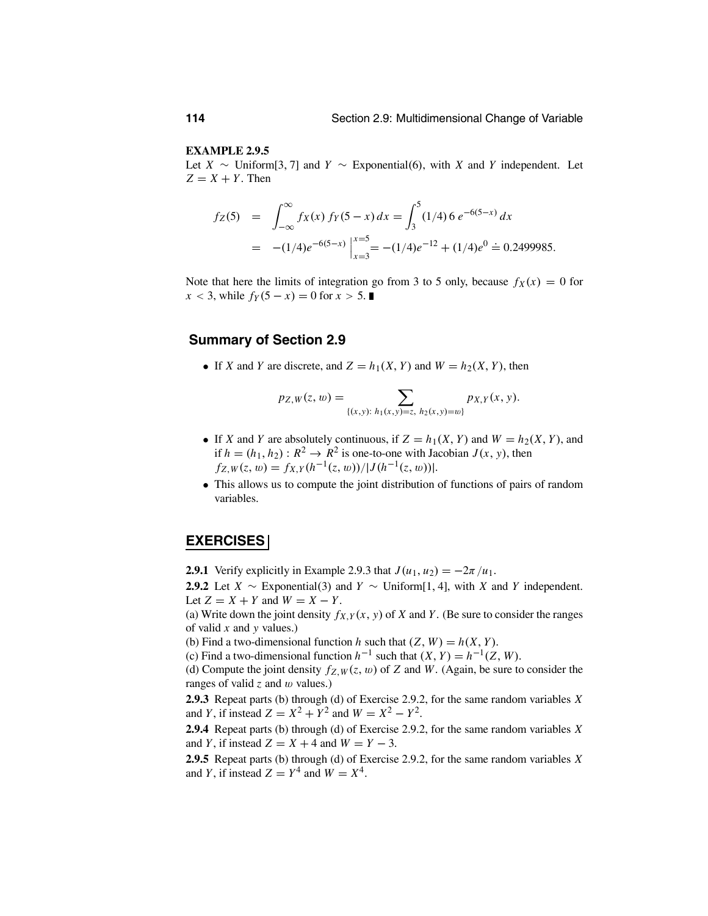**EXAMPLE 2.9.5**

Let $X \sim$ Uniform[3, 7] and $Y \sim$ Exponential(6), with $X$ and $Y$ independent. Let $Z = X + Y$. Then

$$
\begin{aligned}
f_Z(5) &= \int_{-\infty}^{\infty} f_X(x)\, f_Y(5-x)\, dx = \int_3^5 (1/4)\, 6\, e^{-6(5-x)}\, dx \\
&= -(1/4)e^{-6(5-x)} \Big|_{x=3}^{x=5} = -(1/4)e^{-12} + (1/4)e^{0} \doteq 0.2499985.
\end{aligned}
$$

Note that here the limits of integration go from 3 to 5 only, because $f_X(x) = 0$ for $x < 3$, while $f_Y(5 - x) = 0$ for $x > 5$. ∎

## Summary of Section 2.9

- If $X$ and $Y$ are discrete, and $Z = h_1(X, Y)$ and $W = h_2(X, Y)$, then

$$
p_{Z,W}(z, w) = \sum_{\{(x,y):\, h_1(x,y)=z,\ h_2(x,y)=w\}} p_{X,Y}(x, y).
$$

- If $X$ and $Y$ are absolutely continuous, if $Z = h_1(X, Y)$ and $W = h_2(X, Y)$, and if $h = (h_1, h_2) : R^2 \to R^2$ is one-to-one with Jacobian $J(x, y)$, then $f_{Z,W}(z, w) = f_{X,Y}(h^{-1}(z, w))/|J(h^{-1}(z, w))|$.
- This allows us to compute the joint distribution of functions of pairs of random variables.

## EXERCISES

**2.9.1** Verify explicitly in Example 2.9.3 that $J(u_1, u_2) = -2\pi/u_1$.

**2.9.2** Let $X \sim$ Exponential(3) and $Y \sim$ Uniform[1, 4], with $X$ and $Y$ independent. Let $Z = X + Y$ and $W = X - Y$.

(a) Write down the joint density $f_{X,Y}(x, y)$ of $X$ and $Y$. (Be sure to consider the ranges of valid $x$ and $y$ values.)

(b) Find a two-dimensional function $h$ such that $(Z, W) = h(X, Y)$.

(c) Find a two-dimensional function $h^{-1}$ such that $(X, Y) = h^{-1}(Z, W)$.

(d) Compute the joint density $f_{Z,W}(z, w)$ of $Z$ and $W$. (Again, be sure to consider the ranges of valid $z$ and $w$ values.)

**2.9.3** Repeat parts (b) through (d) of Exercise 2.9.2, for the same random variables $X$ and $Y$, if instead $Z = X^2 + Y^2$ and $W = X^2 - Y^2$.

**2.9.4** Repeat parts (b) through (d) of Exercise 2.9.2, for the same random variables $X$ and $Y$, if instead $Z = X + 4$ and $W = Y - 3$.

**2.9.5** Repeat parts (b) through (d) of Exercise 2.9.2, for the same random variables $X$ and $Y$, if instead $Z = Y^4$ and $W = X^4$.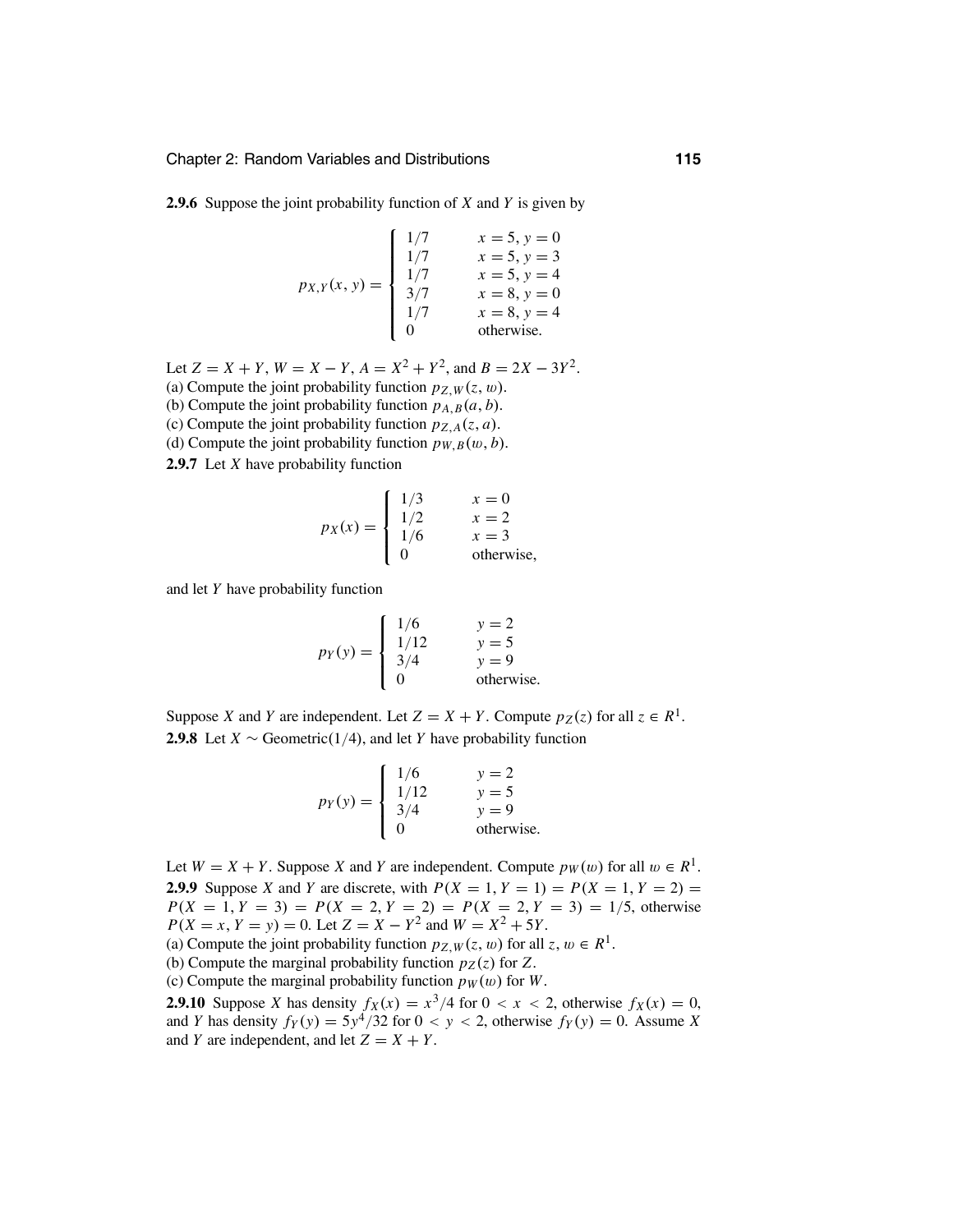**2.9.6** Suppose the joint probability function of $X$ and $Y$ is given by

$$p_{X,Y}(x, y) = \begin{cases} 1/7 & x = 5, y = 0 \\ 1/7 & x = 5, y = 3 \\ 1/7 & x = 5, y = 4 \\ 3/7 & x = 8, y = 0 \\ 1/7 & x = 8, y = 4 \\ 0 & \text{otherwise.} \end{cases}$$

Let $Z = X + Y$, $W = X - Y$, $A = X^2 + Y^2$, and $B = 2X - 3Y^2$.
(a) Compute the joint probability function $p_{Z,W}(z, w)$.
(b) Compute the joint probability function $p_{A,B}(a, b)$.
(c) Compute the joint probability function $p_{Z,A}(z, a)$.
(d) Compute the joint probability function $p_{W,B}(w, b)$.

**2.9.7** Let $X$ have probability function

$$p_X(x) = \begin{cases} 1/3 & x = 0 \\ 1/2 & x = 2 \\ 1/6 & x = 3 \\ 0 & \text{otherwise,} \end{cases}$$

and let $Y$ have probability function

$$p_Y(y) = \begin{cases} 1/6 & y = 2 \\ 1/12 & y = 5 \\ 3/4 & y = 9 \\ 0 & \text{otherwise.} \end{cases}$$

Suppose $X$ and $Y$ are independent. Let $Z = X + Y$. Compute $p_Z(z)$ for all $z \in R^1$.

**2.9.8** Let $X \sim \text{Geometric}(1/4)$, and let $Y$ have probability function

$$p_Y(y) = \begin{cases} 1/6 & y = 2 \\ 1/12 & y = 5 \\ 3/4 & y = 9 \\ 0 & \text{otherwise.} \end{cases}$$

Let $W = X + Y$. Suppose $X$ and $Y$ are independent. Compute $p_W(w)$ for all $w \in R^1$.

**2.9.9** Suppose $X$ and $Y$ are discrete, with $P(X = 1, Y = 1) = P(X = 1, Y = 2) = P(X = 1, Y = 3) = P(X = 2, Y = 2) = P(X = 2, Y = 3) = 1/5$, otherwise $P(X = x, Y = y) = 0$. Let $Z = X - Y^2$ and $W = X^2 + 5Y$.
(a) Compute the joint probability function $p_{Z,W}(z, w)$ for all $z, w \in R^1$.
(b) Compute the marginal probability function $p_Z(z)$ for $Z$.
(c) Compute the marginal probability function $p_W(w)$ for $W$.

**2.9.10** Suppose $X$ has density $f_X(x) = x^3/4$ for $0 < x < 2$, otherwise $f_X(x) = 0$, and $Y$ has density $f_Y(y) = 5y^4/32$ for $0 < y < 2$, otherwise $f_Y(y) = 0$. Assume $X$ and $Y$ are independent, and let $Z = X + Y$.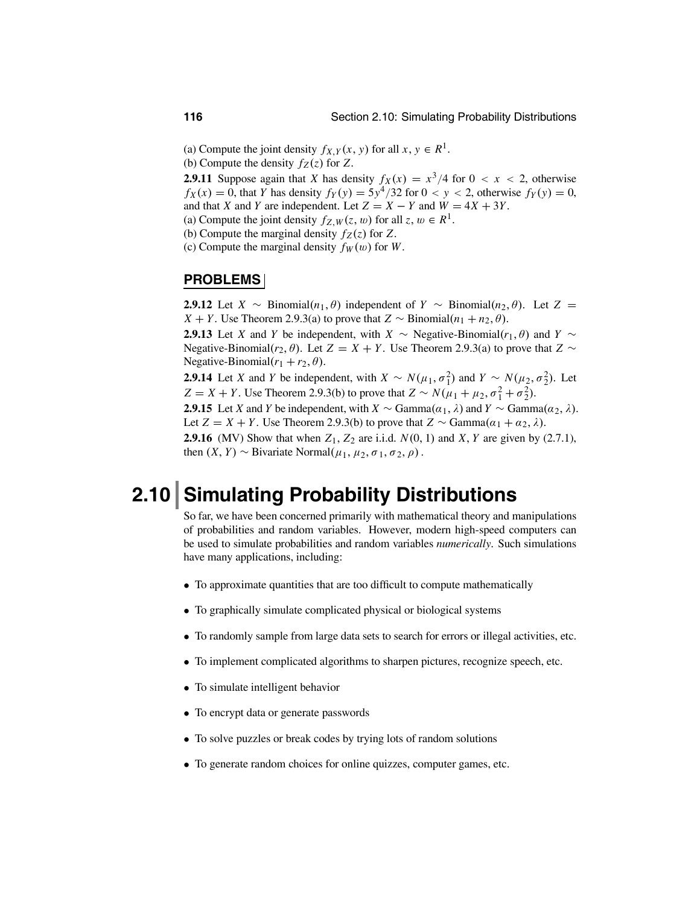(a) Compute the joint density $f_{X,Y}(x, y)$ for all $x, y \in R^1$.
(b) Compute the density $f_Z(z)$ for $Z$.

**2.9.11** Suppose again that $X$ has density $f_X(x) = x^3/4$ for $0 < x < 2$, otherwise $f_X(x) = 0$, that $Y$ has density $f_Y(y) = 5y^4/32$ for $0 < y < 2$, otherwise $f_Y(y) = 0$, and that $X$ and $Y$ are independent. Let $Z = X - Y$ and $W = 4X + 3Y$.
(a) Compute the joint density $f_{Z,W}(z, w)$ for all $z, w \in R^1$.
(b) Compute the marginal density $f_Z(z)$ for $Z$.
(c) Compute the marginal density $f_W(w)$ for $W$.

### PROBLEMS

**2.9.12** Let $X \sim$ Binomial$(n_1, \theta)$ independent of $Y \sim$ Binomial$(n_2, \theta)$. Let $Z = X + Y$. Use Theorem 2.9.3(a) to prove that $Z \sim$ Binomial$(n_1 + n_2, \theta)$.

**2.9.13** Let $X$ and $Y$ be independent, with $X \sim$ Negative-Binomial$(r_1, \theta)$ and $Y \sim$ Negative-Binomial$(r_2, \theta)$. Let $Z = X + Y$. Use Theorem 2.9.3(a) to prove that $Z \sim$ Negative-Binomial$(r_1 + r_2, \theta)$.

**2.9.14** Let $X$ and $Y$ be independent, with $X \sim N(\mu_1, \sigma_1^2)$ and $Y \sim N(\mu_2, \sigma_2^2)$. Let $Z = X + Y$. Use Theorem 2.9.3(b) to prove that $Z \sim N(\mu_1 + \mu_2, \sigma_1^2 + \sigma_2^2)$.

**2.9.15** Let $X$ and $Y$ be independent, with $X \sim$ Gamma$(\alpha_1, \lambda)$ and $Y \sim$ Gamma$(\alpha_2, \lambda)$. Let $Z = X + Y$. Use Theorem 2.9.3(b) to prove that $Z \sim$ Gamma$(\alpha_1 + \alpha_2, \lambda)$.

**2.9.16** (MV) Show that when $Z_1, Z_2$ are i.i.d. $N(0, 1)$ and $X, Y$ are given by (2.7.1), then $(X, Y) \sim$ Bivariate Normal$(\mu_1, \mu_2, \sigma_1, \sigma_2, \rho)$.

## 2.10 Simulating Probability Distributions

So far, we have been concerned primarily with mathematical theory and manipulations of probabilities and random variables. However, modern high-speed computers can be used to simulate probabilities and random variables *numerically*. Such simulations have many applications, including:

- To approximate quantities that are too difficult to compute mathematically
- To graphically simulate complicated physical or biological systems
- To randomly sample from large data sets to search for errors or illegal activities, etc.
- To implement complicated algorithms to sharpen pictures, recognize speech, etc.
- To simulate intelligent behavior
- To encrypt data or generate passwords
- To solve puzzles or break codes by trying lots of random solutions
- To generate random choices for online quizzes, computer games, etc.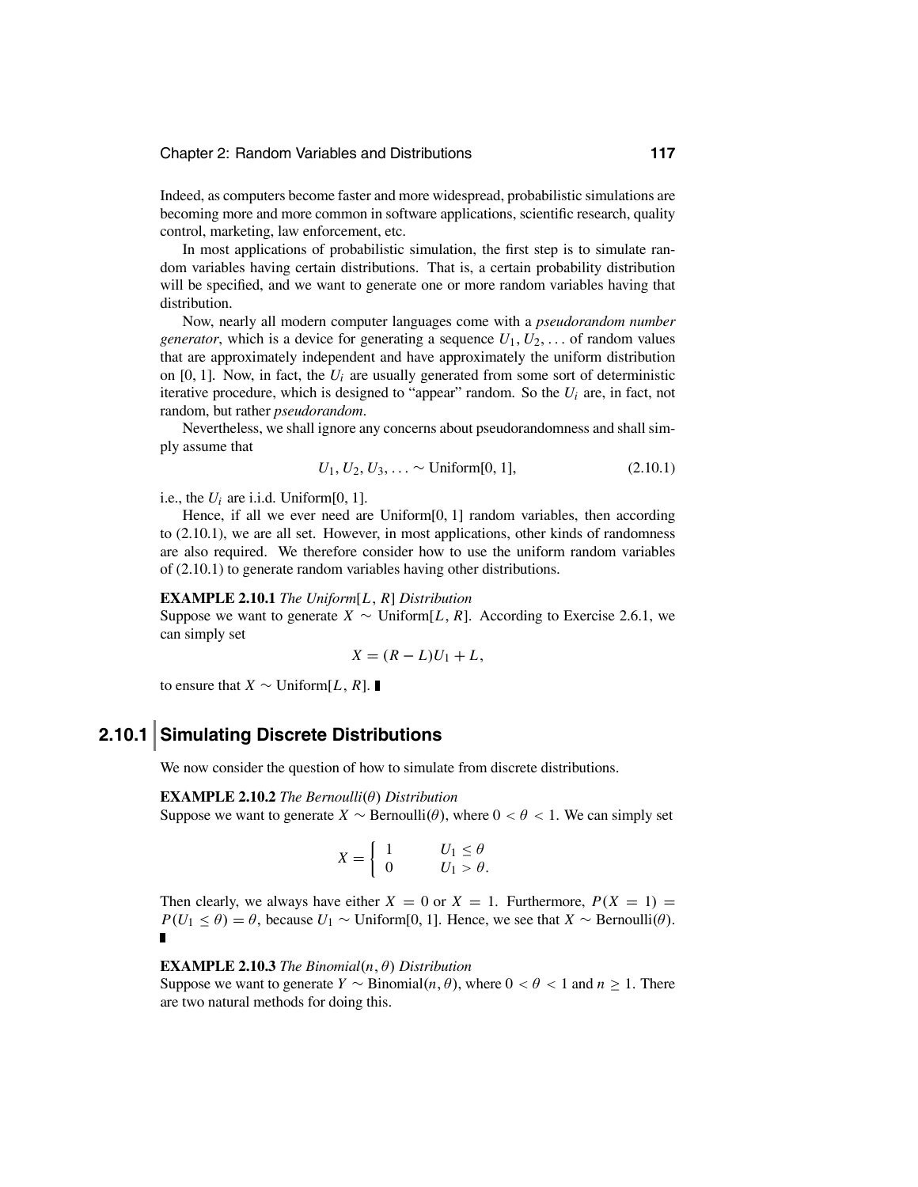Indeed, as computers become faster and more widespread, probabilistic simulations are becoming more and more common in software applications, scientific research, quality control, marketing, law enforcement, etc.

In most applications of probabilistic simulation, the first step is to simulate random variables having certain distributions. That is, a certain probability distribution will be specified, and we want to generate one or more random variables having that distribution.

Now, nearly all modern computer languages come with a *pseudorandom number generator*, which is a device for generating a sequence $U_1, U_2, \ldots$ of random values that are approximately independent and have approximately the uniform distribution on [0, 1]. Now, in fact, the $U_i$ are usually generated from some sort of deterministic iterative procedure, which is designed to "appear" random. So the $U_i$ are, in fact, not random, but rather *pseudorandom*.

Nevertheless, we shall ignore any concerns about pseudorandomness and shall simply assume that

$$U_1, U_2, U_3, \ldots \sim \text{Uniform}[0, 1], \tag{2.10.1}$$

i.e., the $U_i$ are i.i.d. Uniform[0, 1].

Hence, if all we ever need are Uniform[0, 1] random variables, then according to (2.10.1), we are all set. However, in most applications, other kinds of randomness are also required. We therefore consider how to use the uniform random variables of (2.10.1) to generate random variables having other distributions.

**EXAMPLE 2.10.1** *The Uniform$[L, R]$ Distribution*
Suppose we want to generate $X \sim \text{Uniform}[L, R]$. According to Exercise 2.6.1, we can simply set

$$X = (R - L)U_1 + L,$$

to ensure that $X \sim \text{Uniform}[L, R]$. ∎

## 2.10.1 Simulating Discrete Distributions

We now consider the question of how to simulate from discrete distributions.

**EXAMPLE 2.10.2** *The Bernoulli$(\theta)$ Distribution*
Suppose we want to generate $X \sim \text{Bernoulli}(\theta)$, where $0 < \theta < 1$. We can simply set

$$X = \begin{cases} 1 & U_1 \leq \theta \\ 0 & U_1 > \theta. \end{cases}$$

Then clearly, we always have either $X = 0$ or $X = 1$. Furthermore, $P(X = 1) = P(U_1 \leq \theta) = \theta$, because $U_1 \sim \text{Uniform}[0, 1]$. Hence, we see that $X \sim \text{Bernoulli}(\theta)$. ∎

**EXAMPLE 2.10.3** *The Binomial$(n, \theta)$ Distribution*
Suppose we want to generate $Y \sim \text{Binomial}(n, \theta)$, where $0 < \theta < 1$ and $n \geq 1$. There are two natural methods for doing this.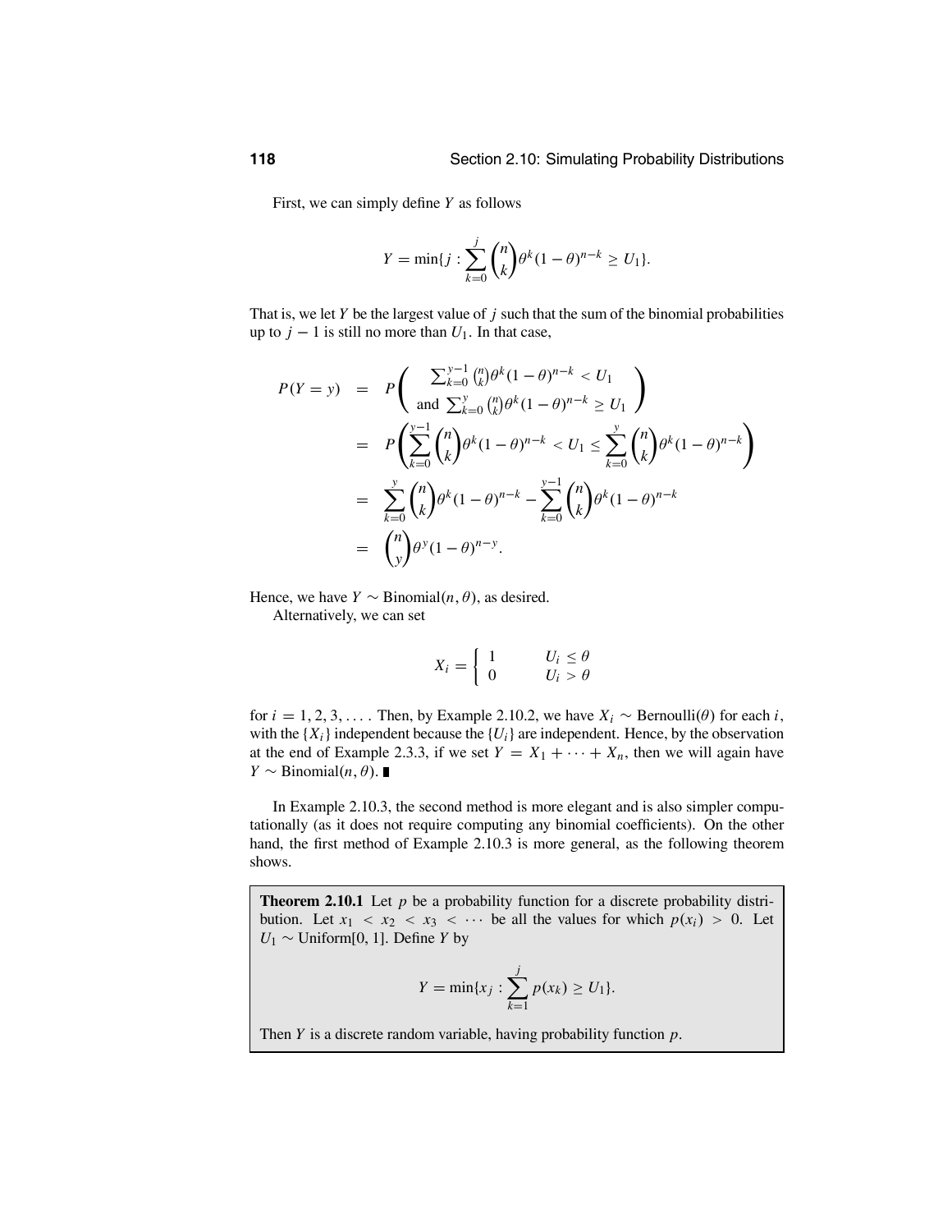First, we can simply define $Y$ as follows

$$Y = \min\{j : \sum_{k=0}^{j} \binom{n}{k} \theta^k (1-\theta)^{n-k} \geq U_1\}.$$

That is, we let $Y$ be the largest value of $j$ such that the sum of the binomial probabilities up to $j - 1$ is still no more than $U_1$. In that case,

$$\begin{aligned}
P(Y = y) &= P\left( \begin{array}{c} \sum_{k=0}^{y-1} \binom{n}{k} \theta^k (1-\theta)^{n-k} < U_1 \\ \text{and } \sum_{k=0}^{y} \binom{n}{k} \theta^k (1-\theta)^{n-k} \geq U_1 \end{array} \right) \\
&= P\left( \sum_{k=0}^{y-1} \binom{n}{k} \theta^k (1-\theta)^{n-k} < U_1 \leq \sum_{k=0}^{y} \binom{n}{k} \theta^k (1-\theta)^{n-k} \right) \\
&= \sum_{k=0}^{y} \binom{n}{k} \theta^k (1-\theta)^{n-k} - \sum_{k=0}^{y-1} \binom{n}{k} \theta^k (1-\theta)^{n-k} \\
&= \binom{n}{y} \theta^y (1-\theta)^{n-y}.
\end{aligned}$$

Hence, we have $Y \sim \text{Binomial}(n, \theta)$, as desired.

Alternatively, we can set

$$X_i = \begin{cases} 1 & U_i \leq \theta \\ 0 & U_i > \theta \end{cases}$$

for $i = 1, 2, 3, \ldots$. Then, by Example 2.10.2, we have $X_i \sim \text{Bernoulli}(\theta)$ for each $i$, with the $\{X_i\}$ independent because the $\{U_i\}$ are independent. Hence, by the observation at the end of Example 2.3.3, if we set $Y = X_1 + \cdots + X_n$, then we will again have $Y \sim \text{Binomial}(n, \theta)$. ∎

In Example 2.10.3, the second method is more elegant and is also simpler computationally (as it does not require computing any binomial coefficients). On the other hand, the first method of Example 2.10.3 is more general, as the following theorem shows.

**Theorem 2.10.1** Let $p$ be a probability function for a discrete probability distribution. Let $x_1 < x_2 < x_3 < \cdots$ be all the values for which $p(x_i) > 0$. Let $U_1 \sim \text{Uniform}[0, 1]$. Define $Y$ by

$$Y = \min\{x_j : \sum_{k=1}^{j} p(x_k) \geq U_1\}.$$

Then $Y$ is a discrete random variable, having probability function $p$.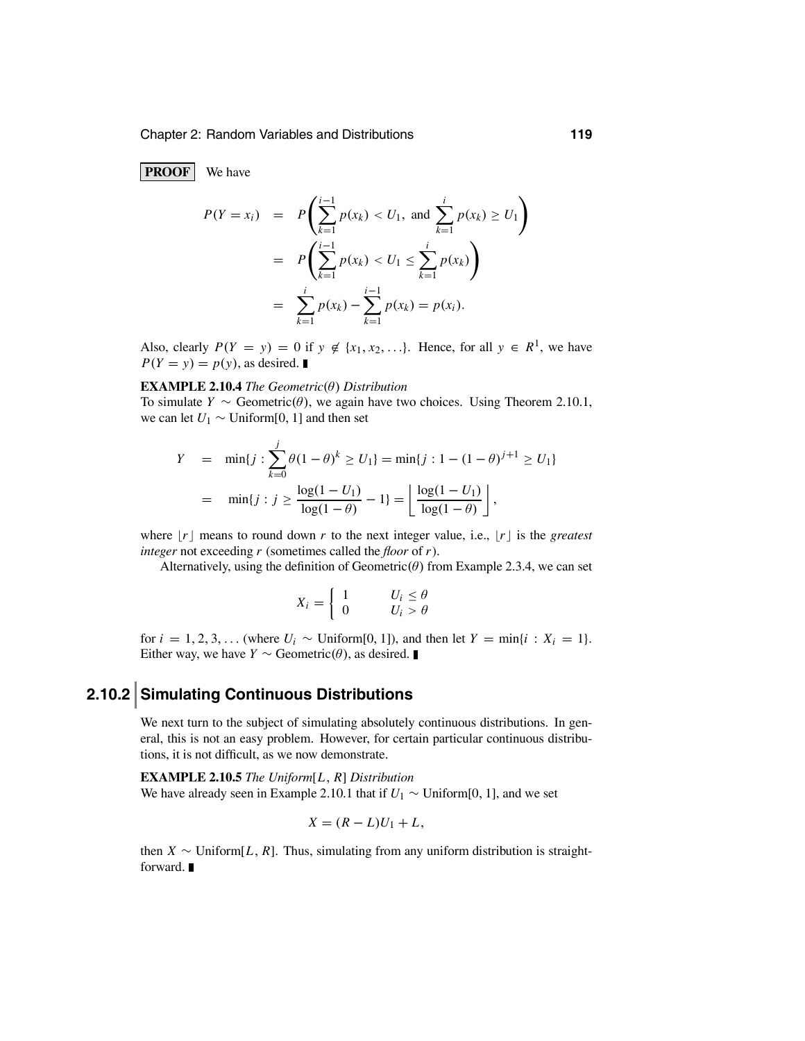**PROOF** We have

$$
\begin{aligned}
P(Y = x_i) &= P\left(\sum_{k=1}^{i-1} p(x_k) < U_1, \text{ and } \sum_{k=1}^{i} p(x_k) \geq U_1\right) \\
&= P\left(\sum_{k=1}^{i-1} p(x_k) < U_1 \leq \sum_{k=1}^{i} p(x_k)\right) \\
&= \sum_{k=1}^{i} p(x_k) - \sum_{k=1}^{i-1} p(x_k) = p(x_i).
\end{aligned}
$$

Also, clearly $P(Y = y) = 0$ if $y \notin \{x_1, x_2, \ldots\}$. Hence, for all $y \in R^1$, we have $P(Y = y) = p(y)$, as desired. ∎

**EXAMPLE 2.10.4** *The Geometric($\theta$) Distribution*
To simulate $Y \sim$ Geometric($\theta$), we again have two choices. Using Theorem 2.10.1, we can let $U_1 \sim$ Uniform[0, 1] and then set

$$
\begin{aligned}
Y &= \min\{j : \sum_{k=0}^{j} \theta(1-\theta)^k \geq U_1\} = \min\{j : 1 - (1-\theta)^{j+1} \geq U_1\} \\
&= \min\{j : j \geq \frac{\log(1 - U_1)}{\log(1-\theta)} - 1\} = \left\lfloor \frac{\log(1 - U_1)}{\log(1-\theta)} \right\rfloor,
\end{aligned}
$$

where $\lfloor r \rfloor$ means to round down $r$ to the next integer value, i.e., $\lfloor r \rfloor$ is the *greatest integer* not exceeding $r$ (sometimes called the *floor* of $r$).

Alternatively, using the definition of Geometric($\theta$) from Example 2.3.4, we can set

$$
X_i = \begin{cases} 1 & U_i \leq \theta \\ 0 & U_i > \theta \end{cases}
$$

for $i = 1, 2, 3, \ldots$ (where $U_i \sim$ Uniform[0, 1]), and then let $Y = \min\{i : X_i = 1\}$. Either way, we have $Y \sim$ Geometric($\theta$), as desired. ∎

## 2.10.2 Simulating Continuous Distributions

We next turn to the subject of simulating absolutely continuous distributions. In general, this is not an easy problem. However, for certain particular continuous distributions, it is not difficult, as we now demonstrate.

**EXAMPLE 2.10.5** *The Uniform[$L$, $R$] Distribution*
We have already seen in Example 2.10.1 that if $U_1 \sim$ Uniform[0, 1], and we set

$$
X = (R - L)U_1 + L,
$$

then $X \sim$ Uniform[$L$, $R$]. Thus, simulating from any uniform distribution is straightforward. ∎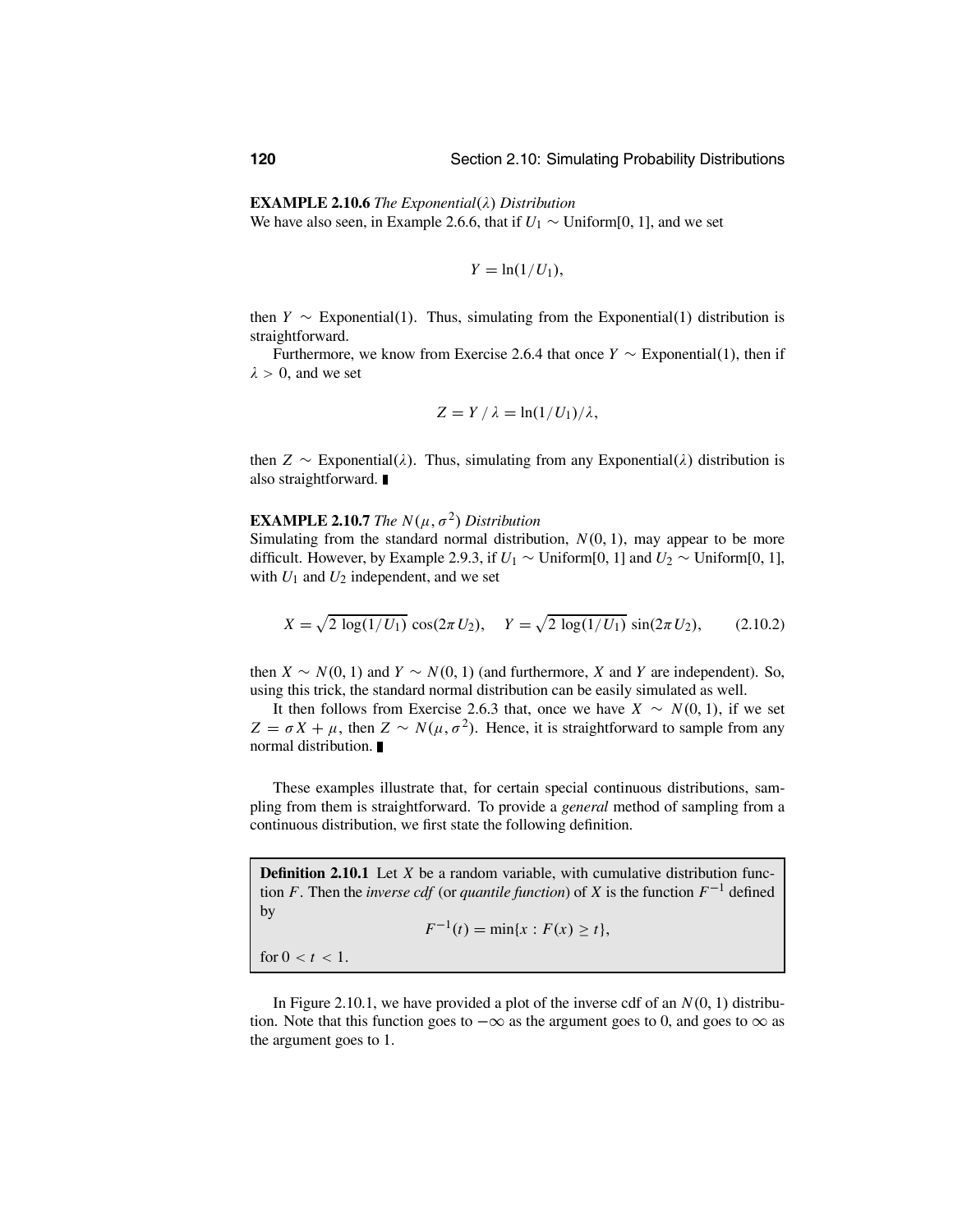**EXAMPLE 2.10.6** *The Exponential*($\lambda$) *Distribution*
We have also seen, in Example 2.6.6, that if $U_1 \sim$ Uniform[0, 1], and we set

$$Y = \ln(1/U_1),$$

then $Y \sim$ Exponential(1). Thus, simulating from the Exponential(1) distribution is straightforward.

Furthermore, we know from Exercise 2.6.4 that once $Y \sim$ Exponential(1), then if $\lambda > 0$, and we set

$$Z = Y \,/\, \lambda = \ln(1/U_1)/\lambda,$$

then $Z \sim$ Exponential($\lambda$). Thus, simulating from any Exponential($\lambda$) distribution is also straightforward. ∎

**EXAMPLE 2.10.7** *The* $N(\mu, \sigma^2)$ *Distribution*
Simulating from the standard normal distribution, $N(0, 1)$, may appear to be more difficult. However, by Example 2.9.3, if $U_1 \sim$ Uniform[0, 1] and $U_2 \sim$ Uniform[0, 1], with $U_1$ and $U_2$ independent, and we set

$$X = \sqrt{2\,\log(1/U_1)}\,\cos(2\pi U_2), \quad Y = \sqrt{2\,\log(1/U_1)}\,\sin(2\pi U_2), \qquad (2.10.2)$$

then $X \sim N(0, 1)$ and $Y \sim N(0, 1)$ (and furthermore, $X$ and $Y$ are independent). So, using this trick, the standard normal distribution can be easily simulated as well.

It then follows from Exercise 2.6.3 that, once we have $X \sim N(0, 1)$, if we set $Z = \sigma X + \mu$, then $Z \sim N(\mu, \sigma^2)$. Hence, it is straightforward to sample from any normal distribution. ∎

These examples illustrate that, for certain special continuous distributions, sampling from them is straightforward. To provide a *general* method of sampling from a continuous distribution, we first state the following definition.

**Definition 2.10.1** Let $X$ be a random variable, with cumulative distribution function $F$. Then the *inverse cdf* (or *quantile function*) of $X$ is the function $F^{-1}$ defined by

$$F^{-1}(t) = \min\{x : F(x) \geq t\},$$

for $0 < t < 1$.

In Figure 2.10.1, we have provided a plot of the inverse cdf of an $N(0, 1)$ distribution. Note that this function goes to $-\infty$ as the argument goes to 0, and goes to $\infty$ as the argument goes to 1.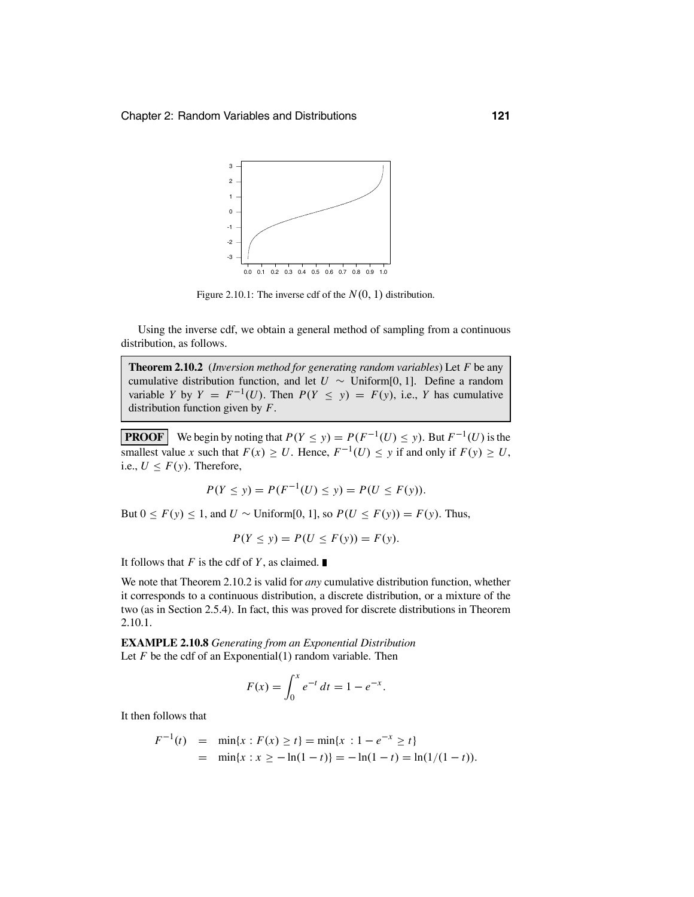3
2
1
0
-1
-2
-3

0.0 0.1 0.2 0.3 0.4 0.5 0.6 0.7 0.8 0.9 1.0

Figure 2.10.1: The inverse cdf of the $N(0, 1)$ distribution.

Using the inverse cdf, we obtain a general method of sampling from a continuous distribution, as follows.

**Theorem 2.10.2** (*Inversion method for generating random variables*) Let $F$ be any cumulative distribution function, and let $U \sim \text{Uniform}[0, 1]$. Define a random variable $Y$ by $Y = F^{-1}(U)$. Then $P(Y \le y) = F(y)$, i.e., $Y$ has cumulative distribution function given by $F$.

**PROOF** We begin by noting that $P(Y \le y) = P(F^{-1}(U) \le y)$. But $F^{-1}(U)$ is the smallest value $x$ such that $F(x) \ge U$. Hence, $F^{-1}(U) \le y$ if and only if $F(y) \ge U$, i.e., $U \le F(y)$. Therefore,

$$P(Y \le y) = P(F^{-1}(U) \le y) = P(U \le F(y)).$$

But $0 \le F(y) \le 1$, and $U \sim \text{Uniform}[0, 1]$, so $P(U \le F(y)) = F(y)$. Thus,

$$P(Y \le y) = P(U \le F(y)) = F(y).$$

It follows that $F$ is the cdf of $Y$, as claimed. ∎

We note that Theorem 2.10.2 is valid for *any* cumulative distribution function, whether it corresponds to a continuous distribution, a discrete distribution, or a mixture of the two (as in Section 2.5.4). In fact, this was proved for discrete distributions in Theorem 2.10.1.

**EXAMPLE 2.10.8** *Generating from an Exponential Distribution*
Let $F$ be the cdf of an Exponential(1) random variable. Then

$$F(x) = \int_0^x e^{-t}\, dt = 1 - e^{-x}.$$

It then follows that

$$\begin{aligned} F^{-1}(t) &= \min\{x : F(x) \ge t\} = \min\{x\ : 1 - e^{-x} \ge t\} \\ &= \min\{x : x \ge -\ln(1 - t)\} = -\ln(1 - t) = \ln(1/(1 - t)). \end{aligned}$$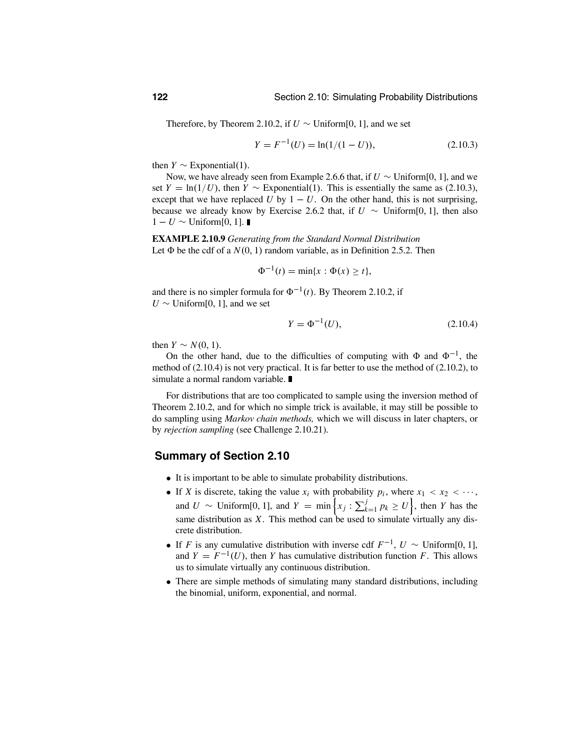Therefore, by Theorem 2.10.2, if $U \sim$ Uniform[0, 1], and we set

$$Y = F^{-1}(U) = \ln(1/(1-U)), \tag{2.10.3}$$

then $Y \sim$ Exponential(1).

Now, we have already seen from Example 2.6.6 that, if $U \sim$ Uniform[0, 1], and we set $Y = \ln(1/U)$, then $Y \sim$ Exponential(1). This is essentially the same as (2.10.3), except that we have replaced $U$ by $1 - U$. On the other hand, this is not surprising, because we already know by Exercise 2.6.2 that, if $U \sim$ Uniform[0, 1], then also $1 - U \sim$ Uniform[0, 1]. ∎

**EXAMPLE 2.10.9** *Generating from the Standard Normal Distribution*
Let $\Phi$ be the cdf of a $N(0, 1)$ random variable, as in Definition 2.5.2. Then

$$\Phi^{-1}(t) = \min\{x : \Phi(x) \geq t\},$$

and there is no simpler formula for $\Phi^{-1}(t)$. By Theorem 2.10.2, if $U \sim$ Uniform[0, 1], and we set

$$Y = \Phi^{-1}(U), \tag{2.10.4}$$

then $Y \sim N(0, 1)$.

On the other hand, due to the difficulties of computing with $\Phi$ and $\Phi^{-1}$, the method of (2.10.4) is not very practical. It is far better to use the method of (2.10.2), to simulate a normal random variable. ∎

For distributions that are too complicated to sample using the inversion method of Theorem 2.10.2, and for which no simple trick is available, it may still be possible to do sampling using *Markov chain methods,* which we will discuss in later chapters, or by *rejection sampling* (see Challenge 2.10.21).

## Summary of Section 2.10

- It is important to be able to simulate probability distributions.
- If $X$ is discrete, taking the value $x_i$ with probability $p_i$, where $x_1 < x_2 < \cdots$, and $U \sim$ Uniform[0, 1], and $Y = \min\left\{x_j : \sum_{k=1}^{j} p_k \geq U\right\}$, then $Y$ has the same distribution as $X$. This method can be used to simulate virtually any discrete distribution.
- If $F$ is any cumulative distribution with inverse cdf $F^{-1}$, $U \sim$ Uniform[0, 1], and $Y = F^{-1}(U)$, then $Y$ has cumulative distribution function $F$. This allows us to simulate virtually any continuous distribution.
- There are simple methods of simulating many standard distributions, including the binomial, uniform, exponential, and normal.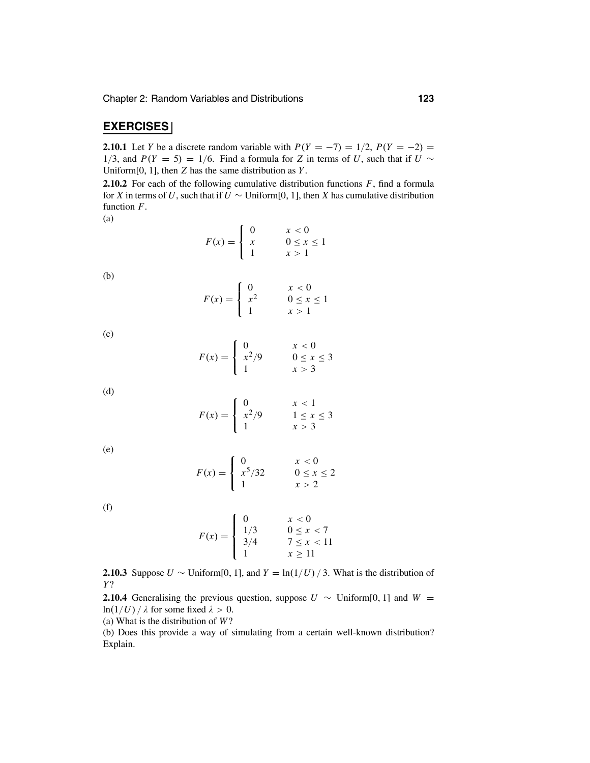## EXERCISES

**2.10.1** Let $Y$ be a discrete random variable with $P(Y = -7) = 1/2$, $P(Y = -2) = 1/3$, and $P(Y = 5) = 1/6$. Find a formula for $Z$ in terms of $U$, such that if $U \sim$ Uniform[0, 1], then $Z$ has the same distribution as $Y$.

**2.10.2** For each of the following cumulative distribution functions $F$, find a formula for $X$ in terms of $U$, such that if $U \sim$ Uniform[0, 1], then $X$ has cumulative distribution function $F$.

(a)

$$F(x) = \begin{cases} 0 & x < 0 \\ x & 0 \le x \le 1 \\ 1 & x > 1 \end{cases}$$

(b)

$$F(x) = \begin{cases} 0 & x < 0 \\ x^2 & 0 \le x \le 1 \\ 1 & x > 1 \end{cases}$$

(c)

$$F(x) = \begin{cases} 0 & x < 0 \\ x^2/9 & 0 \le x \le 3 \\ 1 & x > 3 \end{cases}$$

(d)

$$F(x) = \begin{cases} 0 & x < 1 \\ x^2/9 & 1 \le x \le 3 \\ 1 & x > 3 \end{cases}$$

(e)

$$F(x) = \begin{cases} 0 & x < 0 \\ x^5/32 & 0 \le x \le 2 \\ 1 & x > 2 \end{cases}$$

(f)

$$F(x) = \begin{cases} 0 & x < 0 \\ 1/3 & 0 \le x < 7 \\ 3/4 & 7 \le x < 11 \\ 1 & x \ge 11 \end{cases}$$

**2.10.3** Suppose $U \sim$ Uniform[0, 1], and $Y = \ln(1/U)\,/\,3$. What is the distribution of $Y$?

**2.10.4** Generalising the previous question, suppose $U \sim$ Uniform[0, 1] and $W = \ln(1/U)\,/\,\lambda$ for some fixed $\lambda > 0$.

(a) What is the distribution of $W$?

(b) Does this provide a way of simulating from a certain well-known distribution? Explain.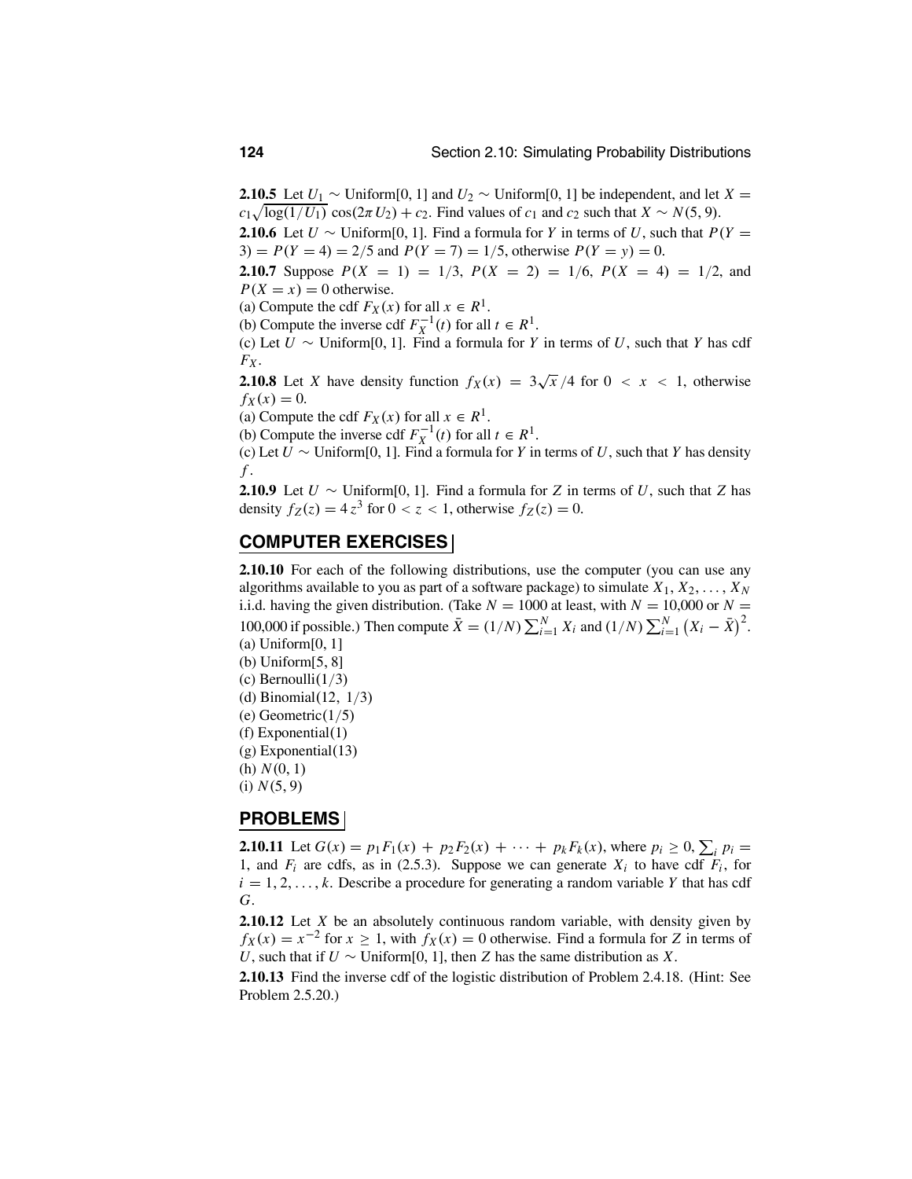**2.10.5** Let $U_1 \sim$ Uniform[0, 1] and $U_2 \sim$ Uniform[0, 1] be independent, and let $X = c_1\sqrt{\log(1/U_1)}\,\cos(2\pi U_2) + c_2$. Find values of $c_1$ and $c_2$ such that $X \sim N(5, 9)$.

**2.10.6** Let $U \sim$ Uniform[0, 1]. Find a formula for $Y$ in terms of $U$, such that $P(Y = 3) = P(Y = 4) = 2/5$ and $P(Y = 7) = 1/5$, otherwise $P(Y = y) = 0$.

**2.10.7** Suppose $P(X = 1) = 1/3$, $P(X = 2) = 1/6$, $P(X = 4) = 1/2$, and $P(X = x) = 0$ otherwise.

(a) Compute the cdf $F_X(x)$ for all $x \in R^1$.

(b) Compute the inverse cdf $F_X^{-1}(t)$ for all $t \in R^1$.

(c) Let $U \sim$ Uniform[0, 1]. Find a formula for $Y$ in terms of $U$, such that $Y$ has cdf $F_X$.

**2.10.8** Let $X$ have density function $f_X(x) = 3\sqrt{x}/4$ for $0 < x < 1$, otherwise $f_X(x) = 0$.

(a) Compute the cdf $F_X(x)$ for all $x \in R^1$.

(b) Compute the inverse cdf $F_X^{-1}(t)$ for all $t \in R^1$.

(c) Let $U \sim$ Uniform[0, 1]. Find a formula for $Y$ in terms of $U$, such that $Y$ has density $f$.

**2.10.9** Let $U \sim$ Uniform[0, 1]. Find a formula for $Z$ in terms of $U$, such that $Z$ has density $f_Z(z) = 4z^3$ for $0 < z < 1$, otherwise $f_Z(z) = 0$.

## COMPUTER EXERCISES

**2.10.10** For each of the following distributions, use the computer (you can use any algorithms available to you as part of a software package) to simulate $X_1, X_2, \ldots, X_N$ i.i.d. having the given distribution. (Take $N = 1000$ at least, with $N = 10{,}000$ or $N = 100{,}000$ if possible.) Then compute $\bar{X} = (1/N)\sum_{i=1}^{N} X_i$ and $(1/N)\sum_{i=1}^{N}\left(X_i - \bar{X}\right)^2$.

(a) Uniform[0, 1]

(b) Uniform[5, 8]

(c) Bernoulli(1/3)

(d) Binomial(12, 1/3)

(e) Geometric(1/5)

(f) Exponential(1)

(g) Exponential(13)

(h) $N(0, 1)$

(i) $N(5, 9)$

## PROBLEMS

**2.10.11** Let $G(x) = p_1F_1(x) + p_2F_2(x) + \cdots + p_kF_k(x)$, where $p_i \geq 0$, $\sum_i p_i = 1$, and $F_i$ are cdfs, as in (2.5.3). Suppose we can generate $X_i$ to have cdf $F_i$, for $i = 1, 2, \ldots, k$. Describe a procedure for generating a random variable $Y$ that has cdf $G$.

**2.10.12** Let $X$ be an absolutely continuous random variable, with density given by $f_X(x) = x^{-2}$ for $x \geq 1$, with $f_X(x) = 0$ otherwise. Find a formula for $Z$ in terms of $U$, such that if $U \sim$ Uniform[0, 1], then $Z$ has the same distribution as $X$.

**2.10.13** Find the inverse cdf of the logistic distribution of Problem 2.4.18. (Hint: See Problem 2.5.20.)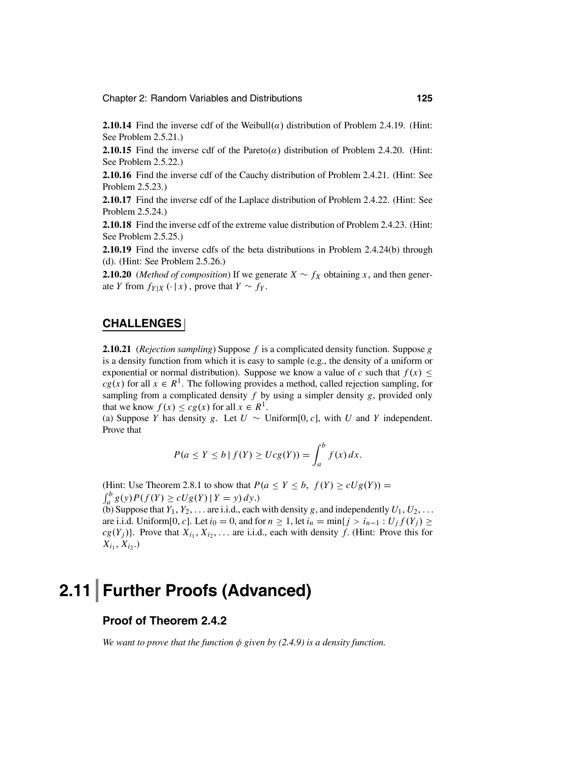**2.10.14** Find the inverse cdf of the Weibull($\alpha$) distribution of Problem 2.4.19. (Hint: See Problem 2.5.21.)

**2.10.15** Find the inverse cdf of the Pareto($\alpha$) distribution of Problem 2.4.20. (Hint: See Problem 2.5.22.)

**2.10.16** Find the inverse cdf of the Cauchy distribution of Problem 2.4.21. (Hint: See Problem 2.5.23.)

**2.10.17** Find the inverse cdf of the Laplace distribution of Problem 2.4.22. (Hint: See Problem 2.5.24.)

**2.10.18** Find the inverse cdf of the extreme value distribution of Problem 2.4.23. (Hint: See Problem 2.5.25.)

**2.10.19** Find the inverse cdfs of the beta distributions in Problem 2.4.24(b) through (d). (Hint: See Problem 2.5.26.)

**2.10.20** (*Method of composition*) If we generate $X \sim f_X$ obtaining $x$, and then generate $Y$ from $f_{Y|X}(\cdot \,|\, x)$, prove that $Y \sim f_Y$.

## CHALLENGES

**2.10.21** (*Rejection sampling*) Suppose $f$ is a complicated density function. Suppose $g$ is a density function from which it is easy to sample (e.g., the density of a uniform or exponential or normal distribution). Suppose we know a value of $c$ such that $f(x) \le cg(x)$ for all $x \in R^1$. The following provides a method, called rejection sampling, for sampling from a complicated density $f$ by using a simpler density $g$, provided only that we know $f(x) \le cg(x)$ for all $x \in R^1$.

(a) Suppose $Y$ has density $g$. Let $U \sim$ Uniform$[0, c]$, with $U$ and $Y$ independent. Prove that

$$P(a \le Y \le b \,|\, f(Y) \ge Ucg(Y)) = \int_a^b f(x)\, dx.$$

(Hint: Use Theorem 2.8.1 to show that $P(a \le Y \le b,\ f(Y) \ge cUg(Y)) = \int_a^b g(y) P(f(Y) \ge cUg(Y) \,|\, Y = y)\, dy$.)

(b) Suppose that $Y_1, Y_2, \ldots$ are i.i.d., each with density $g$, and independently $U_1, U_2, \ldots$ are i.i.d. Uniform$[0, c]$. Let $i_0 = 0$, and for $n \ge 1$, let $i_n = \min\{j > i_{n-1} : U_j f(Y_j) \ge cg(Y_j)\}$. Prove that $X_{i_1}, X_{i_2}, \ldots$ are i.i.d., each with density $f$. (Hint: Prove this for $X_{i_1}, X_{i_2}$.)

# 2.11 Further Proofs (Advanced)

### Proof of Theorem 2.4.2

*We want to prove that the function $\phi$ given by (2.4.9) is a density function.*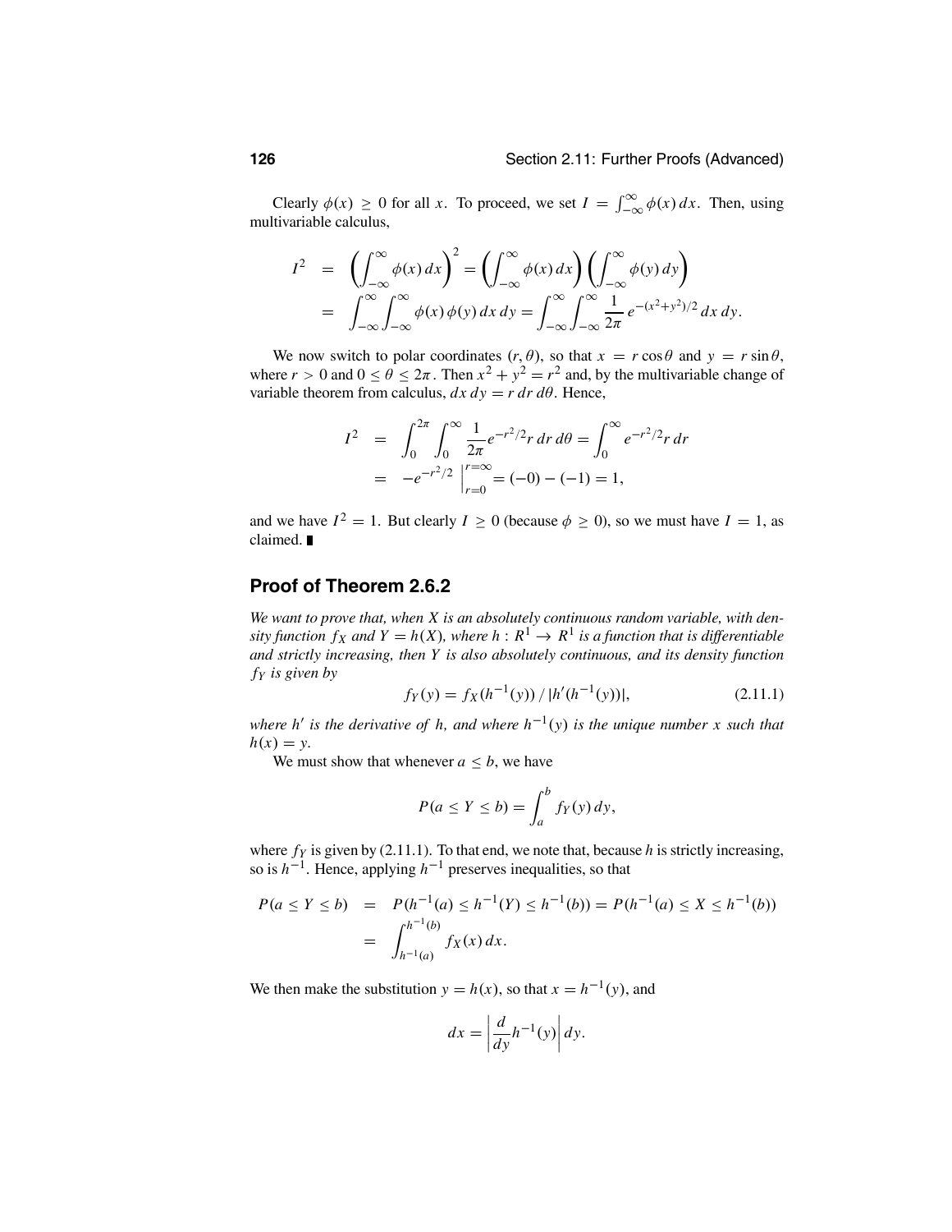Clearly $\phi(x) \geq 0$ for all $x$. To proceed, we set $I = \int_{-\infty}^{\infty} \phi(x)\,dx$. Then, using multivariable calculus,

$$
\begin{aligned}
I^2 &= \left(\int_{-\infty}^{\infty} \phi(x)\,dx\right)^2 = \left(\int_{-\infty}^{\infty} \phi(x)\,dx\right)\left(\int_{-\infty}^{\infty} \phi(y)\,dy\right) \\
&= \int_{-\infty}^{\infty}\int_{-\infty}^{\infty} \phi(x)\,\phi(y)\,dx\,dy = \int_{-\infty}^{\infty}\int_{-\infty}^{\infty} \frac{1}{2\pi}\,e^{-(x^2+y^2)/2}\,dx\,dy.
\end{aligned}
$$

We now switch to polar coordinates $(r, \theta)$, so that $x = r\cos\theta$ and $y = r\sin\theta$, where $r > 0$ and $0 \leq \theta \leq 2\pi$. Then $x^2 + y^2 = r^2$ and, by the multivariable change of variable theorem from calculus, $dx\,dy = r\,dr\,d\theta$. Hence,

$$
\begin{aligned}
I^2 &= \int_0^{2\pi}\int_0^{\infty} \frac{1}{2\pi} e^{-r^2/2} r\,dr\,d\theta = \int_0^{\infty} e^{-r^2/2} r\,dr \\
&= -e^{-r^2/2}\,\Big|_{r=0}^{r=\infty} = (-0) - (-1) = 1,
\end{aligned}
$$

and we have $I^2 = 1$. But clearly $I \geq 0$ (because $\phi \geq 0$), so we must have $I = 1$, as claimed. ∎

## Proof of Theorem 2.6.2

*We want to prove that, when $X$ is an absolutely continuous random variable, with density function $f_X$ and $Y = h(X)$, where $h : R^1 \to R^1$ is a function that is differentiable and strictly increasing, then $Y$ is also absolutely continuous, and its density function $f_Y$ is given by*

$$
f_Y(y) = f_X(h^{-1}(y)) \,/\, |h'(h^{-1}(y))|, \tag{2.11.1}
$$

*where $h'$ is the derivative of $h$, and where $h^{-1}(y)$ is the unique number $x$ such that $h(x) = y$.*

We must show that whenever $a \leq b$, we have

$$
P(a \leq Y \leq b) = \int_a^b f_Y(y)\,dy,
$$

where $f_Y$ is given by (2.11.1). To that end, we note that, because $h$ is strictly increasing, so is $h^{-1}$. Hence, applying $h^{-1}$ preserves inequalities, so that

$$
\begin{aligned}
P(a \leq Y \leq b) &= P(h^{-1}(a) \leq h^{-1}(Y) \leq h^{-1}(b)) = P(h^{-1}(a) \leq X \leq h^{-1}(b)) \\
&= \int_{h^{-1}(a)}^{h^{-1}(b)} f_X(x)\,dx.
\end{aligned}
$$

We then make the substitution $y = h(x)$, so that $x = h^{-1}(y)$, and

$$
dx = \left|\frac{d}{dy} h^{-1}(y)\right| dy.
$$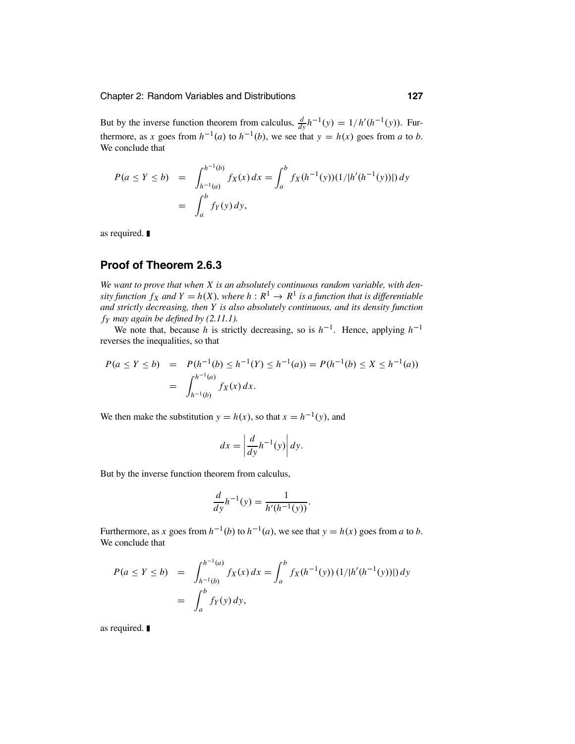But by the inverse function theorem from calculus, $\frac{d}{dy}h^{-1}(y) = 1/h'(h^{-1}(y))$. Furthermore, as $x$ goes from $h^{-1}(a)$ to $h^{-1}(b)$, we see that $y = h(x)$ goes from $a$ to $b$. We conclude that

$$
\begin{aligned}
P(a \le Y \le b) &= \int_{h^{-1}(a)}^{h^{-1}(b)} f_X(x)\,dx = \int_a^b f_X(h^{-1}(y))(1/|h'(h^{-1}(y))|)\,dy \\
&= \int_a^b f_Y(y)\,dy,
\end{aligned}
$$

as required. ∎

## Proof of Theorem 2.6.3

*We want to prove that when $X$ is an absolutely continuous random variable, with density function $f_X$ and $Y = h(X)$, where $h : R^1 \to R^1$ is a function that is differentiable and strictly decreasing, then $Y$ is also absolutely continuous, and its density function $f_Y$ may again be defined by (2.11.1).*

We note that, because $h$ is strictly decreasing, so is $h^{-1}$. Hence, applying $h^{-1}$ reverses the inequalities, so that

$$
\begin{aligned}
P(a \le Y \le b) &= P(h^{-1}(b) \le h^{-1}(Y) \le h^{-1}(a)) = P(h^{-1}(b) \le X \le h^{-1}(a)) \\
&= \int_{h^{-1}(b)}^{h^{-1}(a)} f_X(x)\,dx.
\end{aligned}
$$

We then make the substitution $y = h(x)$, so that $x = h^{-1}(y)$, and

$$
dx = \left| \frac{d}{dy} h^{-1}(y) \right| dy.
$$

But by the inverse function theorem from calculus,

$$
\frac{d}{dy} h^{-1}(y) = \frac{1}{h'(h^{-1}(y))}.
$$

Furthermore, as $x$ goes from $h^{-1}(b)$ to $h^{-1}(a)$, we see that $y = h(x)$ goes from $a$ to $b$. We conclude that

$$
\begin{aligned}
P(a \le Y \le b) &= \int_{h^{-1}(b)}^{h^{-1}(a)} f_X(x)\,dx = \int_a^b f_X(h^{-1}(y))\,(1/|h'(h^{-1}(y))|)\,dy \\
&= \int_a^b f_Y(y)\,dy,
\end{aligned}
$$

as required. ∎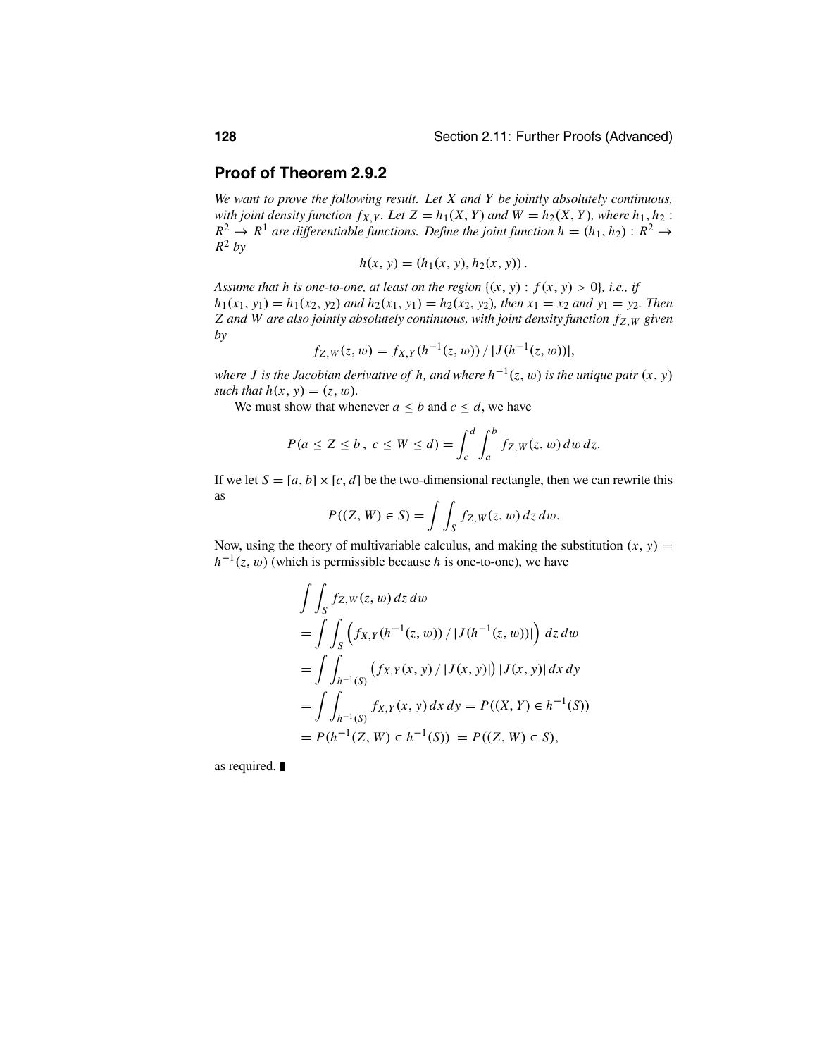## Proof of Theorem 2.9.2

*We want to prove the following result. Let $X$ and $Y$ be jointly absolutely continuous, with joint density function $f_{X,Y}$. Let $Z = h_1(X, Y)$ and $W = h_2(X, Y)$, where $h_1, h_2 : R^2 \to R^1$ are differentiable functions. Define the joint function $h = (h_1, h_2) : R^2 \to R^2$ by*

$$h(x, y) = (h_1(x, y), h_2(x, y)).$$

*Assume that $h$ is one-to-one, at least on the region $\{(x, y) : f(x, y) > 0\}$, i.e., if $h_1(x_1, y_1) = h_1(x_2, y_2)$ and $h_2(x_1, y_1) = h_2(x_2, y_2)$, then $x_1 = x_2$ and $y_1 = y_2$. Then $Z$ and $W$ are also jointly absolutely continuous, with joint density function $f_{Z,W}$ given by*

$$f_{Z,W}(z, w) = f_{X,Y}(h^{-1}(z, w)) \,/\, |J(h^{-1}(z, w))|,$$

*where $J$ is the Jacobian derivative of $h$, and where $h^{-1}(z, w)$ is the unique pair $(x, y)$ such that $h(x, y) = (z, w)$.*

We must show that whenever $a \le b$ and $c \le d$, we have

$$P(a \le Z \le b\,,\ c \le W \le d) = \int_c^d \int_a^b f_{Z,W}(z, w)\, dw\, dz.$$

If we let $S = [a, b] \times [c, d]$ be the two-dimensional rectangle, then we can rewrite this as

$$P((Z, W) \in S) = \int\int_S f_{Z,W}(z, w)\, dz\, dw.$$

Now, using the theory of multivariable calculus, and making the substitution $(x, y) = h^{-1}(z, w)$ (which is permissible because $h$ is one-to-one), we have

$$\begin{aligned}
&\int\int_S f_{Z,W}(z, w)\, dz\, dw \\
&= \int\int_S \left( f_{X,Y}(h^{-1}(z, w)) \,/\, |J(h^{-1}(z, w))| \right) dz\, dw \\
&= \int\int_{h^{-1}(S)} \left( f_{X,Y}(x, y) \,/\, |J(x, y)| \right) |J(x, y)|\, dx\, dy \\
&= \int\int_{h^{-1}(S)} f_{X,Y}(x, y)\, dx\, dy = P((X, Y) \in h^{-1}(S)) \\
&= P(h^{-1}(Z, W) \in h^{-1}(S)) \ = P((Z, W) \in S),
\end{aligned}$$

as required. ∎